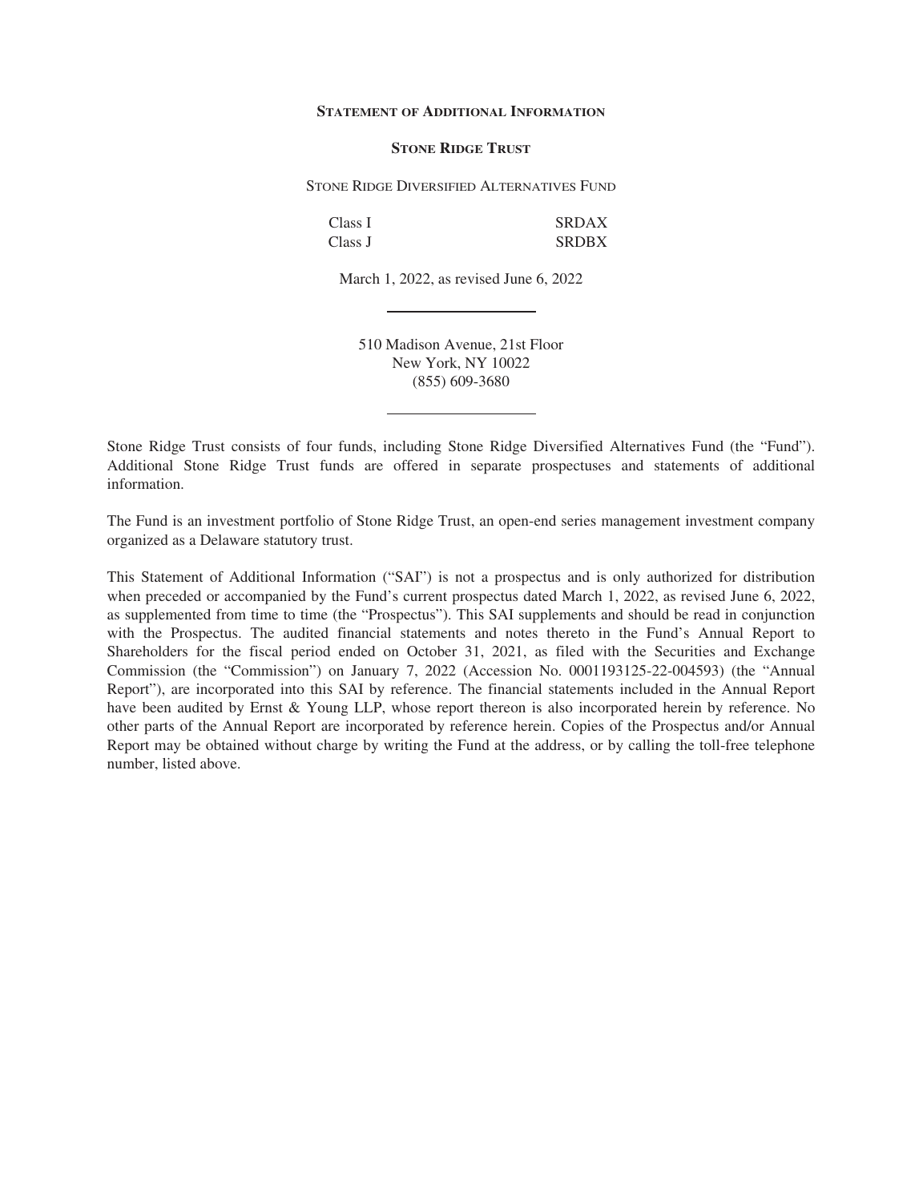# STATEMENT OF ADDITIONAL INFORMATION

## STONE RIDGE TRUST

STONE RIDGE DIVERSIFIED ALTERNATIVES FUND

| | |
|---|---|
| Class I | SRDAX |
| Class J | SRDBX |

March 1, 2022, as revised June 6, 2022

---

510 Madison Avenue, 21st Floor
New York, NY 10022
(855) 609-3680

---

Stone Ridge Trust consists of four funds, including Stone Ridge Diversified Alternatives Fund (the "Fund"). Additional Stone Ridge Trust funds are offered in separate prospectuses and statements of additional information.

The Fund is an investment portfolio of Stone Ridge Trust, an open-end series management investment company organized as a Delaware statutory trust.

This Statement of Additional Information ("SAI") is not a prospectus and is only authorized for distribution when preceded or accompanied by the Fund's current prospectus dated March 1, 2022, as revised June 6, 2022, as supplemented from time to time (the "Prospectus"). This SAI supplements and should be read in conjunction with the Prospectus. The audited financial statements and notes thereto in the Fund's Annual Report to Shareholders for the fiscal period ended on October 31, 2021, as filed with the Securities and Exchange Commission (the "Commission") on January 7, 2022 (Accession No. 0001193125-22-004593) (the "Annual Report"), are incorporated into this SAI by reference. The financial statements included in the Annual Report have been audited by Ernst & Young LLP, whose report thereon is also incorporated herein by reference. No other parts of the Annual Report are incorporated by reference herein. Copies of the Prospectus and/or Annual Report may be obtained without charge by writing the Fund at the address, or by calling the toll-free telephone number, listed above.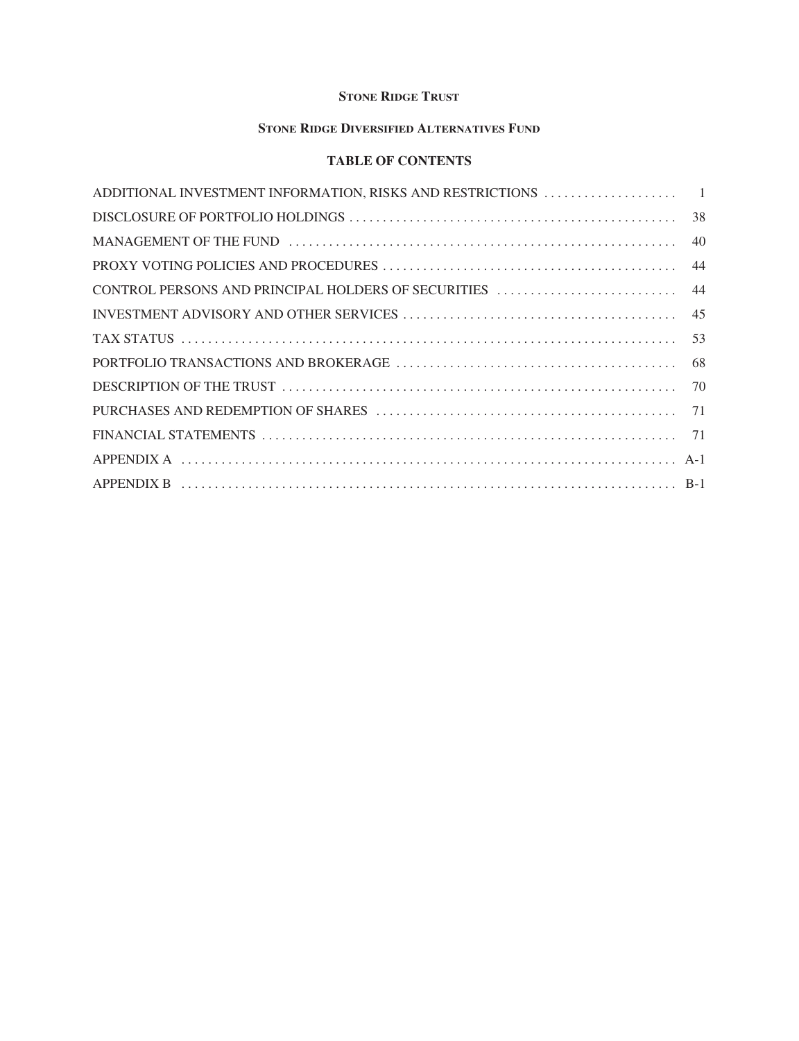**STONE RIDGE TRUST**

**STONE RIDGE DIVERSIFIED ALTERNATIVES FUND**

**TABLE OF CONTENTS**

| | |
|---|---|
| ADDITIONAL INVESTMENT INFORMATION, RISKS AND RESTRICTIONS | 1 |
| DISCLOSURE OF PORTFOLIO HOLDINGS | 38 |
| MANAGEMENT OF THE FUND | 40 |
| PROXY VOTING POLICIES AND PROCEDURES | 44 |
| CONTROL PERSONS AND PRINCIPAL HOLDERS OF SECURITIES | 44 |
| INVESTMENT ADVISORY AND OTHER SERVICES | 45 |
| TAX STATUS | 53 |
| PORTFOLIO TRANSACTIONS AND BROKERAGE | 68 |
| DESCRIPTION OF THE TRUST | 70 |
| PURCHASES AND REDEMPTION OF SHARES | 71 |
| FINANCIAL STATEMENTS | 71 |
| APPENDIX A | A-1 |
| APPENDIX B | B-1 |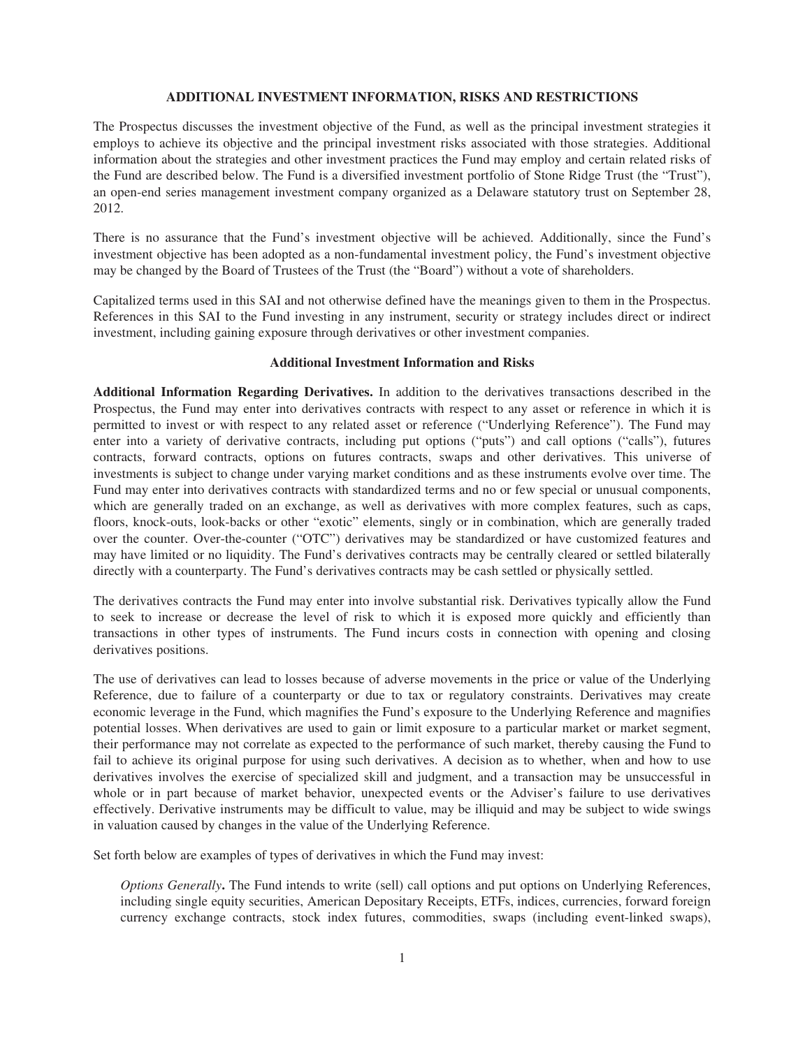## ADDITIONAL INVESTMENT INFORMATION, RISKS AND RESTRICTIONS

The Prospectus discusses the investment objective of the Fund, as well as the principal investment strategies it employs to achieve its objective and the principal investment risks associated with those strategies. Additional information about the strategies and other investment practices the Fund may employ and certain related risks of the Fund are described below. The Fund is a diversified investment portfolio of Stone Ridge Trust (the "Trust"), an open-end series management investment company organized as a Delaware statutory trust on September 28, 2012.

There is no assurance that the Fund's investment objective will be achieved. Additionally, since the Fund's investment objective has been adopted as a non-fundamental investment policy, the Fund's investment objective may be changed by the Board of Trustees of the Trust (the "Board") without a vote of shareholders.

Capitalized terms used in this SAI and not otherwise defined have the meanings given to them in the Prospectus. References in this SAI to the Fund investing in any instrument, security or strategy includes direct or indirect investment, including gaining exposure through derivatives or other investment companies.

### Additional Investment Information and Risks

**Additional Information Regarding Derivatives.** In addition to the derivatives transactions described in the Prospectus, the Fund may enter into derivatives contracts with respect to any asset or reference in which it is permitted to invest or with respect to any related asset or reference ("Underlying Reference"). The Fund may enter into a variety of derivative contracts, including put options ("puts") and call options ("calls"), futures contracts, forward contracts, options on futures contracts, swaps and other derivatives. This universe of investments is subject to change under varying market conditions and as these instruments evolve over time. The Fund may enter into derivatives contracts with standardized terms and no or few special or unusual components, which are generally traded on an exchange, as well as derivatives with more complex features, such as caps, floors, knock-outs, look-backs or other "exotic" elements, singly or in combination, which are generally traded over the counter. Over-the-counter ("OTC") derivatives may be standardized or have customized features and may have limited or no liquidity. The Fund's derivatives contracts may be centrally cleared or settled bilaterally directly with a counterparty. The Fund's derivatives contracts may be cash settled or physically settled.

The derivatives contracts the Fund may enter into involve substantial risk. Derivatives typically allow the Fund to seek to increase or decrease the level of risk to which it is exposed more quickly and efficiently than transactions in other types of instruments. The Fund incurs costs in connection with opening and closing derivatives positions.

The use of derivatives can lead to losses because of adverse movements in the price or value of the Underlying Reference, due to failure of a counterparty or due to tax or regulatory constraints. Derivatives may create economic leverage in the Fund, which magnifies the Fund's exposure to the Underlying Reference and magnifies potential losses. When derivatives are used to gain or limit exposure to a particular market or market segment, their performance may not correlate as expected to the performance of such market, thereby causing the Fund to fail to achieve its original purpose for using such derivatives. A decision as to whether, when and how to use derivatives involves the exercise of specialized skill and judgment, and a transaction may be unsuccessful in whole or in part because of market behavior, unexpected events or the Adviser's failure to use derivatives effectively. Derivative instruments may be difficult to value, may be illiquid and may be subject to wide swings in valuation caused by changes in the value of the Underlying Reference.

Set forth below are examples of types of derivatives in which the Fund may invest:

*Options Generally***.** The Fund intends to write (sell) call options and put options on Underlying References, including single equity securities, American Depositary Receipts, ETFs, indices, currencies, forward foreign currency exchange contracts, stock index futures, commodities, swaps (including event-linked swaps),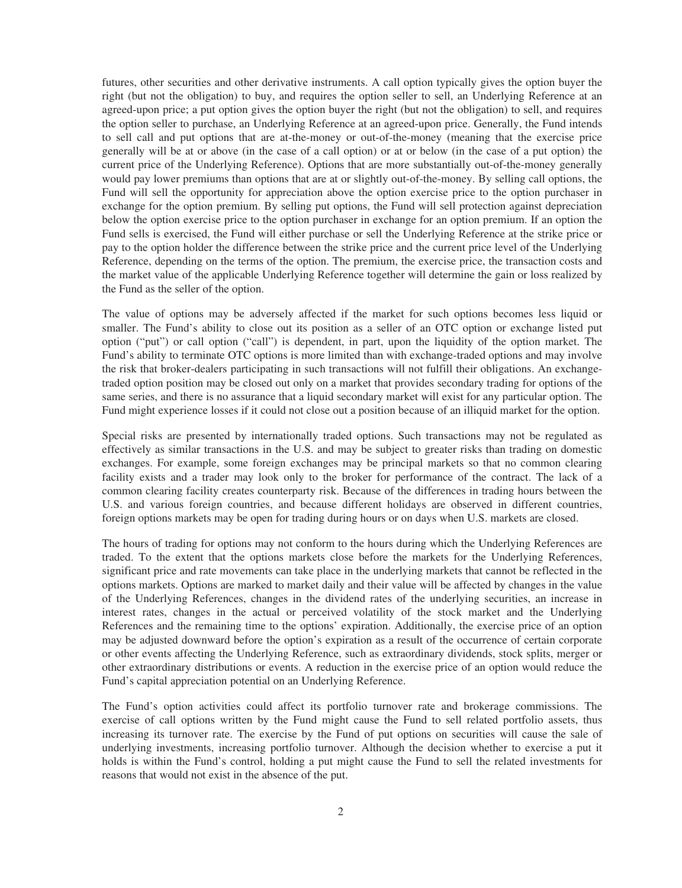futures, other securities and other derivative instruments. A call option typically gives the option buyer the right (but not the obligation) to buy, and requires the option seller to sell, an Underlying Reference at an agreed-upon price; a put option gives the option buyer the right (but not the obligation) to sell, and requires the option seller to purchase, an Underlying Reference at an agreed-upon price. Generally, the Fund intends to sell call and put options that are at-the-money or out-of-the-money (meaning that the exercise price generally will be at or above (in the case of a call option) or at or below (in the case of a put option) the current price of the Underlying Reference). Options that are more substantially out-of-the-money generally would pay lower premiums than options that are at or slightly out-of-the-money. By selling call options, the Fund will sell the opportunity for appreciation above the option exercise price to the option purchaser in exchange for the option premium. By selling put options, the Fund will sell protection against depreciation below the option exercise price to the option purchaser in exchange for an option premium. If an option the Fund sells is exercised, the Fund will either purchase or sell the Underlying Reference at the strike price or pay to the option holder the difference between the strike price and the current price level of the Underlying Reference, depending on the terms of the option. The premium, the exercise price, the transaction costs and the market value of the applicable Underlying Reference together will determine the gain or loss realized by the Fund as the seller of the option.

The value of options may be adversely affected if the market for such options becomes less liquid or smaller. The Fund's ability to close out its position as a seller of an OTC option or exchange listed put option ("put") or call option ("call") is dependent, in part, upon the liquidity of the option market. The Fund's ability to terminate OTC options is more limited than with exchange-traded options and may involve the risk that broker-dealers participating in such transactions will not fulfill their obligations. An exchange-traded option position may be closed out only on a market that provides secondary trading for options of the same series, and there is no assurance that a liquid secondary market will exist for any particular option. The Fund might experience losses if it could not close out a position because of an illiquid market for the option.

Special risks are presented by internationally traded options. Such transactions may not be regulated as effectively as similar transactions in the U.S. and may be subject to greater risks than trading on domestic exchanges. For example, some foreign exchanges may be principal markets so that no common clearing facility exists and a trader may look only to the broker for performance of the contract. The lack of a common clearing facility creates counterparty risk. Because of the differences in trading hours between the U.S. and various foreign countries, and because different holidays are observed in different countries, foreign options markets may be open for trading during hours or on days when U.S. markets are closed.

The hours of trading for options may not conform to the hours during which the Underlying References are traded. To the extent that the options markets close before the markets for the Underlying References, significant price and rate movements can take place in the underlying markets that cannot be reflected in the options markets. Options are marked to market daily and their value will be affected by changes in the value of the Underlying References, changes in the dividend rates of the underlying securities, an increase in interest rates, changes in the actual or perceived volatility of the stock market and the Underlying References and the remaining time to the options' expiration. Additionally, the exercise price of an option may be adjusted downward before the option's expiration as a result of the occurrence of certain corporate or other events affecting the Underlying Reference, such as extraordinary dividends, stock splits, merger or other extraordinary distributions or events. A reduction in the exercise price of an option would reduce the Fund's capital appreciation potential on an Underlying Reference.

The Fund's option activities could affect its portfolio turnover rate and brokerage commissions. The exercise of call options written by the Fund might cause the Fund to sell related portfolio assets, thus increasing its turnover rate. The exercise by the Fund of put options on securities will cause the sale of underlying investments, increasing portfolio turnover. Although the decision whether to exercise a put it holds is within the Fund's control, holding a put might cause the Fund to sell the related investments for reasons that would not exist in the absence of the put.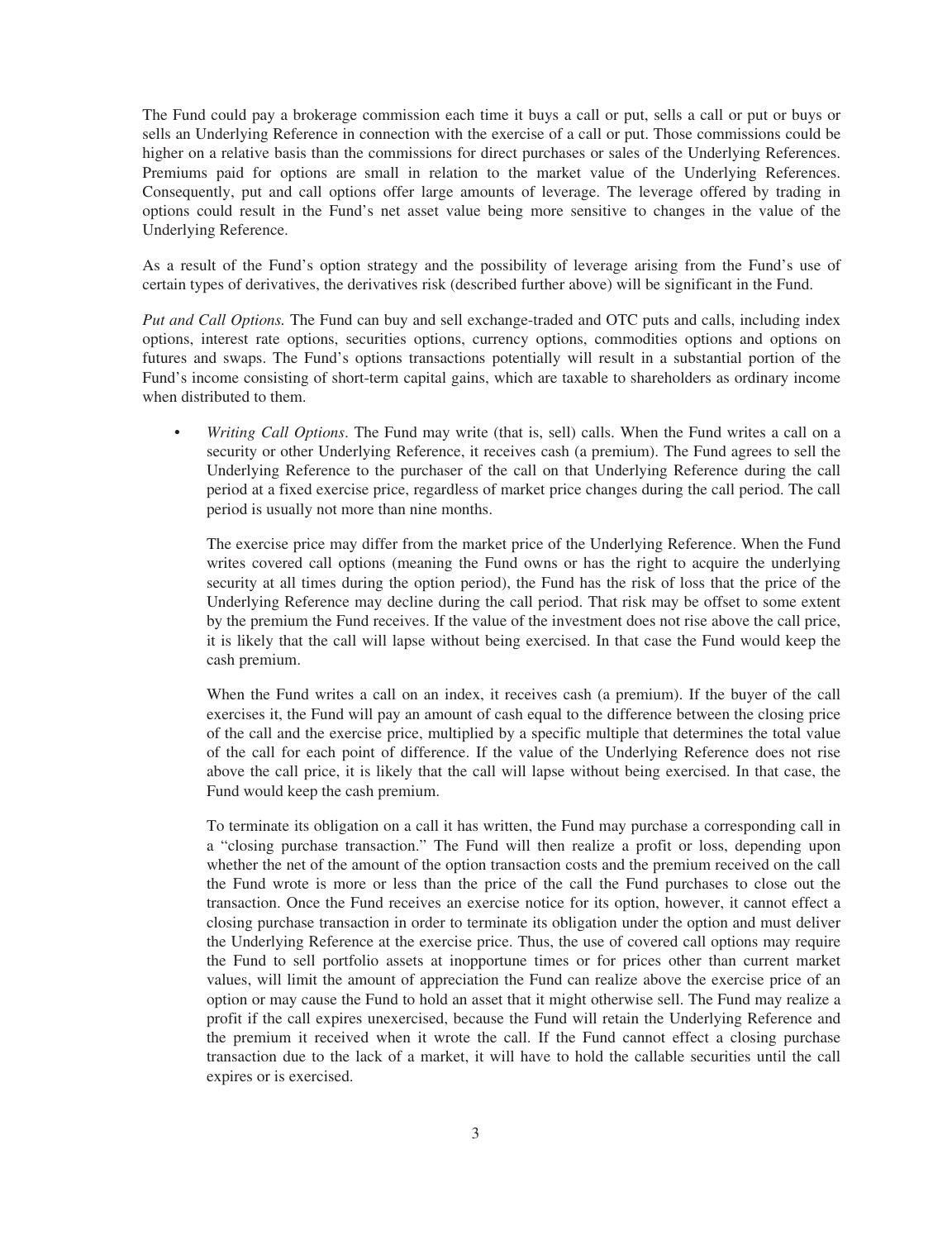The Fund could pay a brokerage commission each time it buys a call or put, sells a call or put or buys or sells an Underlying Reference in connection with the exercise of a call or put. Those commissions could be higher on a relative basis than the commissions for direct purchases or sales of the Underlying References. Premiums paid for options are small in relation to the market value of the Underlying References. Consequently, put and call options offer large amounts of leverage. The leverage offered by trading in options could result in the Fund's net asset value being more sensitive to changes in the value of the Underlying Reference.

As a result of the Fund's option strategy and the possibility of leverage arising from the Fund's use of certain types of derivatives, the derivatives risk (described further above) will be significant in the Fund.

*Put and Call Options.* The Fund can buy and sell exchange-traded and OTC puts and calls, including index options, interest rate options, securities options, currency options, commodities options and options on futures and swaps. The Fund's options transactions potentially will result in a substantial portion of the Fund's income consisting of short-term capital gains, which are taxable to shareholders as ordinary income when distributed to them.

- *Writing Call Options*. The Fund may write (that is, sell) calls. When the Fund writes a call on a security or other Underlying Reference, it receives cash (a premium). The Fund agrees to sell the Underlying Reference to the purchaser of the call on that Underlying Reference during the call period at a fixed exercise price, regardless of market price changes during the call period. The call period is usually not more than nine months.

  The exercise price may differ from the market price of the Underlying Reference. When the Fund writes covered call options (meaning the Fund owns or has the right to acquire the underlying security at all times during the option period), the Fund has the risk of loss that the price of the Underlying Reference may decline during the call period. That risk may be offset to some extent by the premium the Fund receives. If the value of the investment does not rise above the call price, it is likely that the call will lapse without being exercised. In that case the Fund would keep the cash premium.

  When the Fund writes a call on an index, it receives cash (a premium). If the buyer of the call exercises it, the Fund will pay an amount of cash equal to the difference between the closing price of the call and the exercise price, multiplied by a specific multiple that determines the total value of the call for each point of difference. If the value of the Underlying Reference does not rise above the call price, it is likely that the call will lapse without being exercised. In that case, the Fund would keep the cash premium.

  To terminate its obligation on a call it has written, the Fund may purchase a corresponding call in a "closing purchase transaction." The Fund will then realize a profit or loss, depending upon whether the net of the amount of the option transaction costs and the premium received on the call the Fund wrote is more or less than the price of the call the Fund purchases to close out the transaction. Once the Fund receives an exercise notice for its option, however, it cannot effect a closing purchase transaction in order to terminate its obligation under the option and must deliver the Underlying Reference at the exercise price. Thus, the use of covered call options may require the Fund to sell portfolio assets at inopportune times or for prices other than current market values, will limit the amount of appreciation the Fund can realize above the exercise price of an option or may cause the Fund to hold an asset that it might otherwise sell. The Fund may realize a profit if the call expires unexercised, because the Fund will retain the Underlying Reference and the premium it received when it wrote the call. If the Fund cannot effect a closing purchase transaction due to the lack of a market, it will have to hold the callable securities until the call expires or is exercised.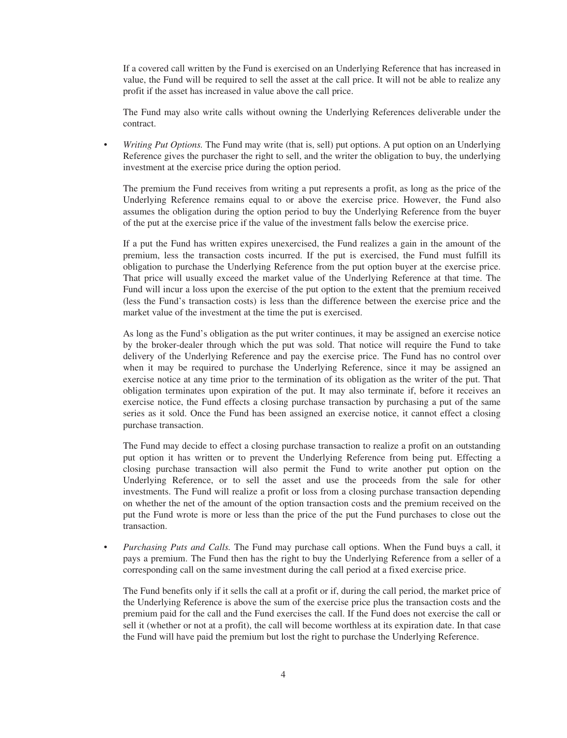If a covered call written by the Fund is exercised on an Underlying Reference that has increased in value, the Fund will be required to sell the asset at the call price. It will not be able to realize any profit if the asset has increased in value above the call price.

The Fund may also write calls without owning the Underlying References deliverable under the contract.

- *Writing Put Options.* The Fund may write (that is, sell) put options. A put option on an Underlying Reference gives the purchaser the right to sell, and the writer the obligation to buy, the underlying investment at the exercise price during the option period.

  The premium the Fund receives from writing a put represents a profit, as long as the price of the Underlying Reference remains equal to or above the exercise price. However, the Fund also assumes the obligation during the option period to buy the Underlying Reference from the buyer of the put at the exercise price if the value of the investment falls below the exercise price.

  If a put the Fund has written expires unexercised, the Fund realizes a gain in the amount of the premium, less the transaction costs incurred. If the put is exercised, the Fund must fulfill its obligation to purchase the Underlying Reference from the put option buyer at the exercise price. That price will usually exceed the market value of the Underlying Reference at that time. The Fund will incur a loss upon the exercise of the put option to the extent that the premium received (less the Fund's transaction costs) is less than the difference between the exercise price and the market value of the investment at the time the put is exercised.

  As long as the Fund's obligation as the put writer continues, it may be assigned an exercise notice by the broker-dealer through which the put was sold. That notice will require the Fund to take delivery of the Underlying Reference and pay the exercise price. The Fund has no control over when it may be required to purchase the Underlying Reference, since it may be assigned an exercise notice at any time prior to the termination of its obligation as the writer of the put. That obligation terminates upon expiration of the put. It may also terminate if, before it receives an exercise notice, the Fund effects a closing purchase transaction by purchasing a put of the same series as it sold. Once the Fund has been assigned an exercise notice, it cannot effect a closing purchase transaction.

  The Fund may decide to effect a closing purchase transaction to realize a profit on an outstanding put option it has written or to prevent the Underlying Reference from being put. Effecting a closing purchase transaction will also permit the Fund to write another put option on the Underlying Reference, or to sell the asset and use the proceeds from the sale for other investments. The Fund will realize a profit or loss from a closing purchase transaction depending on whether the net of the amount of the option transaction costs and the premium received on the put the Fund wrote is more or less than the price of the put the Fund purchases to close out the transaction.

- *Purchasing Puts and Calls.* The Fund may purchase call options. When the Fund buys a call, it pays a premium. The Fund then has the right to buy the Underlying Reference from a seller of a corresponding call on the same investment during the call period at a fixed exercise price.

  The Fund benefits only if it sells the call at a profit or if, during the call period, the market price of the Underlying Reference is above the sum of the exercise price plus the transaction costs and the premium paid for the call and the Fund exercises the call. If the Fund does not exercise the call or sell it (whether or not at a profit), the call will become worthless at its expiration date. In that case the Fund will have paid the premium but lost the right to purchase the Underlying Reference.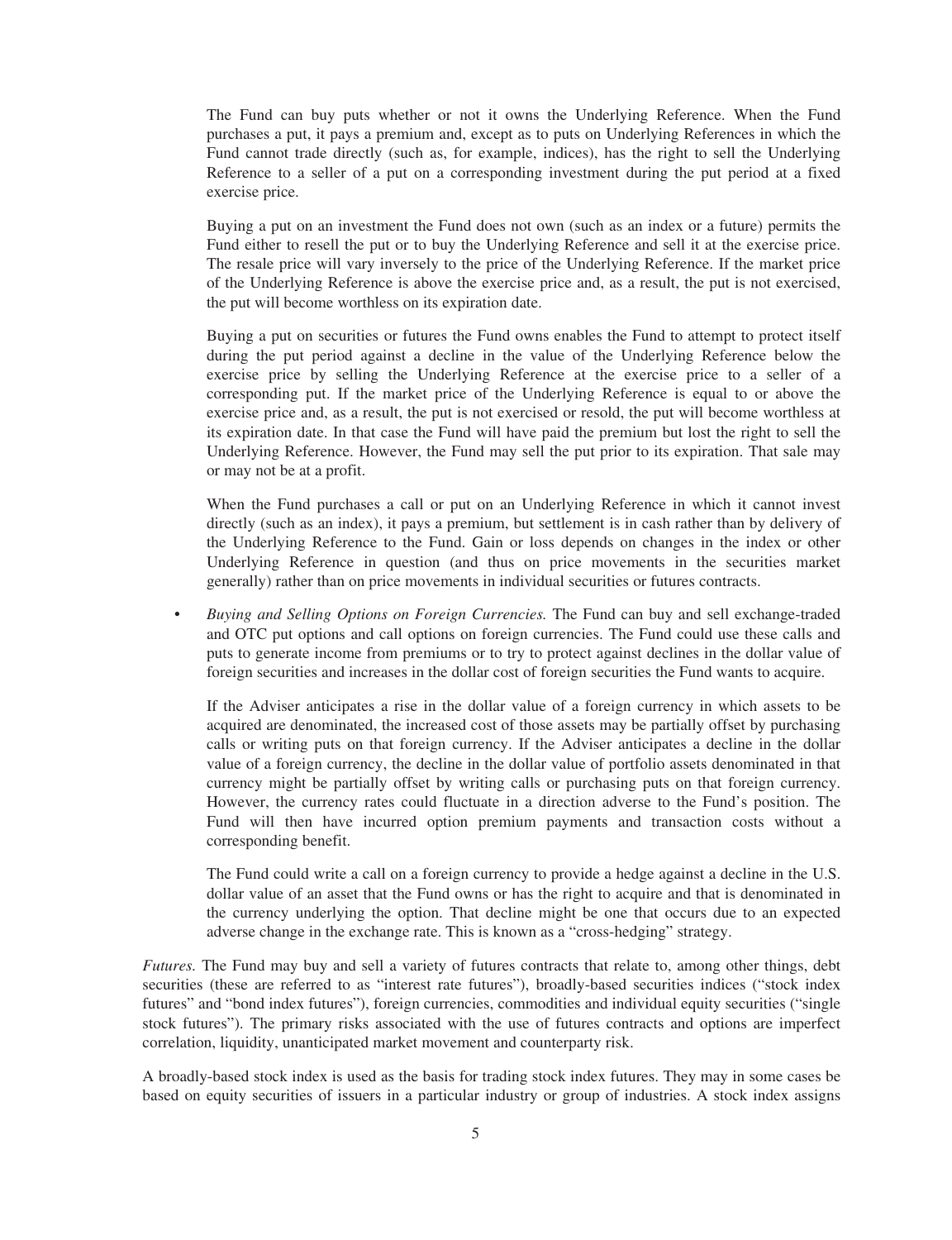The Fund can buy puts whether or not it owns the Underlying Reference. When the Fund purchases a put, it pays a premium and, except as to puts on Underlying References in which the Fund cannot trade directly (such as, for example, indices), has the right to sell the Underlying Reference to a seller of a put on a corresponding investment during the put period at a fixed exercise price.

Buying a put on an investment the Fund does not own (such as an index or a future) permits the Fund either to resell the put or to buy the Underlying Reference and sell it at the exercise price. The resale price will vary inversely to the price of the Underlying Reference. If the market price of the Underlying Reference is above the exercise price and, as a result, the put is not exercised, the put will become worthless on its expiration date.

Buying a put on securities or futures the Fund owns enables the Fund to attempt to protect itself during the put period against a decline in the value of the Underlying Reference below the exercise price by selling the Underlying Reference at the exercise price to a seller of a corresponding put. If the market price of the Underlying Reference is equal to or above the exercise price and, as a result, the put is not exercised or resold, the put will become worthless at its expiration date. In that case the Fund will have paid the premium but lost the right to sell the Underlying Reference. However, the Fund may sell the put prior to its expiration. That sale may or may not be at a profit.

When the Fund purchases a call or put on an Underlying Reference in which it cannot invest directly (such as an index), it pays a premium, but settlement is in cash rather than by delivery of the Underlying Reference to the Fund. Gain or loss depends on changes in the index or other Underlying Reference in question (and thus on price movements in the securities market generally) rather than on price movements in individual securities or futures contracts.

- *Buying and Selling Options on Foreign Currencies.* The Fund can buy and sell exchange-traded and OTC put options and call options on foreign currencies. The Fund could use these calls and puts to generate income from premiums or to try to protect against declines in the dollar value of foreign securities and increases in the dollar cost of foreign securities the Fund wants to acquire.

  If the Adviser anticipates a rise in the dollar value of a foreign currency in which assets to be acquired are denominated, the increased cost of those assets may be partially offset by purchasing calls or writing puts on that foreign currency. If the Adviser anticipates a decline in the dollar value of a foreign currency, the decline in the dollar value of portfolio assets denominated in that currency might be partially offset by writing calls or purchasing puts on that foreign currency. However, the currency rates could fluctuate in a direction adverse to the Fund's position. The Fund will then have incurred option premium payments and transaction costs without a corresponding benefit.

  The Fund could write a call on a foreign currency to provide a hedge against a decline in the U.S. dollar value of an asset that the Fund owns or has the right to acquire and that is denominated in the currency underlying the option. That decline might be one that occurs due to an expected adverse change in the exchange rate. This is known as a "cross-hedging" strategy.

*Futures.* The Fund may buy and sell a variety of futures contracts that relate to, among other things, debt securities (these are referred to as "interest rate futures"), broadly-based securities indices ("stock index futures" and "bond index futures"), foreign currencies, commodities and individual equity securities ("single stock futures"). The primary risks associated with the use of futures contracts and options are imperfect correlation, liquidity, unanticipated market movement and counterparty risk.

A broadly-based stock index is used as the basis for trading stock index futures. They may in some cases be based on equity securities of issuers in a particular industry or group of industries. A stock index assigns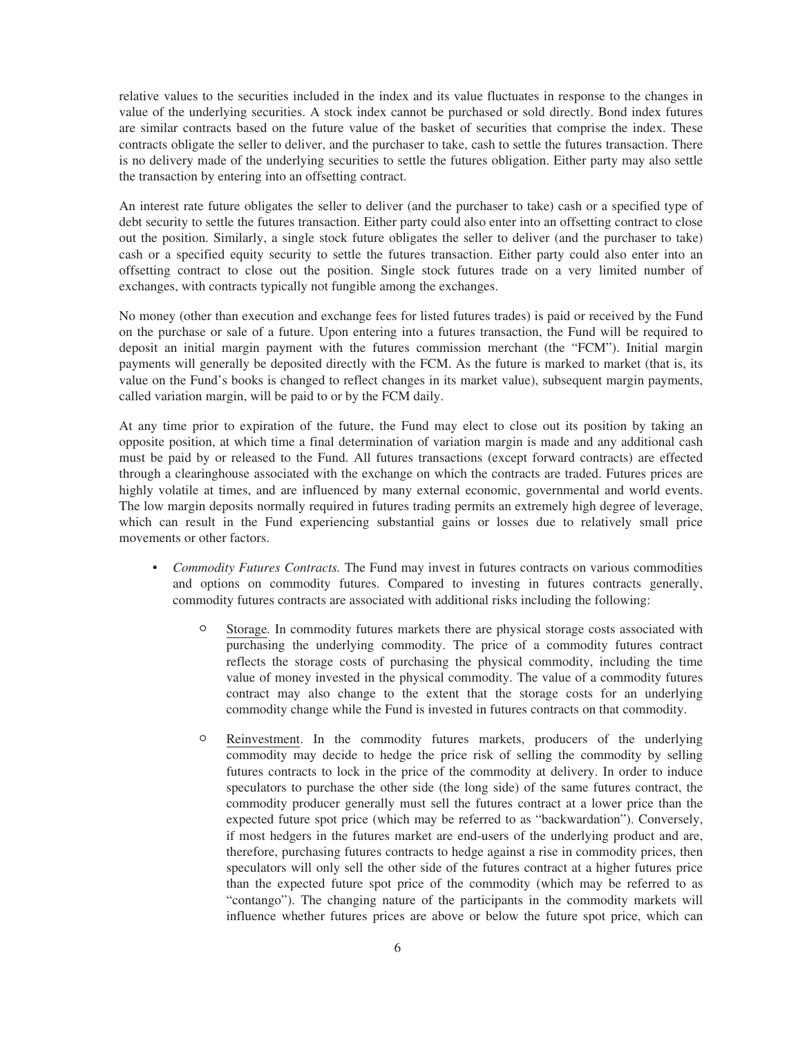relative values to the securities included in the index and its value fluctuates in response to the changes in value of the underlying securities. A stock index cannot be purchased or sold directly. Bond index futures are similar contracts based on the future value of the basket of securities that comprise the index. These contracts obligate the seller to deliver, and the purchaser to take, cash to settle the futures transaction. There is no delivery made of the underlying securities to settle the futures obligation. Either party may also settle the transaction by entering into an offsetting contract.

An interest rate future obligates the seller to deliver (and the purchaser to take) cash or a specified type of debt security to settle the futures transaction. Either party could also enter into an offsetting contract to close out the position. Similarly, a single stock future obligates the seller to deliver (and the purchaser to take) cash or a specified equity security to settle the futures transaction. Either party could also enter into an offsetting contract to close out the position. Single stock futures trade on a very limited number of exchanges, with contracts typically not fungible among the exchanges.

No money (other than execution and exchange fees for listed futures trades) is paid or received by the Fund on the purchase or sale of a future. Upon entering into a futures transaction, the Fund will be required to deposit an initial margin payment with the futures commission merchant (the "FCM"). Initial margin payments will generally be deposited directly with the FCM. As the future is marked to market (that is, its value on the Fund's books is changed to reflect changes in its market value), subsequent margin payments, called variation margin, will be paid to or by the FCM daily.

At any time prior to expiration of the future, the Fund may elect to close out its position by taking an opposite position, at which time a final determination of variation margin is made and any additional cash must be paid by or released to the Fund. All futures transactions (except forward contracts) are effected through a clearinghouse associated with the exchange on which the contracts are traded. Futures prices are highly volatile at times, and are influenced by many external economic, governmental and world events. The low margin deposits normally required in futures trading permits an extremely high degree of leverage, which can result in the Fund experiencing substantial gains or losses due to relatively small price movements or other factors.

- *Commodity Futures Contracts.* The Fund may invest in futures contracts on various commodities and options on commodity futures. Compared to investing in futures contracts generally, commodity futures contracts are associated with additional risks including the following:
  - Storage. In commodity futures markets there are physical storage costs associated with purchasing the underlying commodity. The price of a commodity futures contract reflects the storage costs of purchasing the physical commodity, including the time value of money invested in the physical commodity. The value of a commodity futures contract may also change to the extent that the storage costs for an underlying commodity change while the Fund is invested in futures contracts on that commodity.
  - Reinvestment. In the commodity futures markets, producers of the underlying commodity may decide to hedge the price risk of selling the commodity by selling futures contracts to lock in the price of the commodity at delivery. In order to induce speculators to purchase the other side (the long side) of the same futures contract, the commodity producer generally must sell the futures contract at a lower price than the expected future spot price (which may be referred to as "backwardation"). Conversely, if most hedgers in the futures market are end-users of the underlying product and are, therefore, purchasing futures contracts to hedge against a rise in commodity prices, then speculators will only sell the other side of the futures contract at a higher futures price than the expected future spot price of the commodity (which may be referred to as "contango"). The changing nature of the participants in the commodity markets will influence whether futures prices are above or below the future spot price, which can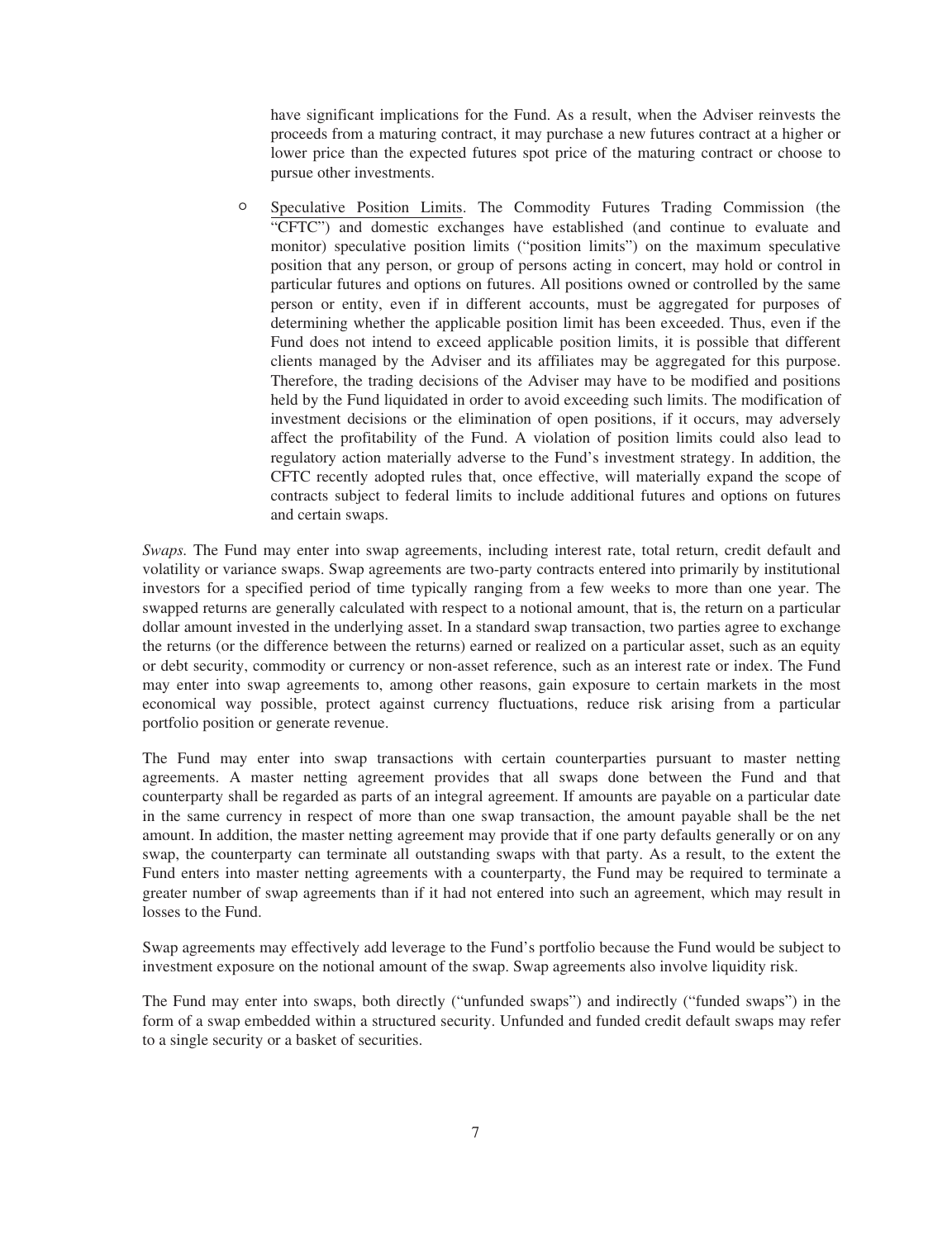have significant implications for the Fund. As a result, when the Adviser reinvests the proceeds from a maturing contract, it may purchase a new futures contract at a higher or lower price than the expected futures spot price of the maturing contract or choose to pursue other investments.

- Speculative Position Limits. The Commodity Futures Trading Commission (the "CFTC") and domestic exchanges have established (and continue to evaluate and monitor) speculative position limits ("position limits") on the maximum speculative position that any person, or group of persons acting in concert, may hold or control in particular futures and options on futures. All positions owned or controlled by the same person or entity, even if in different accounts, must be aggregated for purposes of determining whether the applicable position limit has been exceeded. Thus, even if the Fund does not intend to exceed applicable position limits, it is possible that different clients managed by the Adviser and its affiliates may be aggregated for this purpose. Therefore, the trading decisions of the Adviser may have to be modified and positions held by the Fund liquidated in order to avoid exceeding such limits. The modification of investment decisions or the elimination of open positions, if it occurs, may adversely affect the profitability of the Fund. A violation of position limits could also lead to regulatory action materially adverse to the Fund's investment strategy. In addition, the CFTC recently adopted rules that, once effective, will materially expand the scope of contracts subject to federal limits to include additional futures and options on futures and certain swaps.

*Swaps.* The Fund may enter into swap agreements, including interest rate, total return, credit default and volatility or variance swaps. Swap agreements are two-party contracts entered into primarily by institutional investors for a specified period of time typically ranging from a few weeks to more than one year. The swapped returns are generally calculated with respect to a notional amount, that is, the return on a particular dollar amount invested in the underlying asset. In a standard swap transaction, two parties agree to exchange the returns (or the difference between the returns) earned or realized on a particular asset, such as an equity or debt security, commodity or currency or non-asset reference, such as an interest rate or index. The Fund may enter into swap agreements to, among other reasons, gain exposure to certain markets in the most economical way possible, protect against currency fluctuations, reduce risk arising from a particular portfolio position or generate revenue.

The Fund may enter into swap transactions with certain counterparties pursuant to master netting agreements. A master netting agreement provides that all swaps done between the Fund and that counterparty shall be regarded as parts of an integral agreement. If amounts are payable on a particular date in the same currency in respect of more than one swap transaction, the amount payable shall be the net amount. In addition, the master netting agreement may provide that if one party defaults generally or on any swap, the counterparty can terminate all outstanding swaps with that party. As a result, to the extent the Fund enters into master netting agreements with a counterparty, the Fund may be required to terminate a greater number of swap agreements than if it had not entered into such an agreement, which may result in losses to the Fund.

Swap agreements may effectively add leverage to the Fund's portfolio because the Fund would be subject to investment exposure on the notional amount of the swap. Swap agreements also involve liquidity risk.

The Fund may enter into swaps, both directly ("unfunded swaps") and indirectly ("funded swaps") in the form of a swap embedded within a structured security. Unfunded and funded credit default swaps may refer to a single security or a basket of securities.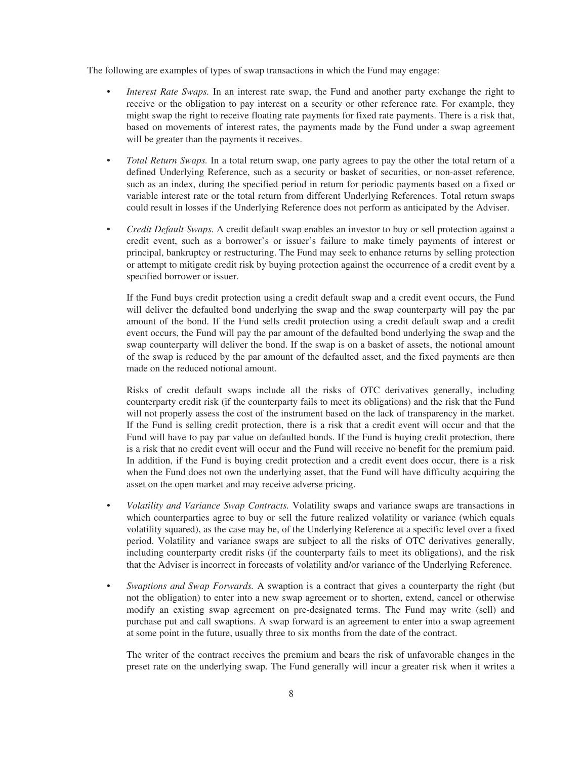The following are examples of types of swap transactions in which the Fund may engage:

- *Interest Rate Swaps.* In an interest rate swap, the Fund and another party exchange the right to receive or the obligation to pay interest on a security or other reference rate. For example, they might swap the right to receive floating rate payments for fixed rate payments. There is a risk that, based on movements of interest rates, the payments made by the Fund under a swap agreement will be greater than the payments it receives.

- *Total Return Swaps.* In a total return swap, one party agrees to pay the other the total return of a defined Underlying Reference, such as a security or basket of securities, or non-asset reference, such as an index, during the specified period in return for periodic payments based on a fixed or variable interest rate or the total return from different Underlying References. Total return swaps could result in losses if the Underlying Reference does not perform as anticipated by the Adviser.

- *Credit Default Swaps.* A credit default swap enables an investor to buy or sell protection against a credit event, such as a borrower's or issuer's failure to make timely payments of interest or principal, bankruptcy or restructuring. The Fund may seek to enhance returns by selling protection or attempt to mitigate credit risk by buying protection against the occurrence of a credit event by a specified borrower or issuer.

  If the Fund buys credit protection using a credit default swap and a credit event occurs, the Fund will deliver the defaulted bond underlying the swap and the swap counterparty will pay the par amount of the bond. If the Fund sells credit protection using a credit default swap and a credit event occurs, the Fund will pay the par amount of the defaulted bond underlying the swap and the swap counterparty will deliver the bond. If the swap is on a basket of assets, the notional amount of the swap is reduced by the par amount of the defaulted asset, and the fixed payments are then made on the reduced notional amount.

  Risks of credit default swaps include all the risks of OTC derivatives generally, including counterparty credit risk (if the counterparty fails to meet its obligations) and the risk that the Fund will not properly assess the cost of the instrument based on the lack of transparency in the market. If the Fund is selling credit protection, there is a risk that a credit event will occur and that the Fund will have to pay par value on defaulted bonds. If the Fund is buying credit protection, there is a risk that no credit event will occur and the Fund will receive no benefit for the premium paid. In addition, if the Fund is buying credit protection and a credit event does occur, there is a risk when the Fund does not own the underlying asset, that the Fund will have difficulty acquiring the asset on the open market and may receive adverse pricing.

- *Volatility and Variance Swap Contracts.* Volatility swaps and variance swaps are transactions in which counterparties agree to buy or sell the future realized volatility or variance (which equals volatility squared), as the case may be, of the Underlying Reference at a specific level over a fixed period. Volatility and variance swaps are subject to all the risks of OTC derivatives generally, including counterparty credit risks (if the counterparty fails to meet its obligations), and the risk that the Adviser is incorrect in forecasts of volatility and/or variance of the Underlying Reference.

- *Swaptions and Swap Forwards.* A swaption is a contract that gives a counterparty the right (but not the obligation) to enter into a new swap agreement or to shorten, extend, cancel or otherwise modify an existing swap agreement on pre-designated terms. The Fund may write (sell) and purchase put and call swaptions. A swap forward is an agreement to enter into a swap agreement at some point in the future, usually three to six months from the date of the contract.

  The writer of the contract receives the premium and bears the risk of unfavorable changes in the preset rate on the underlying swap. The Fund generally will incur a greater risk when it writes a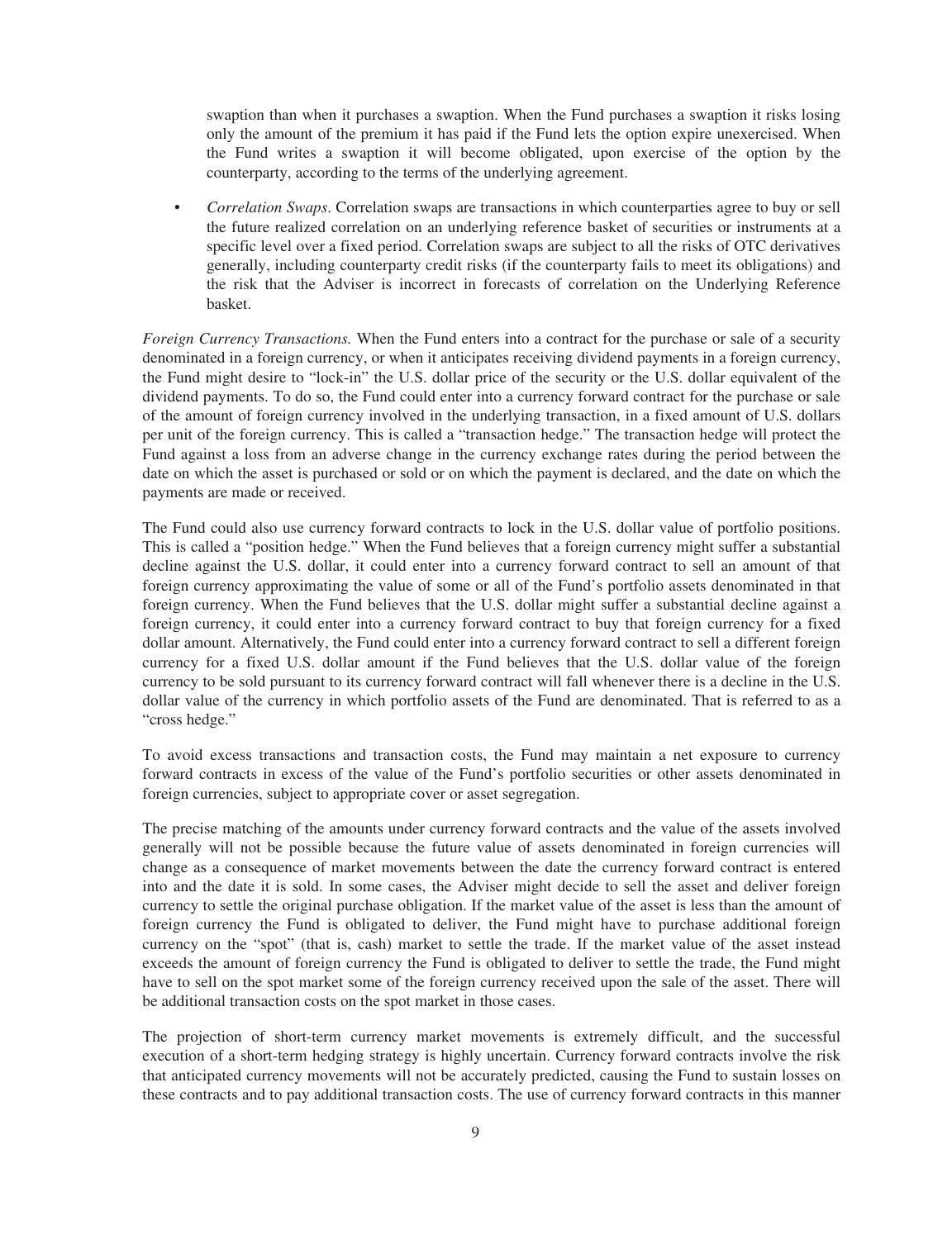swaption than when it purchases a swaption. When the Fund purchases a swaption it risks losing only the amount of the premium it has paid if the Fund lets the option expire unexercised. When the Fund writes a swaption it will become obligated, upon exercise of the option by the counterparty, according to the terms of the underlying agreement.

- *Correlation Swaps*. Correlation swaps are transactions in which counterparties agree to buy or sell the future realized correlation on an underlying reference basket of securities or instruments at a specific level over a fixed period. Correlation swaps are subject to all the risks of OTC derivatives generally, including counterparty credit risks (if the counterparty fails to meet its obligations) and the risk that the Adviser is incorrect in forecasts of correlation on the Underlying Reference basket.

*Foreign Currency Transactions.* When the Fund enters into a contract for the purchase or sale of a security denominated in a foreign currency, or when it anticipates receiving dividend payments in a foreign currency, the Fund might desire to "lock-in" the U.S. dollar price of the security or the U.S. dollar equivalent of the dividend payments. To do so, the Fund could enter into a currency forward contract for the purchase or sale of the amount of foreign currency involved in the underlying transaction, in a fixed amount of U.S. dollars per unit of the foreign currency. This is called a "transaction hedge." The transaction hedge will protect the Fund against a loss from an adverse change in the currency exchange rates during the period between the date on which the asset is purchased or sold or on which the payment is declared, and the date on which the payments are made or received.

The Fund could also use currency forward contracts to lock in the U.S. dollar value of portfolio positions. This is called a "position hedge." When the Fund believes that a foreign currency might suffer a substantial decline against the U.S. dollar, it could enter into a currency forward contract to sell an amount of that foreign currency approximating the value of some or all of the Fund's portfolio assets denominated in that foreign currency. When the Fund believes that the U.S. dollar might suffer a substantial decline against a foreign currency, it could enter into a currency forward contract to buy that foreign currency for a fixed dollar amount. Alternatively, the Fund could enter into a currency forward contract to sell a different foreign currency for a fixed U.S. dollar amount if the Fund believes that the U.S. dollar value of the foreign currency to be sold pursuant to its currency forward contract will fall whenever there is a decline in the U.S. dollar value of the currency in which portfolio assets of the Fund are denominated. That is referred to as a "cross hedge."

To avoid excess transactions and transaction costs, the Fund may maintain a net exposure to currency forward contracts in excess of the value of the Fund's portfolio securities or other assets denominated in foreign currencies, subject to appropriate cover or asset segregation.

The precise matching of the amounts under currency forward contracts and the value of the assets involved generally will not be possible because the future value of assets denominated in foreign currencies will change as a consequence of market movements between the date the currency forward contract is entered into and the date it is sold. In some cases, the Adviser might decide to sell the asset and deliver foreign currency to settle the original purchase obligation. If the market value of the asset is less than the amount of foreign currency the Fund is obligated to deliver, the Fund might have to purchase additional foreign currency on the "spot" (that is, cash) market to settle the trade. If the market value of the asset instead exceeds the amount of foreign currency the Fund is obligated to deliver to settle the trade, the Fund might have to sell on the spot market some of the foreign currency received upon the sale of the asset. There will be additional transaction costs on the spot market in those cases.

The projection of short-term currency market movements is extremely difficult, and the successful execution of a short-term hedging strategy is highly uncertain. Currency forward contracts involve the risk that anticipated currency movements will not be accurately predicted, causing the Fund to sustain losses on these contracts and to pay additional transaction costs. The use of currency forward contracts in this manner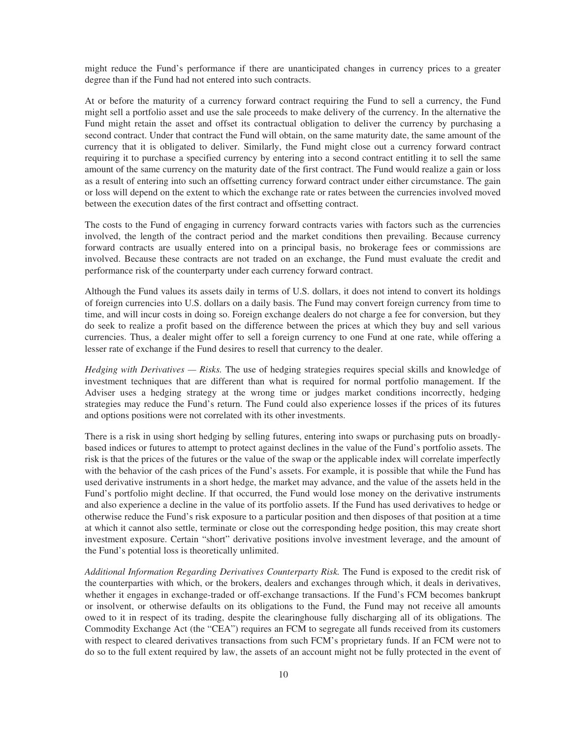might reduce the Fund's performance if there are unanticipated changes in currency prices to a greater degree than if the Fund had not entered into such contracts.

At or before the maturity of a currency forward contract requiring the Fund to sell a currency, the Fund might sell a portfolio asset and use the sale proceeds to make delivery of the currency. In the alternative the Fund might retain the asset and offset its contractual obligation to deliver the currency by purchasing a second contract. Under that contract the Fund will obtain, on the same maturity date, the same amount of the currency that it is obligated to deliver. Similarly, the Fund might close out a currency forward contract requiring it to purchase a specified currency by entering into a second contract entitling it to sell the same amount of the same currency on the maturity date of the first contract. The Fund would realize a gain or loss as a result of entering into such an offsetting currency forward contract under either circumstance. The gain or loss will depend on the extent to which the exchange rate or rates between the currencies involved moved between the execution dates of the first contract and offsetting contract.

The costs to the Fund of engaging in currency forward contracts varies with factors such as the currencies involved, the length of the contract period and the market conditions then prevailing. Because currency forward contracts are usually entered into on a principal basis, no brokerage fees or commissions are involved. Because these contracts are not traded on an exchange, the Fund must evaluate the credit and performance risk of the counterparty under each currency forward contract.

Although the Fund values its assets daily in terms of U.S. dollars, it does not intend to convert its holdings of foreign currencies into U.S. dollars on a daily basis. The Fund may convert foreign currency from time to time, and will incur costs in doing so. Foreign exchange dealers do not charge a fee for conversion, but they do seek to realize a profit based on the difference between the prices at which they buy and sell various currencies. Thus, a dealer might offer to sell a foreign currency to one Fund at one rate, while offering a lesser rate of exchange if the Fund desires to resell that currency to the dealer.

*Hedging with Derivatives — Risks.* The use of hedging strategies requires special skills and knowledge of investment techniques that are different than what is required for normal portfolio management. If the Adviser uses a hedging strategy at the wrong time or judges market conditions incorrectly, hedging strategies may reduce the Fund's return. The Fund could also experience losses if the prices of its futures and options positions were not correlated with its other investments.

There is a risk in using short hedging by selling futures, entering into swaps or purchasing puts on broadly-based indices or futures to attempt to protect against declines in the value of the Fund's portfolio assets. The risk is that the prices of the futures or the value of the swap or the applicable index will correlate imperfectly with the behavior of the cash prices of the Fund's assets. For example, it is possible that while the Fund has used derivative instruments in a short hedge, the market may advance, and the value of the assets held in the Fund's portfolio might decline. If that occurred, the Fund would lose money on the derivative instruments and also experience a decline in the value of its portfolio assets. If the Fund has used derivatives to hedge or otherwise reduce the Fund's risk exposure to a particular position and then disposes of that position at a time at which it cannot also settle, terminate or close out the corresponding hedge position, this may create short investment exposure. Certain "short" derivative positions involve investment leverage, and the amount of the Fund's potential loss is theoretically unlimited.

*Additional Information Regarding Derivatives Counterparty Risk.* The Fund is exposed to the credit risk of the counterparties with which, or the brokers, dealers and exchanges through which, it deals in derivatives, whether it engages in exchange-traded or off-exchange transactions. If the Fund's FCM becomes bankrupt or insolvent, or otherwise defaults on its obligations to the Fund, the Fund may not receive all amounts owed to it in respect of its trading, despite the clearinghouse fully discharging all of its obligations. The Commodity Exchange Act (the "CEA") requires an FCM to segregate all funds received from its customers with respect to cleared derivatives transactions from such FCM's proprietary funds. If an FCM were not to do so to the full extent required by law, the assets of an account might not be fully protected in the event of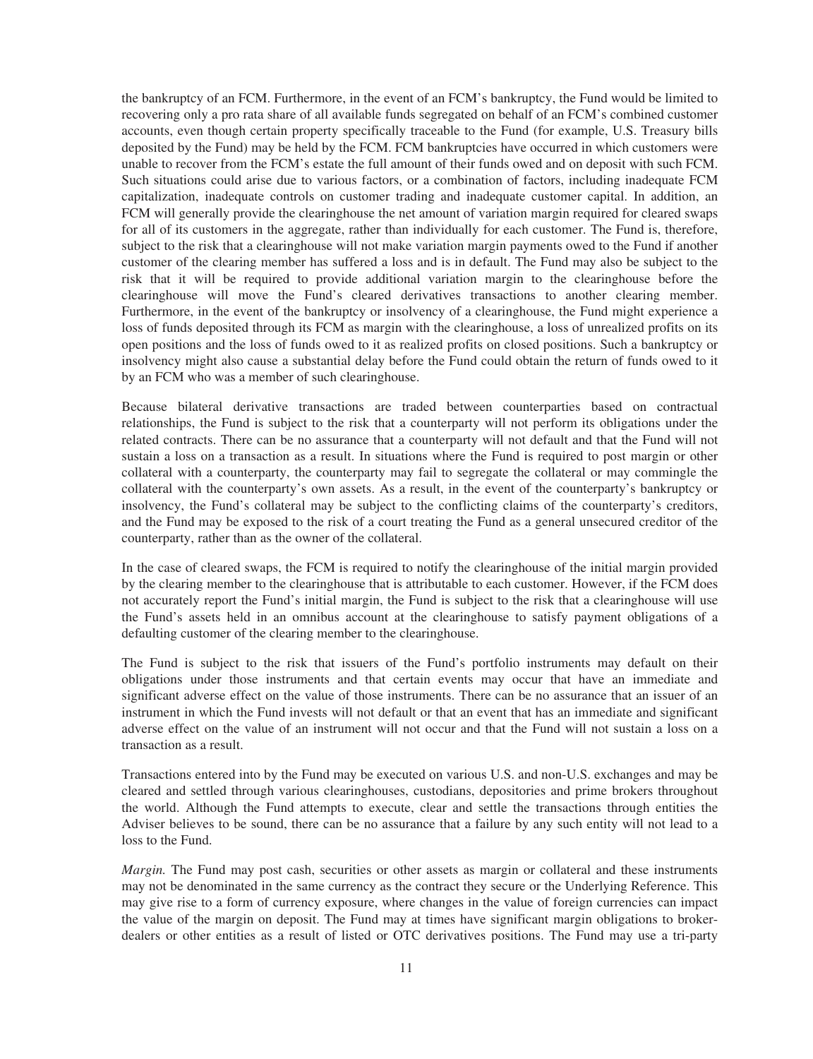the bankruptcy of an FCM. Furthermore, in the event of an FCM's bankruptcy, the Fund would be limited to recovering only a pro rata share of all available funds segregated on behalf of an FCM's combined customer accounts, even though certain property specifically traceable to the Fund (for example, U.S. Treasury bills deposited by the Fund) may be held by the FCM. FCM bankruptcies have occurred in which customers were unable to recover from the FCM's estate the full amount of their funds owed and on deposit with such FCM. Such situations could arise due to various factors, or a combination of factors, including inadequate FCM capitalization, inadequate controls on customer trading and inadequate customer capital. In addition, an FCM will generally provide the clearinghouse the net amount of variation margin required for cleared swaps for all of its customers in the aggregate, rather than individually for each customer. The Fund is, therefore, subject to the risk that a clearinghouse will not make variation margin payments owed to the Fund if another customer of the clearing member has suffered a loss and is in default. The Fund may also be subject to the risk that it will be required to provide additional variation margin to the clearinghouse before the clearinghouse will move the Fund's cleared derivatives transactions to another clearing member. Furthermore, in the event of the bankruptcy or insolvency of a clearinghouse, the Fund might experience a loss of funds deposited through its FCM as margin with the clearinghouse, a loss of unrealized profits on its open positions and the loss of funds owed to it as realized profits on closed positions. Such a bankruptcy or insolvency might also cause a substantial delay before the Fund could obtain the return of funds owed to it by an FCM who was a member of such clearinghouse.

Because bilateral derivative transactions are traded between counterparties based on contractual relationships, the Fund is subject to the risk that a counterparty will not perform its obligations under the related contracts. There can be no assurance that a counterparty will not default and that the Fund will not sustain a loss on a transaction as a result. In situations where the Fund is required to post margin or other collateral with a counterparty, the counterparty may fail to segregate the collateral or may commingle the collateral with the counterparty's own assets. As a result, in the event of the counterparty's bankruptcy or insolvency, the Fund's collateral may be subject to the conflicting claims of the counterparty's creditors, and the Fund may be exposed to the risk of a court treating the Fund as a general unsecured creditor of the counterparty, rather than as the owner of the collateral.

In the case of cleared swaps, the FCM is required to notify the clearinghouse of the initial margin provided by the clearing member to the clearinghouse that is attributable to each customer. However, if the FCM does not accurately report the Fund's initial margin, the Fund is subject to the risk that a clearinghouse will use the Fund's assets held in an omnibus account at the clearinghouse to satisfy payment obligations of a defaulting customer of the clearing member to the clearinghouse.

The Fund is subject to the risk that issuers of the Fund's portfolio instruments may default on their obligations under those instruments and that certain events may occur that have an immediate and significant adverse effect on the value of those instruments. There can be no assurance that an issuer of an instrument in which the Fund invests will not default or that an event that has an immediate and significant adverse effect on the value of an instrument will not occur and that the Fund will not sustain a loss on a transaction as a result.

Transactions entered into by the Fund may be executed on various U.S. and non-U.S. exchanges and may be cleared and settled through various clearinghouses, custodians, depositories and prime brokers throughout the world. Although the Fund attempts to execute, clear and settle the transactions through entities the Adviser believes to be sound, there can be no assurance that a failure by any such entity will not lead to a loss to the Fund.

*Margin.* The Fund may post cash, securities or other assets as margin or collateral and these instruments may not be denominated in the same currency as the contract they secure or the Underlying Reference. This may give rise to a form of currency exposure, where changes in the value of foreign currencies can impact the value of the margin on deposit. The Fund may at times have significant margin obligations to broker-dealers or other entities as a result of listed or OTC derivatives positions. The Fund may use a tri-party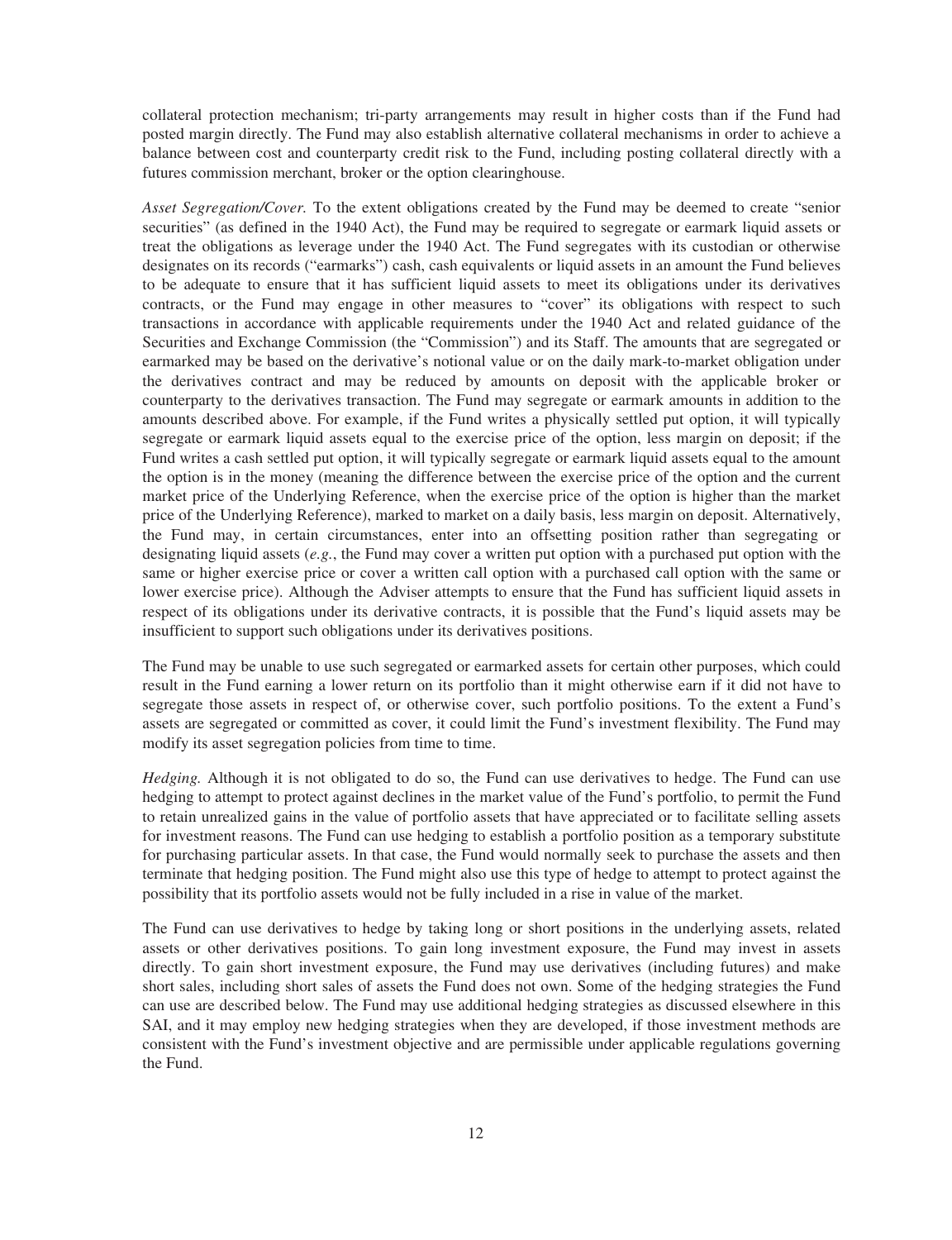collateral protection mechanism; tri-party arrangements may result in higher costs than if the Fund had posted margin directly. The Fund may also establish alternative collateral mechanisms in order to achieve a balance between cost and counterparty credit risk to the Fund, including posting collateral directly with a futures commission merchant, broker or the option clearinghouse.

*Asset Segregation/Cover.* To the extent obligations created by the Fund may be deemed to create "senior securities" (as defined in the 1940 Act), the Fund may be required to segregate or earmark liquid assets or treat the obligations as leverage under the 1940 Act. The Fund segregates with its custodian or otherwise designates on its records ("earmarks") cash, cash equivalents or liquid assets in an amount the Fund believes to be adequate to ensure that it has sufficient liquid assets to meet its obligations under its derivatives contracts, or the Fund may engage in other measures to "cover" its obligations with respect to such transactions in accordance with applicable requirements under the 1940 Act and related guidance of the Securities and Exchange Commission (the "Commission") and its Staff. The amounts that are segregated or earmarked may be based on the derivative's notional value or on the daily mark-to-market obligation under the derivatives contract and may be reduced by amounts on deposit with the applicable broker or counterparty to the derivatives transaction. The Fund may segregate or earmark amounts in addition to the amounts described above. For example, if the Fund writes a physically settled put option, it will typically segregate or earmark liquid assets equal to the exercise price of the option, less margin on deposit; if the Fund writes a cash settled put option, it will typically segregate or earmark liquid assets equal to the amount the option is in the money (meaning the difference between the exercise price of the option and the current market price of the Underlying Reference, when the exercise price of the option is higher than the market price of the Underlying Reference), marked to market on a daily basis, less margin on deposit. Alternatively, the Fund may, in certain circumstances, enter into an offsetting position rather than segregating or designating liquid assets (*e.g.*, the Fund may cover a written put option with a purchased put option with the same or higher exercise price or cover a written call option with a purchased call option with the same or lower exercise price). Although the Adviser attempts to ensure that the Fund has sufficient liquid assets in respect of its obligations under its derivative contracts, it is possible that the Fund's liquid assets may be insufficient to support such obligations under its derivatives positions.

The Fund may be unable to use such segregated or earmarked assets for certain other purposes, which could result in the Fund earning a lower return on its portfolio than it might otherwise earn if it did not have to segregate those assets in respect of, or otherwise cover, such portfolio positions. To the extent a Fund's assets are segregated or committed as cover, it could limit the Fund's investment flexibility. The Fund may modify its asset segregation policies from time to time.

*Hedging.* Although it is not obligated to do so, the Fund can use derivatives to hedge. The Fund can use hedging to attempt to protect against declines in the market value of the Fund's portfolio, to permit the Fund to retain unrealized gains in the value of portfolio assets that have appreciated or to facilitate selling assets for investment reasons. The Fund can use hedging to establish a portfolio position as a temporary substitute for purchasing particular assets. In that case, the Fund would normally seek to purchase the assets and then terminate that hedging position. The Fund might also use this type of hedge to attempt to protect against the possibility that its portfolio assets would not be fully included in a rise in value of the market.

The Fund can use derivatives to hedge by taking long or short positions in the underlying assets, related assets or other derivatives positions. To gain long investment exposure, the Fund may invest in assets directly. To gain short investment exposure, the Fund may use derivatives (including futures) and make short sales, including short sales of assets the Fund does not own. Some of the hedging strategies the Fund can use are described below. The Fund may use additional hedging strategies as discussed elsewhere in this SAI, and it may employ new hedging strategies when they are developed, if those investment methods are consistent with the Fund's investment objective and are permissible under applicable regulations governing the Fund.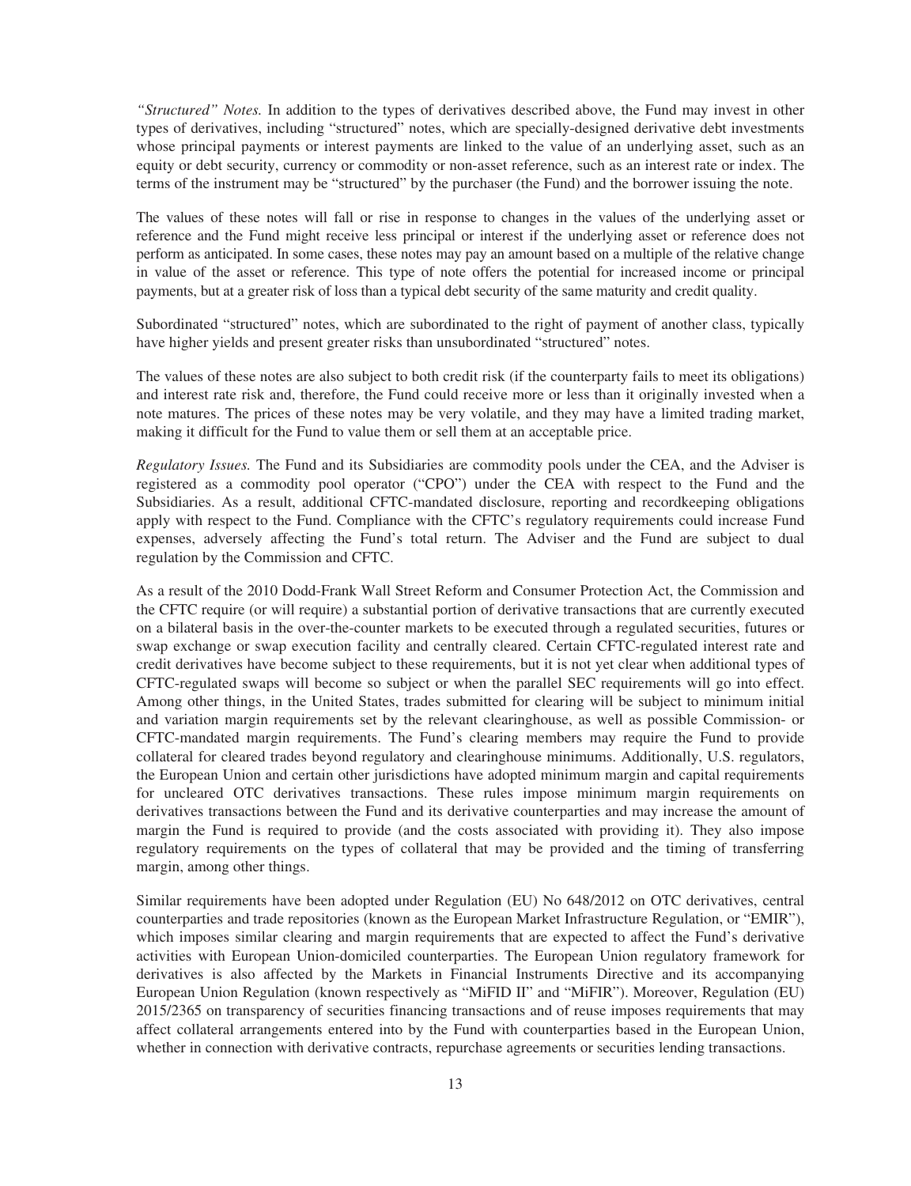*"Structured" Notes.* In addition to the types of derivatives described above, the Fund may invest in other types of derivatives, including "structured" notes, which are specially-designed derivative debt investments whose principal payments or interest payments are linked to the value of an underlying asset, such as an equity or debt security, currency or commodity or non-asset reference, such as an interest rate or index. The terms of the instrument may be "structured" by the purchaser (the Fund) and the borrower issuing the note.

The values of these notes will fall or rise in response to changes in the values of the underlying asset or reference and the Fund might receive less principal or interest if the underlying asset or reference does not perform as anticipated. In some cases, these notes may pay an amount based on a multiple of the relative change in value of the asset or reference. This type of note offers the potential for increased income or principal payments, but at a greater risk of loss than a typical debt security of the same maturity and credit quality.

Subordinated "structured" notes, which are subordinated to the right of payment of another class, typically have higher yields and present greater risks than unsubordinated "structured" notes.

The values of these notes are also subject to both credit risk (if the counterparty fails to meet its obligations) and interest rate risk and, therefore, the Fund could receive more or less than it originally invested when a note matures. The prices of these notes may be very volatile, and they may have a limited trading market, making it difficult for the Fund to value them or sell them at an acceptable price.

*Regulatory Issues.* The Fund and its Subsidiaries are commodity pools under the CEA, and the Adviser is registered as a commodity pool operator ("CPO") under the CEA with respect to the Fund and the Subsidiaries. As a result, additional CFTC-mandated disclosure, reporting and recordkeeping obligations apply with respect to the Fund. Compliance with the CFTC's regulatory requirements could increase Fund expenses, adversely affecting the Fund's total return. The Adviser and the Fund are subject to dual regulation by the Commission and CFTC.

As a result of the 2010 Dodd-Frank Wall Street Reform and Consumer Protection Act, the Commission and the CFTC require (or will require) a substantial portion of derivative transactions that are currently executed on a bilateral basis in the over-the-counter markets to be executed through a regulated securities, futures or swap exchange or swap execution facility and centrally cleared. Certain CFTC-regulated interest rate and credit derivatives have become subject to these requirements, but it is not yet clear when additional types of CFTC-regulated swaps will become so subject or when the parallel SEC requirements will go into effect. Among other things, in the United States, trades submitted for clearing will be subject to minimum initial and variation margin requirements set by the relevant clearinghouse, as well as possible Commission- or CFTC-mandated margin requirements. The Fund's clearing members may require the Fund to provide collateral for cleared trades beyond regulatory and clearinghouse minimums. Additionally, U.S. regulators, the European Union and certain other jurisdictions have adopted minimum margin and capital requirements for uncleared OTC derivatives transactions. These rules impose minimum margin requirements on derivatives transactions between the Fund and its derivative counterparties and may increase the amount of margin the Fund is required to provide (and the costs associated with providing it). They also impose regulatory requirements on the types of collateral that may be provided and the timing of transferring margin, among other things.

Similar requirements have been adopted under Regulation (EU) No 648/2012 on OTC derivatives, central counterparties and trade repositories (known as the European Market Infrastructure Regulation, or "EMIR"), which imposes similar clearing and margin requirements that are expected to affect the Fund's derivative activities with European Union-domiciled counterparties. The European Union regulatory framework for derivatives is also affected by the Markets in Financial Instruments Directive and its accompanying European Union Regulation (known respectively as "MiFID II" and "MiFIR"). Moreover, Regulation (EU) 2015/2365 on transparency of securities financing transactions and of reuse imposes requirements that may affect collateral arrangements entered into by the Fund with counterparties based in the European Union, whether in connection with derivative contracts, repurchase agreements or securities lending transactions.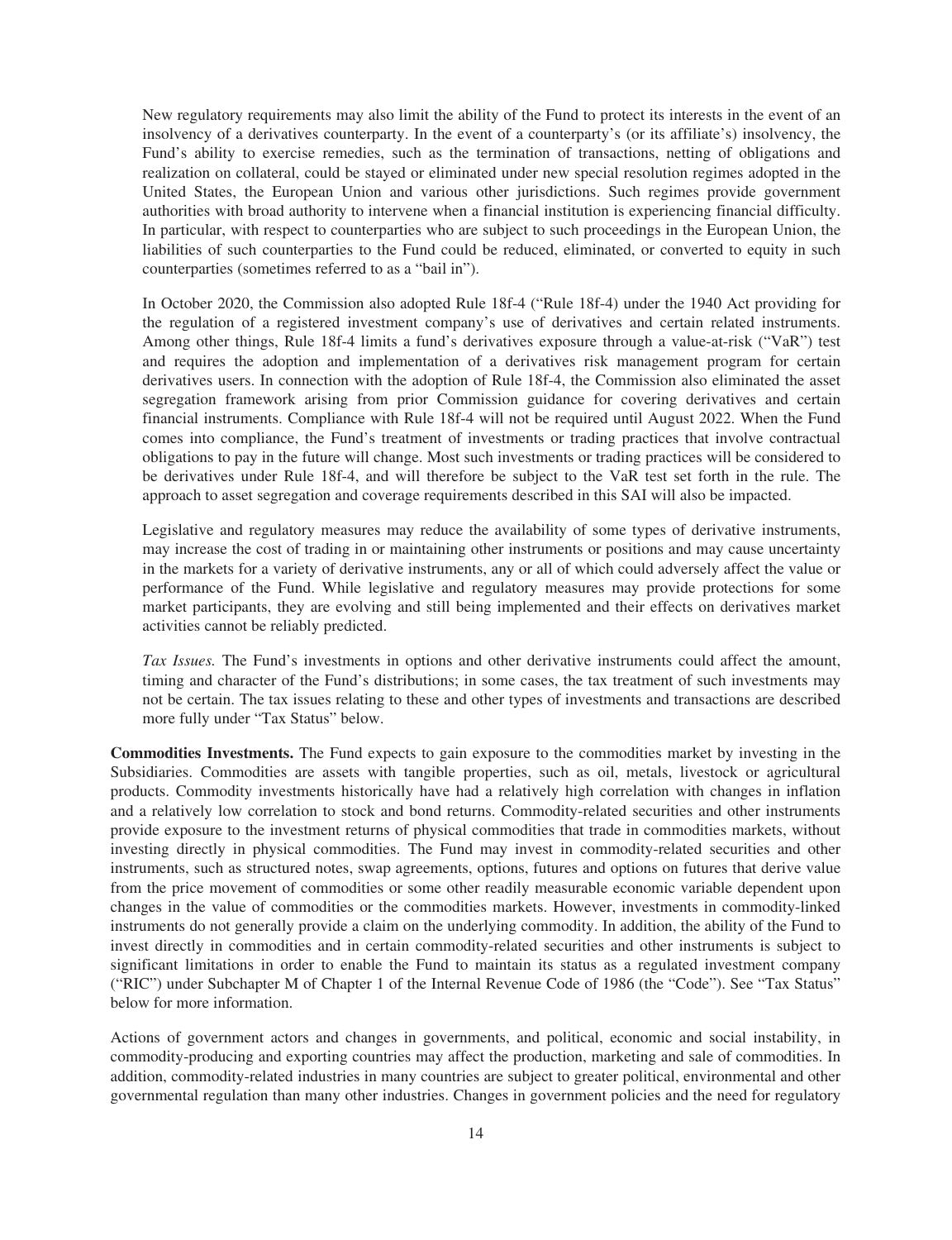New regulatory requirements may also limit the ability of the Fund to protect its interests in the event of an insolvency of a derivatives counterparty. In the event of a counterparty's (or its affiliate's) insolvency, the Fund's ability to exercise remedies, such as the termination of transactions, netting of obligations and realization on collateral, could be stayed or eliminated under new special resolution regimes adopted in the United States, the European Union and various other jurisdictions. Such regimes provide government authorities with broad authority to intervene when a financial institution is experiencing financial difficulty. In particular, with respect to counterparties who are subject to such proceedings in the European Union, the liabilities of such counterparties to the Fund could be reduced, eliminated, or converted to equity in such counterparties (sometimes referred to as a "bail in").

In October 2020, the Commission also adopted Rule 18f-4 ("Rule 18f-4) under the 1940 Act providing for the regulation of a registered investment company's use of derivatives and certain related instruments. Among other things, Rule 18f-4 limits a fund's derivatives exposure through a value-at-risk ("VaR") test and requires the adoption and implementation of a derivatives risk management program for certain derivatives users. In connection with the adoption of Rule 18f-4, the Commission also eliminated the asset segregation framework arising from prior Commission guidance for covering derivatives and certain financial instruments. Compliance with Rule 18f-4 will not be required until August 2022. When the Fund comes into compliance, the Fund's treatment of investments or trading practices that involve contractual obligations to pay in the future will change. Most such investments or trading practices will be considered to be derivatives under Rule 18f-4, and will therefore be subject to the VaR test set forth in the rule. The approach to asset segregation and coverage requirements described in this SAI will also be impacted.

Legislative and regulatory measures may reduce the availability of some types of derivative instruments, may increase the cost of trading in or maintaining other instruments or positions and may cause uncertainty in the markets for a variety of derivative instruments, any or all of which could adversely affect the value or performance of the Fund. While legislative and regulatory measures may provide protections for some market participants, they are evolving and still being implemented and their effects on derivatives market activities cannot be reliably predicted.

*Tax Issues.* The Fund's investments in options and other derivative instruments could affect the amount, timing and character of the Fund's distributions; in some cases, the tax treatment of such investments may not be certain. The tax issues relating to these and other types of investments and transactions are described more fully under "Tax Status" below.

**Commodities Investments.** The Fund expects to gain exposure to the commodities market by investing in the Subsidiaries. Commodities are assets with tangible properties, such as oil, metals, livestock or agricultural products. Commodity investments historically have had a relatively high correlation with changes in inflation and a relatively low correlation to stock and bond returns. Commodity-related securities and other instruments provide exposure to the investment returns of physical commodities that trade in commodities markets, without investing directly in physical commodities. The Fund may invest in commodity-related securities and other instruments, such as structured notes, swap agreements, options, futures and options on futures that derive value from the price movement of commodities or some other readily measurable economic variable dependent upon changes in the value of commodities or the commodities markets. However, investments in commodity-linked instruments do not generally provide a claim on the underlying commodity. In addition, the ability of the Fund to invest directly in commodities and in certain commodity-related securities and other instruments is subject to significant limitations in order to enable the Fund to maintain its status as a regulated investment company ("RIC") under Subchapter M of Chapter 1 of the Internal Revenue Code of 1986 (the "Code"). See "Tax Status" below for more information.

Actions of government actors and changes in governments, and political, economic and social instability, in commodity-producing and exporting countries may affect the production, marketing and sale of commodities. In addition, commodity-related industries in many countries are subject to greater political, environmental and other governmental regulation than many other industries. Changes in government policies and the need for regulatory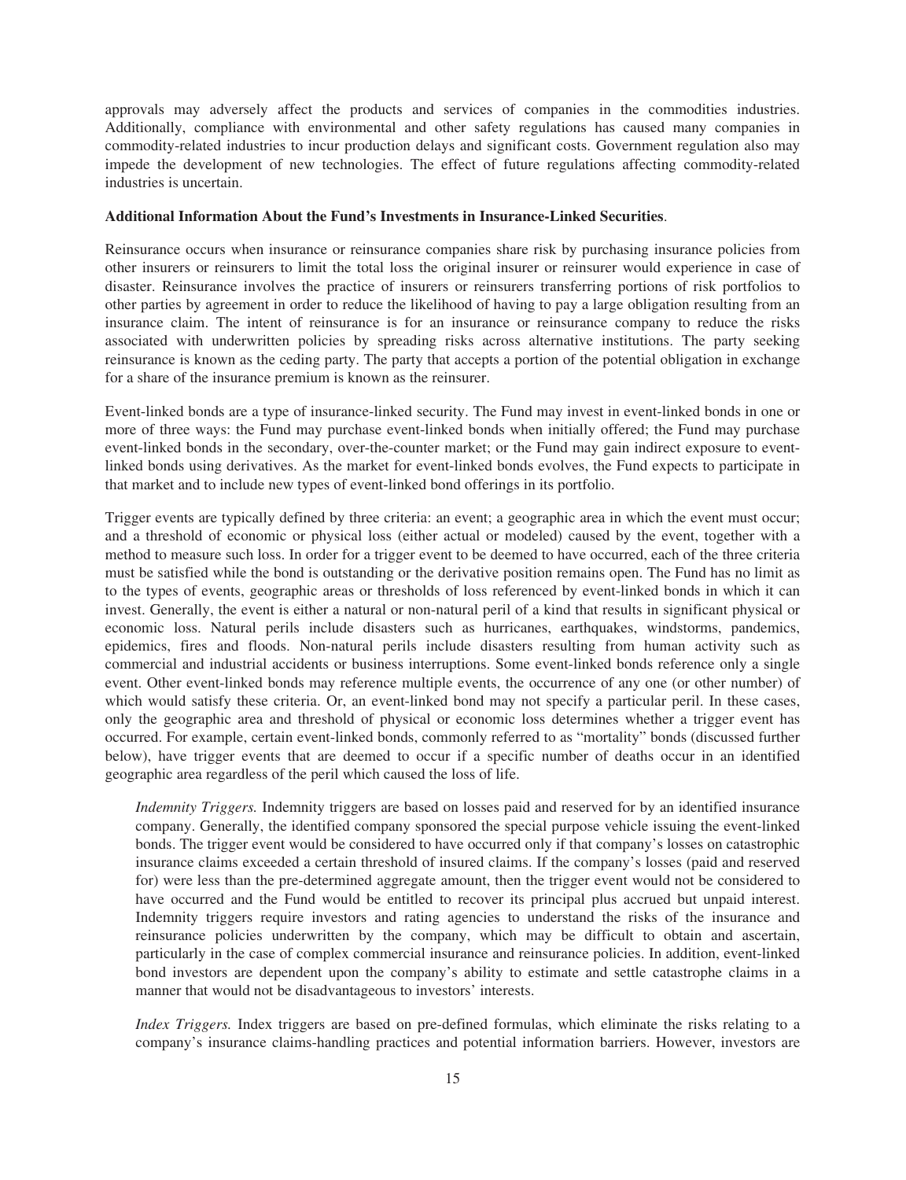approvals may adversely affect the products and services of companies in the commodities industries. Additionally, compliance with environmental and other safety regulations has caused many companies in commodity-related industries to incur production delays and significant costs. Government regulation also may impede the development of new technologies. The effect of future regulations affecting commodity-related industries is uncertain.

**Additional Information About the Fund's Investments in Insurance-Linked Securities**.

Reinsurance occurs when insurance or reinsurance companies share risk by purchasing insurance policies from other insurers or reinsurers to limit the total loss the original insurer or reinsurer would experience in case of disaster. Reinsurance involves the practice of insurers or reinsurers transferring portions of risk portfolios to other parties by agreement in order to reduce the likelihood of having to pay a large obligation resulting from an insurance claim. The intent of reinsurance is for an insurance or reinsurance company to reduce the risks associated with underwritten policies by spreading risks across alternative institutions. The party seeking reinsurance is known as the ceding party. The party that accepts a portion of the potential obligation in exchange for a share of the insurance premium is known as the reinsurer.

Event-linked bonds are a type of insurance-linked security. The Fund may invest in event-linked bonds in one or more of three ways: the Fund may purchase event-linked bonds when initially offered; the Fund may purchase event-linked bonds in the secondary, over-the-counter market; or the Fund may gain indirect exposure to event-linked bonds using derivatives. As the market for event-linked bonds evolves, the Fund expects to participate in that market and to include new types of event-linked bond offerings in its portfolio.

Trigger events are typically defined by three criteria: an event; a geographic area in which the event must occur; and a threshold of economic or physical loss (either actual or modeled) caused by the event, together with a method to measure such loss. In order for a trigger event to be deemed to have occurred, each of the three criteria must be satisfied while the bond is outstanding or the derivative position remains open. The Fund has no limit as to the types of events, geographic areas or thresholds of loss referenced by event-linked bonds in which it can invest. Generally, the event is either a natural or non-natural peril of a kind that results in significant physical or economic loss. Natural perils include disasters such as hurricanes, earthquakes, windstorms, pandemics, epidemics, fires and floods. Non-natural perils include disasters resulting from human activity such as commercial and industrial accidents or business interruptions. Some event-linked bonds reference only a single event. Other event-linked bonds may reference multiple events, the occurrence of any one (or other number) of which would satisfy these criteria. Or, an event-linked bond may not specify a particular peril. In these cases, only the geographic area and threshold of physical or economic loss determines whether a trigger event has occurred. For example, certain event-linked bonds, commonly referred to as "mortality" bonds (discussed further below), have trigger events that are deemed to occur if a specific number of deaths occur in an identified geographic area regardless of the peril which caused the loss of life.

*Indemnity Triggers.* Indemnity triggers are based on losses paid and reserved for by an identified insurance company. Generally, the identified company sponsored the special purpose vehicle issuing the event-linked bonds. The trigger event would be considered to have occurred only if that company's losses on catastrophic insurance claims exceeded a certain threshold of insured claims. If the company's losses (paid and reserved for) were less than the pre-determined aggregate amount, then the trigger event would not be considered to have occurred and the Fund would be entitled to recover its principal plus accrued but unpaid interest. Indemnity triggers require investors and rating agencies to understand the risks of the insurance and reinsurance policies underwritten by the company, which may be difficult to obtain and ascertain, particularly in the case of complex commercial insurance and reinsurance policies. In addition, event-linked bond investors are dependent upon the company's ability to estimate and settle catastrophe claims in a manner that would not be disadvantageous to investors' interests.

*Index Triggers.* Index triggers are based on pre-defined formulas, which eliminate the risks relating to a company's insurance claims-handling practices and potential information barriers. However, investors are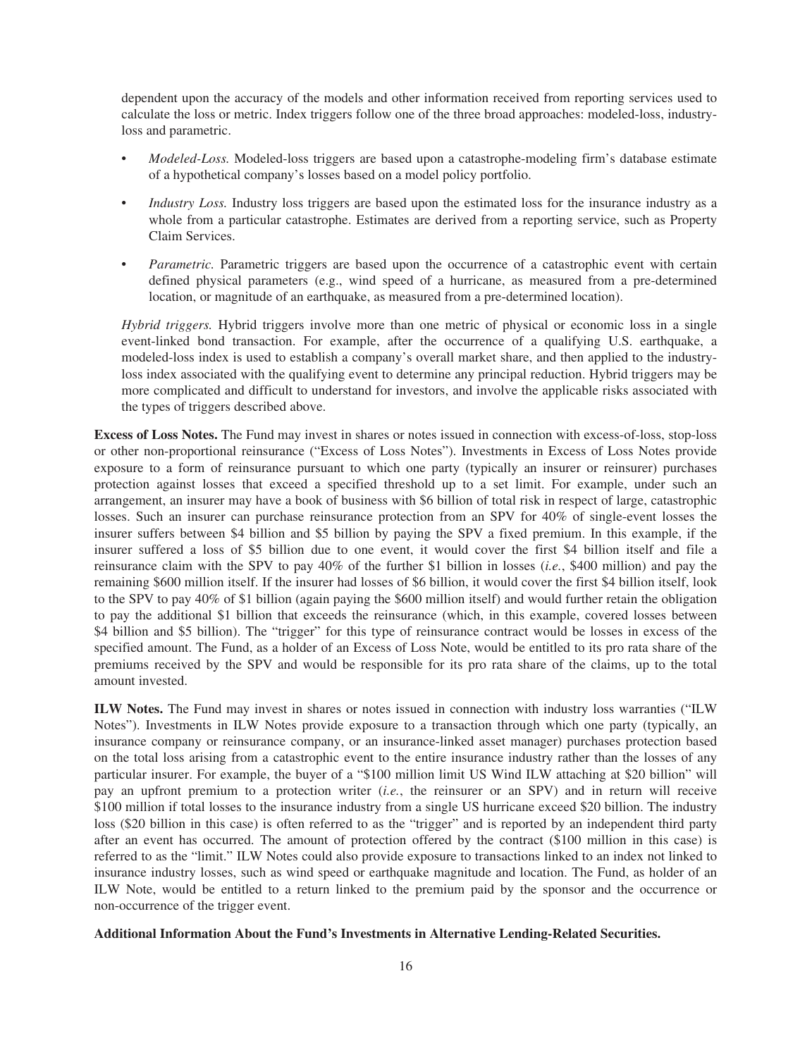dependent upon the accuracy of the models and other information received from reporting services used to calculate the loss or metric. Index triggers follow one of the three broad approaches: modeled-loss, industry-loss and parametric.

- *Modeled-Loss.* Modeled-loss triggers are based upon a catastrophe-modeling firm's database estimate of a hypothetical company's losses based on a model policy portfolio.
- *Industry Loss.* Industry loss triggers are based upon the estimated loss for the insurance industry as a whole from a particular catastrophe. Estimates are derived from a reporting service, such as Property Claim Services.
- *Parametric.* Parametric triggers are based upon the occurrence of a catastrophic event with certain defined physical parameters (e.g., wind speed of a hurricane, as measured from a pre-determined location, or magnitude of an earthquake, as measured from a pre-determined location).

*Hybrid triggers.* Hybrid triggers involve more than one metric of physical or economic loss in a single event-linked bond transaction. For example, after the occurrence of a qualifying U.S. earthquake, a modeled-loss index is used to establish a company's overall market share, and then applied to the industry-loss index associated with the qualifying event to determine any principal reduction. Hybrid triggers may be more complicated and difficult to understand for investors, and involve the applicable risks associated with the types of triggers described above.

**Excess of Loss Notes.** The Fund may invest in shares or notes issued in connection with excess-of-loss, stop-loss or other non-proportional reinsurance ("Excess of Loss Notes"). Investments in Excess of Loss Notes provide exposure to a form of reinsurance pursuant to which one party (typically an insurer or reinsurer) purchases protection against losses that exceed a specified threshold up to a set limit. For example, under such an arrangement, an insurer may have a book of business with $6 billion of total risk in respect of large, catastrophic losses. Such an insurer can purchase reinsurance protection from an SPV for 40% of single-event losses the insurer suffers between $4 billion and $5 billion by paying the SPV a fixed premium. In this example, if the insurer suffered a loss of $5 billion due to one event, it would cover the first $4 billion itself and file a reinsurance claim with the SPV to pay 40% of the further $1 billion in losses (*i.e.*, $400 million) and pay the remaining $600 million itself. If the insurer had losses of $6 billion, it would cover the first $4 billion itself, look to the SPV to pay 40% of $1 billion (again paying the $600 million itself) and would further retain the obligation to pay the additional $1 billion that exceeds the reinsurance (which, in this example, covered losses between $4 billion and $5 billion). The "trigger" for this type of reinsurance contract would be losses in excess of the specified amount. The Fund, as a holder of an Excess of Loss Note, would be entitled to its pro rata share of the premiums received by the SPV and would be responsible for its pro rata share of the claims, up to the total amount invested.

**ILW Notes.** The Fund may invest in shares or notes issued in connection with industry loss warranties ("ILW Notes"). Investments in ILW Notes provide exposure to a transaction through which one party (typically, an insurance company or reinsurance company, or an insurance-linked asset manager) purchases protection based on the total loss arising from a catastrophic event to the entire insurance industry rather than the losses of any particular insurer. For example, the buyer of a "$100 million limit US Wind ILW attaching at $20 billion" will pay an upfront premium to a protection writer (*i.e.*, the reinsurer or an SPV) and in return will receive $100 million if total losses to the insurance industry from a single US hurricane exceed $20 billion. The industry loss ($20 billion in this case) is often referred to as the "trigger" and is reported by an independent third party after an event has occurred. The amount of protection offered by the contract ($100 million in this case) is referred to as the "limit." ILW Notes could also provide exposure to transactions linked to an index not linked to insurance industry losses, such as wind speed or earthquake magnitude and location. The Fund, as holder of an ILW Note, would be entitled to a return linked to the premium paid by the sponsor and the occurrence or non-occurrence of the trigger event.

**Additional Information About the Fund's Investments in Alternative Lending-Related Securities.**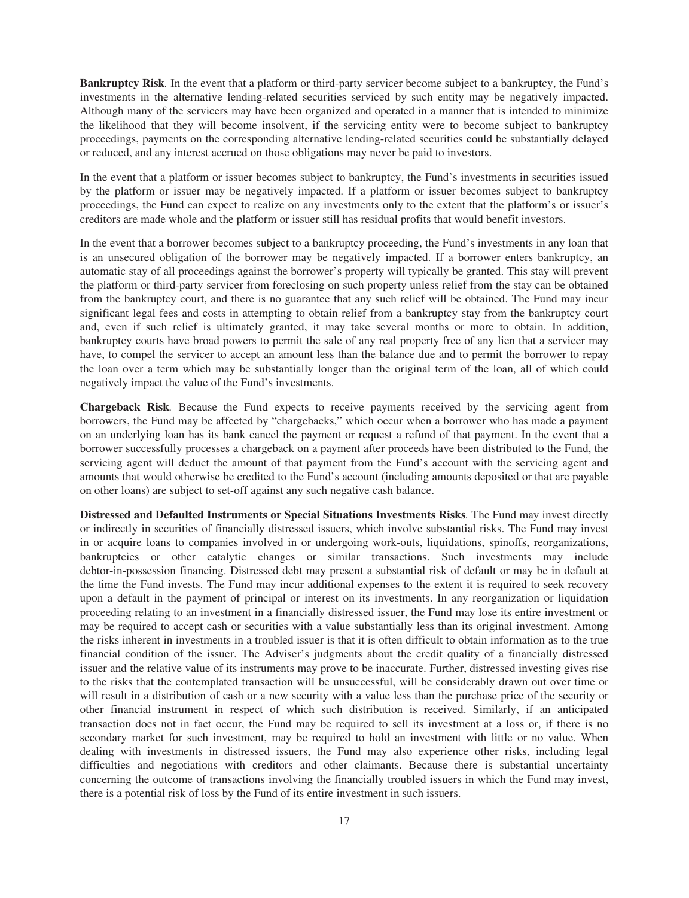**Bankruptcy Risk**. In the event that a platform or third-party servicer become subject to a bankruptcy, the Fund's investments in the alternative lending-related securities serviced by such entity may be negatively impacted. Although many of the servicers may have been organized and operated in a manner that is intended to minimize the likelihood that they will become insolvent, if the servicing entity were to become subject to bankruptcy proceedings, payments on the corresponding alternative lending-related securities could be substantially delayed or reduced, and any interest accrued on those obligations may never be paid to investors.

In the event that a platform or issuer becomes subject to bankruptcy, the Fund's investments in securities issued by the platform or issuer may be negatively impacted. If a platform or issuer becomes subject to bankruptcy proceedings, the Fund can expect to realize on any investments only to the extent that the platform's or issuer's creditors are made whole and the platform or issuer still has residual profits that would benefit investors.

In the event that a borrower becomes subject to a bankruptcy proceeding, the Fund's investments in any loan that is an unsecured obligation of the borrower may be negatively impacted. If a borrower enters bankruptcy, an automatic stay of all proceedings against the borrower's property will typically be granted. This stay will prevent the platform or third-party servicer from foreclosing on such property unless relief from the stay can be obtained from the bankruptcy court, and there is no guarantee that any such relief will be obtained. The Fund may incur significant legal fees and costs in attempting to obtain relief from a bankruptcy stay from the bankruptcy court and, even if such relief is ultimately granted, it may take several months or more to obtain. In addition, bankruptcy courts have broad powers to permit the sale of any real property free of any lien that a servicer may have, to compel the servicer to accept an amount less than the balance due and to permit the borrower to repay the loan over a term which may be substantially longer than the original term of the loan, all of which could negatively impact the value of the Fund's investments.

**Chargeback Risk**. Because the Fund expects to receive payments received by the servicing agent from borrowers, the Fund may be affected by "chargebacks," which occur when a borrower who has made a payment on an underlying loan has its bank cancel the payment or request a refund of that payment. In the event that a borrower successfully processes a chargeback on a payment after proceeds have been distributed to the Fund, the servicing agent will deduct the amount of that payment from the Fund's account with the servicing agent and amounts that would otherwise be credited to the Fund's account (including amounts deposited or that are payable on other loans) are subject to set-off against any such negative cash balance.

**Distressed and Defaulted Instruments or Special Situations Investments Risks**. The Fund may invest directly or indirectly in securities of financially distressed issuers, which involve substantial risks. The Fund may invest in or acquire loans to companies involved in or undergoing work-outs, liquidations, spinoffs, reorganizations, bankruptcies or other catalytic changes or similar transactions. Such investments may include debtor-in-possession financing. Distressed debt may present a substantial risk of default or may be in default at the time the Fund invests. The Fund may incur additional expenses to the extent it is required to seek recovery upon a default in the payment of principal or interest on its investments. In any reorganization or liquidation proceeding relating to an investment in a financially distressed issuer, the Fund may lose its entire investment or may be required to accept cash or securities with a value substantially less than its original investment. Among the risks inherent in investments in a troubled issuer is that it is often difficult to obtain information as to the true financial condition of the issuer. The Adviser's judgments about the credit quality of a financially distressed issuer and the relative value of its instruments may prove to be inaccurate. Further, distressed investing gives rise to the risks that the contemplated transaction will be unsuccessful, will be considerably drawn out over time or will result in a distribution of cash or a new security with a value less than the purchase price of the security or other financial instrument in respect of which such distribution is received. Similarly, if an anticipated transaction does not in fact occur, the Fund may be required to sell its investment at a loss or, if there is no secondary market for such investment, may be required to hold an investment with little or no value. When dealing with investments in distressed issuers, the Fund may also experience other risks, including legal difficulties and negotiations with creditors and other claimants. Because there is substantial uncertainty concerning the outcome of transactions involving the financially troubled issuers in which the Fund may invest, there is a potential risk of loss by the Fund of its entire investment in such issuers.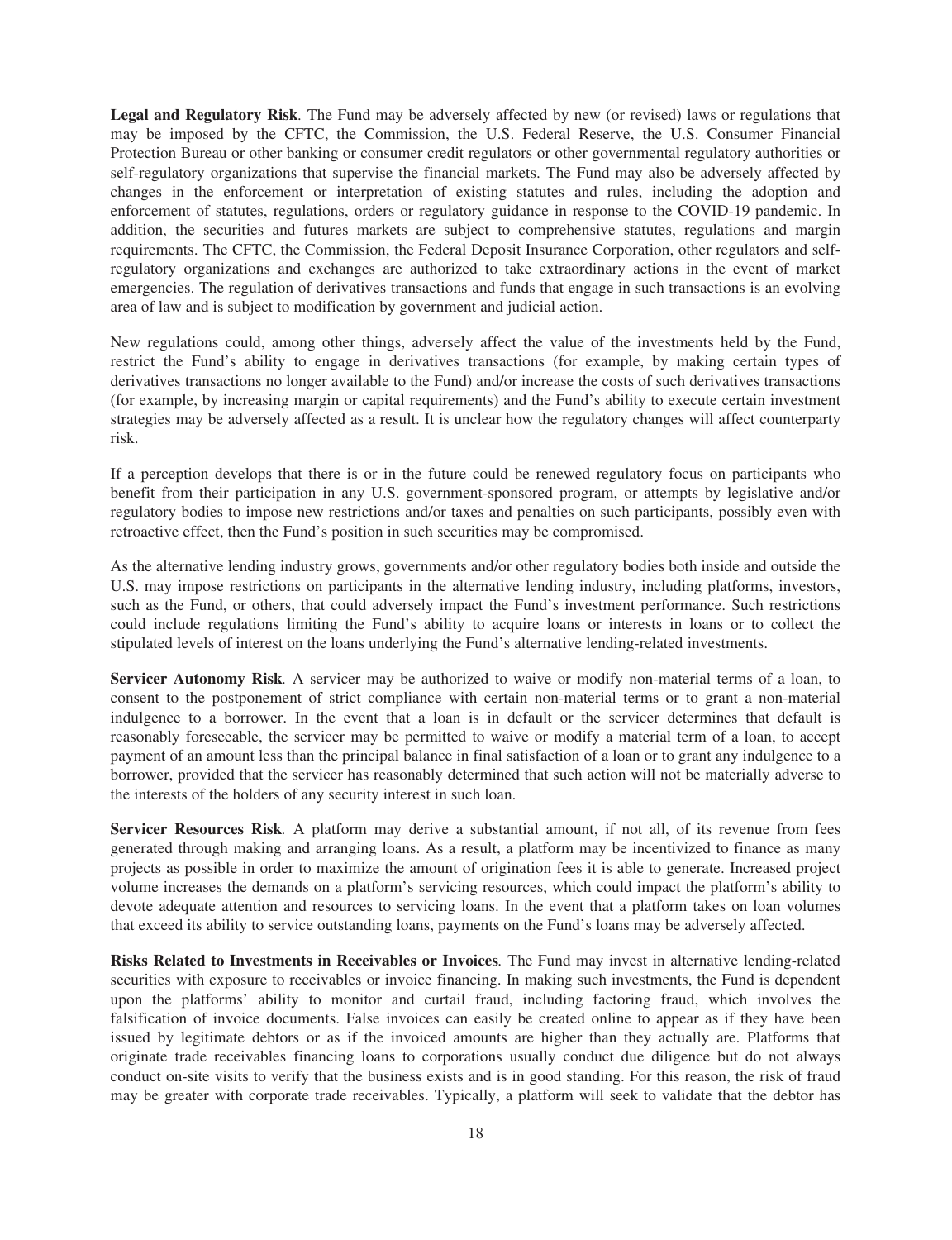**Legal and Regulatory Risk**. The Fund may be adversely affected by new (or revised) laws or regulations that may be imposed by the CFTC, the Commission, the U.S. Federal Reserve, the U.S. Consumer Financial Protection Bureau or other banking or consumer credit regulators or other governmental regulatory authorities or self-regulatory organizations that supervise the financial markets. The Fund may also be adversely affected by changes in the enforcement or interpretation of existing statutes and rules, including the adoption and enforcement of statutes, regulations, orders or regulatory guidance in response to the COVID-19 pandemic. In addition, the securities and futures markets are subject to comprehensive statutes, regulations and margin requirements. The CFTC, the Commission, the Federal Deposit Insurance Corporation, other regulators and self-regulatory organizations and exchanges are authorized to take extraordinary actions in the event of market emergencies. The regulation of derivatives transactions and funds that engage in such transactions is an evolving area of law and is subject to modification by government and judicial action.

New regulations could, among other things, adversely affect the value of the investments held by the Fund, restrict the Fund's ability to engage in derivatives transactions (for example, by making certain types of derivatives transactions no longer available to the Fund) and/or increase the costs of such derivatives transactions (for example, by increasing margin or capital requirements) and the Fund's ability to execute certain investment strategies may be adversely affected as a result. It is unclear how the regulatory changes will affect counterparty risk.

If a perception develops that there is or in the future could be renewed regulatory focus on participants who benefit from their participation in any U.S. government-sponsored program, or attempts by legislative and/or regulatory bodies to impose new restrictions and/or taxes and penalties on such participants, possibly even with retroactive effect, then the Fund's position in such securities may be compromised.

As the alternative lending industry grows, governments and/or other regulatory bodies both inside and outside the U.S. may impose restrictions on participants in the alternative lending industry, including platforms, investors, such as the Fund, or others, that could adversely impact the Fund's investment performance. Such restrictions could include regulations limiting the Fund's ability to acquire loans or interests in loans or to collect the stipulated levels of interest on the loans underlying the Fund's alternative lending-related investments.

**Servicer Autonomy Risk**. A servicer may be authorized to waive or modify non-material terms of a loan, to consent to the postponement of strict compliance with certain non-material terms or to grant a non-material indulgence to a borrower. In the event that a loan is in default or the servicer determines that default is reasonably foreseeable, the servicer may be permitted to waive or modify a material term of a loan, to accept payment of an amount less than the principal balance in final satisfaction of a loan or to grant any indulgence to a borrower, provided that the servicer has reasonably determined that such action will not be materially adverse to the interests of the holders of any security interest in such loan.

**Servicer Resources Risk**. A platform may derive a substantial amount, if not all, of its revenue from fees generated through making and arranging loans. As a result, a platform may be incentivized to finance as many projects as possible in order to maximize the amount of origination fees it is able to generate. Increased project volume increases the demands on a platform's servicing resources, which could impact the platform's ability to devote adequate attention and resources to servicing loans. In the event that a platform takes on loan volumes that exceed its ability to service outstanding loans, payments on the Fund's loans may be adversely affected.

**Risks Related to Investments in Receivables or Invoices**. The Fund may invest in alternative lending-related securities with exposure to receivables or invoice financing. In making such investments, the Fund is dependent upon the platforms' ability to monitor and curtail fraud, including factoring fraud, which involves the falsification of invoice documents. False invoices can easily be created online to appear as if they have been issued by legitimate debtors or as if the invoiced amounts are higher than they actually are. Platforms that originate trade receivables financing loans to corporations usually conduct due diligence but do not always conduct on-site visits to verify that the business exists and is in good standing. For this reason, the risk of fraud may be greater with corporate trade receivables. Typically, a platform will seek to validate that the debtor has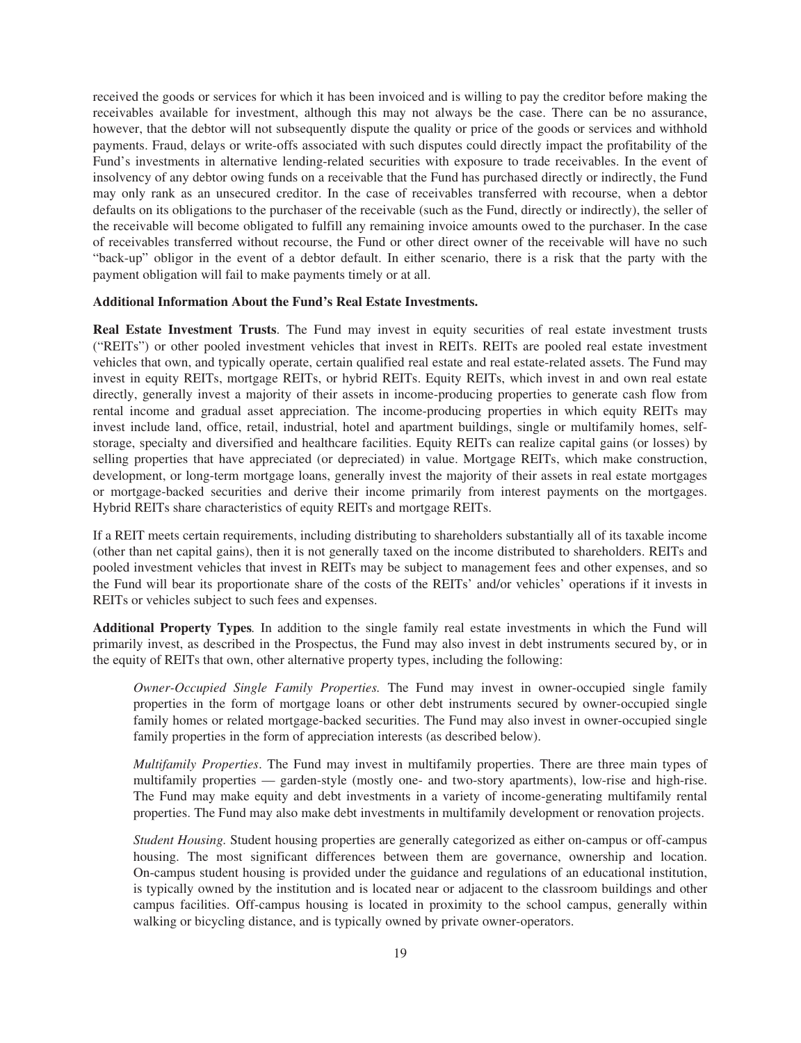received the goods or services for which it has been invoiced and is willing to pay the creditor before making the receivables available for investment, although this may not always be the case. There can be no assurance, however, that the debtor will not subsequently dispute the quality or price of the goods or services and withhold payments. Fraud, delays or write-offs associated with such disputes could directly impact the profitability of the Fund's investments in alternative lending-related securities with exposure to trade receivables. In the event of insolvency of any debtor owing funds on a receivable that the Fund has purchased directly or indirectly, the Fund may only rank as an unsecured creditor. In the case of receivables transferred with recourse, when a debtor defaults on its obligations to the purchaser of the receivable (such as the Fund, directly or indirectly), the seller of the receivable will become obligated to fulfill any remaining invoice amounts owed to the purchaser. In the case of receivables transferred without recourse, the Fund or other direct owner of the receivable will have no such "back-up" obligor in the event of a debtor default. In either scenario, there is a risk that the party with the payment obligation will fail to make payments timely or at all.

**Additional Information About the Fund's Real Estate Investments.**

**Real Estate Investment Trusts**. The Fund may invest in equity securities of real estate investment trusts ("REITs") or other pooled investment vehicles that invest in REITs. REITs are pooled real estate investment vehicles that own, and typically operate, certain qualified real estate and real estate-related assets. The Fund may invest in equity REITs, mortgage REITs, or hybrid REITs. Equity REITs, which invest in and own real estate directly, generally invest a majority of their assets in income-producing properties to generate cash flow from rental income and gradual asset appreciation. The income-producing properties in which equity REITs may invest include land, office, retail, industrial, hotel and apartment buildings, single or multifamily homes, self-storage, specialty and diversified and healthcare facilities. Equity REITs can realize capital gains (or losses) by selling properties that have appreciated (or depreciated) in value. Mortgage REITs, which make construction, development, or long-term mortgage loans, generally invest the majority of their assets in real estate mortgages or mortgage-backed securities and derive their income primarily from interest payments on the mortgages. Hybrid REITs share characteristics of equity REITs and mortgage REITs.

If a REIT meets certain requirements, including distributing to shareholders substantially all of its taxable income (other than net capital gains), then it is not generally taxed on the income distributed to shareholders. REITs and pooled investment vehicles that invest in REITs may be subject to management fees and other expenses, and so the Fund will bear its proportionate share of the costs of the REITs' and/or vehicles' operations if it invests in REITs or vehicles subject to such fees and expenses.

**Additional Property Types***.* In addition to the single family real estate investments in which the Fund will primarily invest, as described in the Prospectus, the Fund may also invest in debt instruments secured by, or in the equity of REITs that own, other alternative property types, including the following:

*Owner-Occupied Single Family Properties.* The Fund may invest in owner-occupied single family properties in the form of mortgage loans or other debt instruments secured by owner-occupied single family homes or related mortgage-backed securities. The Fund may also invest in owner-occupied single family properties in the form of appreciation interests (as described below).

*Multifamily Properties*. The Fund may invest in multifamily properties. There are three main types of multifamily properties — garden-style (mostly one- and two-story apartments), low-rise and high-rise. The Fund may make equity and debt investments in a variety of income-generating multifamily rental properties. The Fund may also make debt investments in multifamily development or renovation projects.

*Student Housing.* Student housing properties are generally categorized as either on-campus or off-campus housing. The most significant differences between them are governance, ownership and location. On-campus student housing is provided under the guidance and regulations of an educational institution, is typically owned by the institution and is located near or adjacent to the classroom buildings and other campus facilities. Off-campus housing is located in proximity to the school campus, generally within walking or bicycling distance, and is typically owned by private owner-operators.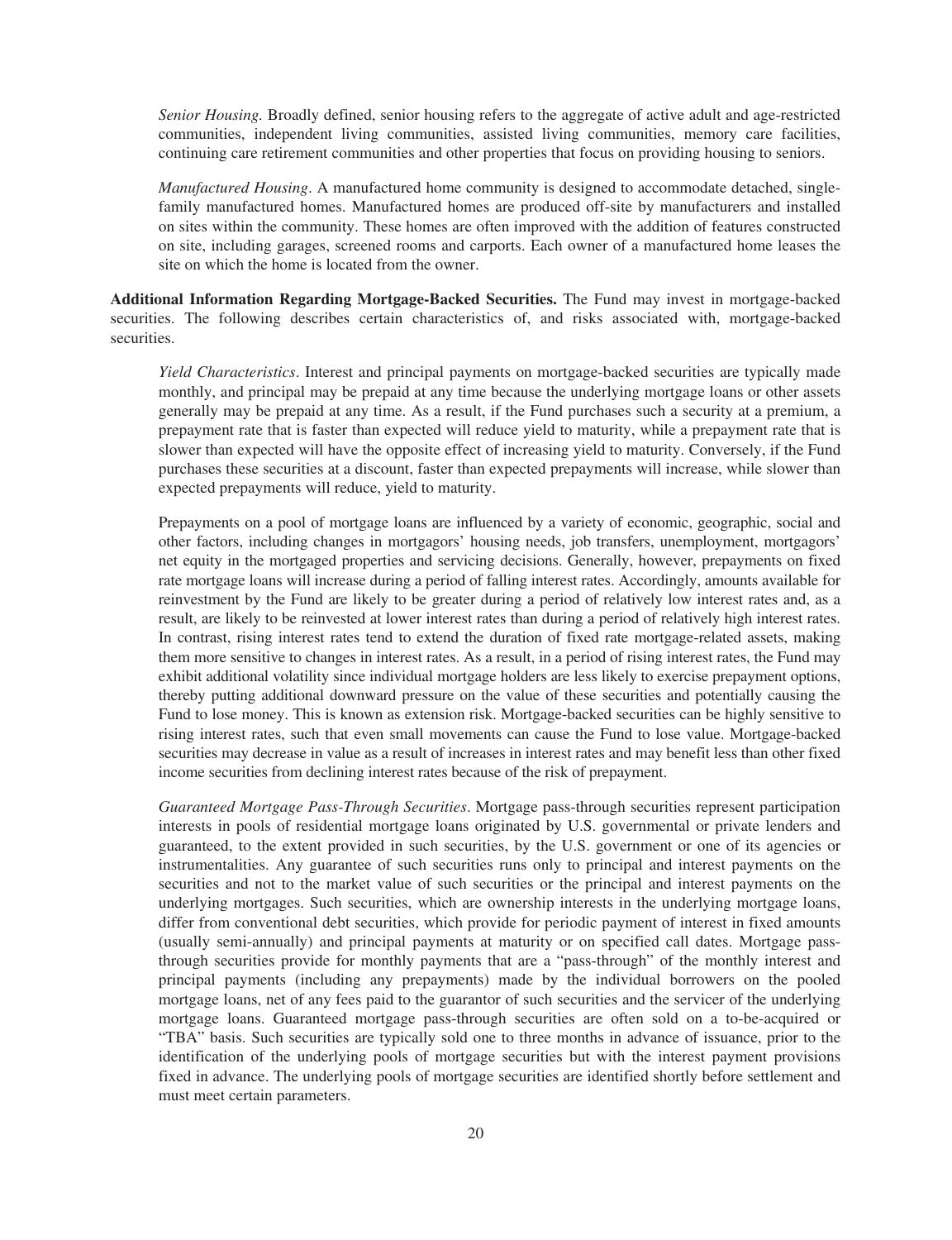*Senior Housing.* Broadly defined, senior housing refers to the aggregate of active adult and age-restricted communities, independent living communities, assisted living communities, memory care facilities, continuing care retirement communities and other properties that focus on providing housing to seniors.

*Manufactured Housing*. A manufactured home community is designed to accommodate detached, single-family manufactured homes. Manufactured homes are produced off-site by manufacturers and installed on sites within the community. These homes are often improved with the addition of features constructed on site, including garages, screened rooms and carports. Each owner of a manufactured home leases the site on which the home is located from the owner.

**Additional Information Regarding Mortgage-Backed Securities.** The Fund may invest in mortgage-backed securities. The following describes certain characteristics of, and risks associated with, mortgage-backed securities.

*Yield Characteristics*. Interest and principal payments on mortgage-backed securities are typically made monthly, and principal may be prepaid at any time because the underlying mortgage loans or other assets generally may be prepaid at any time. As a result, if the Fund purchases such a security at a premium, a prepayment rate that is faster than expected will reduce yield to maturity, while a prepayment rate that is slower than expected will have the opposite effect of increasing yield to maturity. Conversely, if the Fund purchases these securities at a discount, faster than expected prepayments will increase, while slower than expected prepayments will reduce, yield to maturity.

Prepayments on a pool of mortgage loans are influenced by a variety of economic, geographic, social and other factors, including changes in mortgagors' housing needs, job transfers, unemployment, mortgagors' net equity in the mortgaged properties and servicing decisions. Generally, however, prepayments on fixed rate mortgage loans will increase during a period of falling interest rates. Accordingly, amounts available for reinvestment by the Fund are likely to be greater during a period of relatively low interest rates and, as a result, are likely to be reinvested at lower interest rates than during a period of relatively high interest rates. In contrast, rising interest rates tend to extend the duration of fixed rate mortgage-related assets, making them more sensitive to changes in interest rates. As a result, in a period of rising interest rates, the Fund may exhibit additional volatility since individual mortgage holders are less likely to exercise prepayment options, thereby putting additional downward pressure on the value of these securities and potentially causing the Fund to lose money. This is known as extension risk. Mortgage-backed securities can be highly sensitive to rising interest rates, such that even small movements can cause the Fund to lose value. Mortgage-backed securities may decrease in value as a result of increases in interest rates and may benefit less than other fixed income securities from declining interest rates because of the risk of prepayment.

*Guaranteed Mortgage Pass-Through Securities*. Mortgage pass-through securities represent participation interests in pools of residential mortgage loans originated by U.S. governmental or private lenders and guaranteed, to the extent provided in such securities, by the U.S. government or one of its agencies or instrumentalities. Any guarantee of such securities runs only to principal and interest payments on the securities and not to the market value of such securities or the principal and interest payments on the underlying mortgages. Such securities, which are ownership interests in the underlying mortgage loans, differ from conventional debt securities, which provide for periodic payment of interest in fixed amounts (usually semi-annually) and principal payments at maturity or on specified call dates. Mortgage pass-through securities provide for monthly payments that are a "pass-through" of the monthly interest and principal payments (including any prepayments) made by the individual borrowers on the pooled mortgage loans, net of any fees paid to the guarantor of such securities and the servicer of the underlying mortgage loans. Guaranteed mortgage pass-through securities are often sold on a to-be-acquired or "TBA" basis. Such securities are typically sold one to three months in advance of issuance, prior to the identification of the underlying pools of mortgage securities but with the interest payment provisions fixed in advance. The underlying pools of mortgage securities are identified shortly before settlement and must meet certain parameters.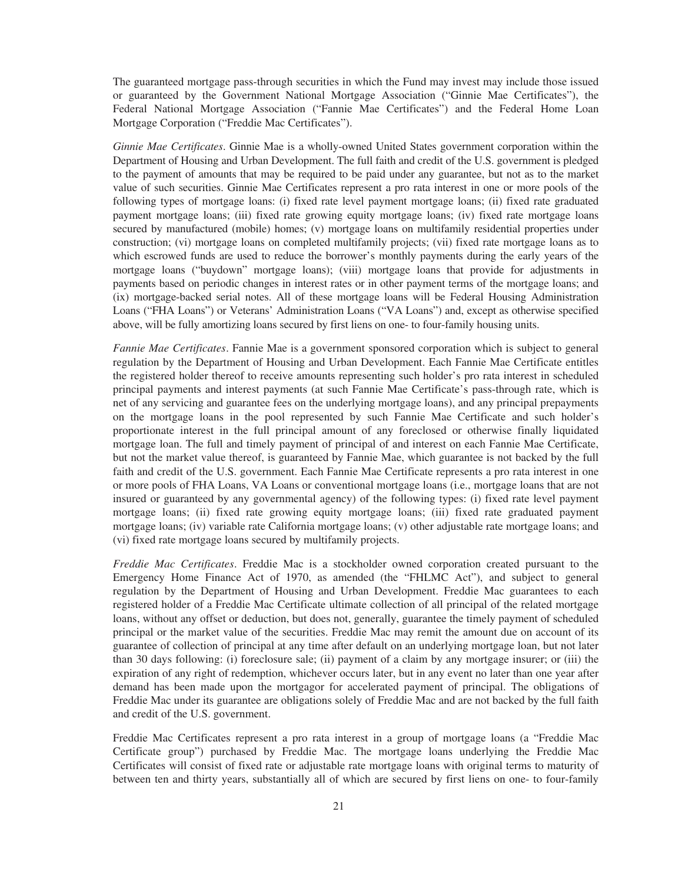The guaranteed mortgage pass-through securities in which the Fund may invest may include those issued or guaranteed by the Government National Mortgage Association ("Ginnie Mae Certificates"), the Federal National Mortgage Association ("Fannie Mae Certificates") and the Federal Home Loan Mortgage Corporation ("Freddie Mac Certificates").

*Ginnie Mae Certificates*. Ginnie Mae is a wholly-owned United States government corporation within the Department of Housing and Urban Development. The full faith and credit of the U.S. government is pledged to the payment of amounts that may be required to be paid under any guarantee, but not as to the market value of such securities. Ginnie Mae Certificates represent a pro rata interest in one or more pools of the following types of mortgage loans: (i) fixed rate level payment mortgage loans; (ii) fixed rate graduated payment mortgage loans; (iii) fixed rate growing equity mortgage loans; (iv) fixed rate mortgage loans secured by manufactured (mobile) homes; (v) mortgage loans on multifamily residential properties under construction; (vi) mortgage loans on completed multifamily projects; (vii) fixed rate mortgage loans as to which escrowed funds are used to reduce the borrower's monthly payments during the early years of the mortgage loans ("buydown" mortgage loans); (viii) mortgage loans that provide for adjustments in payments based on periodic changes in interest rates or in other payment terms of the mortgage loans; and (ix) mortgage-backed serial notes. All of these mortgage loans will be Federal Housing Administration Loans ("FHA Loans") or Veterans' Administration Loans ("VA Loans") and, except as otherwise specified above, will be fully amortizing loans secured by first liens on one- to four-family housing units.

*Fannie Mae Certificates*. Fannie Mae is a government sponsored corporation which is subject to general regulation by the Department of Housing and Urban Development. Each Fannie Mae Certificate entitles the registered holder thereof to receive amounts representing such holder's pro rata interest in scheduled principal payments and interest payments (at such Fannie Mae Certificate's pass-through rate, which is net of any servicing and guarantee fees on the underlying mortgage loans), and any principal prepayments on the mortgage loans in the pool represented by such Fannie Mae Certificate and such holder's proportionate interest in the full principal amount of any foreclosed or otherwise finally liquidated mortgage loan. The full and timely payment of principal of and interest on each Fannie Mae Certificate, but not the market value thereof, is guaranteed by Fannie Mae, which guarantee is not backed by the full faith and credit of the U.S. government. Each Fannie Mae Certificate represents a pro rata interest in one or more pools of FHA Loans, VA Loans or conventional mortgage loans (i.e., mortgage loans that are not insured or guaranteed by any governmental agency) of the following types: (i) fixed rate level payment mortgage loans; (ii) fixed rate growing equity mortgage loans; (iii) fixed rate graduated payment mortgage loans; (iv) variable rate California mortgage loans; (v) other adjustable rate mortgage loans; and (vi) fixed rate mortgage loans secured by multifamily projects.

*Freddie Mac Certificates*. Freddie Mac is a stockholder owned corporation created pursuant to the Emergency Home Finance Act of 1970, as amended (the "FHLMC Act"), and subject to general regulation by the Department of Housing and Urban Development. Freddie Mac guarantees to each registered holder of a Freddie Mac Certificate ultimate collection of all principal of the related mortgage loans, without any offset or deduction, but does not, generally, guarantee the timely payment of scheduled principal or the market value of the securities. Freddie Mac may remit the amount due on account of its guarantee of collection of principal at any time after default on an underlying mortgage loan, but not later than 30 days following: (i) foreclosure sale; (ii) payment of a claim by any mortgage insurer; or (iii) the expiration of any right of redemption, whichever occurs later, but in any event no later than one year after demand has been made upon the mortgagor for accelerated payment of principal. The obligations of Freddie Mac under its guarantee are obligations solely of Freddie Mac and are not backed by the full faith and credit of the U.S. government.

Freddie Mac Certificates represent a pro rata interest in a group of mortgage loans (a "Freddie Mac Certificate group") purchased by Freddie Mac. The mortgage loans underlying the Freddie Mac Certificates will consist of fixed rate or adjustable rate mortgage loans with original terms to maturity of between ten and thirty years, substantially all of which are secured by first liens on one- to four-family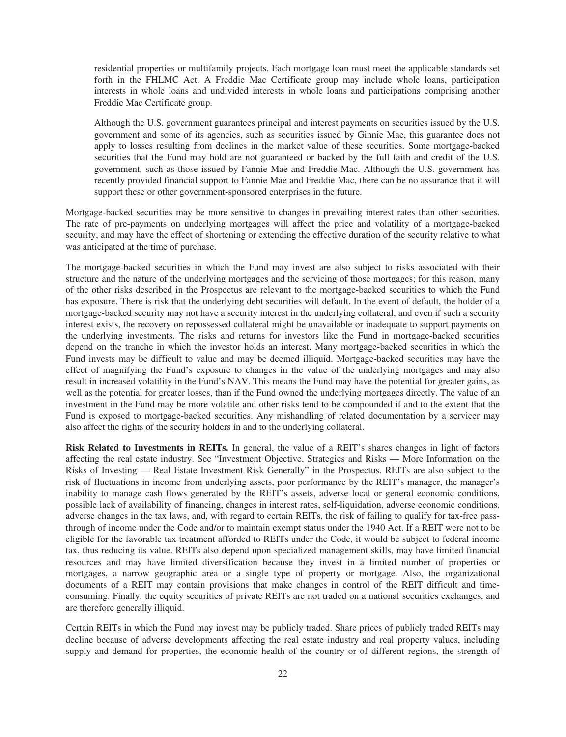residential properties or multifamily projects. Each mortgage loan must meet the applicable standards set forth in the FHLMC Act. A Freddie Mac Certificate group may include whole loans, participation interests in whole loans and undivided interests in whole loans and participations comprising another Freddie Mac Certificate group.

Although the U.S. government guarantees principal and interest payments on securities issued by the U.S. government and some of its agencies, such as securities issued by Ginnie Mae, this guarantee does not apply to losses resulting from declines in the market value of these securities. Some mortgage-backed securities that the Fund may hold are not guaranteed or backed by the full faith and credit of the U.S. government, such as those issued by Fannie Mae and Freddie Mac. Although the U.S. government has recently provided financial support to Fannie Mae and Freddie Mac, there can be no assurance that it will support these or other government-sponsored enterprises in the future.

Mortgage-backed securities may be more sensitive to changes in prevailing interest rates than other securities. The rate of pre-payments on underlying mortgages will affect the price and volatility of a mortgage-backed security, and may have the effect of shortening or extending the effective duration of the security relative to what was anticipated at the time of purchase.

The mortgage-backed securities in which the Fund may invest are also subject to risks associated with their structure and the nature of the underlying mortgages and the servicing of those mortgages; for this reason, many of the other risks described in the Prospectus are relevant to the mortgage-backed securities to which the Fund has exposure. There is risk that the underlying debt securities will default. In the event of default, the holder of a mortgage-backed security may not have a security interest in the underlying collateral, and even if such a security interest exists, the recovery on repossessed collateral might be unavailable or inadequate to support payments on the underlying investments. The risks and returns for investors like the Fund in mortgage-backed securities depend on the tranche in which the investor holds an interest. Many mortgage-backed securities in which the Fund invests may be difficult to value and may be deemed illiquid. Mortgage-backed securities may have the effect of magnifying the Fund's exposure to changes in the value of the underlying mortgages and may also result in increased volatility in the Fund's NAV. This means the Fund may have the potential for greater gains, as well as the potential for greater losses, than if the Fund owned the underlying mortgages directly. The value of an investment in the Fund may be more volatile and other risks tend to be compounded if and to the extent that the Fund is exposed to mortgage-backed securities. Any mishandling of related documentation by a servicer may also affect the rights of the security holders in and to the underlying collateral.

**Risk Related to Investments in REITs.** In general, the value of a REIT's shares changes in light of factors affecting the real estate industry. See "Investment Objective, Strategies and Risks — More Information on the Risks of Investing — Real Estate Investment Risk Generally" in the Prospectus. REITs are also subject to the risk of fluctuations in income from underlying assets, poor performance by the REIT's manager, the manager's inability to manage cash flows generated by the REIT's assets, adverse local or general economic conditions, possible lack of availability of financing, changes in interest rates, self-liquidation, adverse economic conditions, adverse changes in the tax laws, and, with regard to certain REITs, the risk of failing to qualify for tax-free pass-through of income under the Code and/or to maintain exempt status under the 1940 Act. If a REIT were not to be eligible for the favorable tax treatment afforded to REITs under the Code, it would be subject to federal income tax, thus reducing its value. REITs also depend upon specialized management skills, may have limited financial resources and may have limited diversification because they invest in a limited number of properties or mortgages, a narrow geographic area or a single type of property or mortgage. Also, the organizational documents of a REIT may contain provisions that make changes in control of the REIT difficult and time-consuming. Finally, the equity securities of private REITs are not traded on a national securities exchanges, and are therefore generally illiquid.

Certain REITs in which the Fund may invest may be publicly traded. Share prices of publicly traded REITs may decline because of adverse developments affecting the real estate industry and real property values, including supply and demand for properties, the economic health of the country or of different regions, the strength of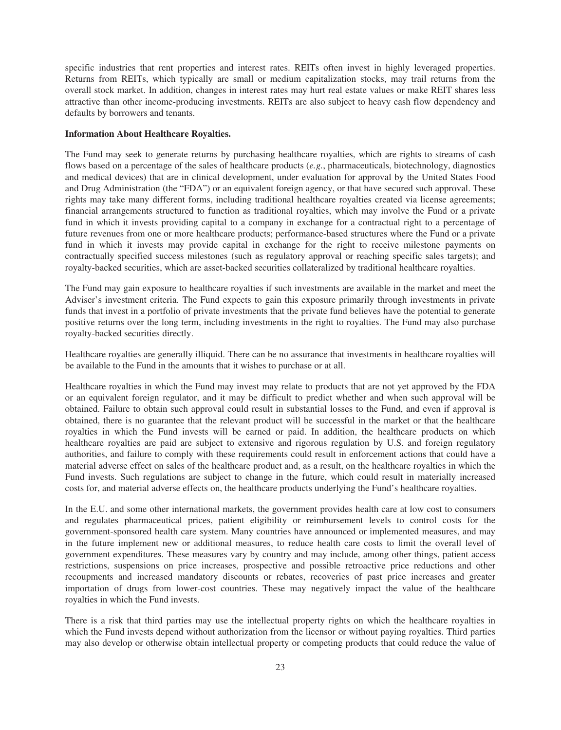specific industries that rent properties and interest rates. REITs often invest in highly leveraged properties. Returns from REITs, which typically are small or medium capitalization stocks, may trail returns from the overall stock market. In addition, changes in interest rates may hurt real estate values or make REIT shares less attractive than other income-producing investments. REITs are also subject to heavy cash flow dependency and defaults by borrowers and tenants.

**Information About Healthcare Royalties.**

The Fund may seek to generate returns by purchasing healthcare royalties, which are rights to streams of cash flows based on a percentage of the sales of healthcare products (*e.g.*, pharmaceuticals, biotechnology, diagnostics and medical devices) that are in clinical development, under evaluation for approval by the United States Food and Drug Administration (the "FDA") or an equivalent foreign agency, or that have secured such approval. These rights may take many different forms, including traditional healthcare royalties created via license agreements; financial arrangements structured to function as traditional royalties, which may involve the Fund or a private fund in which it invests providing capital to a company in exchange for a contractual right to a percentage of future revenues from one or more healthcare products; performance-based structures where the Fund or a private fund in which it invests may provide capital in exchange for the right to receive milestone payments on contractually specified success milestones (such as regulatory approval or reaching specific sales targets); and royalty-backed securities, which are asset-backed securities collateralized by traditional healthcare royalties.

The Fund may gain exposure to healthcare royalties if such investments are available in the market and meet the Adviser's investment criteria. The Fund expects to gain this exposure primarily through investments in private funds that invest in a portfolio of private investments that the private fund believes have the potential to generate positive returns over the long term, including investments in the right to royalties. The Fund may also purchase royalty-backed securities directly.

Healthcare royalties are generally illiquid. There can be no assurance that investments in healthcare royalties will be available to the Fund in the amounts that it wishes to purchase or at all.

Healthcare royalties in which the Fund may invest may relate to products that are not yet approved by the FDA or an equivalent foreign regulator, and it may be difficult to predict whether and when such approval will be obtained. Failure to obtain such approval could result in substantial losses to the Fund, and even if approval is obtained, there is no guarantee that the relevant product will be successful in the market or that the healthcare royalties in which the Fund invests will be earned or paid. In addition, the healthcare products on which healthcare royalties are paid are subject to extensive and rigorous regulation by U.S. and foreign regulatory authorities, and failure to comply with these requirements could result in enforcement actions that could have a material adverse effect on sales of the healthcare product and, as a result, on the healthcare royalties in which the Fund invests. Such regulations are subject to change in the future, which could result in materially increased costs for, and material adverse effects on, the healthcare products underlying the Fund's healthcare royalties.

In the E.U. and some other international markets, the government provides health care at low cost to consumers and regulates pharmaceutical prices, patient eligibility or reimbursement levels to control costs for the government-sponsored health care system. Many countries have announced or implemented measures, and may in the future implement new or additional measures, to reduce health care costs to limit the overall level of government expenditures. These measures vary by country and may include, among other things, patient access restrictions, suspensions on price increases, prospective and possible retroactive price reductions and other recoupments and increased mandatory discounts or rebates, recoveries of past price increases and greater importation of drugs from lower-cost countries. These may negatively impact the value of the healthcare royalties in which the Fund invests.

There is a risk that third parties may use the intellectual property rights on which the healthcare royalties in which the Fund invests depend without authorization from the licensor or without paying royalties. Third parties may also develop or otherwise obtain intellectual property or competing products that could reduce the value of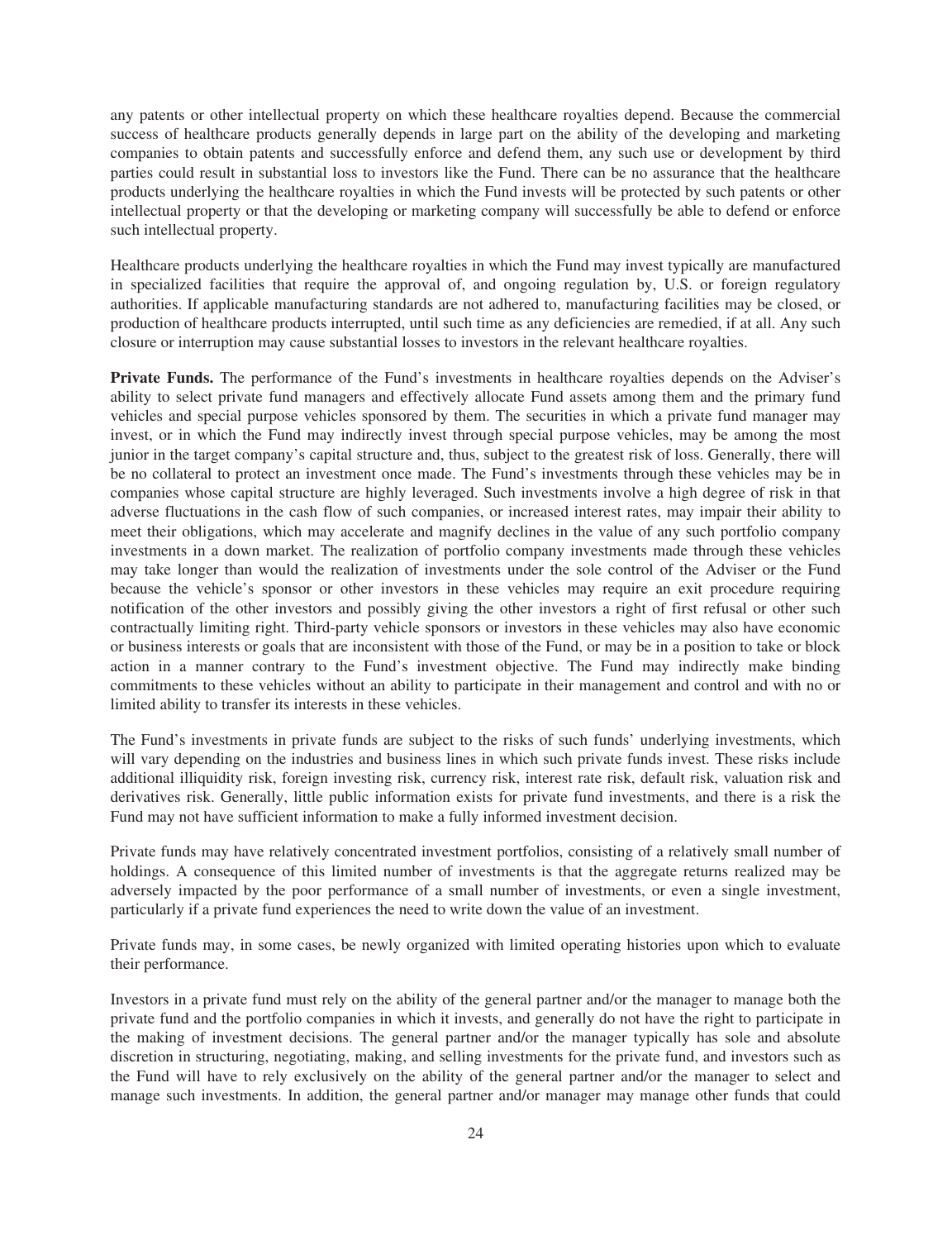any patents or other intellectual property on which these healthcare royalties depend. Because the commercial success of healthcare products generally depends in large part on the ability of the developing and marketing companies to obtain patents and successfully enforce and defend them, any such use or development by third parties could result in substantial loss to investors like the Fund. There can be no assurance that the healthcare products underlying the healthcare royalties in which the Fund invests will be protected by such patents or other intellectual property or that the developing or marketing company will successfully be able to defend or enforce such intellectual property.

Healthcare products underlying the healthcare royalties in which the Fund may invest typically are manufactured in specialized facilities that require the approval of, and ongoing regulation by, U.S. or foreign regulatory authorities. If applicable manufacturing standards are not adhered to, manufacturing facilities may be closed, or production of healthcare products interrupted, until such time as any deficiencies are remedied, if at all. Any such closure or interruption may cause substantial losses to investors in the relevant healthcare royalties.

**Private Funds.** The performance of the Fund's investments in healthcare royalties depends on the Adviser's ability to select private fund managers and effectively allocate Fund assets among them and the primary fund vehicles and special purpose vehicles sponsored by them. The securities in which a private fund manager may invest, or in which the Fund may indirectly invest through special purpose vehicles, may be among the most junior in the target company's capital structure and, thus, subject to the greatest risk of loss. Generally, there will be no collateral to protect an investment once made. The Fund's investments through these vehicles may be in companies whose capital structure are highly leveraged. Such investments involve a high degree of risk in that adverse fluctuations in the cash flow of such companies, or increased interest rates, may impair their ability to meet their obligations, which may accelerate and magnify declines in the value of any such portfolio company investments in a down market. The realization of portfolio company investments made through these vehicles may take longer than would the realization of investments under the sole control of the Adviser or the Fund because the vehicle's sponsor or other investors in these vehicles may require an exit procedure requiring notification of the other investors and possibly giving the other investors a right of first refusal or other such contractually limiting right. Third-party vehicle sponsors or investors in these vehicles may also have economic or business interests or goals that are inconsistent with those of the Fund, or may be in a position to take or block action in a manner contrary to the Fund's investment objective. The Fund may indirectly make binding commitments to these vehicles without an ability to participate in their management and control and with no or limited ability to transfer its interests in these vehicles.

The Fund's investments in private funds are subject to the risks of such funds' underlying investments, which will vary depending on the industries and business lines in which such private funds invest. These risks include additional illiquidity risk, foreign investing risk, currency risk, interest rate risk, default risk, valuation risk and derivatives risk. Generally, little public information exists for private fund investments, and there is a risk the Fund may not have sufficient information to make a fully informed investment decision.

Private funds may have relatively concentrated investment portfolios, consisting of a relatively small number of holdings. A consequence of this limited number of investments is that the aggregate returns realized may be adversely impacted by the poor performance of a small number of investments, or even a single investment, particularly if a private fund experiences the need to write down the value of an investment.

Private funds may, in some cases, be newly organized with limited operating histories upon which to evaluate their performance.

Investors in a private fund must rely on the ability of the general partner and/or the manager to manage both the private fund and the portfolio companies in which it invests, and generally do not have the right to participate in the making of investment decisions. The general partner and/or the manager typically has sole and absolute discretion in structuring, negotiating, making, and selling investments for the private fund, and investors such as the Fund will have to rely exclusively on the ability of the general partner and/or the manager to select and manage such investments. In addition, the general partner and/or manager may manage other funds that could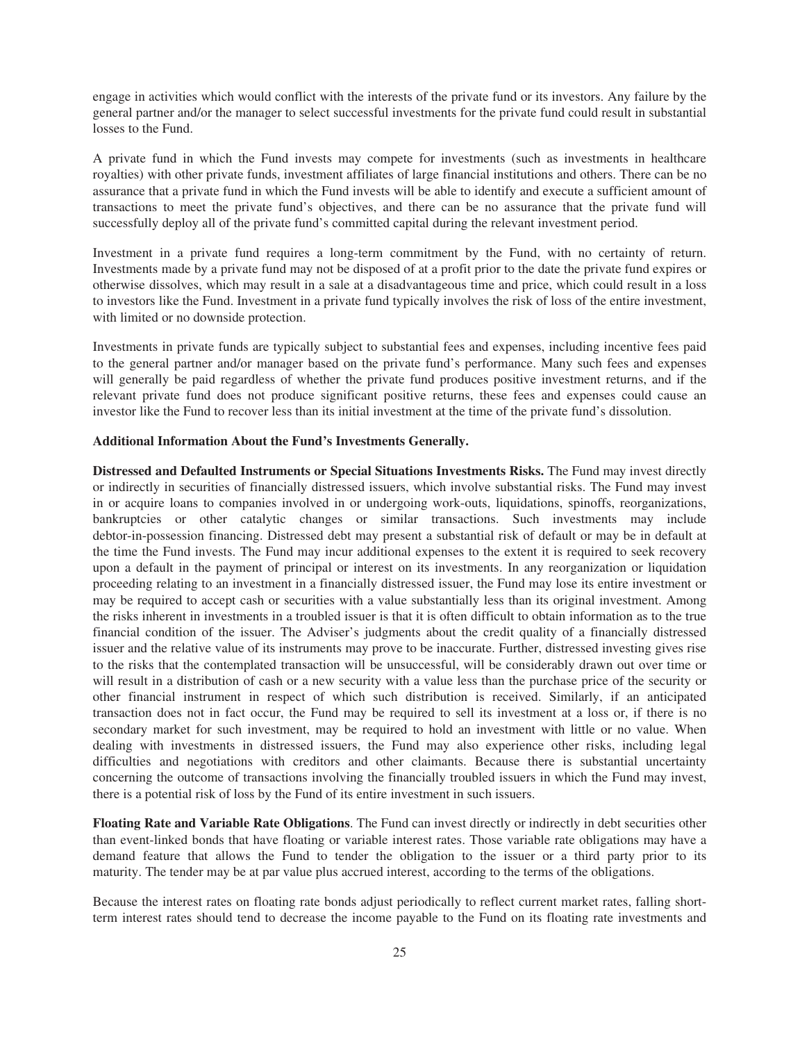engage in activities which would conflict with the interests of the private fund or its investors. Any failure by the general partner and/or the manager to select successful investments for the private fund could result in substantial losses to the Fund.

A private fund in which the Fund invests may compete for investments (such as investments in healthcare royalties) with other private funds, investment affiliates of large financial institutions and others. There can be no assurance that a private fund in which the Fund invests will be able to identify and execute a sufficient amount of transactions to meet the private fund's objectives, and there can be no assurance that the private fund will successfully deploy all of the private fund's committed capital during the relevant investment period.

Investment in a private fund requires a long-term commitment by the Fund, with no certainty of return. Investments made by a private fund may not be disposed of at a profit prior to the date the private fund expires or otherwise dissolves, which may result in a sale at a disadvantageous time and price, which could result in a loss to investors like the Fund. Investment in a private fund typically involves the risk of loss of the entire investment, with limited or no downside protection.

Investments in private funds are typically subject to substantial fees and expenses, including incentive fees paid to the general partner and/or manager based on the private fund's performance. Many such fees and expenses will generally be paid regardless of whether the private fund produces positive investment returns, and if the relevant private fund does not produce significant positive returns, these fees and expenses could cause an investor like the Fund to recover less than its initial investment at the time of the private fund's dissolution.

**Additional Information About the Fund's Investments Generally.**

**Distressed and Defaulted Instruments or Special Situations Investments Risks.** The Fund may invest directly or indirectly in securities of financially distressed issuers, which involve substantial risks. The Fund may invest in or acquire loans to companies involved in or undergoing work-outs, liquidations, spinoffs, reorganizations, bankruptcies or other catalytic changes or similar transactions. Such investments may include debtor-in-possession financing. Distressed debt may present a substantial risk of default or may be in default at the time the Fund invests. The Fund may incur additional expenses to the extent it is required to seek recovery upon a default in the payment of principal or interest on its investments. In any reorganization or liquidation proceeding relating to an investment in a financially distressed issuer, the Fund may lose its entire investment or may be required to accept cash or securities with a value substantially less than its original investment. Among the risks inherent in investments in a troubled issuer is that it is often difficult to obtain information as to the true financial condition of the issuer. The Adviser's judgments about the credit quality of a financially distressed issuer and the relative value of its instruments may prove to be inaccurate. Further, distressed investing gives rise to the risks that the contemplated transaction will be unsuccessful, will be considerably drawn out over time or will result in a distribution of cash or a new security with a value less than the purchase price of the security or other financial instrument in respect of which such distribution is received. Similarly, if an anticipated transaction does not in fact occur, the Fund may be required to sell its investment at a loss or, if there is no secondary market for such investment, may be required to hold an investment with little or no value. When dealing with investments in distressed issuers, the Fund may also experience other risks, including legal difficulties and negotiations with creditors and other claimants. Because there is substantial uncertainty concerning the outcome of transactions involving the financially troubled issuers in which the Fund may invest, there is a potential risk of loss by the Fund of its entire investment in such issuers.

**Floating Rate and Variable Rate Obligations**. The Fund can invest directly or indirectly in debt securities other than event-linked bonds that have floating or variable interest rates. Those variable rate obligations may have a demand feature that allows the Fund to tender the obligation to the issuer or a third party prior to its maturity. The tender may be at par value plus accrued interest, according to the terms of the obligations.

Because the interest rates on floating rate bonds adjust periodically to reflect current market rates, falling short-term interest rates should tend to decrease the income payable to the Fund on its floating rate investments and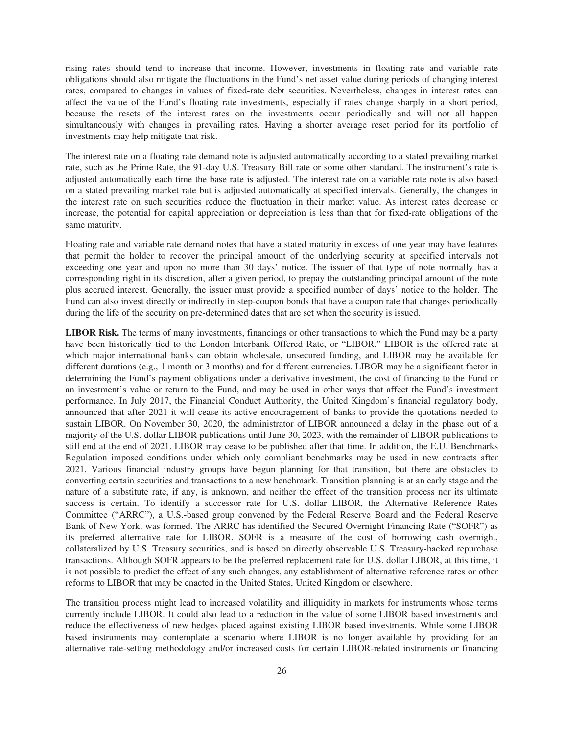rising rates should tend to increase that income. However, investments in floating rate and variable rate obligations should also mitigate the fluctuations in the Fund's net asset value during periods of changing interest rates, compared to changes in values of fixed-rate debt securities. Nevertheless, changes in interest rates can affect the value of the Fund's floating rate investments, especially if rates change sharply in a short period, because the resets of the interest rates on the investments occur periodically and will not all happen simultaneously with changes in prevailing rates. Having a shorter average reset period for its portfolio of investments may help mitigate that risk.

The interest rate on a floating rate demand note is adjusted automatically according to a stated prevailing market rate, such as the Prime Rate, the 91-day U.S. Treasury Bill rate or some other standard. The instrument's rate is adjusted automatically each time the base rate is adjusted. The interest rate on a variable rate note is also based on a stated prevailing market rate but is adjusted automatically at specified intervals. Generally, the changes in the interest rate on such securities reduce the fluctuation in their market value. As interest rates decrease or increase, the potential for capital appreciation or depreciation is less than that for fixed-rate obligations of the same maturity.

Floating rate and variable rate demand notes that have a stated maturity in excess of one year may have features that permit the holder to recover the principal amount of the underlying security at specified intervals not exceeding one year and upon no more than 30 days' notice. The issuer of that type of note normally has a corresponding right in its discretion, after a given period, to prepay the outstanding principal amount of the note plus accrued interest. Generally, the issuer must provide a specified number of days' notice to the holder. The Fund can also invest directly or indirectly in step-coupon bonds that have a coupon rate that changes periodically during the life of the security on pre-determined dates that are set when the security is issued.

**LIBOR Risk.** The terms of many investments, financings or other transactions to which the Fund may be a party have been historically tied to the London Interbank Offered Rate, or "LIBOR." LIBOR is the offered rate at which major international banks can obtain wholesale, unsecured funding, and LIBOR may be available for different durations (e.g., 1 month or 3 months) and for different currencies. LIBOR may be a significant factor in determining the Fund's payment obligations under a derivative investment, the cost of financing to the Fund or an investment's value or return to the Fund, and may be used in other ways that affect the Fund's investment performance. In July 2017, the Financial Conduct Authority, the United Kingdom's financial regulatory body, announced that after 2021 it will cease its active encouragement of banks to provide the quotations needed to sustain LIBOR. On November 30, 2020, the administrator of LIBOR announced a delay in the phase out of a majority of the U.S. dollar LIBOR publications until June 30, 2023, with the remainder of LIBOR publications to still end at the end of 2021. LIBOR may cease to be published after that time. In addition, the E.U. Benchmarks Regulation imposed conditions under which only compliant benchmarks may be used in new contracts after 2021. Various financial industry groups have begun planning for that transition, but there are obstacles to converting certain securities and transactions to a new benchmark. Transition planning is at an early stage and the nature of a substitute rate, if any, is unknown, and neither the effect of the transition process nor its ultimate success is certain. To identify a successor rate for U.S. dollar LIBOR, the Alternative Reference Rates Committee ("ARRC"), a U.S.-based group convened by the Federal Reserve Board and the Federal Reserve Bank of New York, was formed. The ARRC has identified the Secured Overnight Financing Rate ("SOFR") as its preferred alternative rate for LIBOR. SOFR is a measure of the cost of borrowing cash overnight, collateralized by U.S. Treasury securities, and is based on directly observable U.S. Treasury-backed repurchase transactions. Although SOFR appears to be the preferred replacement rate for U.S. dollar LIBOR, at this time, it is not possible to predict the effect of any such changes, any establishment of alternative reference rates or other reforms to LIBOR that may be enacted in the United States, United Kingdom or elsewhere.

The transition process might lead to increased volatility and illiquidity in markets for instruments whose terms currently include LIBOR. It could also lead to a reduction in the value of some LIBOR based investments and reduce the effectiveness of new hedges placed against existing LIBOR based investments. While some LIBOR based instruments may contemplate a scenario where LIBOR is no longer available by providing for an alternative rate-setting methodology and/or increased costs for certain LIBOR-related instruments or financing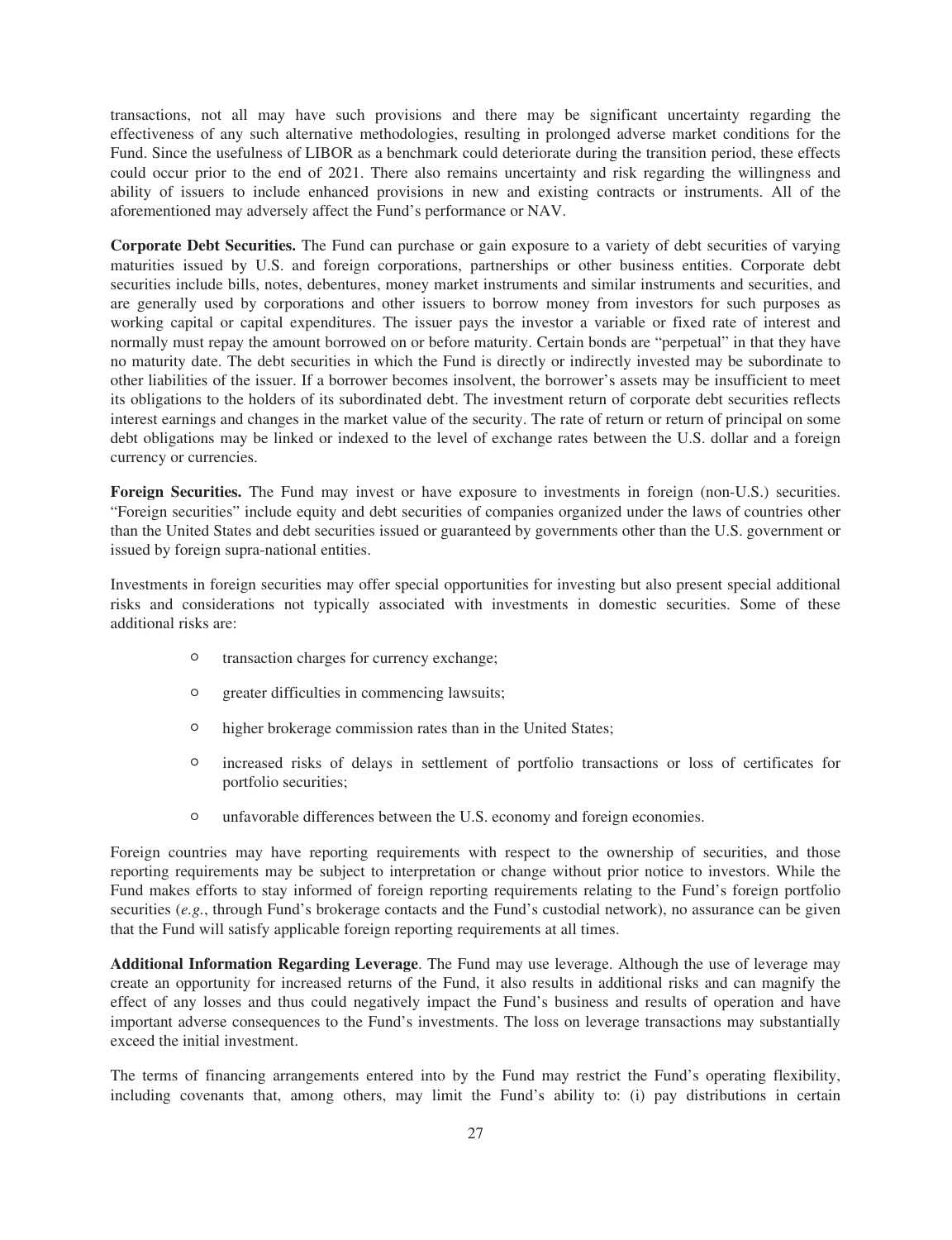transactions, not all may have such provisions and there may be significant uncertainty regarding the effectiveness of any such alternative methodologies, resulting in prolonged adverse market conditions for the Fund. Since the usefulness of LIBOR as a benchmark could deteriorate during the transition period, these effects could occur prior to the end of 2021. There also remains uncertainty and risk regarding the willingness and ability of issuers to include enhanced provisions in new and existing contracts or instruments. All of the aforementioned may adversely affect the Fund's performance or NAV.

**Corporate Debt Securities.** The Fund can purchase or gain exposure to a variety of debt securities of varying maturities issued by U.S. and foreign corporations, partnerships or other business entities. Corporate debt securities include bills, notes, debentures, money market instruments and similar instruments and securities, and are generally used by corporations and other issuers to borrow money from investors for such purposes as working capital or capital expenditures. The issuer pays the investor a variable or fixed rate of interest and normally must repay the amount borrowed on or before maturity. Certain bonds are "perpetual" in that they have no maturity date. The debt securities in which the Fund is directly or indirectly invested may be subordinate to other liabilities of the issuer. If a borrower becomes insolvent, the borrower's assets may be insufficient to meet its obligations to the holders of its subordinated debt. The investment return of corporate debt securities reflects interest earnings and changes in the market value of the security. The rate of return or return of principal on some debt obligations may be linked or indexed to the level of exchange rates between the U.S. dollar and a foreign currency or currencies.

**Foreign Securities.** The Fund may invest or have exposure to investments in foreign (non-U.S.) securities. "Foreign securities" include equity and debt securities of companies organized under the laws of countries other than the United States and debt securities issued or guaranteed by governments other than the U.S. government or issued by foreign supra-national entities.

Investments in foreign securities may offer special opportunities for investing but also present special additional risks and considerations not typically associated with investments in domestic securities. Some of these additional risks are:

- transaction charges for currency exchange;
- greater difficulties in commencing lawsuits;
- higher brokerage commission rates than in the United States;
- increased risks of delays in settlement of portfolio transactions or loss of certificates for portfolio securities;
- unfavorable differences between the U.S. economy and foreign economies.

Foreign countries may have reporting requirements with respect to the ownership of securities, and those reporting requirements may be subject to interpretation or change without prior notice to investors. While the Fund makes efforts to stay informed of foreign reporting requirements relating to the Fund's foreign portfolio securities (*e.g.*, through Fund's brokerage contacts and the Fund's custodial network), no assurance can be given that the Fund will satisfy applicable foreign reporting requirements at all times.

**Additional Information Regarding Leverage**. The Fund may use leverage. Although the use of leverage may create an opportunity for increased returns of the Fund, it also results in additional risks and can magnify the effect of any losses and thus could negatively impact the Fund's business and results of operation and have important adverse consequences to the Fund's investments. The loss on leverage transactions may substantially exceed the initial investment.

The terms of financing arrangements entered into by the Fund may restrict the Fund's operating flexibility, including covenants that, among others, may limit the Fund's ability to: (i) pay distributions in certain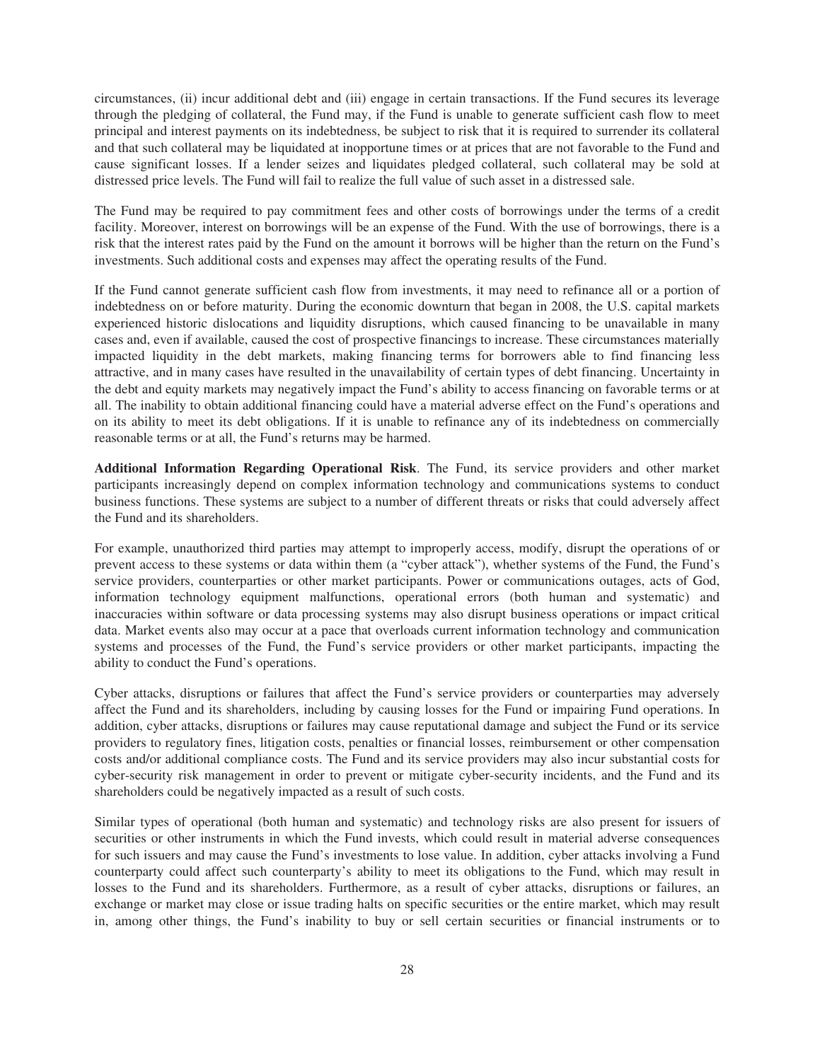circumstances, (ii) incur additional debt and (iii) engage in certain transactions. If the Fund secures its leverage through the pledging of collateral, the Fund may, if the Fund is unable to generate sufficient cash flow to meet principal and interest payments on its indebtedness, be subject to risk that it is required to surrender its collateral and that such collateral may be liquidated at inopportune times or at prices that are not favorable to the Fund and cause significant losses. If a lender seizes and liquidates pledged collateral, such collateral may be sold at distressed price levels. The Fund will fail to realize the full value of such asset in a distressed sale.

The Fund may be required to pay commitment fees and other costs of borrowings under the terms of a credit facility. Moreover, interest on borrowings will be an expense of the Fund. With the use of borrowings, there is a risk that the interest rates paid by the Fund on the amount it borrows will be higher than the return on the Fund's investments. Such additional costs and expenses may affect the operating results of the Fund.

If the Fund cannot generate sufficient cash flow from investments, it may need to refinance all or a portion of indebtedness on or before maturity. During the economic downturn that began in 2008, the U.S. capital markets experienced historic dislocations and liquidity disruptions, which caused financing to be unavailable in many cases and, even if available, caused the cost of prospective financings to increase. These circumstances materially impacted liquidity in the debt markets, making financing terms for borrowers able to find financing less attractive, and in many cases have resulted in the unavailability of certain types of debt financing. Uncertainty in the debt and equity markets may negatively impact the Fund's ability to access financing on favorable terms or at all. The inability to obtain additional financing could have a material adverse effect on the Fund's operations and on its ability to meet its debt obligations. If it is unable to refinance any of its indebtedness on commercially reasonable terms or at all, the Fund's returns may be harmed.

**Additional Information Regarding Operational Risk**. The Fund, its service providers and other market participants increasingly depend on complex information technology and communications systems to conduct business functions. These systems are subject to a number of different threats or risks that could adversely affect the Fund and its shareholders.

For example, unauthorized third parties may attempt to improperly access, modify, disrupt the operations of or prevent access to these systems or data within them (a "cyber attack"), whether systems of the Fund, the Fund's service providers, counterparties or other market participants. Power or communications outages, acts of God, information technology equipment malfunctions, operational errors (both human and systematic) and inaccuracies within software or data processing systems may also disrupt business operations or impact critical data. Market events also may occur at a pace that overloads current information technology and communication systems and processes of the Fund, the Fund's service providers or other market participants, impacting the ability to conduct the Fund's operations.

Cyber attacks, disruptions or failures that affect the Fund's service providers or counterparties may adversely affect the Fund and its shareholders, including by causing losses for the Fund or impairing Fund operations. In addition, cyber attacks, disruptions or failures may cause reputational damage and subject the Fund or its service providers to regulatory fines, litigation costs, penalties or financial losses, reimbursement or other compensation costs and/or additional compliance costs. The Fund and its service providers may also incur substantial costs for cyber-security risk management in order to prevent or mitigate cyber-security incidents, and the Fund and its shareholders could be negatively impacted as a result of such costs.

Similar types of operational (both human and systematic) and technology risks are also present for issuers of securities or other instruments in which the Fund invests, which could result in material adverse consequences for such issuers and may cause the Fund's investments to lose value. In addition, cyber attacks involving a Fund counterparty could affect such counterparty's ability to meet its obligations to the Fund, which may result in losses to the Fund and its shareholders. Furthermore, as a result of cyber attacks, disruptions or failures, an exchange or market may close or issue trading halts on specific securities or the entire market, which may result in, among other things, the Fund's inability to buy or sell certain securities or financial instruments or to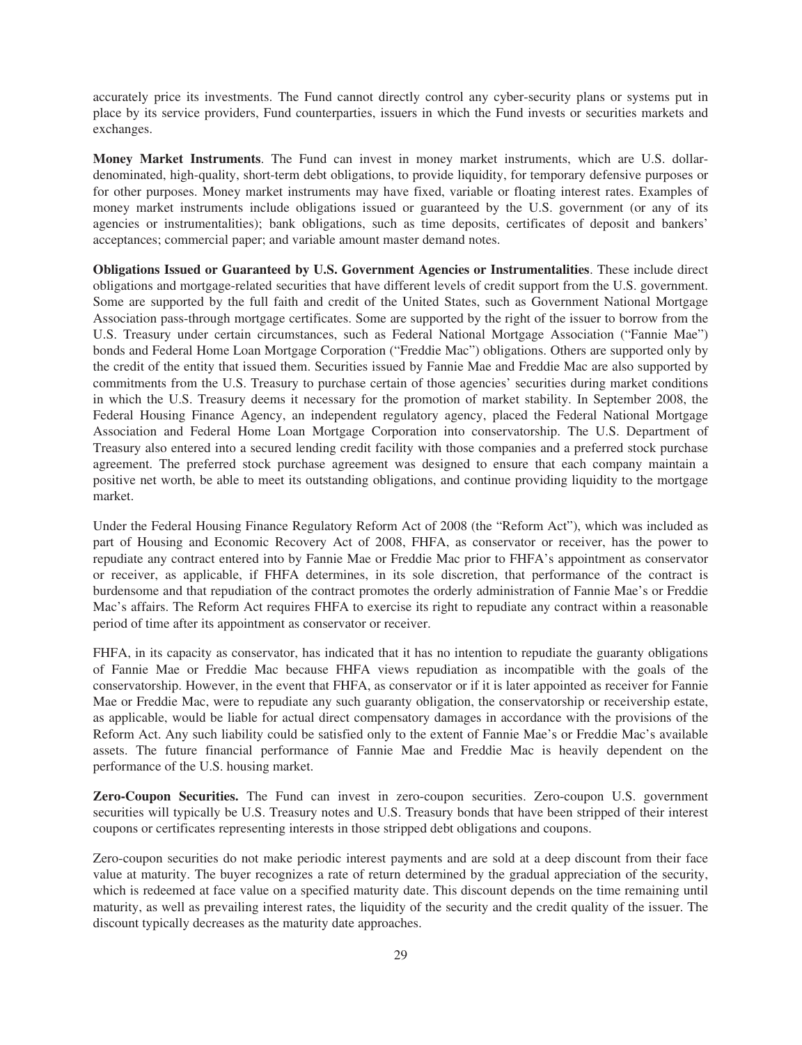accurately price its investments. The Fund cannot directly control any cyber-security plans or systems put in place by its service providers, Fund counterparties, issuers in which the Fund invests or securities markets and exchanges.

**Money Market Instruments**. The Fund can invest in money market instruments, which are U.S. dollar-denominated, high-quality, short-term debt obligations, to provide liquidity, for temporary defensive purposes or for other purposes. Money market instruments may have fixed, variable or floating interest rates. Examples of money market instruments include obligations issued or guaranteed by the U.S. government (or any of its agencies or instrumentalities); bank obligations, such as time deposits, certificates of deposit and bankers' acceptances; commercial paper; and variable amount master demand notes.

**Obligations Issued or Guaranteed by U.S. Government Agencies or Instrumentalities**. These include direct obligations and mortgage-related securities that have different levels of credit support from the U.S. government. Some are supported by the full faith and credit of the United States, such as Government National Mortgage Association pass-through mortgage certificates. Some are supported by the right of the issuer to borrow from the U.S. Treasury under certain circumstances, such as Federal National Mortgage Association ("Fannie Mae") bonds and Federal Home Loan Mortgage Corporation ("Freddie Mac") obligations. Others are supported only by the credit of the entity that issued them. Securities issued by Fannie Mae and Freddie Mac are also supported by commitments from the U.S. Treasury to purchase certain of those agencies' securities during market conditions in which the U.S. Treasury deems it necessary for the promotion of market stability. In September 2008, the Federal Housing Finance Agency, an independent regulatory agency, placed the Federal National Mortgage Association and Federal Home Loan Mortgage Corporation into conservatorship. The U.S. Department of Treasury also entered into a secured lending credit facility with those companies and a preferred stock purchase agreement. The preferred stock purchase agreement was designed to ensure that each company maintain a positive net worth, be able to meet its outstanding obligations, and continue providing liquidity to the mortgage market.

Under the Federal Housing Finance Regulatory Reform Act of 2008 (the "Reform Act"), which was included as part of Housing and Economic Recovery Act of 2008, FHFA, as conservator or receiver, has the power to repudiate any contract entered into by Fannie Mae or Freddie Mac prior to FHFA's appointment as conservator or receiver, as applicable, if FHFA determines, in its sole discretion, that performance of the contract is burdensome and that repudiation of the contract promotes the orderly administration of Fannie Mae's or Freddie Mac's affairs. The Reform Act requires FHFA to exercise its right to repudiate any contract within a reasonable period of time after its appointment as conservator or receiver.

FHFA, in its capacity as conservator, has indicated that it has no intention to repudiate the guaranty obligations of Fannie Mae or Freddie Mac because FHFA views repudiation as incompatible with the goals of the conservatorship. However, in the event that FHFA, as conservator or if it is later appointed as receiver for Fannie Mae or Freddie Mac, were to repudiate any such guaranty obligation, the conservatorship or receivership estate, as applicable, would be liable for actual direct compensatory damages in accordance with the provisions of the Reform Act. Any such liability could be satisfied only to the extent of Fannie Mae's or Freddie Mac's available assets. The future financial performance of Fannie Mae and Freddie Mac is heavily dependent on the performance of the U.S. housing market.

**Zero-Coupon Securities.** The Fund can invest in zero-coupon securities. Zero-coupon U.S. government securities will typically be U.S. Treasury notes and U.S. Treasury bonds that have been stripped of their interest coupons or certificates representing interests in those stripped debt obligations and coupons.

Zero-coupon securities do not make periodic interest payments and are sold at a deep discount from their face value at maturity. The buyer recognizes a rate of return determined by the gradual appreciation of the security, which is redeemed at face value on a specified maturity date. This discount depends on the time remaining until maturity, as well as prevailing interest rates, the liquidity of the security and the credit quality of the issuer. The discount typically decreases as the maturity date approaches.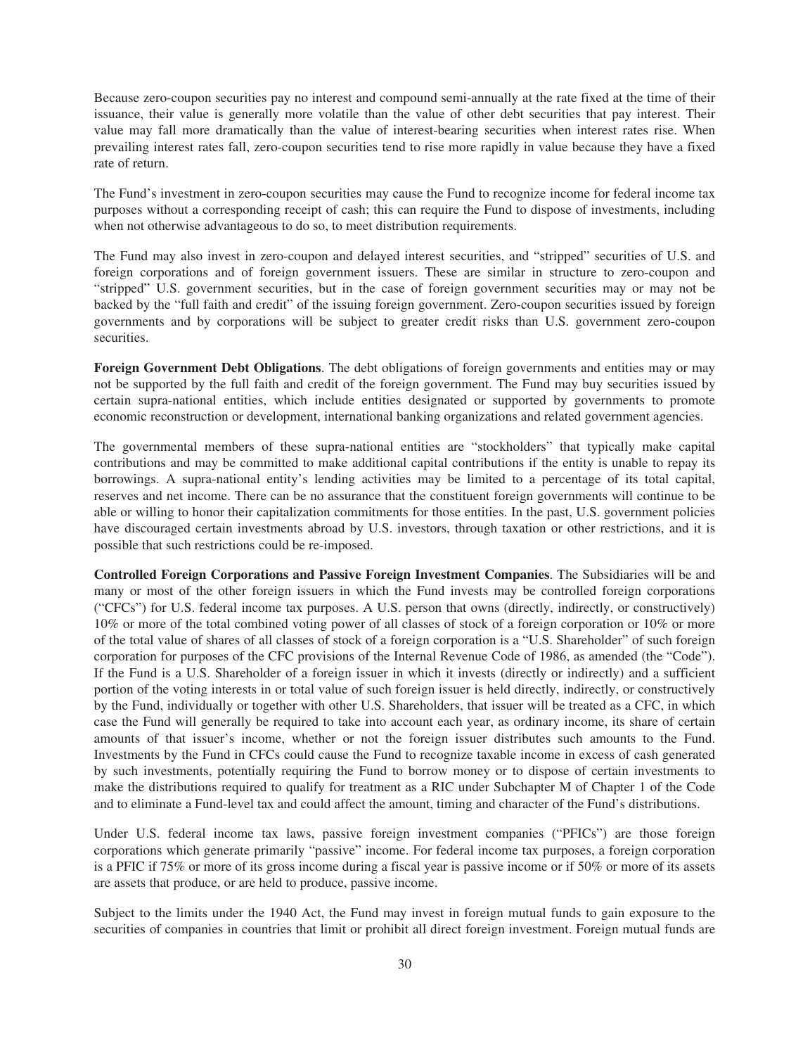Because zero-coupon securities pay no interest and compound semi-annually at the rate fixed at the time of their issuance, their value is generally more volatile than the value of other debt securities that pay interest. Their value may fall more dramatically than the value of interest-bearing securities when interest rates rise. When prevailing interest rates fall, zero-coupon securities tend to rise more rapidly in value because they have a fixed rate of return.

The Fund's investment in zero-coupon securities may cause the Fund to recognize income for federal income tax purposes without a corresponding receipt of cash; this can require the Fund to dispose of investments, including when not otherwise advantageous to do so, to meet distribution requirements.

The Fund may also invest in zero-coupon and delayed interest securities, and "stripped" securities of U.S. and foreign corporations and of foreign government issuers. These are similar in structure to zero-coupon and "stripped" U.S. government securities, but in the case of foreign government securities may or may not be backed by the "full faith and credit" of the issuing foreign government. Zero-coupon securities issued by foreign governments and by corporations will be subject to greater credit risks than U.S. government zero-coupon securities.

**Foreign Government Debt Obligations**. The debt obligations of foreign governments and entities may or may not be supported by the full faith and credit of the foreign government. The Fund may buy securities issued by certain supra-national entities, which include entities designated or supported by governments to promote economic reconstruction or development, international banking organizations and related government agencies.

The governmental members of these supra-national entities are "stockholders" that typically make capital contributions and may be committed to make additional capital contributions if the entity is unable to repay its borrowings. A supra-national entity's lending activities may be limited to a percentage of its total capital, reserves and net income. There can be no assurance that the constituent foreign governments will continue to be able or willing to honor their capitalization commitments for those entities. In the past, U.S. government policies have discouraged certain investments abroad by U.S. investors, through taxation or other restrictions, and it is possible that such restrictions could be re-imposed.

**Controlled Foreign Corporations and Passive Foreign Investment Companies**. The Subsidiaries will be and many or most of the other foreign issuers in which the Fund invests may be controlled foreign corporations ("CFCs") for U.S. federal income tax purposes. A U.S. person that owns (directly, indirectly, or constructively) 10% or more of the total combined voting power of all classes of stock of a foreign corporation or 10% or more of the total value of shares of all classes of stock of a foreign corporation is a "U.S. Shareholder" of such foreign corporation for purposes of the CFC provisions of the Internal Revenue Code of 1986, as amended (the "Code"). If the Fund is a U.S. Shareholder of a foreign issuer in which it invests (directly or indirectly) and a sufficient portion of the voting interests in or total value of such foreign issuer is held directly, indirectly, or constructively by the Fund, individually or together with other U.S. Shareholders, that issuer will be treated as a CFC, in which case the Fund will generally be required to take into account each year, as ordinary income, its share of certain amounts of that issuer's income, whether or not the foreign issuer distributes such amounts to the Fund. Investments by the Fund in CFCs could cause the Fund to recognize taxable income in excess of cash generated by such investments, potentially requiring the Fund to borrow money or to dispose of certain investments to make the distributions required to qualify for treatment as a RIC under Subchapter M of Chapter 1 of the Code and to eliminate a Fund-level tax and could affect the amount, timing and character of the Fund's distributions.

Under U.S. federal income tax laws, passive foreign investment companies ("PFICs") are those foreign corporations which generate primarily "passive" income. For federal income tax purposes, a foreign corporation is a PFIC if 75% or more of its gross income during a fiscal year is passive income or if 50% or more of its assets are assets that produce, or are held to produce, passive income.

Subject to the limits under the 1940 Act, the Fund may invest in foreign mutual funds to gain exposure to the securities of companies in countries that limit or prohibit all direct foreign investment. Foreign mutual funds are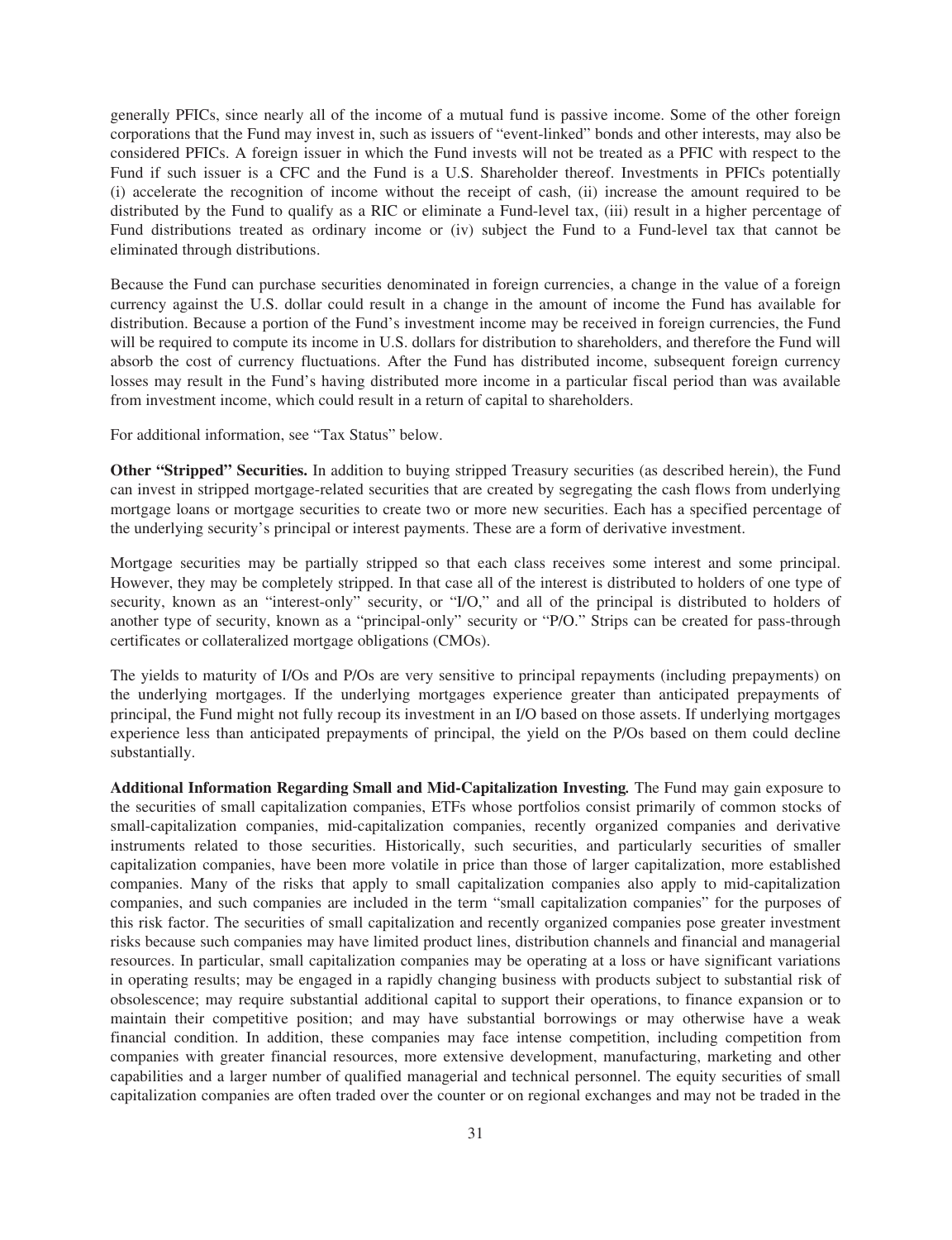generally PFICs, since nearly all of the income of a mutual fund is passive income. Some of the other foreign corporations that the Fund may invest in, such as issuers of "event-linked" bonds and other interests, may also be considered PFICs. A foreign issuer in which the Fund invests will not be treated as a PFIC with respect to the Fund if such issuer is a CFC and the Fund is a U.S. Shareholder thereof. Investments in PFICs potentially (i) accelerate the recognition of income without the receipt of cash, (ii) increase the amount required to be distributed by the Fund to qualify as a RIC or eliminate a Fund-level tax, (iii) result in a higher percentage of Fund distributions treated as ordinary income or (iv) subject the Fund to a Fund-level tax that cannot be eliminated through distributions.

Because the Fund can purchase securities denominated in foreign currencies, a change in the value of a foreign currency against the U.S. dollar could result in a change in the amount of income the Fund has available for distribution. Because a portion of the Fund's investment income may be received in foreign currencies, the Fund will be required to compute its income in U.S. dollars for distribution to shareholders, and therefore the Fund will absorb the cost of currency fluctuations. After the Fund has distributed income, subsequent foreign currency losses may result in the Fund's having distributed more income in a particular fiscal period than was available from investment income, which could result in a return of capital to shareholders.

For additional information, see "Tax Status" below.

**Other "Stripped" Securities.** In addition to buying stripped Treasury securities (as described herein), the Fund can invest in stripped mortgage-related securities that are created by segregating the cash flows from underlying mortgage loans or mortgage securities to create two or more new securities. Each has a specified percentage of the underlying security's principal or interest payments. These are a form of derivative investment.

Mortgage securities may be partially stripped so that each class receives some interest and some principal. However, they may be completely stripped. In that case all of the interest is distributed to holders of one type of security, known as an "interest-only" security, or "I/O," and all of the principal is distributed to holders of another type of security, known as a "principal-only" security or "P/O." Strips can be created for pass-through certificates or collateralized mortgage obligations (CMOs).

The yields to maturity of I/Os and P/Os are very sensitive to principal repayments (including prepayments) on the underlying mortgages. If the underlying mortgages experience greater than anticipated prepayments of principal, the Fund might not fully recoup its investment in an I/O based on those assets. If underlying mortgages experience less than anticipated prepayments of principal, the yield on the P/Os based on them could decline substantially.

**Additional Information Regarding Small and Mid-Capitalization Investing.** The Fund may gain exposure to the securities of small capitalization companies, ETFs whose portfolios consist primarily of common stocks of small-capitalization companies, mid-capitalization companies, recently organized companies and derivative instruments related to those securities. Historically, such securities, and particularly securities of smaller capitalization companies, have been more volatile in price than those of larger capitalization, more established companies. Many of the risks that apply to small capitalization companies also apply to mid-capitalization companies, and such companies are included in the term "small capitalization companies" for the purposes of this risk factor. The securities of small capitalization and recently organized companies pose greater investment risks because such companies may have limited product lines, distribution channels and financial and managerial resources. In particular, small capitalization companies may be operating at a loss or have significant variations in operating results; may be engaged in a rapidly changing business with products subject to substantial risk of obsolescence; may require substantial additional capital to support their operations, to finance expansion or to maintain their competitive position; and may have substantial borrowings or may otherwise have a weak financial condition. In addition, these companies may face intense competition, including competition from companies with greater financial resources, more extensive development, manufacturing, marketing and other capabilities and a larger number of qualified managerial and technical personnel. The equity securities of small capitalization companies are often traded over the counter or on regional exchanges and may not be traded in the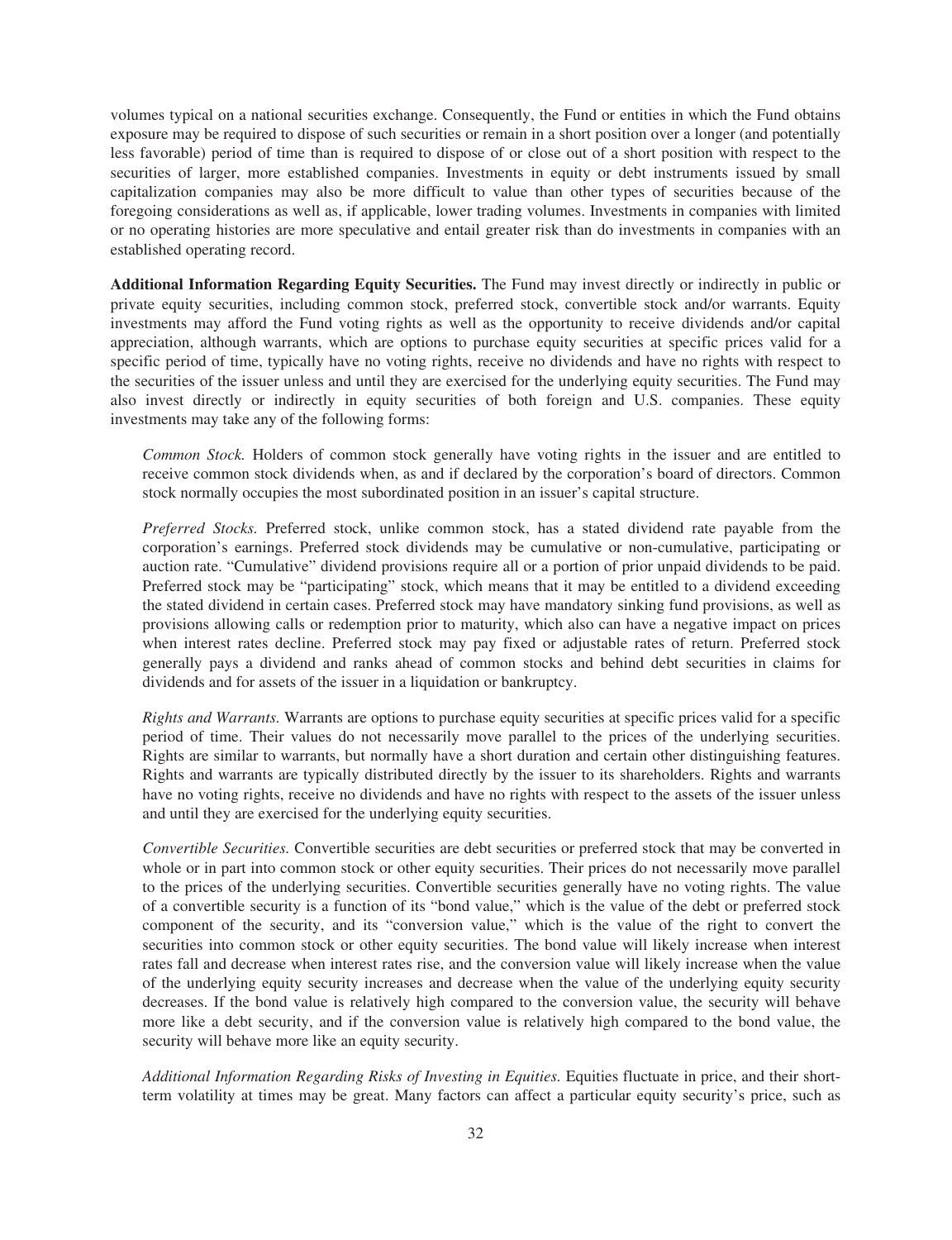volumes typical on a national securities exchange. Consequently, the Fund or entities in which the Fund obtains exposure may be required to dispose of such securities or remain in a short position over a longer (and potentially less favorable) period of time than is required to dispose of or close out of a short position with respect to the securities of larger, more established companies. Investments in equity or debt instruments issued by small capitalization companies may also be more difficult to value than other types of securities because of the foregoing considerations as well as, if applicable, lower trading volumes. Investments in companies with limited or no operating histories are more speculative and entail greater risk than do investments in companies with an established operating record.

**Additional Information Regarding Equity Securities.** The Fund may invest directly or indirectly in public or private equity securities, including common stock, preferred stock, convertible stock and/or warrants. Equity investments may afford the Fund voting rights as well as the opportunity to receive dividends and/or capital appreciation, although warrants, which are options to purchase equity securities at specific prices valid for a specific period of time, typically have no voting rights, receive no dividends and have no rights with respect to the securities of the issuer unless and until they are exercised for the underlying equity securities. The Fund may also invest directly or indirectly in equity securities of both foreign and U.S. companies. These equity investments may take any of the following forms:

*Common Stock.* Holders of common stock generally have voting rights in the issuer and are entitled to receive common stock dividends when, as and if declared by the corporation's board of directors. Common stock normally occupies the most subordinated position in an issuer's capital structure.

*Preferred Stocks.* Preferred stock, unlike common stock, has a stated dividend rate payable from the corporation's earnings. Preferred stock dividends may be cumulative or non-cumulative, participating or auction rate. "Cumulative" dividend provisions require all or a portion of prior unpaid dividends to be paid. Preferred stock may be "participating" stock, which means that it may be entitled to a dividend exceeding the stated dividend in certain cases. Preferred stock may have mandatory sinking fund provisions, as well as provisions allowing calls or redemption prior to maturity, which also can have a negative impact on prices when interest rates decline. Preferred stock may pay fixed or adjustable rates of return. Preferred stock generally pays a dividend and ranks ahead of common stocks and behind debt securities in claims for dividends and for assets of the issuer in a liquidation or bankruptcy.

*Rights and Warrants.* Warrants are options to purchase equity securities at specific prices valid for a specific period of time. Their values do not necessarily move parallel to the prices of the underlying securities. Rights are similar to warrants, but normally have a short duration and certain other distinguishing features. Rights and warrants are typically distributed directly by the issuer to its shareholders. Rights and warrants have no voting rights, receive no dividends and have no rights with respect to the assets of the issuer unless and until they are exercised for the underlying equity securities.

*Convertible Securities.* Convertible securities are debt securities or preferred stock that may be converted in whole or in part into common stock or other equity securities. Their prices do not necessarily move parallel to the prices of the underlying securities. Convertible securities generally have no voting rights. The value of a convertible security is a function of its "bond value," which is the value of the debt or preferred stock component of the security, and its "conversion value," which is the value of the right to convert the securities into common stock or other equity securities. The bond value will likely increase when interest rates fall and decrease when interest rates rise, and the conversion value will likely increase when the value of the underlying equity security increases and decrease when the value of the underlying equity security decreases. If the bond value is relatively high compared to the conversion value, the security will behave more like a debt security, and if the conversion value is relatively high compared to the bond value, the security will behave more like an equity security.

*Additional Information Regarding Risks of Investing in Equities.* Equities fluctuate in price, and their short-term volatility at times may be great. Many factors can affect a particular equity security's price, such as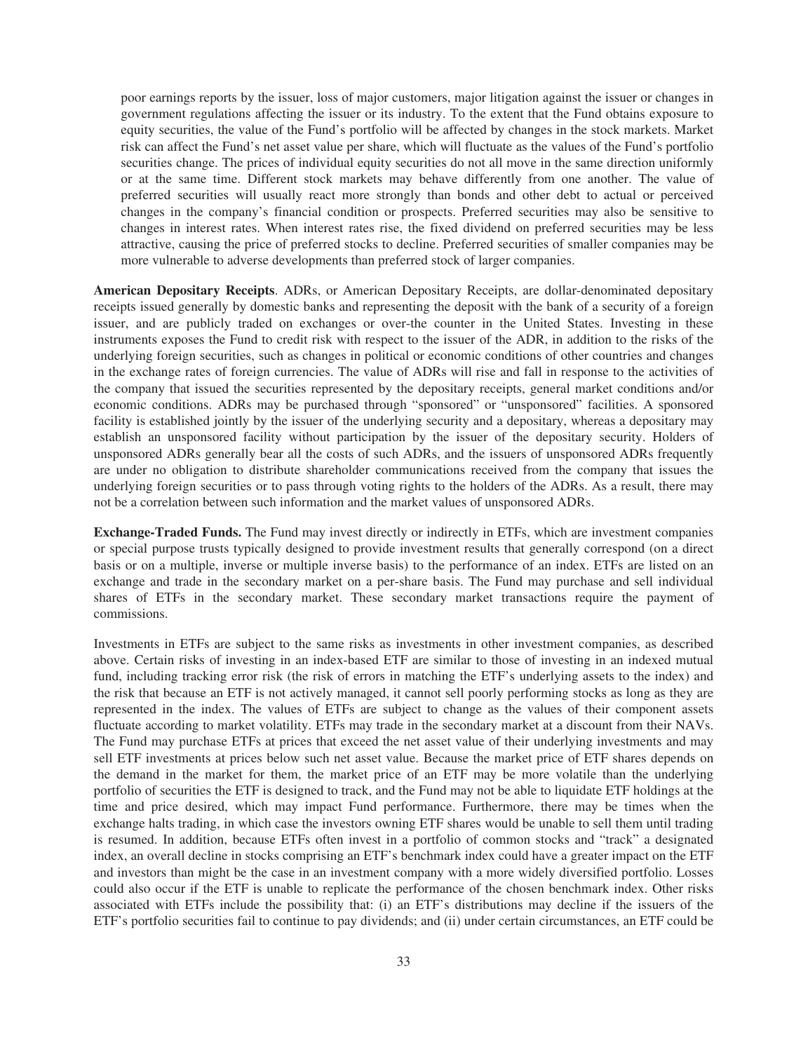poor earnings reports by the issuer, loss of major customers, major litigation against the issuer or changes in government regulations affecting the issuer or its industry. To the extent that the Fund obtains exposure to equity securities, the value of the Fund's portfolio will be affected by changes in the stock markets. Market risk can affect the Fund's net asset value per share, which will fluctuate as the values of the Fund's portfolio securities change. The prices of individual equity securities do not all move in the same direction uniformly or at the same time. Different stock markets may behave differently from one another. The value of preferred securities will usually react more strongly than bonds and other debt to actual or perceived changes in the company's financial condition or prospects. Preferred securities may also be sensitive to changes in interest rates. When interest rates rise, the fixed dividend on preferred securities may be less attractive, causing the price of preferred stocks to decline. Preferred securities of smaller companies may be more vulnerable to adverse developments than preferred stock of larger companies.

**American Depositary Receipts**. ADRs, or American Depositary Receipts, are dollar-denominated depositary receipts issued generally by domestic banks and representing the deposit with the bank of a security of a foreign issuer, and are publicly traded on exchanges or over-the counter in the United States. Investing in these instruments exposes the Fund to credit risk with respect to the issuer of the ADR, in addition to the risks of the underlying foreign securities, such as changes in political or economic conditions of other countries and changes in the exchange rates of foreign currencies. The value of ADRs will rise and fall in response to the activities of the company that issued the securities represented by the depositary receipts, general market conditions and/or economic conditions. ADRs may be purchased through "sponsored" or "unsponsored" facilities. A sponsored facility is established jointly by the issuer of the underlying security and a depositary, whereas a depositary may establish an unsponsored facility without participation by the issuer of the depositary security. Holders of unsponsored ADRs generally bear all the costs of such ADRs, and the issuers of unsponsored ADRs frequently are under no obligation to distribute shareholder communications received from the company that issues the underlying foreign securities or to pass through voting rights to the holders of the ADRs. As a result, there may not be a correlation between such information and the market values of unsponsored ADRs.

**Exchange-Traded Funds.** The Fund may invest directly or indirectly in ETFs, which are investment companies or special purpose trusts typically designed to provide investment results that generally correspond (on a direct basis or on a multiple, inverse or multiple inverse basis) to the performance of an index. ETFs are listed on an exchange and trade in the secondary market on a per-share basis. The Fund may purchase and sell individual shares of ETFs in the secondary market. These secondary market transactions require the payment of commissions.

Investments in ETFs are subject to the same risks as investments in other investment companies, as described above. Certain risks of investing in an index-based ETF are similar to those of investing in an indexed mutual fund, including tracking error risk (the risk of errors in matching the ETF's underlying assets to the index) and the risk that because an ETF is not actively managed, it cannot sell poorly performing stocks as long as they are represented in the index. The values of ETFs are subject to change as the values of their component assets fluctuate according to market volatility. ETFs may trade in the secondary market at a discount from their NAVs. The Fund may purchase ETFs at prices that exceed the net asset value of their underlying investments and may sell ETF investments at prices below such net asset value. Because the market price of ETF shares depends on the demand in the market for them, the market price of an ETF may be more volatile than the underlying portfolio of securities the ETF is designed to track, and the Fund may not be able to liquidate ETF holdings at the time and price desired, which may impact Fund performance. Furthermore, there may be times when the exchange halts trading, in which case the investors owning ETF shares would be unable to sell them until trading is resumed. In addition, because ETFs often invest in a portfolio of common stocks and "track" a designated index, an overall decline in stocks comprising an ETF's benchmark index could have a greater impact on the ETF and investors than might be the case in an investment company with a more widely diversified portfolio. Losses could also occur if the ETF is unable to replicate the performance of the chosen benchmark index. Other risks associated with ETFs include the possibility that: (i) an ETF's distributions may decline if the issuers of the ETF's portfolio securities fail to continue to pay dividends; and (ii) under certain circumstances, an ETF could be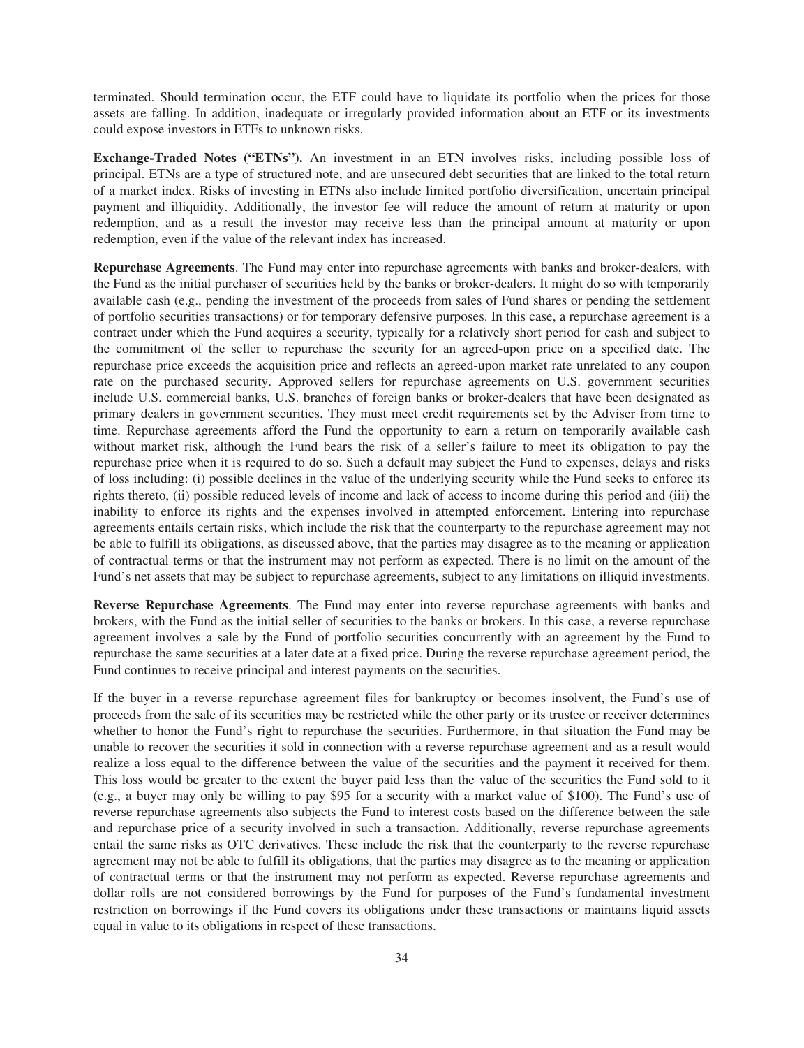terminated. Should termination occur, the ETF could have to liquidate its portfolio when the prices for those assets are falling. In addition, inadequate or irregularly provided information about an ETF or its investments could expose investors in ETFs to unknown risks.

**Exchange-Traded Notes ("ETNs").** An investment in an ETN involves risks, including possible loss of principal. ETNs are a type of structured note, and are unsecured debt securities that are linked to the total return of a market index. Risks of investing in ETNs also include limited portfolio diversification, uncertain principal payment and illiquidity. Additionally, the investor fee will reduce the amount of return at maturity or upon redemption, and as a result the investor may receive less than the principal amount at maturity or upon redemption, even if the value of the relevant index has increased.

**Repurchase Agreements**. The Fund may enter into repurchase agreements with banks and broker-dealers, with the Fund as the initial purchaser of securities held by the banks or broker-dealers. It might do so with temporarily available cash (e.g., pending the investment of the proceeds from sales of Fund shares or pending the settlement of portfolio securities transactions) or for temporary defensive purposes. In this case, a repurchase agreement is a contract under which the Fund acquires a security, typically for a relatively short period for cash and subject to the commitment of the seller to repurchase the security for an agreed-upon price on a specified date. The repurchase price exceeds the acquisition price and reflects an agreed-upon market rate unrelated to any coupon rate on the purchased security. Approved sellers for repurchase agreements on U.S. government securities include U.S. commercial banks, U.S. branches of foreign banks or broker-dealers that have been designated as primary dealers in government securities. They must meet credit requirements set by the Adviser from time to time. Repurchase agreements afford the Fund the opportunity to earn a return on temporarily available cash without market risk, although the Fund bears the risk of a seller's failure to meet its obligation to pay the repurchase price when it is required to do so. Such a default may subject the Fund to expenses, delays and risks of loss including: (i) possible declines in the value of the underlying security while the Fund seeks to enforce its rights thereto, (ii) possible reduced levels of income and lack of access to income during this period and (iii) the inability to enforce its rights and the expenses involved in attempted enforcement. Entering into repurchase agreements entails certain risks, which include the risk that the counterparty to the repurchase agreement may not be able to fulfill its obligations, as discussed above, that the parties may disagree as to the meaning or application of contractual terms or that the instrument may not perform as expected. There is no limit on the amount of the Fund's net assets that may be subject to repurchase agreements, subject to any limitations on illiquid investments.

**Reverse Repurchase Agreements**. The Fund may enter into reverse repurchase agreements with banks and brokers, with the Fund as the initial seller of securities to the banks or brokers. In this case, a reverse repurchase agreement involves a sale by the Fund of portfolio securities concurrently with an agreement by the Fund to repurchase the same securities at a later date at a fixed price. During the reverse repurchase agreement period, the Fund continues to receive principal and interest payments on the securities.

If the buyer in a reverse repurchase agreement files for bankruptcy or becomes insolvent, the Fund's use of proceeds from the sale of its securities may be restricted while the other party or its trustee or receiver determines whether to honor the Fund's right to repurchase the securities. Furthermore, in that situation the Fund may be unable to recover the securities it sold in connection with a reverse repurchase agreement and as a result would realize a loss equal to the difference between the value of the securities and the payment it received for them. This loss would be greater to the extent the buyer paid less than the value of the securities the Fund sold to it (e.g., a buyer may only be willing to pay $95 for a security with a market value of $100). The Fund's use of reverse repurchase agreements also subjects the Fund to interest costs based on the difference between the sale and repurchase price of a security involved in such a transaction. Additionally, reverse repurchase agreements entail the same risks as OTC derivatives. These include the risk that the counterparty to the reverse repurchase agreement may not be able to fulfill its obligations, that the parties may disagree as to the meaning or application of contractual terms or that the instrument may not perform as expected. Reverse repurchase agreements and dollar rolls are not considered borrowings by the Fund for purposes of the Fund's fundamental investment restriction on borrowings if the Fund covers its obligations under these transactions or maintains liquid assets equal in value to its obligations in respect of these transactions.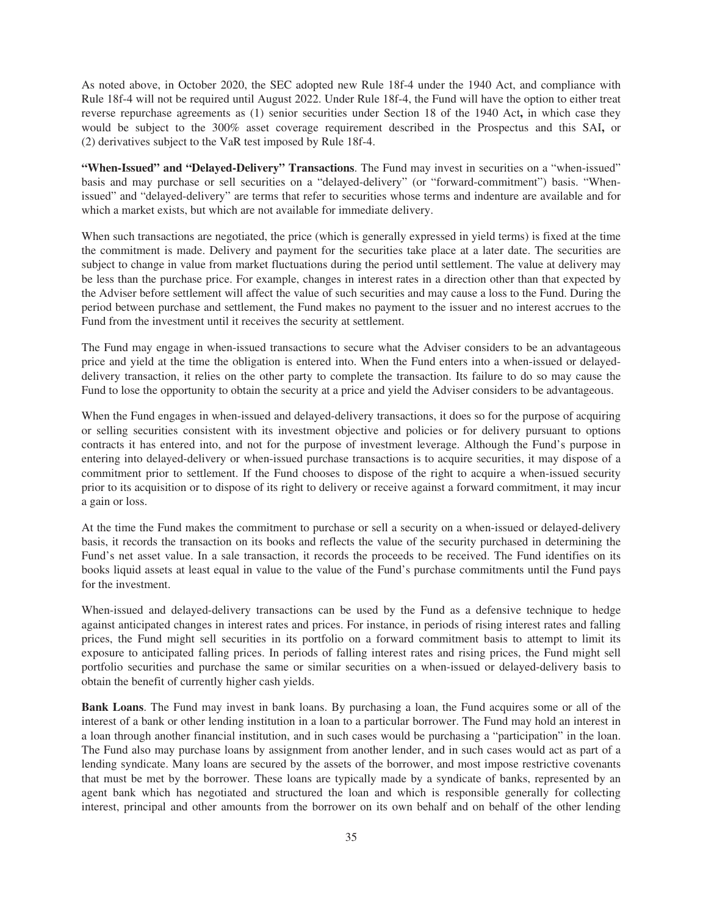As noted above, in October 2020, the SEC adopted new Rule 18f-4 under the 1940 Act, and compliance with Rule 18f-4 will not be required until August 2022. Under Rule 18f-4, the Fund will have the option to either treat reverse repurchase agreements as (1) senior securities under Section 18 of the 1940 Act**,** in which case they would be subject to the 300% asset coverage requirement described in the Prospectus and this SAI**,** or (2) derivatives subject to the VaR test imposed by Rule 18f-4.

**"When-Issued" and "Delayed-Delivery" Transactions**. The Fund may invest in securities on a "when-issued" basis and may purchase or sell securities on a "delayed-delivery" (or "forward-commitment") basis. "When-issued" and "delayed-delivery" are terms that refer to securities whose terms and indenture are available and for which a market exists, but which are not available for immediate delivery.

When such transactions are negotiated, the price (which is generally expressed in yield terms) is fixed at the time the commitment is made. Delivery and payment for the securities take place at a later date. The securities are subject to change in value from market fluctuations during the period until settlement. The value at delivery may be less than the purchase price. For example, changes in interest rates in a direction other than that expected by the Adviser before settlement will affect the value of such securities and may cause a loss to the Fund. During the period between purchase and settlement, the Fund makes no payment to the issuer and no interest accrues to the Fund from the investment until it receives the security at settlement.

The Fund may engage in when-issued transactions to secure what the Adviser considers to be an advantageous price and yield at the time the obligation is entered into. When the Fund enters into a when-issued or delayed-delivery transaction, it relies on the other party to complete the transaction. Its failure to do so may cause the Fund to lose the opportunity to obtain the security at a price and yield the Adviser considers to be advantageous.

When the Fund engages in when-issued and delayed-delivery transactions, it does so for the purpose of acquiring or selling securities consistent with its investment objective and policies or for delivery pursuant to options contracts it has entered into, and not for the purpose of investment leverage. Although the Fund's purpose in entering into delayed-delivery or when-issued purchase transactions is to acquire securities, it may dispose of a commitment prior to settlement. If the Fund chooses to dispose of the right to acquire a when-issued security prior to its acquisition or to dispose of its right to delivery or receive against a forward commitment, it may incur a gain or loss.

At the time the Fund makes the commitment to purchase or sell a security on a when-issued or delayed-delivery basis, it records the transaction on its books and reflects the value of the security purchased in determining the Fund's net asset value. In a sale transaction, it records the proceeds to be received. The Fund identifies on its books liquid assets at least equal in value to the value of the Fund's purchase commitments until the Fund pays for the investment.

When-issued and delayed-delivery transactions can be used by the Fund as a defensive technique to hedge against anticipated changes in interest rates and prices. For instance, in periods of rising interest rates and falling prices, the Fund might sell securities in its portfolio on a forward commitment basis to attempt to limit its exposure to anticipated falling prices. In periods of falling interest rates and rising prices, the Fund might sell portfolio securities and purchase the same or similar securities on a when-issued or delayed-delivery basis to obtain the benefit of currently higher cash yields.

**Bank Loans**. The Fund may invest in bank loans. By purchasing a loan, the Fund acquires some or all of the interest of a bank or other lending institution in a loan to a particular borrower. The Fund may hold an interest in a loan through another financial institution, and in such cases would be purchasing a "participation" in the loan. The Fund also may purchase loans by assignment from another lender, and in such cases would act as part of a lending syndicate. Many loans are secured by the assets of the borrower, and most impose restrictive covenants that must be met by the borrower. These loans are typically made by a syndicate of banks, represented by an agent bank which has negotiated and structured the loan and which is responsible generally for collecting interest, principal and other amounts from the borrower on its own behalf and on behalf of the other lending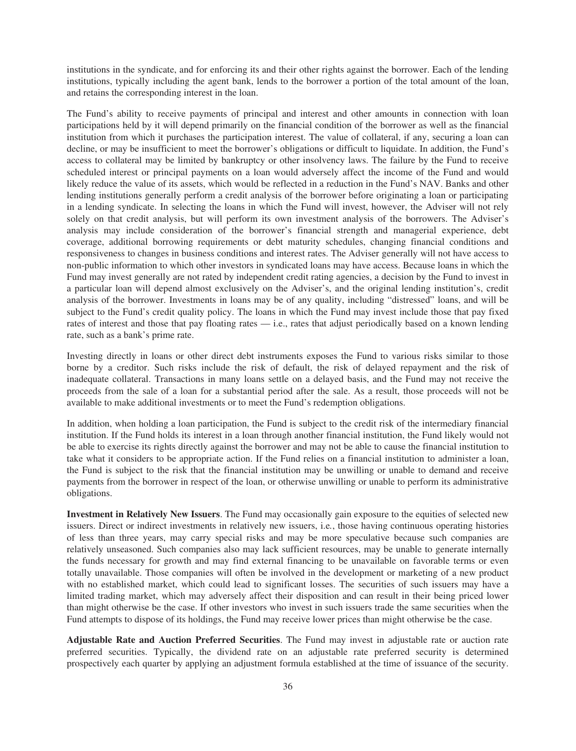institutions in the syndicate, and for enforcing its and their other rights against the borrower. Each of the lending institutions, typically including the agent bank, lends to the borrower a portion of the total amount of the loan, and retains the corresponding interest in the loan.

The Fund's ability to receive payments of principal and interest and other amounts in connection with loan participations held by it will depend primarily on the financial condition of the borrower as well as the financial institution from which it purchases the participation interest. The value of collateral, if any, securing a loan can decline, or may be insufficient to meet the borrower's obligations or difficult to liquidate. In addition, the Fund's access to collateral may be limited by bankruptcy or other insolvency laws. The failure by the Fund to receive scheduled interest or principal payments on a loan would adversely affect the income of the Fund and would likely reduce the value of its assets, which would be reflected in a reduction in the Fund's NAV. Banks and other lending institutions generally perform a credit analysis of the borrower before originating a loan or participating in a lending syndicate. In selecting the loans in which the Fund will invest, however, the Adviser will not rely solely on that credit analysis, but will perform its own investment analysis of the borrowers. The Adviser's analysis may include consideration of the borrower's financial strength and managerial experience, debt coverage, additional borrowing requirements or debt maturity schedules, changing financial conditions and responsiveness to changes in business conditions and interest rates. The Adviser generally will not have access to non-public information to which other investors in syndicated loans may have access. Because loans in which the Fund may invest generally are not rated by independent credit rating agencies, a decision by the Fund to invest in a particular loan will depend almost exclusively on the Adviser's, and the original lending institution's, credit analysis of the borrower. Investments in loans may be of any quality, including "distressed" loans, and will be subject to the Fund's credit quality policy. The loans in which the Fund may invest include those that pay fixed rates of interest and those that pay floating rates — i.e., rates that adjust periodically based on a known lending rate, such as a bank's prime rate.

Investing directly in loans or other direct debt instruments exposes the Fund to various risks similar to those borne by a creditor. Such risks include the risk of default, the risk of delayed repayment and the risk of inadequate collateral. Transactions in many loans settle on a delayed basis, and the Fund may not receive the proceeds from the sale of a loan for a substantial period after the sale. As a result, those proceeds will not be available to make additional investments or to meet the Fund's redemption obligations.

In addition, when holding a loan participation, the Fund is subject to the credit risk of the intermediary financial institution. If the Fund holds its interest in a loan through another financial institution, the Fund likely would not be able to exercise its rights directly against the borrower and may not be able to cause the financial institution to take what it considers to be appropriate action. If the Fund relies on a financial institution to administer a loan, the Fund is subject to the risk that the financial institution may be unwilling or unable to demand and receive payments from the borrower in respect of the loan, or otherwise unwilling or unable to perform its administrative obligations.

**Investment in Relatively New Issuers**. The Fund may occasionally gain exposure to the equities of selected new issuers. Direct or indirect investments in relatively new issuers, i.e., those having continuous operating histories of less than three years, may carry special risks and may be more speculative because such companies are relatively unseasoned. Such companies also may lack sufficient resources, may be unable to generate internally the funds necessary for growth and may find external financing to be unavailable on favorable terms or even totally unavailable. Those companies will often be involved in the development or marketing of a new product with no established market, which could lead to significant losses. The securities of such issuers may have a limited trading market, which may adversely affect their disposition and can result in their being priced lower than might otherwise be the case. If other investors who invest in such issuers trade the same securities when the Fund attempts to dispose of its holdings, the Fund may receive lower prices than might otherwise be the case.

**Adjustable Rate and Auction Preferred Securities**. The Fund may invest in adjustable rate or auction rate preferred securities. Typically, the dividend rate on an adjustable rate preferred security is determined prospectively each quarter by applying an adjustment formula established at the time of issuance of the security.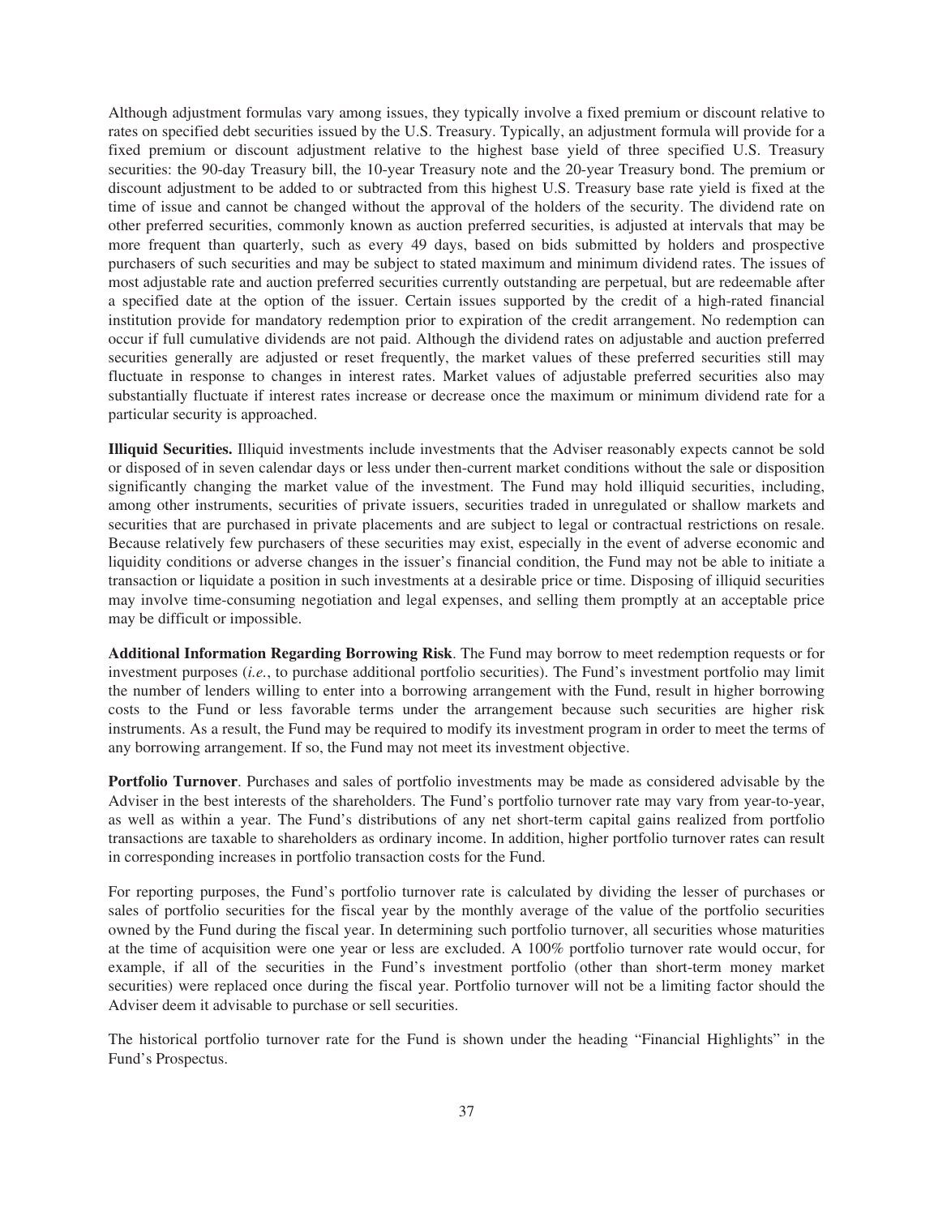Although adjustment formulas vary among issues, they typically involve a fixed premium or discount relative to rates on specified debt securities issued by the U.S. Treasury. Typically, an adjustment formula will provide for a fixed premium or discount adjustment relative to the highest base yield of three specified U.S. Treasury securities: the 90-day Treasury bill, the 10-year Treasury note and the 20-year Treasury bond. The premium or discount adjustment to be added to or subtracted from this highest U.S. Treasury base rate yield is fixed at the time of issue and cannot be changed without the approval of the holders of the security. The dividend rate on other preferred securities, commonly known as auction preferred securities, is adjusted at intervals that may be more frequent than quarterly, such as every 49 days, based on bids submitted by holders and prospective purchasers of such securities and may be subject to stated maximum and minimum dividend rates. The issues of most adjustable rate and auction preferred securities currently outstanding are perpetual, but are redeemable after a specified date at the option of the issuer. Certain issues supported by the credit of a high-rated financial institution provide for mandatory redemption prior to expiration of the credit arrangement. No redemption can occur if full cumulative dividends are not paid. Although the dividend rates on adjustable and auction preferred securities generally are adjusted or reset frequently, the market values of these preferred securities still may fluctuate in response to changes in interest rates. Market values of adjustable preferred securities also may substantially fluctuate if interest rates increase or decrease once the maximum or minimum dividend rate for a particular security is approached.

**Illiquid Securities.** Illiquid investments include investments that the Adviser reasonably expects cannot be sold or disposed of in seven calendar days or less under then-current market conditions without the sale or disposition significantly changing the market value of the investment. The Fund may hold illiquid securities, including, among other instruments, securities of private issuers, securities traded in unregulated or shallow markets and securities that are purchased in private placements and are subject to legal or contractual restrictions on resale. Because relatively few purchasers of these securities may exist, especially in the event of adverse economic and liquidity conditions or adverse changes in the issuer's financial condition, the Fund may not be able to initiate a transaction or liquidate a position in such investments at a desirable price or time. Disposing of illiquid securities may involve time-consuming negotiation and legal expenses, and selling them promptly at an acceptable price may be difficult or impossible.

**Additional Information Regarding Borrowing Risk**. The Fund may borrow to meet redemption requests or for investment purposes (*i.e.*, to purchase additional portfolio securities). The Fund's investment portfolio may limit the number of lenders willing to enter into a borrowing arrangement with the Fund, result in higher borrowing costs to the Fund or less favorable terms under the arrangement because such securities are higher risk instruments. As a result, the Fund may be required to modify its investment program in order to meet the terms of any borrowing arrangement. If so, the Fund may not meet its investment objective.

**Portfolio Turnover**. Purchases and sales of portfolio investments may be made as considered advisable by the Adviser in the best interests of the shareholders. The Fund's portfolio turnover rate may vary from year-to-year, as well as within a year. The Fund's distributions of any net short-term capital gains realized from portfolio transactions are taxable to shareholders as ordinary income. In addition, higher portfolio turnover rates can result in corresponding increases in portfolio transaction costs for the Fund.

For reporting purposes, the Fund's portfolio turnover rate is calculated by dividing the lesser of purchases or sales of portfolio securities for the fiscal year by the monthly average of the value of the portfolio securities owned by the Fund during the fiscal year. In determining such portfolio turnover, all securities whose maturities at the time of acquisition were one year or less are excluded. A 100% portfolio turnover rate would occur, for example, if all of the securities in the Fund's investment portfolio (other than short-term money market securities) were replaced once during the fiscal year. Portfolio turnover will not be a limiting factor should the Adviser deem it advisable to purchase or sell securities.

The historical portfolio turnover rate for the Fund is shown under the heading "Financial Highlights" in the Fund's Prospectus.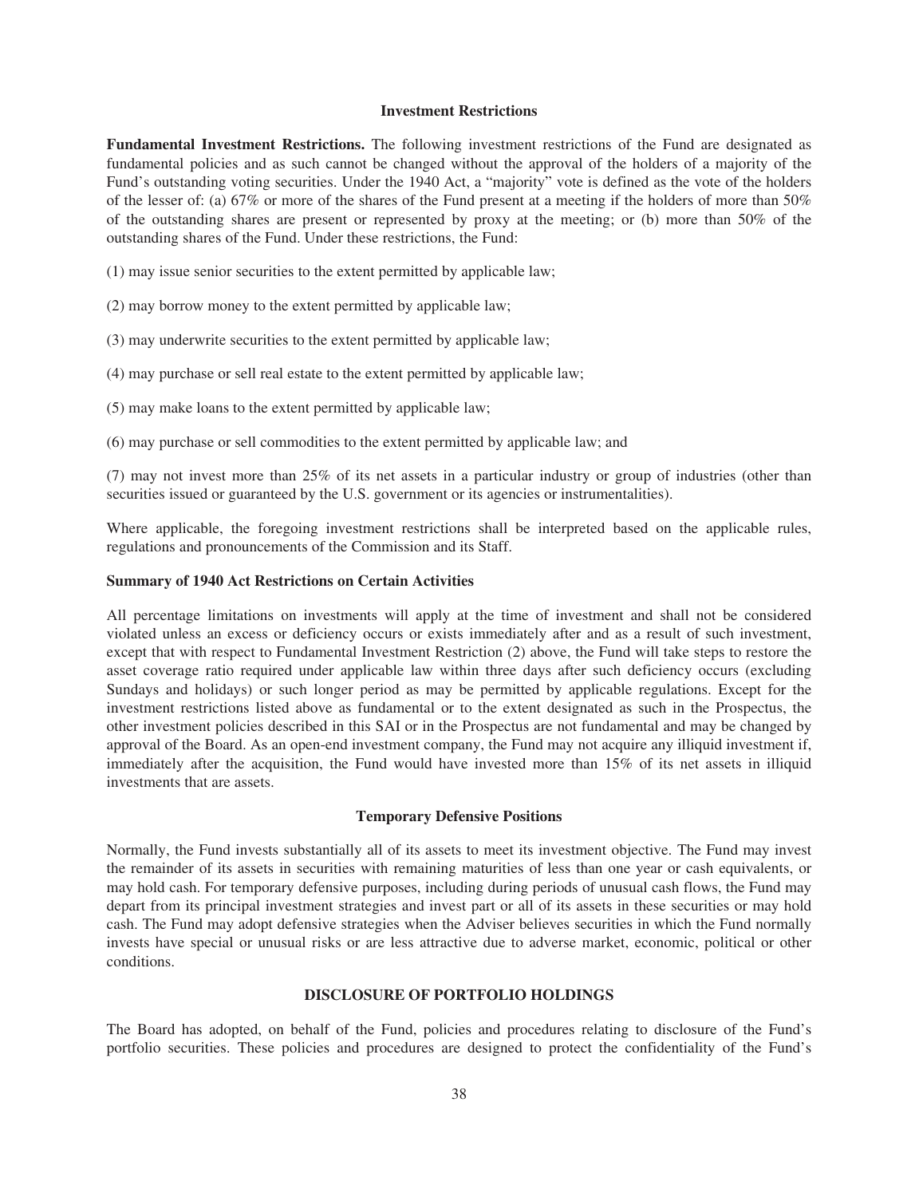## Investment Restrictions

**Fundamental Investment Restrictions.** The following investment restrictions of the Fund are designated as fundamental policies and as such cannot be changed without the approval of the holders of a majority of the Fund's outstanding voting securities. Under the 1940 Act, a "majority" vote is defined as the vote of the holders of the lesser of: (a) 67% or more of the shares of the Fund present at a meeting if the holders of more than 50% of the outstanding shares are present or represented by proxy at the meeting; or (b) more than 50% of the outstanding shares of the Fund. Under these restrictions, the Fund:

(1) may issue senior securities to the extent permitted by applicable law;

(2) may borrow money to the extent permitted by applicable law;

(3) may underwrite securities to the extent permitted by applicable law;

(4) may purchase or sell real estate to the extent permitted by applicable law;

(5) may make loans to the extent permitted by applicable law;

(6) may purchase or sell commodities to the extent permitted by applicable law; and

(7) may not invest more than 25% of its net assets in a particular industry or group of industries (other than securities issued or guaranteed by the U.S. government or its agencies or instrumentalities).

Where applicable, the foregoing investment restrictions shall be interpreted based on the applicable rules, regulations and pronouncements of the Commission and its Staff.

**Summary of 1940 Act Restrictions on Certain Activities**

All percentage limitations on investments will apply at the time of investment and shall not be considered violated unless an excess or deficiency occurs or exists immediately after and as a result of such investment, except that with respect to Fundamental Investment Restriction (2) above, the Fund will take steps to restore the asset coverage ratio required under applicable law within three days after such deficiency occurs (excluding Sundays and holidays) or such longer period as may be permitted by applicable regulations. Except for the investment restrictions listed above as fundamental or to the extent designated as such in the Prospectus, the other investment policies described in this SAI or in the Prospectus are not fundamental and may be changed by approval of the Board. As an open-end investment company, the Fund may not acquire any illiquid investment if, immediately after the acquisition, the Fund would have invested more than 15% of its net assets in illiquid investments that are assets.

## Temporary Defensive Positions

Normally, the Fund invests substantially all of its assets to meet its investment objective. The Fund may invest the remainder of its assets in securities with remaining maturities of less than one year or cash equivalents, or may hold cash. For temporary defensive purposes, including during periods of unusual cash flows, the Fund may depart from its principal investment strategies and invest part or all of its assets in these securities or may hold cash. The Fund may adopt defensive strategies when the Adviser believes securities in which the Fund normally invests have special or unusual risks or are less attractive due to adverse market, economic, political or other conditions.

## DISCLOSURE OF PORTFOLIO HOLDINGS

The Board has adopted, on behalf of the Fund, policies and procedures relating to disclosure of the Fund's portfolio securities. These policies and procedures are designed to protect the confidentiality of the Fund's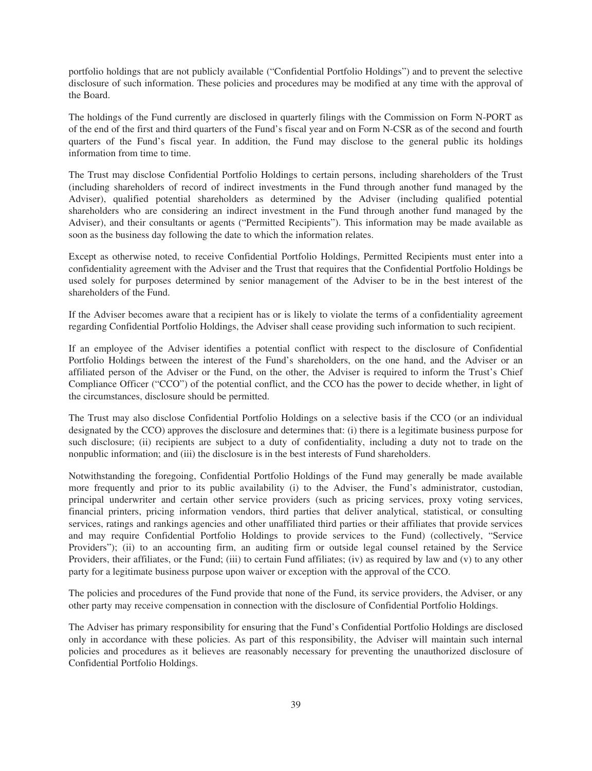portfolio holdings that are not publicly available ("Confidential Portfolio Holdings") and to prevent the selective disclosure of such information. These policies and procedures may be modified at any time with the approval of the Board.

The holdings of the Fund currently are disclosed in quarterly filings with the Commission on Form N-PORT as of the end of the first and third quarters of the Fund's fiscal year and on Form N-CSR as of the second and fourth quarters of the Fund's fiscal year. In addition, the Fund may disclose to the general public its holdings information from time to time.

The Trust may disclose Confidential Portfolio Holdings to certain persons, including shareholders of the Trust (including shareholders of record of indirect investments in the Fund through another fund managed by the Adviser), qualified potential shareholders as determined by the Adviser (including qualified potential shareholders who are considering an indirect investment in the Fund through another fund managed by the Adviser), and their consultants or agents ("Permitted Recipients"). This information may be made available as soon as the business day following the date to which the information relates.

Except as otherwise noted, to receive Confidential Portfolio Holdings, Permitted Recipients must enter into a confidentiality agreement with the Adviser and the Trust that requires that the Confidential Portfolio Holdings be used solely for purposes determined by senior management of the Adviser to be in the best interest of the shareholders of the Fund.

If the Adviser becomes aware that a recipient has or is likely to violate the terms of a confidentiality agreement regarding Confidential Portfolio Holdings, the Adviser shall cease providing such information to such recipient.

If an employee of the Adviser identifies a potential conflict with respect to the disclosure of Confidential Portfolio Holdings between the interest of the Fund's shareholders, on the one hand, and the Adviser or an affiliated person of the Adviser or the Fund, on the other, the Adviser is required to inform the Trust's Chief Compliance Officer ("CCO") of the potential conflict, and the CCO has the power to decide whether, in light of the circumstances, disclosure should be permitted.

The Trust may also disclose Confidential Portfolio Holdings on a selective basis if the CCO (or an individual designated by the CCO) approves the disclosure and determines that: (i) there is a legitimate business purpose for such disclosure; (ii) recipients are subject to a duty of confidentiality, including a duty not to trade on the nonpublic information; and (iii) the disclosure is in the best interests of Fund shareholders.

Notwithstanding the foregoing, Confidential Portfolio Holdings of the Fund may generally be made available more frequently and prior to its public availability (i) to the Adviser, the Fund's administrator, custodian, principal underwriter and certain other service providers (such as pricing services, proxy voting services, financial printers, pricing information vendors, third parties that deliver analytical, statistical, or consulting services, ratings and rankings agencies and other unaffiliated third parties or their affiliates that provide services and may require Confidential Portfolio Holdings to provide services to the Fund) (collectively, "Service Providers"); (ii) to an accounting firm, an auditing firm or outside legal counsel retained by the Service Providers, their affiliates, or the Fund; (iii) to certain Fund affiliates; (iv) as required by law and (v) to any other party for a legitimate business purpose upon waiver or exception with the approval of the CCO.

The policies and procedures of the Fund provide that none of the Fund, its service providers, the Adviser, or any other party may receive compensation in connection with the disclosure of Confidential Portfolio Holdings.

The Adviser has primary responsibility for ensuring that the Fund's Confidential Portfolio Holdings are disclosed only in accordance with these policies. As part of this responsibility, the Adviser will maintain such internal policies and procedures as it believes are reasonably necessary for preventing the unauthorized disclosure of Confidential Portfolio Holdings.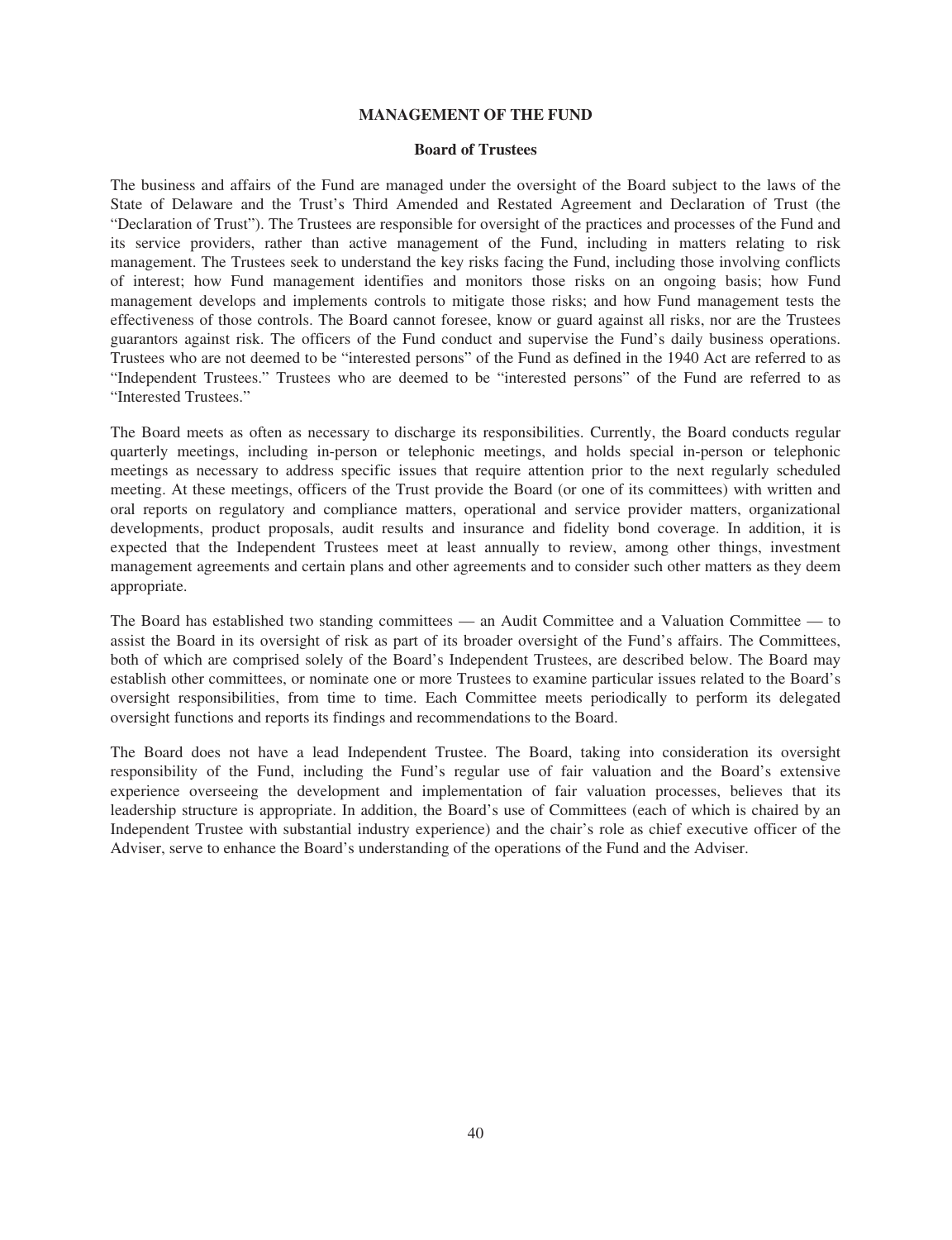## MANAGEMENT OF THE FUND

### Board of Trustees

The business and affairs of the Fund are managed under the oversight of the Board subject to the laws of the State of Delaware and the Trust's Third Amended and Restated Agreement and Declaration of Trust (the "Declaration of Trust"). The Trustees are responsible for oversight of the practices and processes of the Fund and its service providers, rather than active management of the Fund, including in matters relating to risk management. The Trustees seek to understand the key risks facing the Fund, including those involving conflicts of interest; how Fund management identifies and monitors those risks on an ongoing basis; how Fund management develops and implements controls to mitigate those risks; and how Fund management tests the effectiveness of those controls. The Board cannot foresee, know or guard against all risks, nor are the Trustees guarantors against risk. The officers of the Fund conduct and supervise the Fund's daily business operations. Trustees who are not deemed to be "interested persons" of the Fund as defined in the 1940 Act are referred to as "Independent Trustees." Trustees who are deemed to be "interested persons" of the Fund are referred to as "Interested Trustees."

The Board meets as often as necessary to discharge its responsibilities. Currently, the Board conducts regular quarterly meetings, including in-person or telephonic meetings, and holds special in-person or telephonic meetings as necessary to address specific issues that require attention prior to the next regularly scheduled meeting. At these meetings, officers of the Trust provide the Board (or one of its committees) with written and oral reports on regulatory and compliance matters, operational and service provider matters, organizational developments, product proposals, audit results and insurance and fidelity bond coverage. In addition, it is expected that the Independent Trustees meet at least annually to review, among other things, investment management agreements and certain plans and other agreements and to consider such other matters as they deem appropriate.

The Board has established two standing committees — an Audit Committee and a Valuation Committee — to assist the Board in its oversight of risk as part of its broader oversight of the Fund's affairs. The Committees, both of which are comprised solely of the Board's Independent Trustees, are described below. The Board may establish other committees, or nominate one or more Trustees to examine particular issues related to the Board's oversight responsibilities, from time to time. Each Committee meets periodically to perform its delegated oversight functions and reports its findings and recommendations to the Board.

The Board does not have a lead Independent Trustee. The Board, taking into consideration its oversight responsibility of the Fund, including the Fund's regular use of fair valuation and the Board's extensive experience overseeing the development and implementation of fair valuation processes, believes that its leadership structure is appropriate. In addition, the Board's use of Committees (each of which is chaired by an Independent Trustee with substantial industry experience) and the chair's role as chief executive officer of the Adviser, serve to enhance the Board's understanding of the operations of the Fund and the Adviser.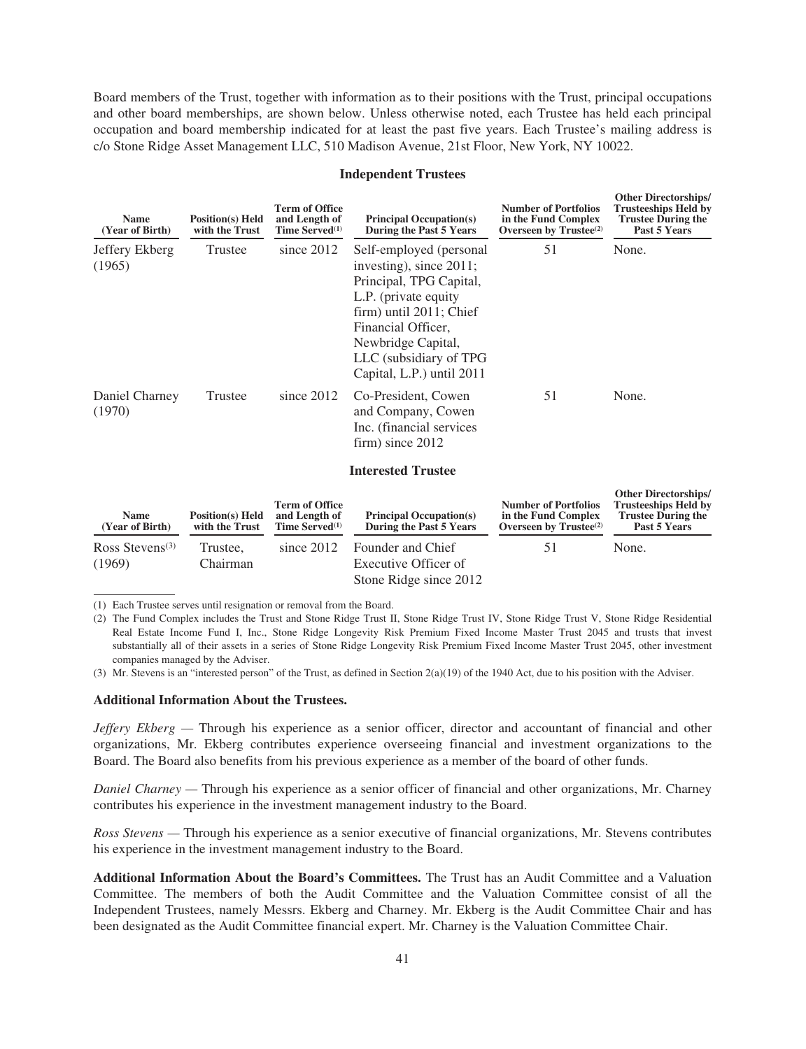Board members of the Trust, together with information as to their positions with the Trust, principal occupations and other board memberships, are shown below. Unless otherwise noted, each Trustee has held each principal occupation and board membership indicated for at least the past five years. Each Trustee's mailing address is c/o Stone Ridge Asset Management LLC, 510 Madison Avenue, 21st Floor, New York, NY 10022.

**Independent Trustees**

| Name (Year of Birth) | Position(s) Held with the Trust | Term of Office and Length of Time Served[(1)] | Principal Occupation(s) During the Past 5 Years | Number of Portfolios in the Fund Complex Overseen by Trustee[(2)] | Other Directorships/ Trusteeships Held by Trustee During the Past 5 Years |
|---|---|---|---|---|---|
| Jeffery Ekberg (1965) | Trustee | since 2012 | Self-employed (personal investing), since 2011; Principal, TPG Capital, L.P. (private equity firm) until 2011; Chief Financial Officer, Newbridge Capital, LLC (subsidiary of TPG Capital, L.P.) until 2011 | 51 | None. |
| Daniel Charney (1970) | Trustee | since 2012 | Co-President, Cowen and Company, Cowen Inc. (financial services firm) since 2012 | 51 | None. |

**Interested Trustee**

| Name (Year of Birth) | Position(s) Held with the Trust | Term of Office and Length of Time Served[(1)] | Principal Occupation(s) During the Past 5 Years | Number of Portfolios in the Fund Complex Overseen by Trustee[(2)] | Other Directorships/ Trusteeships Held by Trustee During the Past 5 Years |
|---|---|---|---|---|---|
| Ross Stevens[(3)] (1969) | Trustee, Chairman | since 2012 | Founder and Chief Executive Officer of Stone Ridge since 2012 | 51 | None. |

(1) Each Trustee serves until resignation or removal from the Board.

(2) The Fund Complex includes the Trust and Stone Ridge Trust II, Stone Ridge Trust IV, Stone Ridge Trust V, Stone Ridge Residential Real Estate Income Fund I, Inc., Stone Ridge Longevity Risk Premium Fixed Income Master Trust 2045 and trusts that invest substantially all of their assets in a series of Stone Ridge Longevity Risk Premium Fixed Income Master Trust 2045, other investment companies managed by the Adviser.

(3) Mr. Stevens is an "interested person" of the Trust, as defined in Section 2(a)(19) of the 1940 Act, due to his position with the Adviser.

**Additional Information About the Trustees.**

*Jeffery Ekberg* — Through his experience as a senior officer, director and accountant of financial and other organizations, Mr. Ekberg contributes experience overseeing financial and investment organizations to the Board. The Board also benefits from his previous experience as a member of the board of other funds.

*Daniel Charney* — Through his experience as a senior officer of financial and other organizations, Mr. Charney contributes his experience in the investment management industry to the Board.

*Ross Stevens* — Through his experience as a senior executive of financial organizations, Mr. Stevens contributes his experience in the investment management industry to the Board.

**Additional Information About the Board's Committees.** The Trust has an Audit Committee and a Valuation Committee. The members of both the Audit Committee and the Valuation Committee consist of all the Independent Trustees, namely Messrs. Ekberg and Charney. Mr. Ekberg is the Audit Committee Chair and has been designated as the Audit Committee financial expert. Mr. Charney is the Valuation Committee Chair.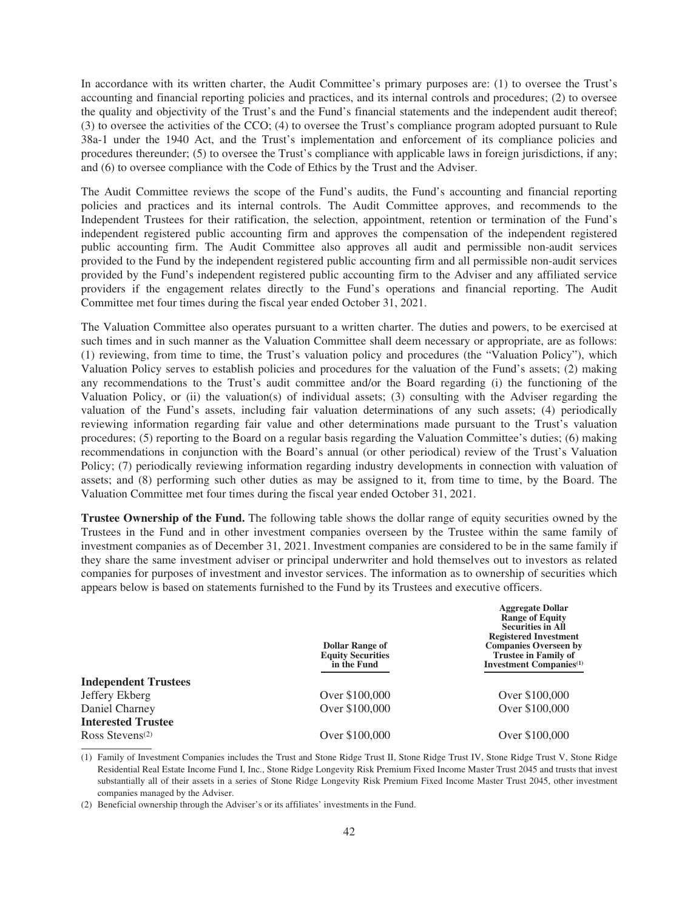In accordance with its written charter, the Audit Committee's primary purposes are: (1) to oversee the Trust's accounting and financial reporting policies and practices, and its internal controls and procedures; (2) to oversee the quality and objectivity of the Trust's and the Fund's financial statements and the independent audit thereof; (3) to oversee the activities of the CCO; (4) to oversee the Trust's compliance program adopted pursuant to Rule 38a-1 under the 1940 Act, and the Trust's implementation and enforcement of its compliance policies and procedures thereunder; (5) to oversee the Trust's compliance with applicable laws in foreign jurisdictions, if any; and (6) to oversee compliance with the Code of Ethics by the Trust and the Adviser.

The Audit Committee reviews the scope of the Fund's audits, the Fund's accounting and financial reporting policies and practices and its internal controls. The Audit Committee approves, and recommends to the Independent Trustees for their ratification, the selection, appointment, retention or termination of the Fund's independent registered public accounting firm and approves the compensation of the independent registered public accounting firm. The Audit Committee also approves all audit and permissible non-audit services provided to the Fund by the independent registered public accounting firm and all permissible non-audit services provided by the Fund's independent registered public accounting firm to the Adviser and any affiliated service providers if the engagement relates directly to the Fund's operations and financial reporting. The Audit Committee met four times during the fiscal year ended October 31, 2021.

The Valuation Committee also operates pursuant to a written charter. The duties and powers, to be exercised at such times and in such manner as the Valuation Committee shall deem necessary or appropriate, are as follows: (1) reviewing, from time to time, the Trust's valuation policy and procedures (the "Valuation Policy"), which Valuation Policy serves to establish policies and procedures for the valuation of the Fund's assets; (2) making any recommendations to the Trust's audit committee and/or the Board regarding (i) the functioning of the Valuation Policy, or (ii) the valuation(s) of individual assets; (3) consulting with the Adviser regarding the valuation of the Fund's assets, including fair valuation determinations of any such assets; (4) periodically reviewing information regarding fair value and other determinations made pursuant to the Trust's valuation procedures; (5) reporting to the Board on a regular basis regarding the Valuation Committee's duties; (6) making recommendations in conjunction with the Board's annual (or other periodical) review of the Trust's Valuation Policy; (7) periodically reviewing information regarding industry developments in connection with valuation of assets; and (8) performing such other duties as may be assigned to it, from time to time, by the Board. The Valuation Committee met four times during the fiscal year ended October 31, 2021.

**Trustee Ownership of the Fund.** The following table shows the dollar range of equity securities owned by the Trustees in the Fund and in other investment companies overseen by the Trustee within the same family of investment companies as of December 31, 2021. Investment companies are considered to be in the same family if they share the same investment adviser or principal underwriter and hold themselves out to investors as related companies for purposes of investment and investor services. The information as to ownership of securities which appears below is based on statements furnished to the Fund by its Trustees and executive officers.

| | Dollar Range of Equity Securities in the Fund | Aggregate Dollar Range of Equity Securities in All Registered Investment Companies Overseen by Trustee in Family of Investment Companies[1] |
|---|---|---|
| **Independent Trustees** | | |
| Jeffery Ekberg | Over $100,000 | Over $100,000 |
| Daniel Charney | Over $100,000 | Over $100,000 |
| **Interested Trustee** | | |
| Ross Stevens[2] | Over $100,000 | Over $100,000 |

(1) Family of Investment Companies includes the Trust and Stone Ridge Trust II, Stone Ridge Trust IV, Stone Ridge Trust V, Stone Ridge Residential Real Estate Income Fund I, Inc., Stone Ridge Longevity Risk Premium Fixed Income Master Trust 2045 and trusts that invest substantially all of their assets in a series of Stone Ridge Longevity Risk Premium Fixed Income Master Trust 2045, other investment companies managed by the Adviser.

(2) Beneficial ownership through the Adviser's or its affiliates' investments in the Fund.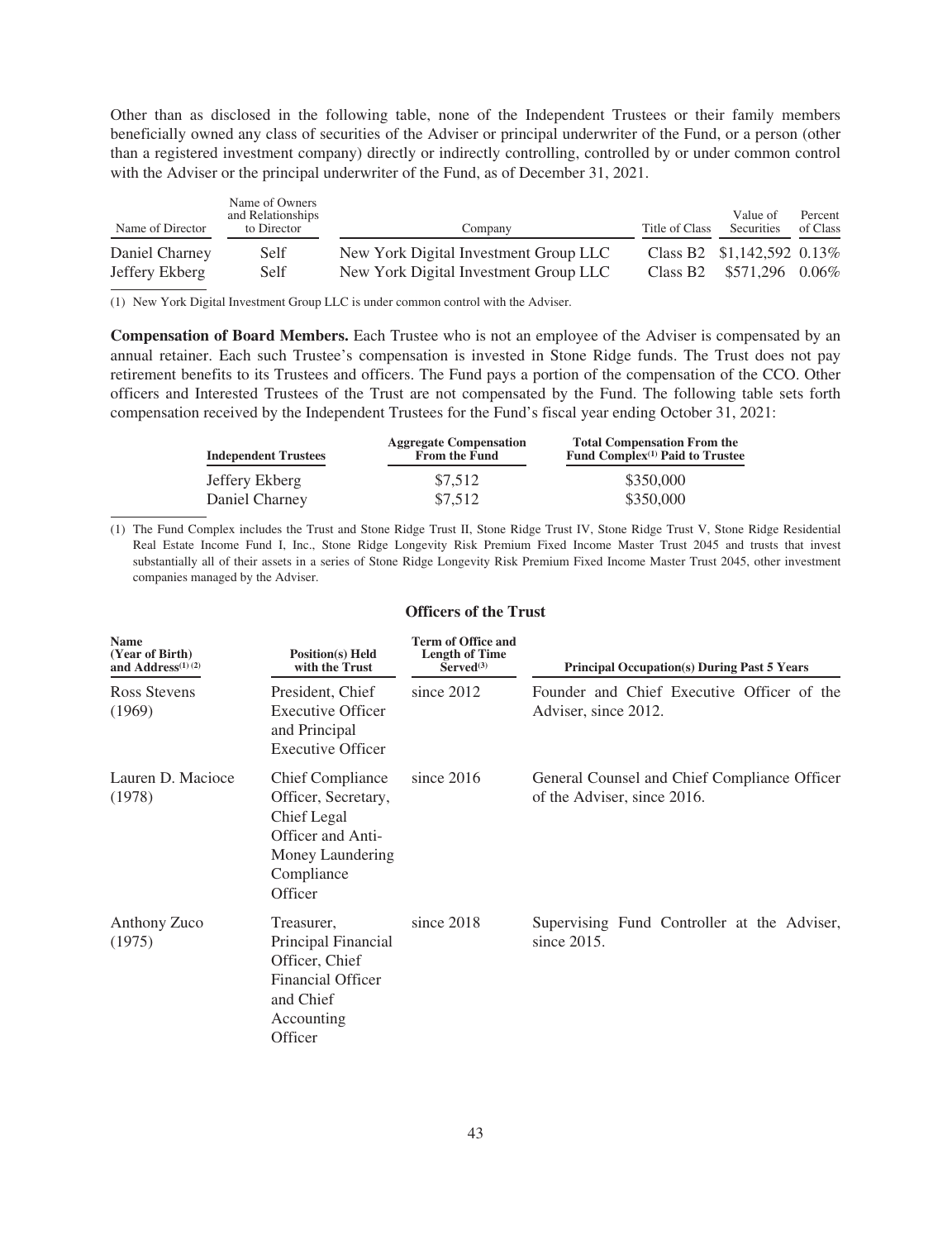Other than as disclosed in the following table, none of the Independent Trustees or their family members beneficially owned any class of securities of the Adviser or principal underwriter of the Fund, or a person (other than a registered investment company) directly or indirectly controlling, controlled by or under common control with the Adviser or the principal underwriter of the Fund, as of December 31, 2021.

| Name of Director | Name of Owners and Relationships to Director | Company | Title of Class | Value of Securities | Percent of Class |
|---|---|---|---|---|---|
| Daniel Charney | Self | New York Digital Investment Group LLC | Class B2 | $1,142,592 | 0.13% |
| Jeffery Ekberg | Self | New York Digital Investment Group LLC | Class B2 | $571,296 | 0.06% |

(1) New York Digital Investment Group LLC is under common control with the Adviser.

**Compensation of Board Members.** Each Trustee who is not an employee of the Adviser is compensated by an annual retainer. Each such Trustee's compensation is invested in Stone Ridge funds. The Trust does not pay retirement benefits to its Trustees and officers. The Fund pays a portion of the compensation of the CCO. Other officers and Interested Trustees of the Trust are not compensated by the Fund. The following table sets forth compensation received by the Independent Trustees for the Fund's fiscal year ending October 31, 2021:

| Independent Trustees | Aggregate Compensation From the Fund | Total Compensation From the Fund Complex[1] Paid to Trustee |
|---|---|---|
| Jeffery Ekberg | $7,512 | $350,000 |
| Daniel Charney | $7,512 | $350,000 |

(1) The Fund Complex includes the Trust and Stone Ridge Trust II, Stone Ridge Trust IV, Stone Ridge Trust V, Stone Ridge Residential Real Estate Income Fund I, Inc., Stone Ridge Longevity Risk Premium Fixed Income Master Trust 2045 and trusts that invest substantially all of their assets in a series of Stone Ridge Longevity Risk Premium Fixed Income Master Trust 2045, other investment companies managed by the Adviser.

## Officers of the Trust

| Name (Year of Birth) and Address[1][2] | Position(s) Held with the Trust | Term of Office and Length of Time Served[3] | Principal Occupation(s) During Past 5 Years |
|---|---|---|---|
| Ross Stevens (1969) | President, Chief Executive Officer and Principal Executive Officer | since 2012 | Founder and Chief Executive Officer of the Adviser, since 2012. |
| Lauren D. Macioce (1978) | Chief Compliance Officer, Secretary, Chief Legal Officer and Anti-Money Laundering Compliance Officer | since 2016 | General Counsel and Chief Compliance Officer of the Adviser, since 2016. |
| Anthony Zuco (1975) | Treasurer, Principal Financial Officer, Chief Financial Officer and Chief Accounting Officer | since 2018 | Supervising Fund Controller at the Adviser, since 2015. |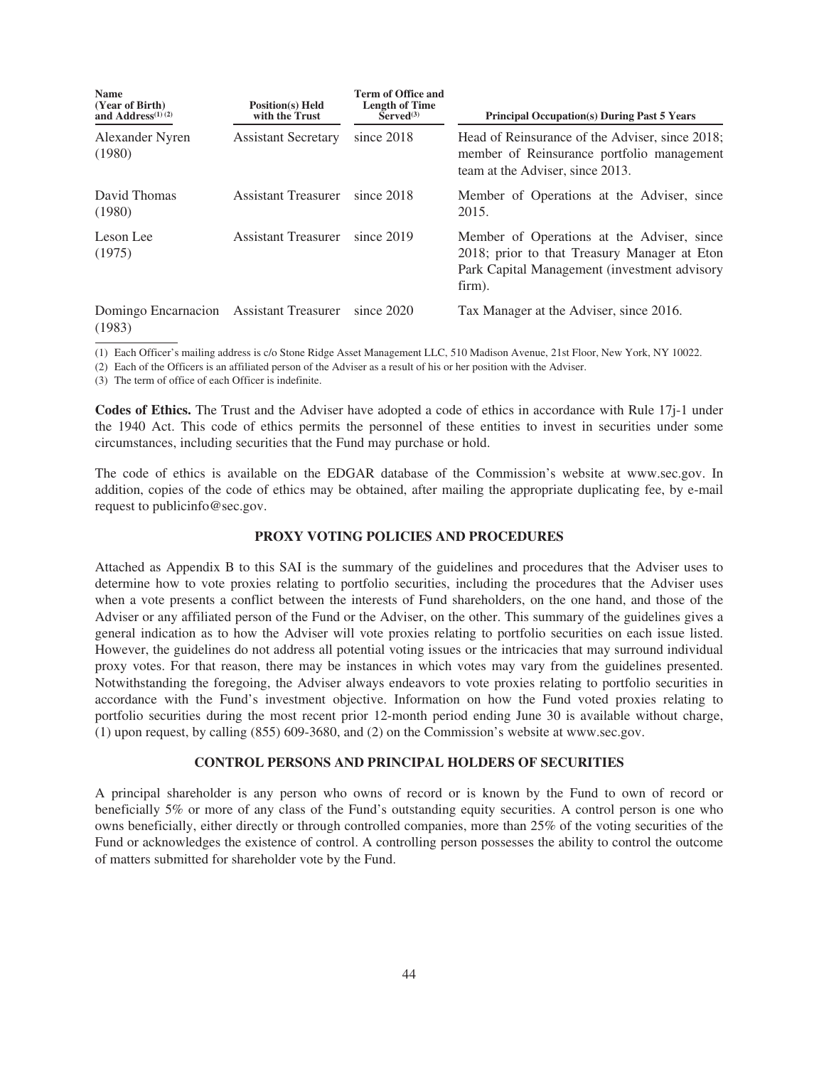| Name (Year of Birth) and Address[(1)(2)] | Position(s) Held with the Trust | Term of Office and Length of Time Served[(3)] | Principal Occupation(s) During Past 5 Years |
|---|---|---|---|
| Alexander Nyren (1980) | Assistant Secretary | since 2018 | Head of Reinsurance of the Adviser, since 2018; member of Reinsurance portfolio management team at the Adviser, since 2013. |
| David Thomas (1980) | Assistant Treasurer | since 2018 | Member of Operations at the Adviser, since 2015. |
| Leson Lee (1975) | Assistant Treasurer | since 2019 | Member of Operations at the Adviser, since 2018; prior to that Treasury Manager at Eton Park Capital Management (investment advisory firm). |
| Domingo Encarnacion (1983) | Assistant Treasurer | since 2020 | Tax Manager at the Adviser, since 2016. |

(1) Each Officer's mailing address is c/o Stone Ridge Asset Management LLC, 510 Madison Avenue, 21st Floor, New York, NY 10022.

(2) Each of the Officers is an affiliated person of the Adviser as a result of his or her position with the Adviser.

(3) The term of office of each Officer is indefinite.

**Codes of Ethics.** The Trust and the Adviser have adopted a code of ethics in accordance with Rule 17j-1 under the 1940 Act. This code of ethics permits the personnel of these entities to invest in securities under some circumstances, including securities that the Fund may purchase or hold.

The code of ethics is available on the EDGAR database of the Commission's website at www.sec.gov. In addition, copies of the code of ethics may be obtained, after mailing the appropriate duplicating fee, by e-mail request to publicinfo@sec.gov.

## PROXY VOTING POLICIES AND PROCEDURES

Attached as Appendix B to this SAI is the summary of the guidelines and procedures that the Adviser uses to determine how to vote proxies relating to portfolio securities, including the procedures that the Adviser uses when a vote presents a conflict between the interests of Fund shareholders, on the one hand, and those of the Adviser or any affiliated person of the Fund or the Adviser, on the other. This summary of the guidelines gives a general indication as to how the Adviser will vote proxies relating to portfolio securities on each issue listed. However, the guidelines do not address all potential voting issues or the intricacies that may surround individual proxy votes. For that reason, there may be instances in which votes may vary from the guidelines presented. Notwithstanding the foregoing, the Adviser always endeavors to vote proxies relating to portfolio securities in accordance with the Fund's investment objective. Information on how the Fund voted proxies relating to portfolio securities during the most recent prior 12-month period ending June 30 is available without charge, (1) upon request, by calling (855) 609-3680, and (2) on the Commission's website at www.sec.gov.

## CONTROL PERSONS AND PRINCIPAL HOLDERS OF SECURITIES

A principal shareholder is any person who owns of record or is known by the Fund to own of record or beneficially 5% or more of any class of the Fund's outstanding equity securities. A control person is one who owns beneficially, either directly or through controlled companies, more than 25% of the voting securities of the Fund or acknowledges the existence of control. A controlling person possesses the ability to control the outcome of matters submitted for shareholder vote by the Fund.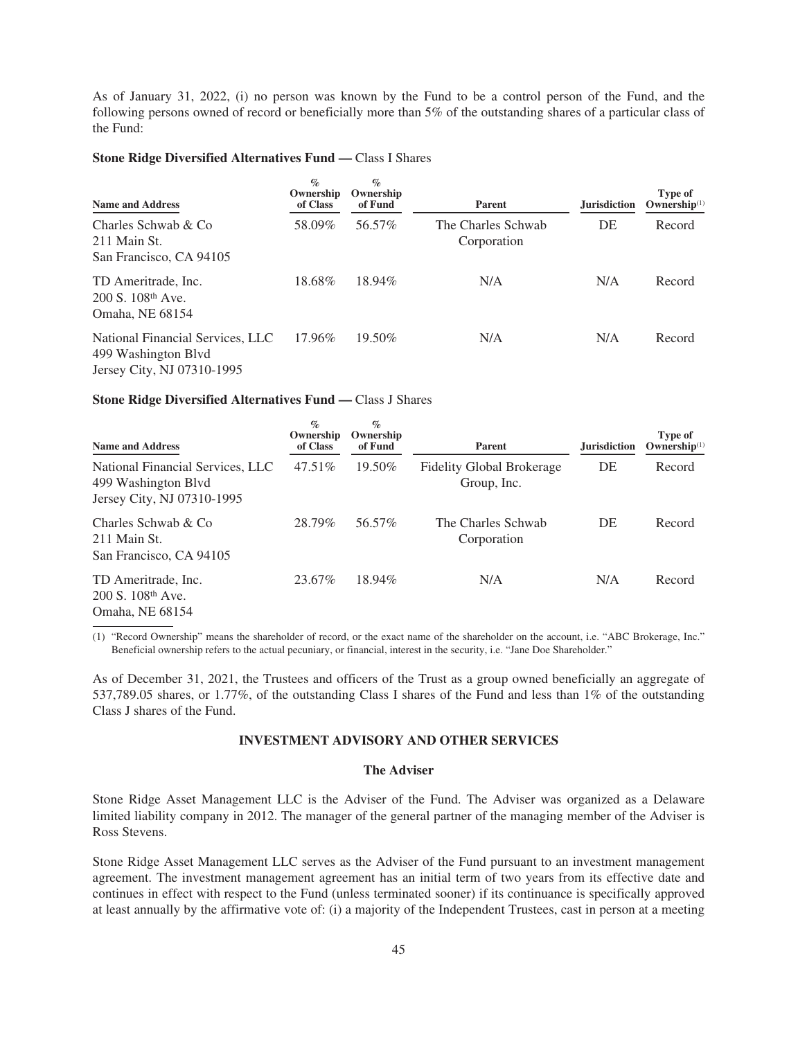As of January 31, 2022, (i) no person was known by the Fund to be a control person of the Fund, and the following persons owned of record or beneficially more than 5% of the outstanding shares of a particular class of the Fund:

**Stone Ridge Diversified Alternatives Fund —** Class I Shares

| Name and Address | % Ownership of Class | % Ownership of Fund | Parent | Jurisdiction | Type of Ownership[(1)] |
|---|---|---|---|---|---|
| Charles Schwab & Co<br>211 Main St.<br>San Francisco, CA 94105 | 58.09% | 56.57% | The Charles Schwab Corporation | DE | Record |
| TD Ameritrade, Inc.<br>200 S. 108th Ave.<br>Omaha, NE 68154 | 18.68% | 18.94% | N/A | N/A | Record |
| National Financial Services, LLC<br>499 Washington Blvd<br>Jersey City, NJ 07310-1995 | 17.96% | 19.50% | N/A | N/A | Record |

**Stone Ridge Diversified Alternatives Fund —** Class J Shares

| Name and Address | % Ownership of Class | % Ownership of Fund | Parent | Jurisdiction | Type of Ownership[(1)] |
|---|---|---|---|---|---|
| National Financial Services, LLC<br>499 Washington Blvd<br>Jersey City, NJ 07310-1995 | 47.51% | 19.50% | Fidelity Global Brokerage Group, Inc. | DE | Record |
| Charles Schwab & Co<br>211 Main St.<br>San Francisco, CA 94105 | 28.79% | 56.57% | The Charles Schwab Corporation | DE | Record |
| TD Ameritrade, Inc.<br>200 S. 108th Ave.<br>Omaha, NE 68154 | 23.67% | 18.94% | N/A | N/A | Record |

(1) "Record Ownership" means the shareholder of record, or the exact name of the shareholder on the account, i.e. "ABC Brokerage, Inc." Beneficial ownership refers to the actual pecuniary, or financial, interest in the security, i.e. "Jane Doe Shareholder."

As of December 31, 2021, the Trustees and officers of the Trust as a group owned beneficially an aggregate of 537,789.05 shares, or 1.77%, of the outstanding Class I shares of the Fund and less than 1% of the outstanding Class J shares of the Fund.

## INVESTMENT ADVISORY AND OTHER SERVICES

### The Adviser

Stone Ridge Asset Management LLC is the Adviser of the Fund. The Adviser was organized as a Delaware limited liability company in 2012. The manager of the general partner of the managing member of the Adviser is Ross Stevens.

Stone Ridge Asset Management LLC serves as the Adviser of the Fund pursuant to an investment management agreement. The investment management agreement has an initial term of two years from its effective date and continues in effect with respect to the Fund (unless terminated sooner) if its continuance is specifically approved at least annually by the affirmative vote of: (i) a majority of the Independent Trustees, cast in person at a meeting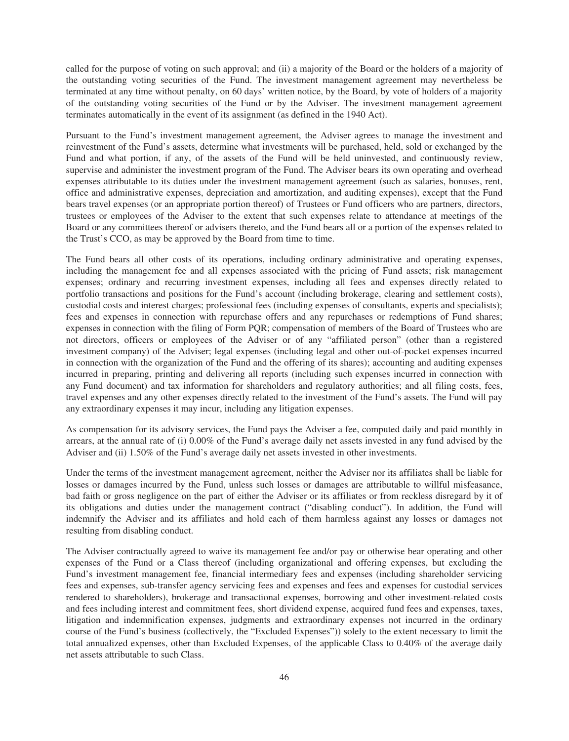called for the purpose of voting on such approval; and (ii) a majority of the Board or the holders of a majority of the outstanding voting securities of the Fund. The investment management agreement may nevertheless be terminated at any time without penalty, on 60 days' written notice, by the Board, by vote of holders of a majority of the outstanding voting securities of the Fund or by the Adviser. The investment management agreement terminates automatically in the event of its assignment (as defined in the 1940 Act).

Pursuant to the Fund's investment management agreement, the Adviser agrees to manage the investment and reinvestment of the Fund's assets, determine what investments will be purchased, held, sold or exchanged by the Fund and what portion, if any, of the assets of the Fund will be held uninvested, and continuously review, supervise and administer the investment program of the Fund. The Adviser bears its own operating and overhead expenses attributable to its duties under the investment management agreement (such as salaries, bonuses, rent, office and administrative expenses, depreciation and amortization, and auditing expenses), except that the Fund bears travel expenses (or an appropriate portion thereof) of Trustees or Fund officers who are partners, directors, trustees or employees of the Adviser to the extent that such expenses relate to attendance at meetings of the Board or any committees thereof or advisers thereto, and the Fund bears all or a portion of the expenses related to the Trust's CCO, as may be approved by the Board from time to time.

The Fund bears all other costs of its operations, including ordinary administrative and operating expenses, including the management fee and all expenses associated with the pricing of Fund assets; risk management expenses; ordinary and recurring investment expenses, including all fees and expenses directly related to portfolio transactions and positions for the Fund's account (including brokerage, clearing and settlement costs), custodial costs and interest charges; professional fees (including expenses of consultants, experts and specialists); fees and expenses in connection with repurchase offers and any repurchases or redemptions of Fund shares; expenses in connection with the filing of Form PQR; compensation of members of the Board of Trustees who are not directors, officers or employees of the Adviser or of any "affiliated person" (other than a registered investment company) of the Adviser; legal expenses (including legal and other out-of-pocket expenses incurred in connection with the organization of the Fund and the offering of its shares); accounting and auditing expenses incurred in preparing, printing and delivering all reports (including such expenses incurred in connection with any Fund document) and tax information for shareholders and regulatory authorities; and all filing costs, fees, travel expenses and any other expenses directly related to the investment of the Fund's assets. The Fund will pay any extraordinary expenses it may incur, including any litigation expenses.

As compensation for its advisory services, the Fund pays the Adviser a fee, computed daily and paid monthly in arrears, at the annual rate of (i) 0.00% of the Fund's average daily net assets invested in any fund advised by the Adviser and (ii) 1.50% of the Fund's average daily net assets invested in other investments.

Under the terms of the investment management agreement, neither the Adviser nor its affiliates shall be liable for losses or damages incurred by the Fund, unless such losses or damages are attributable to willful misfeasance, bad faith or gross negligence on the part of either the Adviser or its affiliates or from reckless disregard by it of its obligations and duties under the management contract ("disabling conduct"). In addition, the Fund will indemnify the Adviser and its affiliates and hold each of them harmless against any losses or damages not resulting from disabling conduct.

The Adviser contractually agreed to waive its management fee and/or pay or otherwise bear operating and other expenses of the Fund or a Class thereof (including organizational and offering expenses, but excluding the Fund's investment management fee, financial intermediary fees and expenses (including shareholder servicing fees and expenses, sub-transfer agency servicing fees and expenses and fees and expenses for custodial services rendered to shareholders), brokerage and transactional expenses, borrowing and other investment-related costs and fees including interest and commitment fees, short dividend expense, acquired fund fees and expenses, taxes, litigation and indemnification expenses, judgments and extraordinary expenses not incurred in the ordinary course of the Fund's business (collectively, the "Excluded Expenses")) solely to the extent necessary to limit the total annualized expenses, other than Excluded Expenses, of the applicable Class to 0.40% of the average daily net assets attributable to such Class.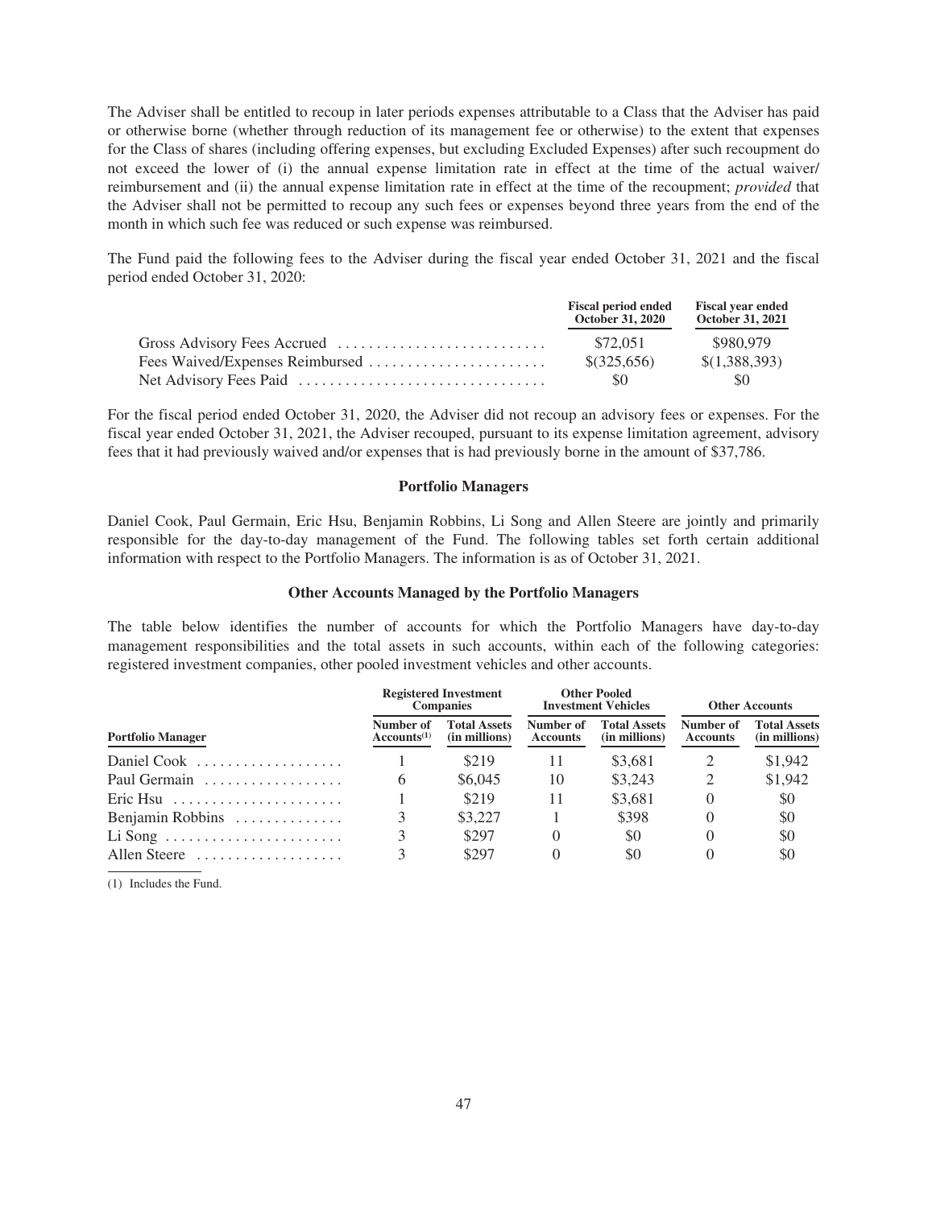The Adviser shall be entitled to recoup in later periods expenses attributable to a Class that the Adviser has paid or otherwise borne (whether through reduction of its management fee or otherwise) to the extent that expenses for the Class of shares (including offering expenses, but excluding Excluded Expenses) after such recoupment do not exceed the lower of (i) the annual expense limitation rate in effect at the time of the actual waiver/reimbursement and (ii) the annual expense limitation rate in effect at the time of the recoupment; *provided* that the Adviser shall not be permitted to recoup any such fees or expenses beyond three years from the end of the month in which such fee was reduced or such expense was reimbursed.

The Fund paid the following fees to the Adviser during the fiscal year ended October 31, 2021 and the fiscal period ended October 31, 2020:

| | Fiscal period ended October 31, 2020 | Fiscal year ended October 31, 2021 |
|---|---|---|
| Gross Advisory Fees Accrued | $72,051 | $980,979 |
| Fees Waived/Expenses Reimbursed | $(325,656) | $(1,388,393) |
| Net Advisory Fees Paid | $0 | $0 |

For the fiscal period ended October 31, 2020, the Adviser did not recoup an advisory fees or expenses. For the fiscal year ended October 31, 2021, the Adviser recouped, pursuant to its expense limitation agreement, advisory fees that it had previously waived and/or expenses that is had previously borne in the amount of $37,786.

## Portfolio Managers

Daniel Cook, Paul Germain, Eric Hsu, Benjamin Robbins, Li Song and Allen Steere are jointly and primarily responsible for the day-to-day management of the Fund. The following tables set forth certain additional information with respect to the Portfolio Managers. The information is as of October 31, 2021.

### Other Accounts Managed by the Portfolio Managers

The table below identifies the number of accounts for which the Portfolio Managers have day-to-day management responsibilities and the total assets in such accounts, within each of the following categories: registered investment companies, other pooled investment vehicles and other accounts.

| | Registered Investment Companies | | Other Pooled Investment Vehicles | | Other Accounts | |
|---|---|---|---|---|---|---|
| Portfolio Manager | Number of Accounts(1) | Total Assets (in millions) | Number of Accounts | Total Assets (in millions) | Number of Accounts | Total Assets (in millions) |
| Daniel Cook | 1 | $219 | 11 | $3,681 | 2 | $1,942 |
| Paul Germain | 6 | $6,045 | 10 | $3,243 | 2 | $1,942 |
| Eric Hsu | 1 | $219 | 11 | $3,681 | 0 | $0 |
| Benjamin Robbins | 3 | $3,227 | 1 | $398 | 0 | $0 |
| Li Song | 3 | $297 | 0 | $0 | 0 | $0 |
| Allen Steere | 3 | $297 | 0 | $0 | 0 | $0 |

(1) Includes the Fund.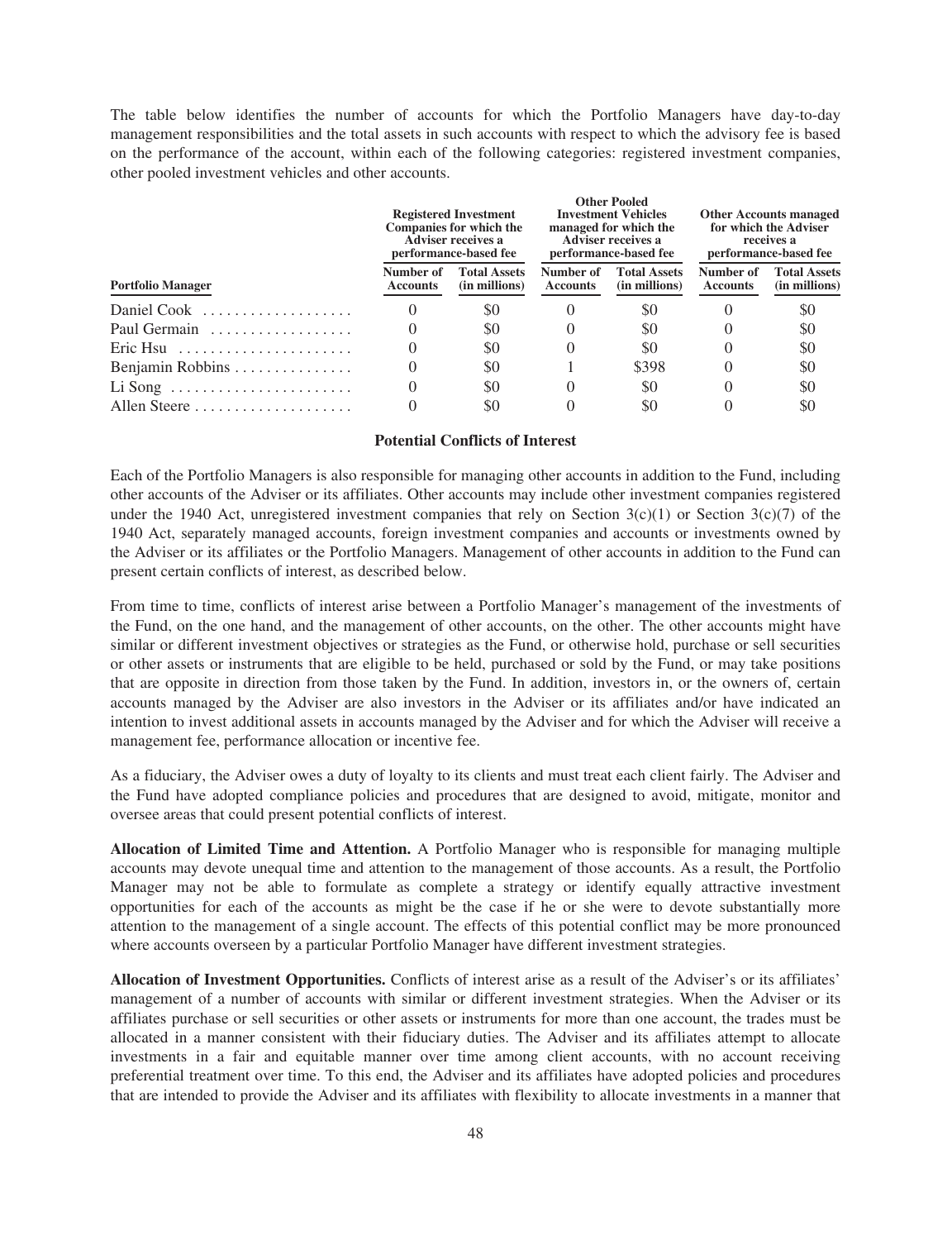The table below identifies the number of accounts for which the Portfolio Managers have day-to-day management responsibilities and the total assets in such accounts with respect to which the advisory fee is based on the performance of the account, within each of the following categories: registered investment companies, other pooled investment vehicles and other accounts.

| | Registered Investment Companies for which the Adviser receives a performance-based fee | | Other Pooled Investment Vehicles managed for which the Adviser receives a performance-based fee | | Other Accounts managed for which the Adviser receives a performance-based fee | |
|---|---|---|---|---|---|---|
| **Portfolio Manager** | **Number of Accounts** | **Total Assets (in millions)** | **Number of Accounts** | **Total Assets (in millions)** | **Number of Accounts** | **Total Assets (in millions)** |
| Daniel Cook | 0 | $0 | 0 | $0 | 0 | $0 |
| Paul Germain | 0 | $0 | 0 | $0 | 0 | $0 |
| Eric Hsu | 0 | $0 | 0 | $0 | 0 | $0 |
| Benjamin Robbins | 0 | $0 | 1 | $398 | 0 | $0 |
| Li Song | 0 | $0 | 0 | $0 | 0 | $0 |
| Allen Steere | 0 | $0 | 0 | $0 | 0 | $0 |

### Potential Conflicts of Interest

Each of the Portfolio Managers is also responsible for managing other accounts in addition to the Fund, including other accounts of the Adviser or its affiliates. Other accounts may include other investment companies registered under the 1940 Act, unregistered investment companies that rely on Section 3(c)(1) or Section 3(c)(7) of the 1940 Act, separately managed accounts, foreign investment companies and accounts or investments owned by the Adviser or its affiliates or the Portfolio Managers. Management of other accounts in addition to the Fund can present certain conflicts of interest, as described below.

From time to time, conflicts of interest arise between a Portfolio Manager's management of the investments of the Fund, on the one hand, and the management of other accounts, on the other. The other accounts might have similar or different investment objectives or strategies as the Fund, or otherwise hold, purchase or sell securities or other assets or instruments that are eligible to be held, purchased or sold by the Fund, or may take positions that are opposite in direction from those taken by the Fund. In addition, investors in, or the owners of, certain accounts managed by the Adviser are also investors in the Adviser or its affiliates and/or have indicated an intention to invest additional assets in accounts managed by the Adviser and for which the Adviser will receive a management fee, performance allocation or incentive fee.

As a fiduciary, the Adviser owes a duty of loyalty to its clients and must treat each client fairly. The Adviser and the Fund have adopted compliance policies and procedures that are designed to avoid, mitigate, monitor and oversee areas that could present potential conflicts of interest.

**Allocation of Limited Time and Attention.** A Portfolio Manager who is responsible for managing multiple accounts may devote unequal time and attention to the management of those accounts. As a result, the Portfolio Manager may not be able to formulate as complete a strategy or identify equally attractive investment opportunities for each of the accounts as might be the case if he or she were to devote substantially more attention to the management of a single account. The effects of this potential conflict may be more pronounced where accounts overseen by a particular Portfolio Manager have different investment strategies.

**Allocation of Investment Opportunities.** Conflicts of interest arise as a result of the Adviser's or its affiliates' management of a number of accounts with similar or different investment strategies. When the Adviser or its affiliates purchase or sell securities or other assets or instruments for more than one account, the trades must be allocated in a manner consistent with their fiduciary duties. The Adviser and its affiliates attempt to allocate investments in a fair and equitable manner over time among client accounts, with no account receiving preferential treatment over time. To this end, the Adviser and its affiliates have adopted policies and procedures that are intended to provide the Adviser and its affiliates with flexibility to allocate investments in a manner that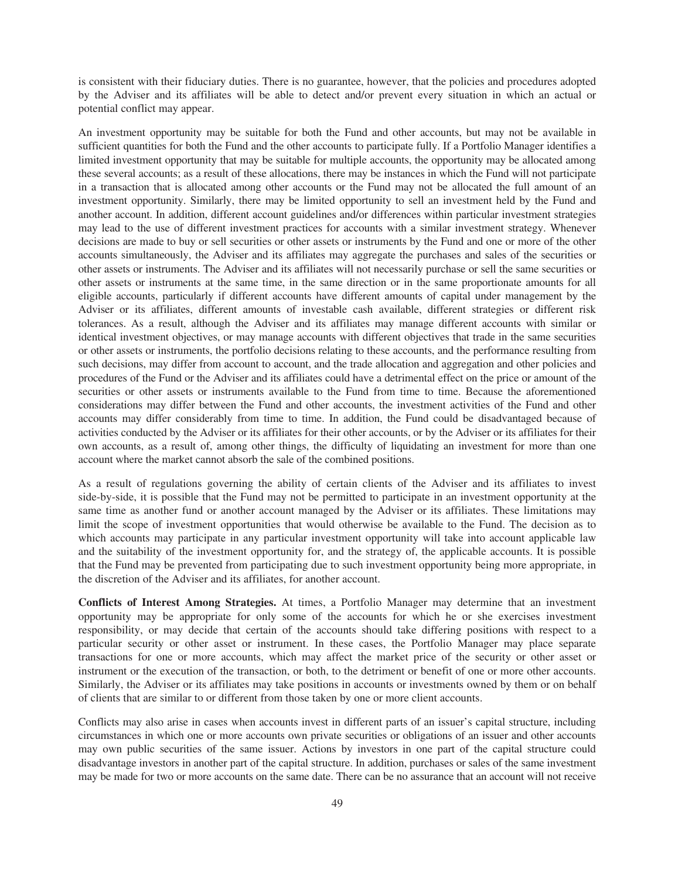is consistent with their fiduciary duties. There is no guarantee, however, that the policies and procedures adopted by the Adviser and its affiliates will be able to detect and/or prevent every situation in which an actual or potential conflict may appear.

An investment opportunity may be suitable for both the Fund and other accounts, but may not be available in sufficient quantities for both the Fund and the other accounts to participate fully. If a Portfolio Manager identifies a limited investment opportunity that may be suitable for multiple accounts, the opportunity may be allocated among these several accounts; as a result of these allocations, there may be instances in which the Fund will not participate in a transaction that is allocated among other accounts or the Fund may not be allocated the full amount of an investment opportunity. Similarly, there may be limited opportunity to sell an investment held by the Fund and another account. In addition, different account guidelines and/or differences within particular investment strategies may lead to the use of different investment practices for accounts with a similar investment strategy. Whenever decisions are made to buy or sell securities or other assets or instruments by the Fund and one or more of the other accounts simultaneously, the Adviser and its affiliates may aggregate the purchases and sales of the securities or other assets or instruments. The Adviser and its affiliates will not necessarily purchase or sell the same securities or other assets or instruments at the same time, in the same direction or in the same proportionate amounts for all eligible accounts, particularly if different accounts have different amounts of capital under management by the Adviser or its affiliates, different amounts of investable cash available, different strategies or different risk tolerances. As a result, although the Adviser and its affiliates may manage different accounts with similar or identical investment objectives, or may manage accounts with different objectives that trade in the same securities or other assets or instruments, the portfolio decisions relating to these accounts, and the performance resulting from such decisions, may differ from account to account, and the trade allocation and aggregation and other policies and procedures of the Fund or the Adviser and its affiliates could have a detrimental effect on the price or amount of the securities or other assets or instruments available to the Fund from time to time. Because the aforementioned considerations may differ between the Fund and other accounts, the investment activities of the Fund and other accounts may differ considerably from time to time. In addition, the Fund could be disadvantaged because of activities conducted by the Adviser or its affiliates for their other accounts, or by the Adviser or its affiliates for their own accounts, as a result of, among other things, the difficulty of liquidating an investment for more than one account where the market cannot absorb the sale of the combined positions.

As a result of regulations governing the ability of certain clients of the Adviser and its affiliates to invest side-by-side, it is possible that the Fund may not be permitted to participate in an investment opportunity at the same time as another fund or another account managed by the Adviser or its affiliates. These limitations may limit the scope of investment opportunities that would otherwise be available to the Fund. The decision as to which accounts may participate in any particular investment opportunity will take into account applicable law and the suitability of the investment opportunity for, and the strategy of, the applicable accounts. It is possible that the Fund may be prevented from participating due to such investment opportunity being more appropriate, in the discretion of the Adviser and its affiliates, for another account.

**Conflicts of Interest Among Strategies.** At times, a Portfolio Manager may determine that an investment opportunity may be appropriate for only some of the accounts for which he or she exercises investment responsibility, or may decide that certain of the accounts should take differing positions with respect to a particular security or other asset or instrument. In these cases, the Portfolio Manager may place separate transactions for one or more accounts, which may affect the market price of the security or other asset or instrument or the execution of the transaction, or both, to the detriment or benefit of one or more other accounts. Similarly, the Adviser or its affiliates may take positions in accounts or investments owned by them or on behalf of clients that are similar to or different from those taken by one or more client accounts.

Conflicts may also arise in cases when accounts invest in different parts of an issuer's capital structure, including circumstances in which one or more accounts own private securities or obligations of an issuer and other accounts may own public securities of the same issuer. Actions by investors in one part of the capital structure could disadvantage investors in another part of the capital structure. In addition, purchases or sales of the same investment may be made for two or more accounts on the same date. There can be no assurance that an account will not receive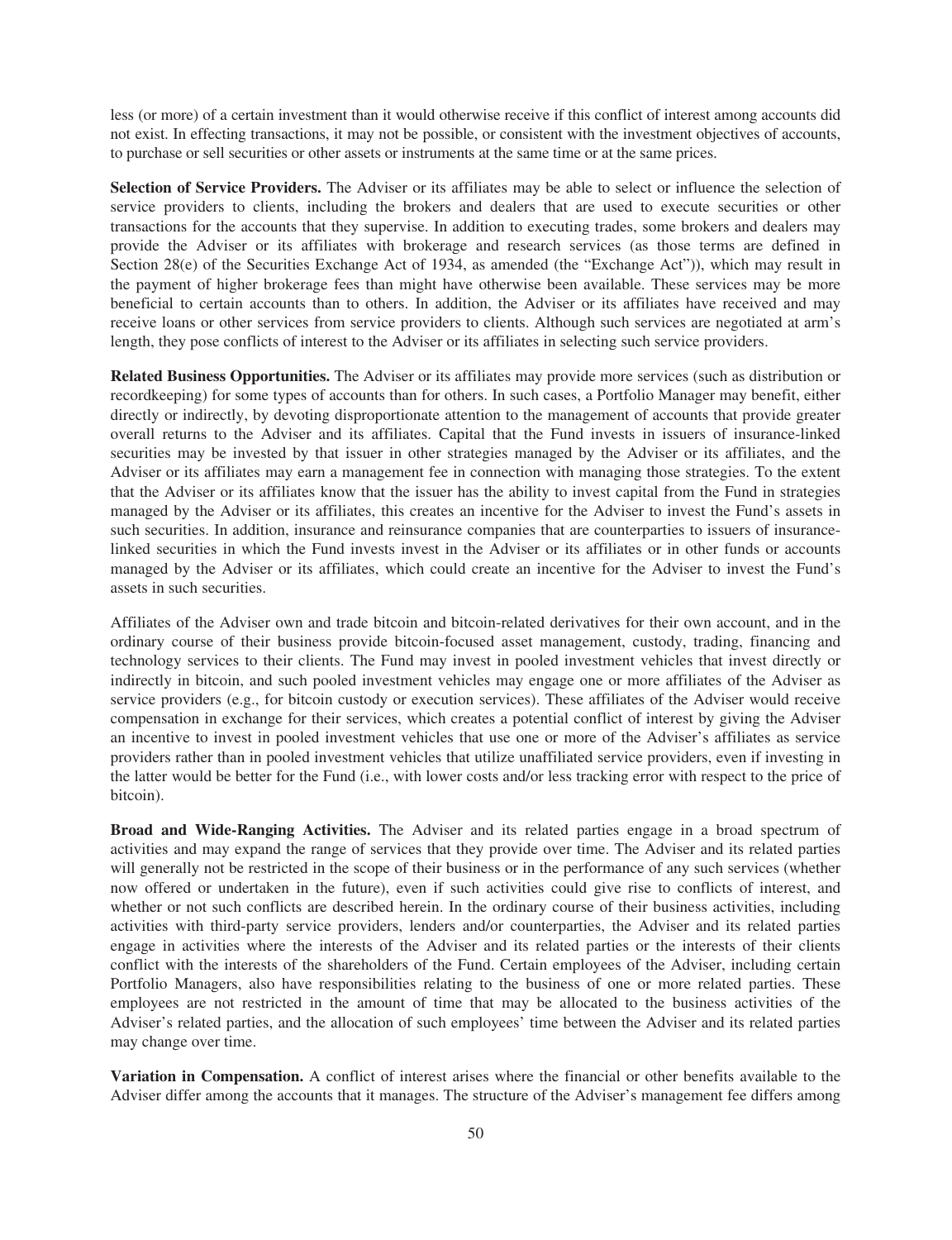less (or more) of a certain investment than it would otherwise receive if this conflict of interest among accounts did not exist. In effecting transactions, it may not be possible, or consistent with the investment objectives of accounts, to purchase or sell securities or other assets or instruments at the same time or at the same prices.

**Selection of Service Providers.** The Adviser or its affiliates may be able to select or influence the selection of service providers to clients, including the brokers and dealers that are used to execute securities or other transactions for the accounts that they supervise. In addition to executing trades, some brokers and dealers may provide the Adviser or its affiliates with brokerage and research services (as those terms are defined in Section 28(e) of the Securities Exchange Act of 1934, as amended (the "Exchange Act")), which may result in the payment of higher brokerage fees than might have otherwise been available. These services may be more beneficial to certain accounts than to others. In addition, the Adviser or its affiliates have received and may receive loans or other services from service providers to clients. Although such services are negotiated at arm's length, they pose conflicts of interest to the Adviser or its affiliates in selecting such service providers.

**Related Business Opportunities.** The Adviser or its affiliates may provide more services (such as distribution or recordkeeping) for some types of accounts than for others. In such cases, a Portfolio Manager may benefit, either directly or indirectly, by devoting disproportionate attention to the management of accounts that provide greater overall returns to the Adviser and its affiliates. Capital that the Fund invests in issuers of insurance-linked securities may be invested by that issuer in other strategies managed by the Adviser or its affiliates, and the Adviser or its affiliates may earn a management fee in connection with managing those strategies. To the extent that the Adviser or its affiliates know that the issuer has the ability to invest capital from the Fund in strategies managed by the Adviser or its affiliates, this creates an incentive for the Adviser to invest the Fund's assets in such securities. In addition, insurance and reinsurance companies that are counterparties to issuers of insurance-linked securities in which the Fund invests invest in the Adviser or its affiliates or in other funds or accounts managed by the Adviser or its affiliates, which could create an incentive for the Adviser to invest the Fund's assets in such securities.

Affiliates of the Adviser own and trade bitcoin and bitcoin-related derivatives for their own account, and in the ordinary course of their business provide bitcoin-focused asset management, custody, trading, financing and technology services to their clients. The Fund may invest in pooled investment vehicles that invest directly or indirectly in bitcoin, and such pooled investment vehicles may engage one or more affiliates of the Adviser as service providers (e.g., for bitcoin custody or execution services). These affiliates of the Adviser would receive compensation in exchange for their services, which creates a potential conflict of interest by giving the Adviser an incentive to invest in pooled investment vehicles that use one or more of the Adviser's affiliates as service providers rather than in pooled investment vehicles that utilize unaffiliated service providers, even if investing in the latter would be better for the Fund (i.e., with lower costs and/or less tracking error with respect to the price of bitcoin).

**Broad and Wide-Ranging Activities.** The Adviser and its related parties engage in a broad spectrum of activities and may expand the range of services that they provide over time. The Adviser and its related parties will generally not be restricted in the scope of their business or in the performance of any such services (whether now offered or undertaken in the future), even if such activities could give rise to conflicts of interest, and whether or not such conflicts are described herein. In the ordinary course of their business activities, including activities with third-party service providers, lenders and/or counterparties, the Adviser and its related parties engage in activities where the interests of the Adviser and its related parties or the interests of their clients conflict with the interests of the shareholders of the Fund. Certain employees of the Adviser, including certain Portfolio Managers, also have responsibilities relating to the business of one or more related parties. These employees are not restricted in the amount of time that may be allocated to the business activities of the Adviser's related parties, and the allocation of such employees' time between the Adviser and its related parties may change over time.

**Variation in Compensation.** A conflict of interest arises where the financial or other benefits available to the Adviser differ among the accounts that it manages. The structure of the Adviser's management fee differs among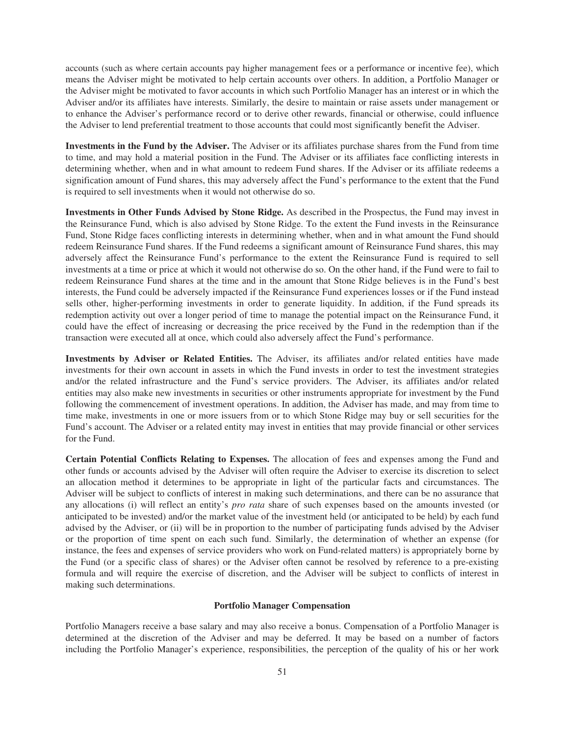accounts (such as where certain accounts pay higher management fees or a performance or incentive fee), which means the Adviser might be motivated to help certain accounts over others. In addition, a Portfolio Manager or the Adviser might be motivated to favor accounts in which such Portfolio Manager has an interest or in which the Adviser and/or its affiliates have interests. Similarly, the desire to maintain or raise assets under management or to enhance the Adviser's performance record or to derive other rewards, financial or otherwise, could influence the Adviser to lend preferential treatment to those accounts that could most significantly benefit the Adviser.

**Investments in the Fund by the Adviser.** The Adviser or its affiliates purchase shares from the Fund from time to time, and may hold a material position in the Fund. The Adviser or its affiliates face conflicting interests in determining whether, when and in what amount to redeem Fund shares. If the Adviser or its affiliate redeems a signification amount of Fund shares, this may adversely affect the Fund's performance to the extent that the Fund is required to sell investments when it would not otherwise do so.

**Investments in Other Funds Advised by Stone Ridge.** As described in the Prospectus, the Fund may invest in the Reinsurance Fund, which is also advised by Stone Ridge. To the extent the Fund invests in the Reinsurance Fund, Stone Ridge faces conflicting interests in determining whether, when and in what amount the Fund should redeem Reinsurance Fund shares. If the Fund redeems a significant amount of Reinsurance Fund shares, this may adversely affect the Reinsurance Fund's performance to the extent the Reinsurance Fund is required to sell investments at a time or price at which it would not otherwise do so. On the other hand, if the Fund were to fail to redeem Reinsurance Fund shares at the time and in the amount that Stone Ridge believes is in the Fund's best interests, the Fund could be adversely impacted if the Reinsurance Fund experiences losses or if the Fund instead sells other, higher-performing investments in order to generate liquidity. In addition, if the Fund spreads its redemption activity out over a longer period of time to manage the potential impact on the Reinsurance Fund, it could have the effect of increasing or decreasing the price received by the Fund in the redemption than if the transaction were executed all at once, which could also adversely affect the Fund's performance.

**Investments by Adviser or Related Entities.** The Adviser, its affiliates and/or related entities have made investments for their own account in assets in which the Fund invests in order to test the investment strategies and/or the related infrastructure and the Fund's service providers. The Adviser, its affiliates and/or related entities may also make new investments in securities or other instruments appropriate for investment by the Fund following the commencement of investment operations. In addition, the Adviser has made, and may from time to time make, investments in one or more issuers from or to which Stone Ridge may buy or sell securities for the Fund's account. The Adviser or a related entity may invest in entities that may provide financial or other services for the Fund.

**Certain Potential Conflicts Relating to Expenses.** The allocation of fees and expenses among the Fund and other funds or accounts advised by the Adviser will often require the Adviser to exercise its discretion to select an allocation method it determines to be appropriate in light of the particular facts and circumstances. The Adviser will be subject to conflicts of interest in making such determinations, and there can be no assurance that any allocations (i) will reflect an entity's *pro rata* share of such expenses based on the amounts invested (or anticipated to be invested) and/or the market value of the investment held (or anticipated to be held) by each fund advised by the Adviser, or (ii) will be in proportion to the number of participating funds advised by the Adviser or the proportion of time spent on each such fund. Similarly, the determination of whether an expense (for instance, the fees and expenses of service providers who work on Fund-related matters) is appropriately borne by the Fund (or a specific class of shares) or the Adviser often cannot be resolved by reference to a pre-existing formula and will require the exercise of discretion, and the Adviser will be subject to conflicts of interest in making such determinations.

### Portfolio Manager Compensation

Portfolio Managers receive a base salary and may also receive a bonus. Compensation of a Portfolio Manager is determined at the discretion of the Adviser and may be deferred. It may be based on a number of factors including the Portfolio Manager's experience, responsibilities, the perception of the quality of his or her work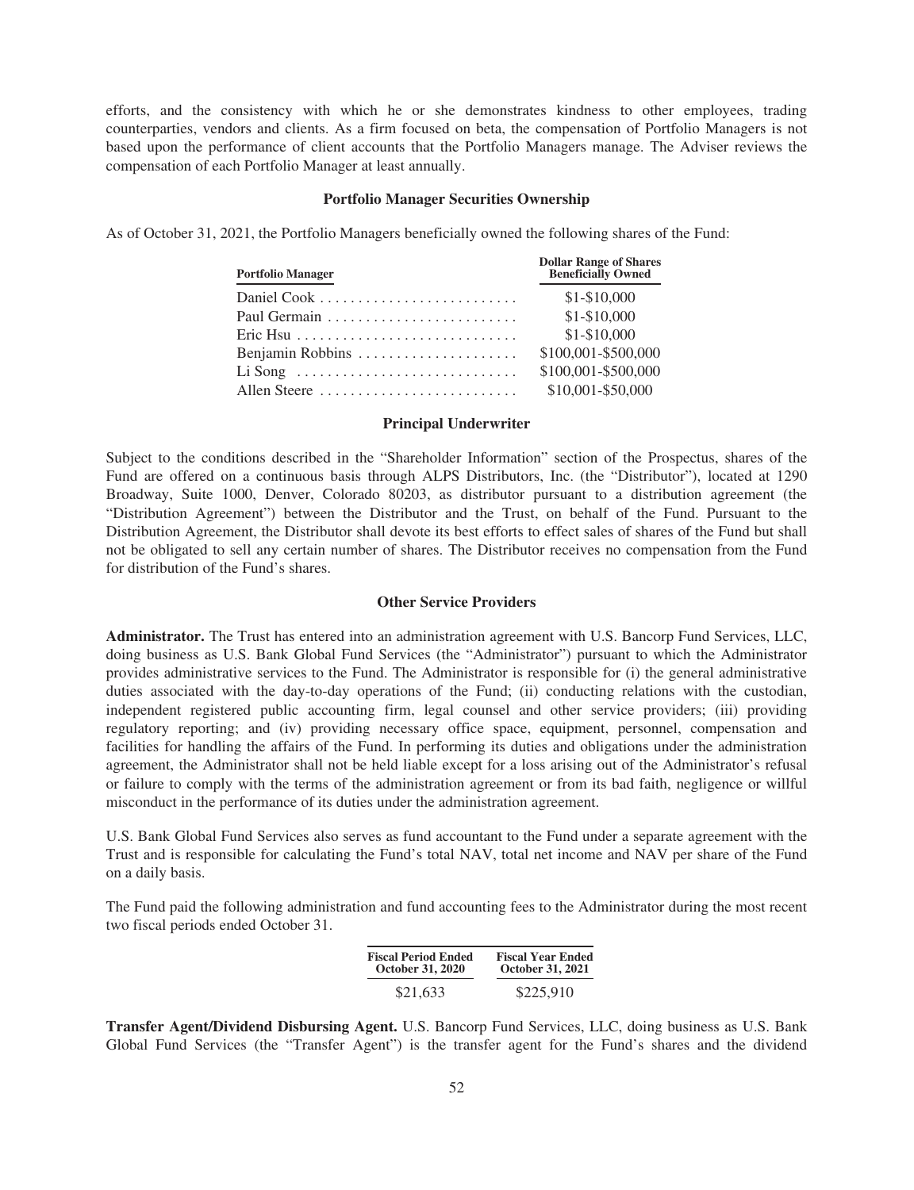efforts, and the consistency with which he or she demonstrates kindness to other employees, trading counterparties, vendors and clients. As a firm focused on beta, the compensation of Portfolio Managers is not based upon the performance of client accounts that the Portfolio Managers manage. The Adviser reviews the compensation of each Portfolio Manager at least annually.

### Portfolio Manager Securities Ownership

As of October 31, 2021, the Portfolio Managers beneficially owned the following shares of the Fund:

| Portfolio Manager | Dollar Range of Shares Beneficially Owned |
|---|---|
| Daniel Cook | $1-$10,000 |
| Paul Germain | $1-$10,000 |
| Eric Hsu | $1-$10,000 |
| Benjamin Robbins | $100,001-$500,000 |
| Li Song | $100,001-$500,000 |
| Allen Steere | $10,001-$50,000 |

### Principal Underwriter

Subject to the conditions described in the "Shareholder Information" section of the Prospectus, shares of the Fund are offered on a continuous basis through ALPS Distributors, Inc. (the "Distributor"), located at 1290 Broadway, Suite 1000, Denver, Colorado 80203, as distributor pursuant to a distribution agreement (the "Distribution Agreement") between the Distributor and the Trust, on behalf of the Fund. Pursuant to the Distribution Agreement, the Distributor shall devote its best efforts to effect sales of shares of the Fund but shall not be obligated to sell any certain number of shares. The Distributor receives no compensation from the Fund for distribution of the Fund's shares.

### Other Service Providers

**Administrator.** The Trust has entered into an administration agreement with U.S. Bancorp Fund Services, LLC, doing business as U.S. Bank Global Fund Services (the "Administrator") pursuant to which the Administrator provides administrative services to the Fund. The Administrator is responsible for (i) the general administrative duties associated with the day-to-day operations of the Fund; (ii) conducting relations with the custodian, independent registered public accounting firm, legal counsel and other service providers; (iii) providing regulatory reporting; and (iv) providing necessary office space, equipment, personnel, compensation and facilities for handling the affairs of the Fund. In performing its duties and obligations under the administration agreement, the Administrator shall not be held liable except for a loss arising out of the Administrator's refusal or failure to comply with the terms of the administration agreement or from its bad faith, negligence or willful misconduct in the performance of its duties under the administration agreement.

U.S. Bank Global Fund Services also serves as fund accountant to the Fund under a separate agreement with the Trust and is responsible for calculating the Fund's total NAV, total net income and NAV per share of the Fund on a daily basis.

The Fund paid the following administration and fund accounting fees to the Administrator during the most recent two fiscal periods ended October 31.

| Fiscal Period Ended October 31, 2020 | Fiscal Year Ended October 31, 2021 |
|---|---|
| $21,633 | $225,910 |

**Transfer Agent/Dividend Disbursing Agent.** U.S. Bancorp Fund Services, LLC, doing business as U.S. Bank Global Fund Services (the "Transfer Agent") is the transfer agent for the Fund's shares and the dividend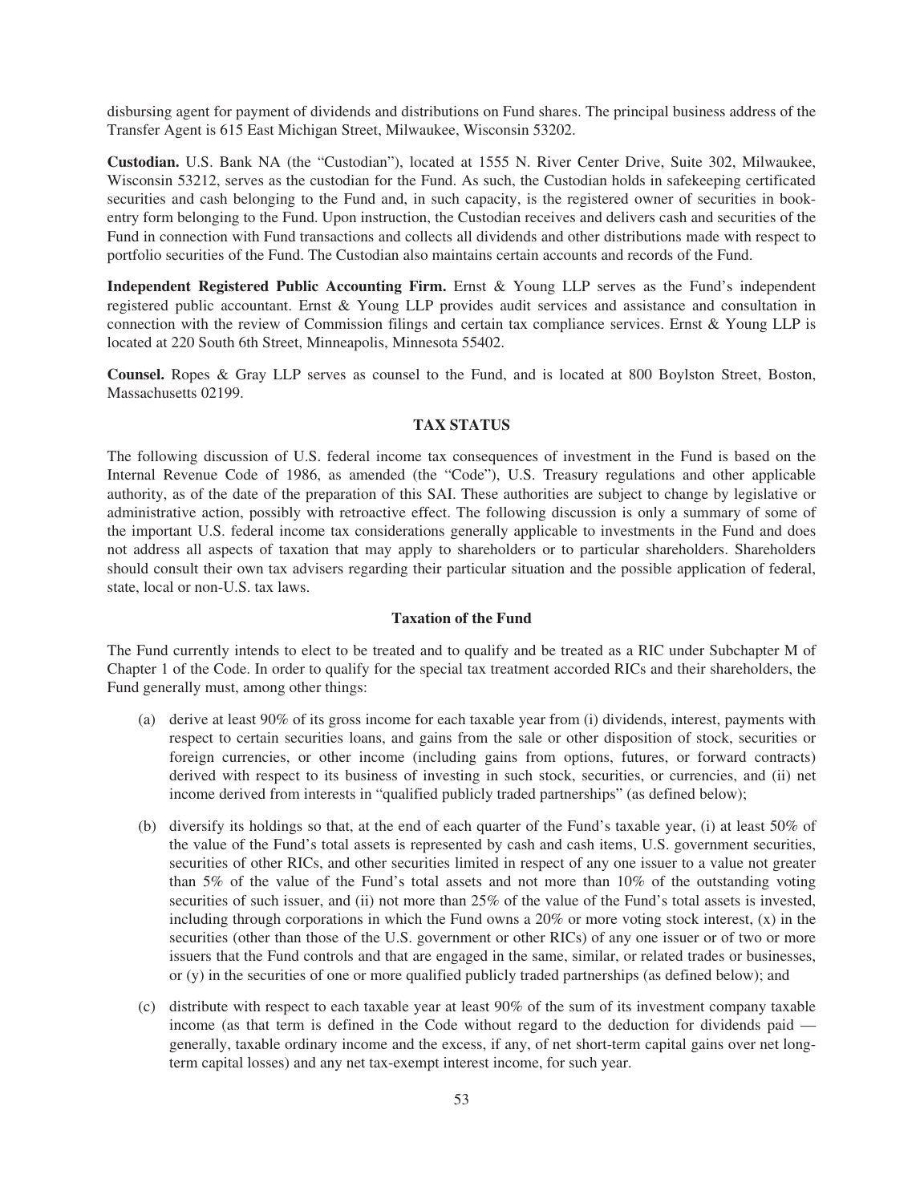disbursing agent for payment of dividends and distributions on Fund shares. The principal business address of the Transfer Agent is 615 East Michigan Street, Milwaukee, Wisconsin 53202.

**Custodian.** U.S. Bank NA (the "Custodian"), located at 1555 N. River Center Drive, Suite 302, Milwaukee, Wisconsin 53212, serves as the custodian for the Fund. As such, the Custodian holds in safekeeping certificated securities and cash belonging to the Fund and, in such capacity, is the registered owner of securities in book-entry form belonging to the Fund. Upon instruction, the Custodian receives and delivers cash and securities of the Fund in connection with Fund transactions and collects all dividends and other distributions made with respect to portfolio securities of the Fund. The Custodian also maintains certain accounts and records of the Fund.

**Independent Registered Public Accounting Firm.** Ernst & Young LLP serves as the Fund's independent registered public accountant. Ernst & Young LLP provides audit services and assistance and consultation in connection with the review of Commission filings and certain tax compliance services. Ernst & Young LLP is located at 220 South 6th Street, Minneapolis, Minnesota 55402.

**Counsel.** Ropes & Gray LLP serves as counsel to the Fund, and is located at 800 Boylston Street, Boston, Massachusetts 02199.

## TAX STATUS

The following discussion of U.S. federal income tax consequences of investment in the Fund is based on the Internal Revenue Code of 1986, as amended (the "Code"), U.S. Treasury regulations and other applicable authority, as of the date of the preparation of this SAI. These authorities are subject to change by legislative or administrative action, possibly with retroactive effect. The following discussion is only a summary of some of the important U.S. federal income tax considerations generally applicable to investments in the Fund and does not address all aspects of taxation that may apply to shareholders or to particular shareholders. Shareholders should consult their own tax advisers regarding their particular situation and the possible application of federal, state, local or non-U.S. tax laws.

### Taxation of the Fund

The Fund currently intends to elect to be treated and to qualify and be treated as a RIC under Subchapter M of Chapter 1 of the Code. In order to qualify for the special tax treatment accorded RICs and their shareholders, the Fund generally must, among other things:

(a) derive at least 90% of its gross income for each taxable year from (i) dividends, interest, payments with respect to certain securities loans, and gains from the sale or other disposition of stock, securities or foreign currencies, or other income (including gains from options, futures, or forward contracts) derived with respect to its business of investing in such stock, securities, or currencies, and (ii) net income derived from interests in "qualified publicly traded partnerships" (as defined below);

(b) diversify its holdings so that, at the end of each quarter of the Fund's taxable year, (i) at least 50% of the value of the Fund's total assets is represented by cash and cash items, U.S. government securities, securities of other RICs, and other securities limited in respect of any one issuer to a value not greater than 5% of the value of the Fund's total assets and not more than 10% of the outstanding voting securities of such issuer, and (ii) not more than 25% of the value of the Fund's total assets is invested, including through corporations in which the Fund owns a 20% or more voting stock interest, (x) in the securities (other than those of the U.S. government or other RICs) of any one issuer or of two or more issuers that the Fund controls and that are engaged in the same, similar, or related trades or businesses, or (y) in the securities of one or more qualified publicly traded partnerships (as defined below); and

(c) distribute with respect to each taxable year at least 90% of the sum of its investment company taxable income (as that term is defined in the Code without regard to the deduction for dividends paid — generally, taxable ordinary income and the excess, if any, of net short-term capital gains over net long-term capital losses) and any net tax-exempt interest income, for such year.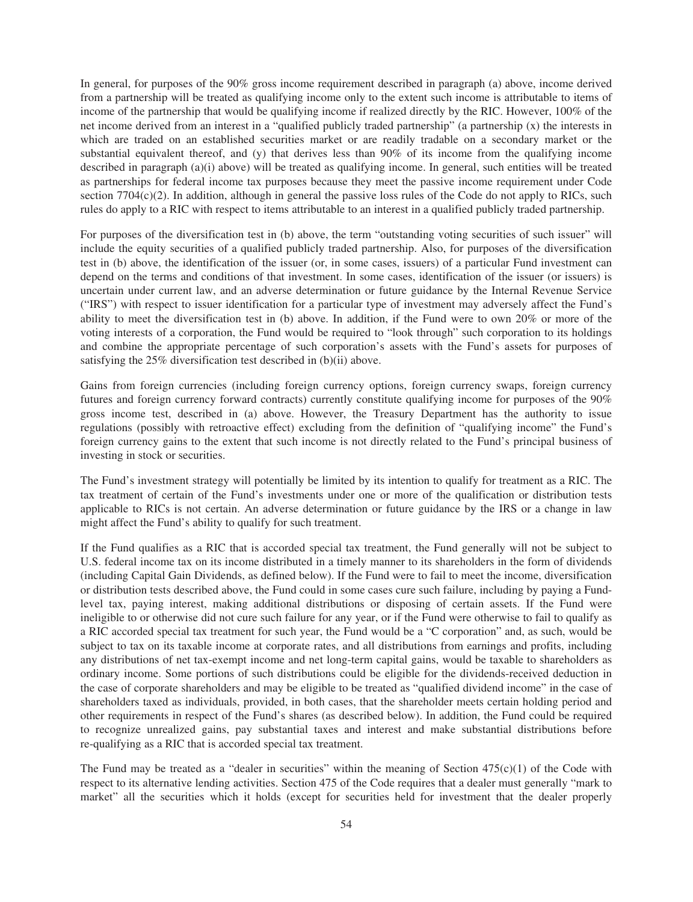In general, for purposes of the 90% gross income requirement described in paragraph (a) above, income derived from a partnership will be treated as qualifying income only to the extent such income is attributable to items of income of the partnership that would be qualifying income if realized directly by the RIC. However, 100% of the net income derived from an interest in a "qualified publicly traded partnership" (a partnership (x) the interests in which are traded on an established securities market or are readily tradable on a secondary market or the substantial equivalent thereof, and (y) that derives less than 90% of its income from the qualifying income described in paragraph (a)(i) above) will be treated as qualifying income. In general, such entities will be treated as partnerships for federal income tax purposes because they meet the passive income requirement under Code section 7704(c)(2). In addition, although in general the passive loss rules of the Code do not apply to RICs, such rules do apply to a RIC with respect to items attributable to an interest in a qualified publicly traded partnership.

For purposes of the diversification test in (b) above, the term "outstanding voting securities of such issuer" will include the equity securities of a qualified publicly traded partnership. Also, for purposes of the diversification test in (b) above, the identification of the issuer (or, in some cases, issuers) of a particular Fund investment can depend on the terms and conditions of that investment. In some cases, identification of the issuer (or issuers) is uncertain under current law, and an adverse determination or future guidance by the Internal Revenue Service ("IRS") with respect to issuer identification for a particular type of investment may adversely affect the Fund's ability to meet the diversification test in (b) above. In addition, if the Fund were to own 20% or more of the voting interests of a corporation, the Fund would be required to "look through" such corporation to its holdings and combine the appropriate percentage of such corporation's assets with the Fund's assets for purposes of satisfying the 25% diversification test described in (b)(ii) above.

Gains from foreign currencies (including foreign currency options, foreign currency swaps, foreign currency futures and foreign currency forward contracts) currently constitute qualifying income for purposes of the 90% gross income test, described in (a) above. However, the Treasury Department has the authority to issue regulations (possibly with retroactive effect) excluding from the definition of "qualifying income" the Fund's foreign currency gains to the extent that such income is not directly related to the Fund's principal business of investing in stock or securities.

The Fund's investment strategy will potentially be limited by its intention to qualify for treatment as a RIC. The tax treatment of certain of the Fund's investments under one or more of the qualification or distribution tests applicable to RICs is not certain. An adverse determination or future guidance by the IRS or a change in law might affect the Fund's ability to qualify for such treatment.

If the Fund qualifies as a RIC that is accorded special tax treatment, the Fund generally will not be subject to U.S. federal income tax on its income distributed in a timely manner to its shareholders in the form of dividends (including Capital Gain Dividends, as defined below). If the Fund were to fail to meet the income, diversification or distribution tests described above, the Fund could in some cases cure such failure, including by paying a Fund-level tax, paying interest, making additional distributions or disposing of certain assets. If the Fund were ineligible to or otherwise did not cure such failure for any year, or if the Fund were otherwise to fail to qualify as a RIC accorded special tax treatment for such year, the Fund would be a "C corporation" and, as such, would be subject to tax on its taxable income at corporate rates, and all distributions from earnings and profits, including any distributions of net tax-exempt income and net long-term capital gains, would be taxable to shareholders as ordinary income. Some portions of such distributions could be eligible for the dividends-received deduction in the case of corporate shareholders and may be eligible to be treated as "qualified dividend income" in the case of shareholders taxed as individuals, provided, in both cases, that the shareholder meets certain holding period and other requirements in respect of the Fund's shares (as described below). In addition, the Fund could be required to recognize unrealized gains, pay substantial taxes and interest and make substantial distributions before re-qualifying as a RIC that is accorded special tax treatment.

The Fund may be treated as a "dealer in securities" within the meaning of Section 475(c)(1) of the Code with respect to its alternative lending activities. Section 475 of the Code requires that a dealer must generally "mark to market" all the securities which it holds (except for securities held for investment that the dealer properly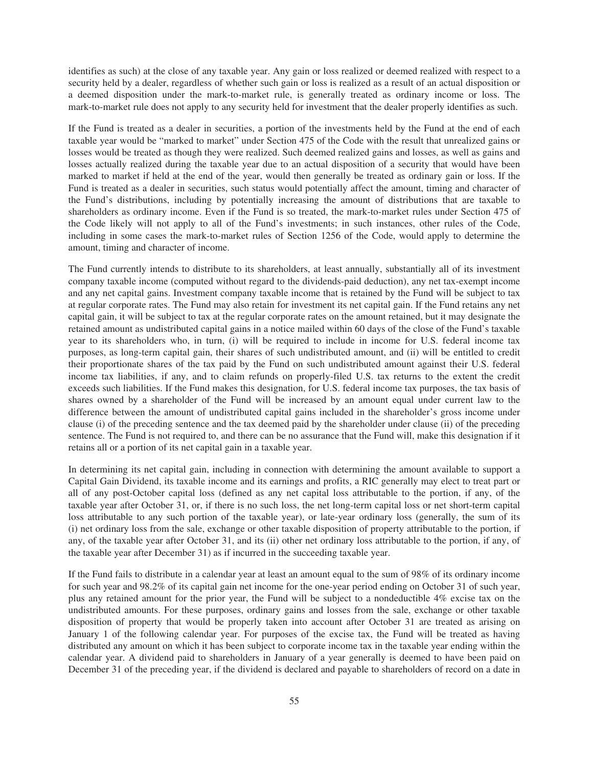identifies as such) at the close of any taxable year. Any gain or loss realized or deemed realized with respect to a security held by a dealer, regardless of whether such gain or loss is realized as a result of an actual disposition or a deemed disposition under the mark-to-market rule, is generally treated as ordinary income or loss. The mark-to-market rule does not apply to any security held for investment that the dealer properly identifies as such.

If the Fund is treated as a dealer in securities, a portion of the investments held by the Fund at the end of each taxable year would be "marked to market" under Section 475 of the Code with the result that unrealized gains or losses would be treated as though they were realized. Such deemed realized gains and losses, as well as gains and losses actually realized during the taxable year due to an actual disposition of a security that would have been marked to market if held at the end of the year, would then generally be treated as ordinary gain or loss. If the Fund is treated as a dealer in securities, such status would potentially affect the amount, timing and character of the Fund's distributions, including by potentially increasing the amount of distributions that are taxable to shareholders as ordinary income. Even if the Fund is so treated, the mark-to-market rules under Section 475 of the Code likely will not apply to all of the Fund's investments; in such instances, other rules of the Code, including in some cases the mark-to-market rules of Section 1256 of the Code, would apply to determine the amount, timing and character of income.

The Fund currently intends to distribute to its shareholders, at least annually, substantially all of its investment company taxable income (computed without regard to the dividends-paid deduction), any net tax-exempt income and any net capital gains. Investment company taxable income that is retained by the Fund will be subject to tax at regular corporate rates. The Fund may also retain for investment its net capital gain. If the Fund retains any net capital gain, it will be subject to tax at the regular corporate rates on the amount retained, but it may designate the retained amount as undistributed capital gains in a notice mailed within 60 days of the close of the Fund's taxable year to its shareholders who, in turn, (i) will be required to include in income for U.S. federal income tax purposes, as long-term capital gain, their shares of such undistributed amount, and (ii) will be entitled to credit their proportionate shares of the tax paid by the Fund on such undistributed amount against their U.S. federal income tax liabilities, if any, and to claim refunds on properly-filed U.S. tax returns to the extent the credit exceeds such liabilities. If the Fund makes this designation, for U.S. federal income tax purposes, the tax basis of shares owned by a shareholder of the Fund will be increased by an amount equal under current law to the difference between the amount of undistributed capital gains included in the shareholder's gross income under clause (i) of the preceding sentence and the tax deemed paid by the shareholder under clause (ii) of the preceding sentence. The Fund is not required to, and there can be no assurance that the Fund will, make this designation if it retains all or a portion of its net capital gain in a taxable year.

In determining its net capital gain, including in connection with determining the amount available to support a Capital Gain Dividend, its taxable income and its earnings and profits, a RIC generally may elect to treat part or all of any post-October capital loss (defined as any net capital loss attributable to the portion, if any, of the taxable year after October 31, or, if there is no such loss, the net long-term capital loss or net short-term capital loss attributable to any such portion of the taxable year), or late-year ordinary loss (generally, the sum of its (i) net ordinary loss from the sale, exchange or other taxable disposition of property attributable to the portion, if any, of the taxable year after October 31, and its (ii) other net ordinary loss attributable to the portion, if any, of the taxable year after December 31) as if incurred in the succeeding taxable year.

If the Fund fails to distribute in a calendar year at least an amount equal to the sum of 98% of its ordinary income for such year and 98.2% of its capital gain net income for the one-year period ending on October 31 of such year, plus any retained amount for the prior year, the Fund will be subject to a nondeductible 4% excise tax on the undistributed amounts. For these purposes, ordinary gains and losses from the sale, exchange or other taxable disposition of property that would be properly taken into account after October 31 are treated as arising on January 1 of the following calendar year. For purposes of the excise tax, the Fund will be treated as having distributed any amount on which it has been subject to corporate income tax in the taxable year ending within the calendar year. A dividend paid to shareholders in January of a year generally is deemed to have been paid on December 31 of the preceding year, if the dividend is declared and payable to shareholders of record on a date in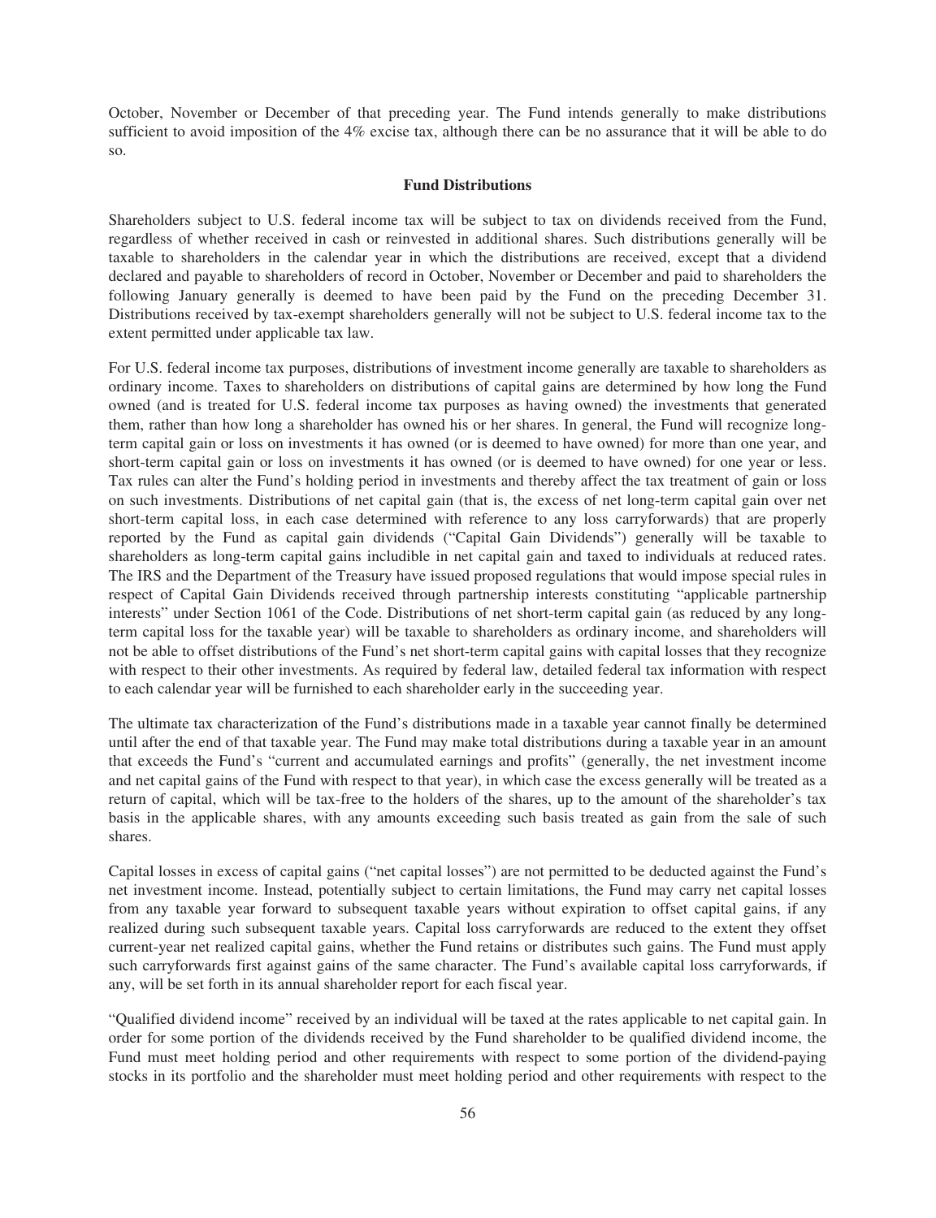October, November or December of that preceding year. The Fund intends generally to make distributions sufficient to avoid imposition of the 4% excise tax, although there can be no assurance that it will be able to do so.

**Fund Distributions**

Shareholders subject to U.S. federal income tax will be subject to tax on dividends received from the Fund, regardless of whether received in cash or reinvested in additional shares. Such distributions generally will be taxable to shareholders in the calendar year in which the distributions are received, except that a dividend declared and payable to shareholders of record in October, November or December and paid to shareholders the following January generally is deemed to have been paid by the Fund on the preceding December 31. Distributions received by tax-exempt shareholders generally will not be subject to U.S. federal income tax to the extent permitted under applicable tax law.

For U.S. federal income tax purposes, distributions of investment income generally are taxable to shareholders as ordinary income. Taxes to shareholders on distributions of capital gains are determined by how long the Fund owned (and is treated for U.S. federal income tax purposes as having owned) the investments that generated them, rather than how long a shareholder has owned his or her shares. In general, the Fund will recognize long-term capital gain or loss on investments it has owned (or is deemed to have owned) for more than one year, and short-term capital gain or loss on investments it has owned (or is deemed to have owned) for one year or less. Tax rules can alter the Fund's holding period in investments and thereby affect the tax treatment of gain or loss on such investments. Distributions of net capital gain (that is, the excess of net long-term capital gain over net short-term capital loss, in each case determined with reference to any loss carryforwards) that are properly reported by the Fund as capital gain dividends ("Capital Gain Dividends") generally will be taxable to shareholders as long-term capital gains includible in net capital gain and taxed to individuals at reduced rates. The IRS and the Department of the Treasury have issued proposed regulations that would impose special rules in respect of Capital Gain Dividends received through partnership interests constituting "applicable partnership interests" under Section 1061 of the Code. Distributions of net short-term capital gain (as reduced by any long-term capital loss for the taxable year) will be taxable to shareholders as ordinary income, and shareholders will not be able to offset distributions of the Fund's net short-term capital gains with capital losses that they recognize with respect to their other investments. As required by federal law, detailed federal tax information with respect to each calendar year will be furnished to each shareholder early in the succeeding year.

The ultimate tax characterization of the Fund's distributions made in a taxable year cannot finally be determined until after the end of that taxable year. The Fund may make total distributions during a taxable year in an amount that exceeds the Fund's "current and accumulated earnings and profits" (generally, the net investment income and net capital gains of the Fund with respect to that year), in which case the excess generally will be treated as a return of capital, which will be tax-free to the holders of the shares, up to the amount of the shareholder's tax basis in the applicable shares, with any amounts exceeding such basis treated as gain from the sale of such shares.

Capital losses in excess of capital gains ("net capital losses") are not permitted to be deducted against the Fund's net investment income. Instead, potentially subject to certain limitations, the Fund may carry net capital losses from any taxable year forward to subsequent taxable years without expiration to offset capital gains, if any realized during such subsequent taxable years. Capital loss carryforwards are reduced to the extent they offset current-year net realized capital gains, whether the Fund retains or distributes such gains. The Fund must apply such carryforwards first against gains of the same character. The Fund's available capital loss carryforwards, if any, will be set forth in its annual shareholder report for each fiscal year.

"Qualified dividend income" received by an individual will be taxed at the rates applicable to net capital gain. In order for some portion of the dividends received by the Fund shareholder to be qualified dividend income, the Fund must meet holding period and other requirements with respect to some portion of the dividend-paying stocks in its portfolio and the shareholder must meet holding period and other requirements with respect to the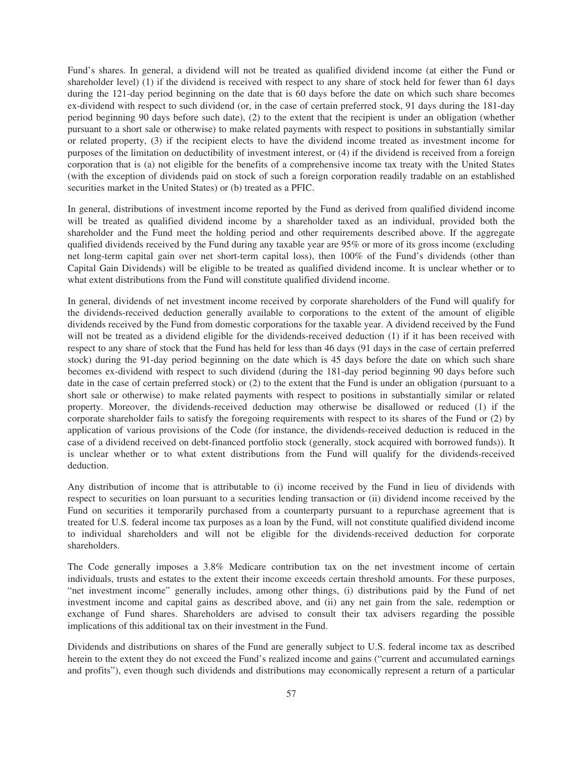Fund's shares. In general, a dividend will not be treated as qualified dividend income (at either the Fund or shareholder level) (1) if the dividend is received with respect to any share of stock held for fewer than 61 days during the 121-day period beginning on the date that is 60 days before the date on which such share becomes ex-dividend with respect to such dividend (or, in the case of certain preferred stock, 91 days during the 181-day period beginning 90 days before such date), (2) to the extent that the recipient is under an obligation (whether pursuant to a short sale or otherwise) to make related payments with respect to positions in substantially similar or related property, (3) if the recipient elects to have the dividend income treated as investment income for purposes of the limitation on deductibility of investment interest, or (4) if the dividend is received from a foreign corporation that is (a) not eligible for the benefits of a comprehensive income tax treaty with the United States (with the exception of dividends paid on stock of such a foreign corporation readily tradable on an established securities market in the United States) or (b) treated as a PFIC.

In general, distributions of investment income reported by the Fund as derived from qualified dividend income will be treated as qualified dividend income by a shareholder taxed as an individual, provided both the shareholder and the Fund meet the holding period and other requirements described above. If the aggregate qualified dividends received by the Fund during any taxable year are 95% or more of its gross income (excluding net long-term capital gain over net short-term capital loss), then 100% of the Fund's dividends (other than Capital Gain Dividends) will be eligible to be treated as qualified dividend income. It is unclear whether or to what extent distributions from the Fund will constitute qualified dividend income.

In general, dividends of net investment income received by corporate shareholders of the Fund will qualify for the dividends-received deduction generally available to corporations to the extent of the amount of eligible dividends received by the Fund from domestic corporations for the taxable year. A dividend received by the Fund will not be treated as a dividend eligible for the dividends-received deduction (1) if it has been received with respect to any share of stock that the Fund has held for less than 46 days (91 days in the case of certain preferred stock) during the 91-day period beginning on the date which is 45 days before the date on which such share becomes ex-dividend with respect to such dividend (during the 181-day period beginning 90 days before such date in the case of certain preferred stock) or (2) to the extent that the Fund is under an obligation (pursuant to a short sale or otherwise) to make related payments with respect to positions in substantially similar or related property. Moreover, the dividends-received deduction may otherwise be disallowed or reduced (1) if the corporate shareholder fails to satisfy the foregoing requirements with respect to its shares of the Fund or (2) by application of various provisions of the Code (for instance, the dividends-received deduction is reduced in the case of a dividend received on debt-financed portfolio stock (generally, stock acquired with borrowed funds)). It is unclear whether or to what extent distributions from the Fund will qualify for the dividends-received deduction.

Any distribution of income that is attributable to (i) income received by the Fund in lieu of dividends with respect to securities on loan pursuant to a securities lending transaction or (ii) dividend income received by the Fund on securities it temporarily purchased from a counterparty pursuant to a repurchase agreement that is treated for U.S. federal income tax purposes as a loan by the Fund, will not constitute qualified dividend income to individual shareholders and will not be eligible for the dividends-received deduction for corporate shareholders.

The Code generally imposes a 3.8% Medicare contribution tax on the net investment income of certain individuals, trusts and estates to the extent their income exceeds certain threshold amounts. For these purposes, "net investment income" generally includes, among other things, (i) distributions paid by the Fund of net investment income and capital gains as described above, and (ii) any net gain from the sale, redemption or exchange of Fund shares. Shareholders are advised to consult their tax advisers regarding the possible implications of this additional tax on their investment in the Fund.

Dividends and distributions on shares of the Fund are generally subject to U.S. federal income tax as described herein to the extent they do not exceed the Fund's realized income and gains ("current and accumulated earnings and profits"), even though such dividends and distributions may economically represent a return of a particular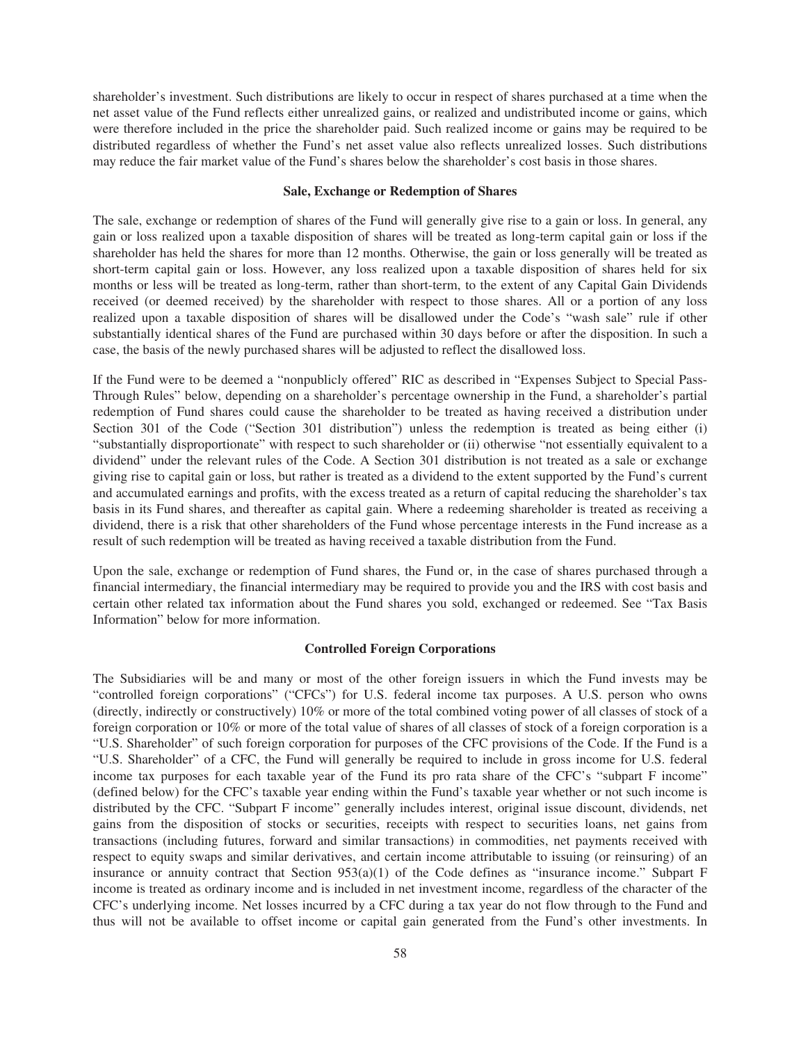shareholder's investment. Such distributions are likely to occur in respect of shares purchased at a time when the net asset value of the Fund reflects either unrealized gains, or realized and undistributed income or gains, which were therefore included in the price the shareholder paid. Such realized income or gains may be required to be distributed regardless of whether the Fund's net asset value also reflects unrealized losses. Such distributions may reduce the fair market value of the Fund's shares below the shareholder's cost basis in those shares.

**Sale, Exchange or Redemption of Shares**

The sale, exchange or redemption of shares of the Fund will generally give rise to a gain or loss. In general, any gain or loss realized upon a taxable disposition of shares will be treated as long-term capital gain or loss if the shareholder has held the shares for more than 12 months. Otherwise, the gain or loss generally will be treated as short-term capital gain or loss. However, any loss realized upon a taxable disposition of shares held for six months or less will be treated as long-term, rather than short-term, to the extent of any Capital Gain Dividends received (or deemed received) by the shareholder with respect to those shares. All or a portion of any loss realized upon a taxable disposition of shares will be disallowed under the Code's "wash sale" rule if other substantially identical shares of the Fund are purchased within 30 days before or after the disposition. In such a case, the basis of the newly purchased shares will be adjusted to reflect the disallowed loss.

If the Fund were to be deemed a "nonpublicly offered" RIC as described in "Expenses Subject to Special Pass-Through Rules" below, depending on a shareholder's percentage ownership in the Fund, a shareholder's partial redemption of Fund shares could cause the shareholder to be treated as having received a distribution under Section 301 of the Code ("Section 301 distribution") unless the redemption is treated as being either (i) "substantially disproportionate" with respect to such shareholder or (ii) otherwise "not essentially equivalent to a dividend" under the relevant rules of the Code. A Section 301 distribution is not treated as a sale or exchange giving rise to capital gain or loss, but rather is treated as a dividend to the extent supported by the Fund's current and accumulated earnings and profits, with the excess treated as a return of capital reducing the shareholder's tax basis in its Fund shares, and thereafter as capital gain. Where a redeeming shareholder is treated as receiving a dividend, there is a risk that other shareholders of the Fund whose percentage interests in the Fund increase as a result of such redemption will be treated as having received a taxable distribution from the Fund.

Upon the sale, exchange or redemption of Fund shares, the Fund or, in the case of shares purchased through a financial intermediary, the financial intermediary may be required to provide you and the IRS with cost basis and certain other related tax information about the Fund shares you sold, exchanged or redeemed. See "Tax Basis Information" below for more information.

**Controlled Foreign Corporations**

The Subsidiaries will be and many or most of the other foreign issuers in which the Fund invests may be "controlled foreign corporations" ("CFCs") for U.S. federal income tax purposes. A U.S. person who owns (directly, indirectly or constructively) 10% or more of the total combined voting power of all classes of stock of a foreign corporation or 10% or more of the total value of shares of all classes of stock of a foreign corporation is a "U.S. Shareholder" of such foreign corporation for purposes of the CFC provisions of the Code. If the Fund is a "U.S. Shareholder" of a CFC, the Fund will generally be required to include in gross income for U.S. federal income tax purposes for each taxable year of the Fund its pro rata share of the CFC's "subpart F income" (defined below) for the CFC's taxable year ending within the Fund's taxable year whether or not such income is distributed by the CFC. "Subpart F income" generally includes interest, original issue discount, dividends, net gains from the disposition of stocks or securities, receipts with respect to securities loans, net gains from transactions (including futures, forward and similar transactions) in commodities, net payments received with respect to equity swaps and similar derivatives, and certain income attributable to issuing (or reinsuring) of an insurance or annuity contract that Section 953(a)(1) of the Code defines as "insurance income." Subpart F income is treated as ordinary income and is included in net investment income, regardless of the character of the CFC's underlying income. Net losses incurred by a CFC during a tax year do not flow through to the Fund and thus will not be available to offset income or capital gain generated from the Fund's other investments. In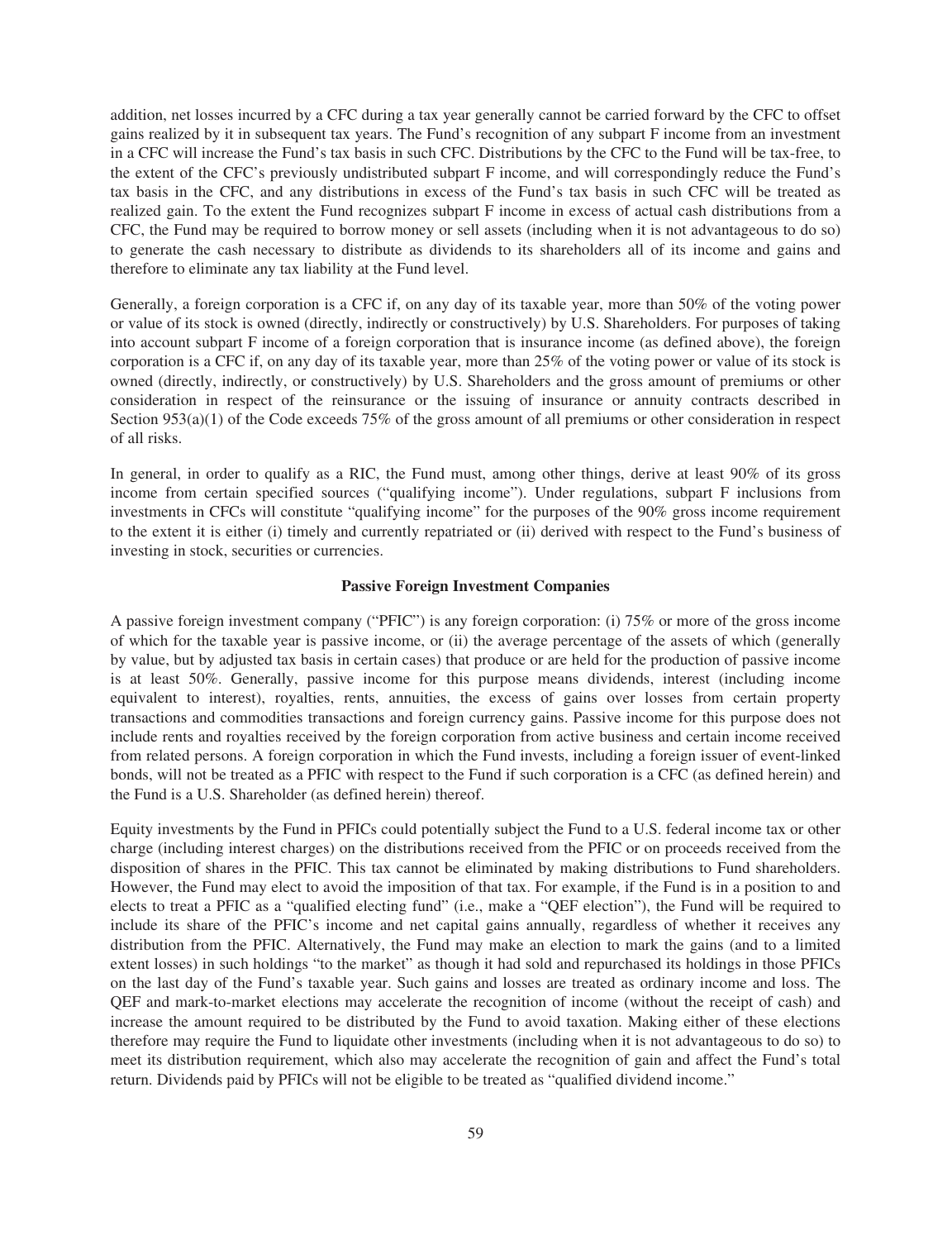addition, net losses incurred by a CFC during a tax year generally cannot be carried forward by the CFC to offset gains realized by it in subsequent tax years. The Fund's recognition of any subpart F income from an investment in a CFC will increase the Fund's tax basis in such CFC. Distributions by the CFC to the Fund will be tax-free, to the extent of the CFC's previously undistributed subpart F income, and will correspondingly reduce the Fund's tax basis in the CFC, and any distributions in excess of the Fund's tax basis in such CFC will be treated as realized gain. To the extent the Fund recognizes subpart F income in excess of actual cash distributions from a CFC, the Fund may be required to borrow money or sell assets (including when it is not advantageous to do so) to generate the cash necessary to distribute as dividends to its shareholders all of its income and gains and therefore to eliminate any tax liability at the Fund level.

Generally, a foreign corporation is a CFC if, on any day of its taxable year, more than 50% of the voting power or value of its stock is owned (directly, indirectly or constructively) by U.S. Shareholders. For purposes of taking into account subpart F income of a foreign corporation that is insurance income (as defined above), the foreign corporation is a CFC if, on any day of its taxable year, more than 25% of the voting power or value of its stock is owned (directly, indirectly, or constructively) by U.S. Shareholders and the gross amount of premiums or other consideration in respect of the reinsurance or the issuing of insurance or annuity contracts described in Section 953(a)(1) of the Code exceeds 75% of the gross amount of all premiums or other consideration in respect of all risks.

In general, in order to qualify as a RIC, the Fund must, among other things, derive at least 90% of its gross income from certain specified sources ("qualifying income"). Under regulations, subpart F inclusions from investments in CFCs will constitute "qualifying income" for the purposes of the 90% gross income requirement to the extent it is either (i) timely and currently repatriated or (ii) derived with respect to the Fund's business of investing in stock, securities or currencies.

### Passive Foreign Investment Companies

A passive foreign investment company ("PFIC") is any foreign corporation: (i) 75% or more of the gross income of which for the taxable year is passive income, or (ii) the average percentage of the assets of which (generally by value, but by adjusted tax basis in certain cases) that produce or are held for the production of passive income is at least 50%. Generally, passive income for this purpose means dividends, interest (including income equivalent to interest), royalties, rents, annuities, the excess of gains over losses from certain property transactions and commodities transactions and foreign currency gains. Passive income for this purpose does not include rents and royalties received by the foreign corporation from active business and certain income received from related persons. A foreign corporation in which the Fund invests, including a foreign issuer of event-linked bonds, will not be treated as a PFIC with respect to the Fund if such corporation is a CFC (as defined herein) and the Fund is a U.S. Shareholder (as defined herein) thereof.

Equity investments by the Fund in PFICs could potentially subject the Fund to a U.S. federal income tax or other charge (including interest charges) on the distributions received from the PFIC or on proceeds received from the disposition of shares in the PFIC. This tax cannot be eliminated by making distributions to Fund shareholders. However, the Fund may elect to avoid the imposition of that tax. For example, if the Fund is in a position to and elects to treat a PFIC as a "qualified electing fund" (i.e., make a "QEF election"), the Fund will be required to include its share of the PFIC's income and net capital gains annually, regardless of whether it receives any distribution from the PFIC. Alternatively, the Fund may make an election to mark the gains (and to a limited extent losses) in such holdings "to the market" as though it had sold and repurchased its holdings in those PFICs on the last day of the Fund's taxable year. Such gains and losses are treated as ordinary income and loss. The QEF and mark-to-market elections may accelerate the recognition of income (without the receipt of cash) and increase the amount required to be distributed by the Fund to avoid taxation. Making either of these elections therefore may require the Fund to liquidate other investments (including when it is not advantageous to do so) to meet its distribution requirement, which also may accelerate the recognition of gain and affect the Fund's total return. Dividends paid by PFICs will not be eligible to be treated as "qualified dividend income."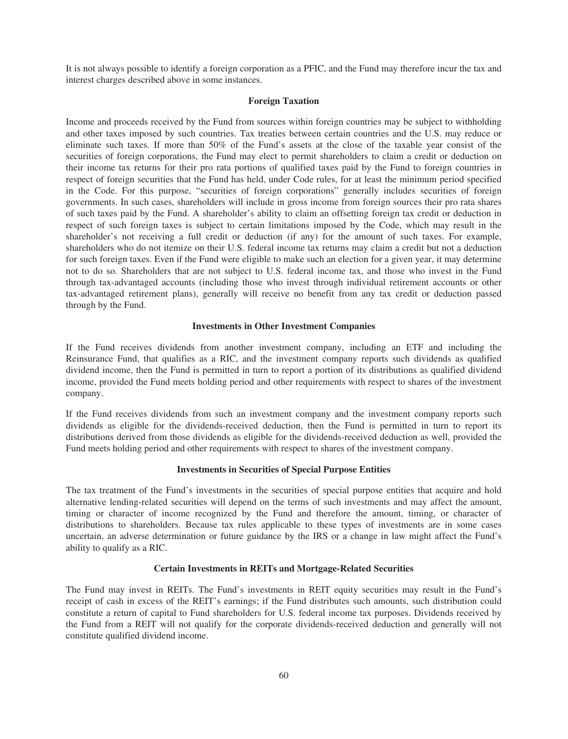It is not always possible to identify a foreign corporation as a PFIC, and the Fund may therefore incur the tax and interest charges described above in some instances.

**Foreign Taxation**

Income and proceeds received by the Fund from sources within foreign countries may be subject to withholding and other taxes imposed by such countries. Tax treaties between certain countries and the U.S. may reduce or eliminate such taxes. If more than 50% of the Fund's assets at the close of the taxable year consist of the securities of foreign corporations, the Fund may elect to permit shareholders to claim a credit or deduction on their income tax returns for their pro rata portions of qualified taxes paid by the Fund to foreign countries in respect of foreign securities that the Fund has held, under Code rules, for at least the minimum period specified in the Code. For this purpose, "securities of foreign corporations" generally includes securities of foreign governments. In such cases, shareholders will include in gross income from foreign sources their pro rata shares of such taxes paid by the Fund. A shareholder's ability to claim an offsetting foreign tax credit or deduction in respect of such foreign taxes is subject to certain limitations imposed by the Code, which may result in the shareholder's not receiving a full credit or deduction (if any) for the amount of such taxes. For example, shareholders who do not itemize on their U.S. federal income tax returns may claim a credit but not a deduction for such foreign taxes. Even if the Fund were eligible to make such an election for a given year, it may determine not to do so. Shareholders that are not subject to U.S. federal income tax, and those who invest in the Fund through tax-advantaged accounts (including those who invest through individual retirement accounts or other tax-advantaged retirement plans), generally will receive no benefit from any tax credit or deduction passed through by the Fund.

**Investments in Other Investment Companies**

If the Fund receives dividends from another investment company, including an ETF and including the Reinsurance Fund, that qualifies as a RIC, and the investment company reports such dividends as qualified dividend income, then the Fund is permitted in turn to report a portion of its distributions as qualified dividend income, provided the Fund meets holding period and other requirements with respect to shares of the investment company.

If the Fund receives dividends from such an investment company and the investment company reports such dividends as eligible for the dividends-received deduction, then the Fund is permitted in turn to report its distributions derived from those dividends as eligible for the dividends-received deduction as well, provided the Fund meets holding period and other requirements with respect to shares of the investment company.

**Investments in Securities of Special Purpose Entities**

The tax treatment of the Fund's investments in the securities of special purpose entities that acquire and hold alternative lending-related securities will depend on the terms of such investments and may affect the amount, timing or character of income recognized by the Fund and therefore the amount, timing, or character of distributions to shareholders. Because tax rules applicable to these types of investments are in some cases uncertain, an adverse determination or future guidance by the IRS or a change in law might affect the Fund's ability to qualify as a RIC.

**Certain Investments in REITs and Mortgage-Related Securities**

The Fund may invest in REITs. The Fund's investments in REIT equity securities may result in the Fund's receipt of cash in excess of the REIT's earnings; if the Fund distributes such amounts, such distribution could constitute a return of capital to Fund shareholders for U.S. federal income tax purposes. Dividends received by the Fund from a REIT will not qualify for the corporate dividends-received deduction and generally will not constitute qualified dividend income.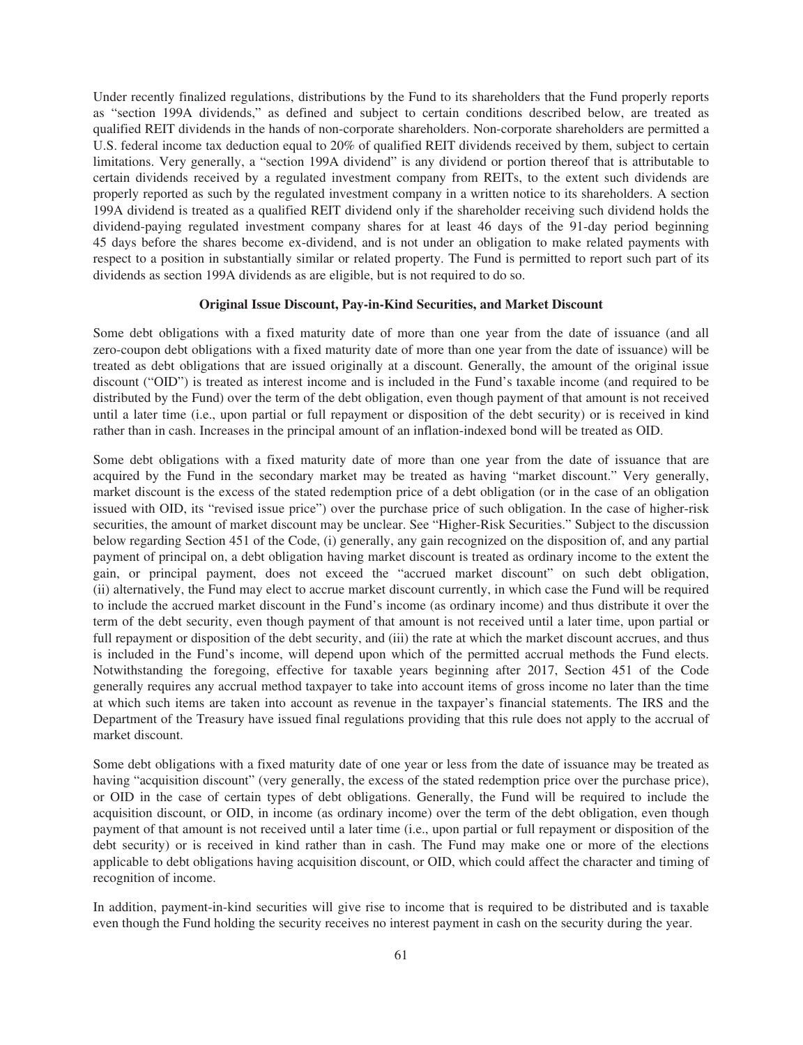Under recently finalized regulations, distributions by the Fund to its shareholders that the Fund properly reports as "section 199A dividends," as defined and subject to certain conditions described below, are treated as qualified REIT dividends in the hands of non-corporate shareholders. Non-corporate shareholders are permitted a U.S. federal income tax deduction equal to 20% of qualified REIT dividends received by them, subject to certain limitations. Very generally, a "section 199A dividend" is any dividend or portion thereof that is attributable to certain dividends received by a regulated investment company from REITs, to the extent such dividends are properly reported as such by the regulated investment company in a written notice to its shareholders. A section 199A dividend is treated as a qualified REIT dividend only if the shareholder receiving such dividend holds the dividend-paying regulated investment company shares for at least 46 days of the 91-day period beginning 45 days before the shares become ex-dividend, and is not under an obligation to make related payments with respect to a position in substantially similar or related property. The Fund is permitted to report such part of its dividends as section 199A dividends as are eligible, but is not required to do so.

**Original Issue Discount, Pay-in-Kind Securities, and Market Discount**

Some debt obligations with a fixed maturity date of more than one year from the date of issuance (and all zero-coupon debt obligations with a fixed maturity date of more than one year from the date of issuance) will be treated as debt obligations that are issued originally at a discount. Generally, the amount of the original issue discount ("OID") is treated as interest income and is included in the Fund's taxable income (and required to be distributed by the Fund) over the term of the debt obligation, even though payment of that amount is not received until a later time (i.e., upon partial or full repayment or disposition of the debt security) or is received in kind rather than in cash. Increases in the principal amount of an inflation-indexed bond will be treated as OID.

Some debt obligations with a fixed maturity date of more than one year from the date of issuance that are acquired by the Fund in the secondary market may be treated as having "market discount." Very generally, market discount is the excess of the stated redemption price of a debt obligation (or in the case of an obligation issued with OID, its "revised issue price") over the purchase price of such obligation. In the case of higher-risk securities, the amount of market discount may be unclear. See "Higher-Risk Securities." Subject to the discussion below regarding Section 451 of the Code, (i) generally, any gain recognized on the disposition of, and any partial payment of principal on, a debt obligation having market discount is treated as ordinary income to the extent the gain, or principal payment, does not exceed the "accrued market discount" on such debt obligation, (ii) alternatively, the Fund may elect to accrue market discount currently, in which case the Fund will be required to include the accrued market discount in the Fund's income (as ordinary income) and thus distribute it over the term of the debt security, even though payment of that amount is not received until a later time, upon partial or full repayment or disposition of the debt security, and (iii) the rate at which the market discount accrues, and thus is included in the Fund's income, will depend upon which of the permitted accrual methods the Fund elects. Notwithstanding the foregoing, effective for taxable years beginning after 2017, Section 451 of the Code generally requires any accrual method taxpayer to take into account items of gross income no later than the time at which such items are taken into account as revenue in the taxpayer's financial statements. The IRS and the Department of the Treasury have issued final regulations providing that this rule does not apply to the accrual of market discount.

Some debt obligations with a fixed maturity date of one year or less from the date of issuance may be treated as having "acquisition discount" (very generally, the excess of the stated redemption price over the purchase price), or OID in the case of certain types of debt obligations. Generally, the Fund will be required to include the acquisition discount, or OID, in income (as ordinary income) over the term of the debt obligation, even though payment of that amount is not received until a later time (i.e., upon partial or full repayment or disposition of the debt security) or is received in kind rather than in cash. The Fund may make one or more of the elections applicable to debt obligations having acquisition discount, or OID, which could affect the character and timing of recognition of income.

In addition, payment-in-kind securities will give rise to income that is required to be distributed and is taxable even though the Fund holding the security receives no interest payment in cash on the security during the year.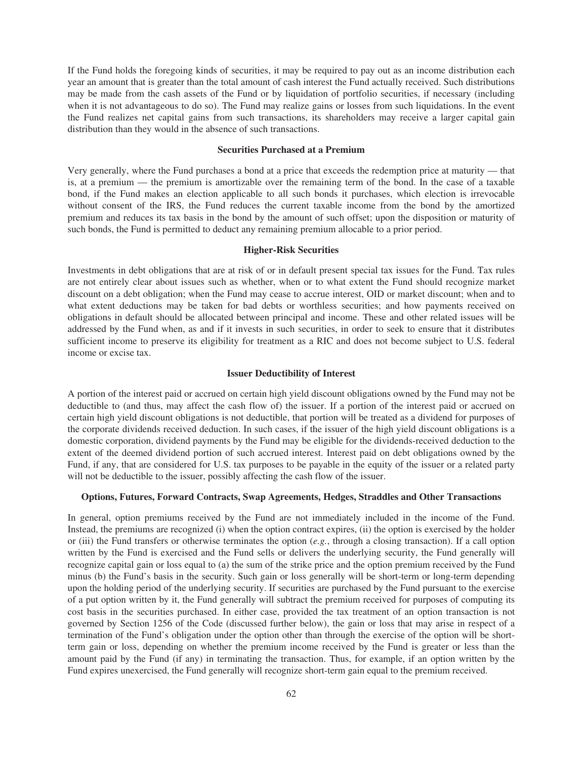If the Fund holds the foregoing kinds of securities, it may be required to pay out as an income distribution each year an amount that is greater than the total amount of cash interest the Fund actually received. Such distributions may be made from the cash assets of the Fund or by liquidation of portfolio securities, if necessary (including when it is not advantageous to do so). The Fund may realize gains or losses from such liquidations. In the event the Fund realizes net capital gains from such transactions, its shareholders may receive a larger capital gain distribution than they would in the absence of such transactions.

### Securities Purchased at a Premium

Very generally, where the Fund purchases a bond at a price that exceeds the redemption price at maturity — that is, at a premium — the premium is amortizable over the remaining term of the bond. In the case of a taxable bond, if the Fund makes an election applicable to all such bonds it purchases, which election is irrevocable without consent of the IRS, the Fund reduces the current taxable income from the bond by the amortized premium and reduces its tax basis in the bond by the amount of such offset; upon the disposition or maturity of such bonds, the Fund is permitted to deduct any remaining premium allocable to a prior period.

### Higher-Risk Securities

Investments in debt obligations that are at risk of or in default present special tax issues for the Fund. Tax rules are not entirely clear about issues such as whether, when or to what extent the Fund should recognize market discount on a debt obligation; when the Fund may cease to accrue interest, OID or market discount; when and to what extent deductions may be taken for bad debts or worthless securities; and how payments received on obligations in default should be allocated between principal and income. These and other related issues will be addressed by the Fund when, as and if it invests in such securities, in order to seek to ensure that it distributes sufficient income to preserve its eligibility for treatment as a RIC and does not become subject to U.S. federal income or excise tax.

### Issuer Deductibility of Interest

A portion of the interest paid or accrued on certain high yield discount obligations owned by the Fund may not be deductible to (and thus, may affect the cash flow of) the issuer. If a portion of the interest paid or accrued on certain high yield discount obligations is not deductible, that portion will be treated as a dividend for purposes of the corporate dividends received deduction. In such cases, if the issuer of the high yield discount obligations is a domestic corporation, dividend payments by the Fund may be eligible for the dividends-received deduction to the extent of the deemed dividend portion of such accrued interest. Interest paid on debt obligations owned by the Fund, if any, that are considered for U.S. tax purposes to be payable in the equity of the issuer or a related party will not be deductible to the issuer, possibly affecting the cash flow of the issuer.

### Options, Futures, Forward Contracts, Swap Agreements, Hedges, Straddles and Other Transactions

In general, option premiums received by the Fund are not immediately included in the income of the Fund. Instead, the premiums are recognized (i) when the option contract expires, (ii) the option is exercised by the holder or (iii) the Fund transfers or otherwise terminates the option (*e.g.*, through a closing transaction). If a call option written by the Fund is exercised and the Fund sells or delivers the underlying security, the Fund generally will recognize capital gain or loss equal to (a) the sum of the strike price and the option premium received by the Fund minus (b) the Fund's basis in the security. Such gain or loss generally will be short-term or long-term depending upon the holding period of the underlying security. If securities are purchased by the Fund pursuant to the exercise of a put option written by it, the Fund generally will subtract the premium received for purposes of computing its cost basis in the securities purchased. In either case, provided the tax treatment of an option transaction is not governed by Section 1256 of the Code (discussed further below), the gain or loss that may arise in respect of a termination of the Fund's obligation under the option other than through the exercise of the option will be short-term gain or loss, depending on whether the premium income received by the Fund is greater or less than the amount paid by the Fund (if any) in terminating the transaction. Thus, for example, if an option written by the Fund expires unexercised, the Fund generally will recognize short-term gain equal to the premium received.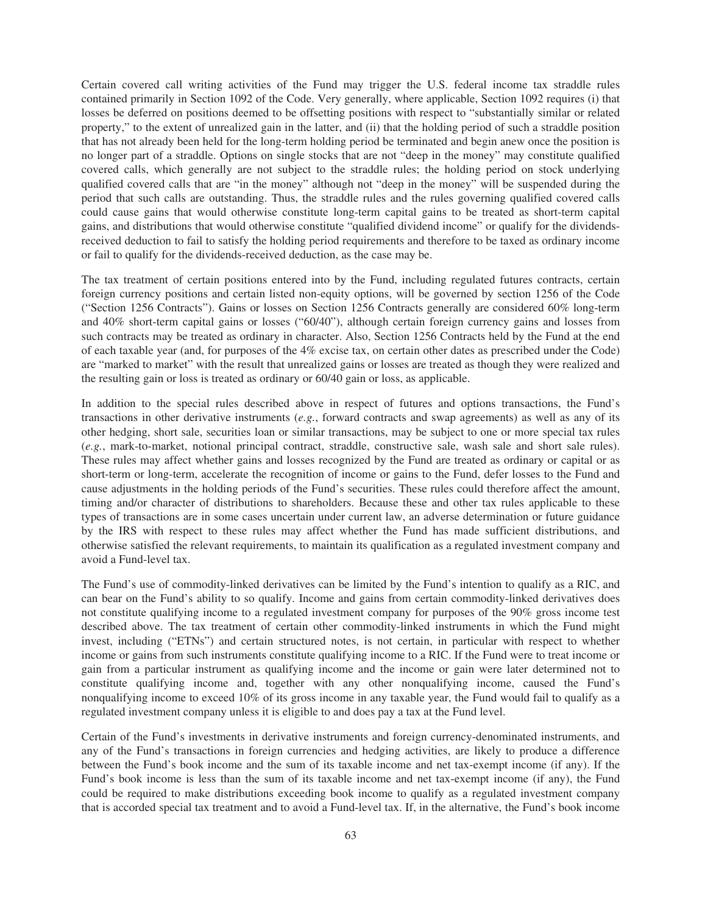Certain covered call writing activities of the Fund may trigger the U.S. federal income tax straddle rules contained primarily in Section 1092 of the Code. Very generally, where applicable, Section 1092 requires (i) that losses be deferred on positions deemed to be offsetting positions with respect to "substantially similar or related property," to the extent of unrealized gain in the latter, and (ii) that the holding period of such a straddle position that has not already been held for the long-term holding period be terminated and begin anew once the position is no longer part of a straddle. Options on single stocks that are not "deep in the money" may constitute qualified covered calls, which generally are not subject to the straddle rules; the holding period on stock underlying qualified covered calls that are "in the money" although not "deep in the money" will be suspended during the period that such calls are outstanding. Thus, the straddle rules and the rules governing qualified covered calls could cause gains that would otherwise constitute long-term capital gains to be treated as short-term capital gains, and distributions that would otherwise constitute "qualified dividend income" or qualify for the dividends-received deduction to fail to satisfy the holding period requirements and therefore to be taxed as ordinary income or fail to qualify for the dividends-received deduction, as the case may be.

The tax treatment of certain positions entered into by the Fund, including regulated futures contracts, certain foreign currency positions and certain listed non-equity options, will be governed by section 1256 of the Code ("Section 1256 Contracts"). Gains or losses on Section 1256 Contracts generally are considered 60% long-term and 40% short-term capital gains or losses ("60/40"), although certain foreign currency gains and losses from such contracts may be treated as ordinary in character. Also, Section 1256 Contracts held by the Fund at the end of each taxable year (and, for purposes of the 4% excise tax, on certain other dates as prescribed under the Code) are "marked to market" with the result that unrealized gains or losses are treated as though they were realized and the resulting gain or loss is treated as ordinary or 60/40 gain or loss, as applicable.

In addition to the special rules described above in respect of futures and options transactions, the Fund's transactions in other derivative instruments (*e.g.*, forward contracts and swap agreements) as well as any of its other hedging, short sale, securities loan or similar transactions, may be subject to one or more special tax rules (*e.g.*, mark-to-market, notional principal contract, straddle, constructive sale, wash sale and short sale rules). These rules may affect whether gains and losses recognized by the Fund are treated as ordinary or capital or as short-term or long-term, accelerate the recognition of income or gains to the Fund, defer losses to the Fund and cause adjustments in the holding periods of the Fund's securities. These rules could therefore affect the amount, timing and/or character of distributions to shareholders. Because these and other tax rules applicable to these types of transactions are in some cases uncertain under current law, an adverse determination or future guidance by the IRS with respect to these rules may affect whether the Fund has made sufficient distributions, and otherwise satisfied the relevant requirements, to maintain its qualification as a regulated investment company and avoid a Fund-level tax.

The Fund's use of commodity-linked derivatives can be limited by the Fund's intention to qualify as a RIC, and can bear on the Fund's ability to so qualify. Income and gains from certain commodity-linked derivatives does not constitute qualifying income to a regulated investment company for purposes of the 90% gross income test described above. The tax treatment of certain other commodity-linked instruments in which the Fund might invest, including ("ETNs") and certain structured notes, is not certain, in particular with respect to whether income or gains from such instruments constitute qualifying income to a RIC. If the Fund were to treat income or gain from a particular instrument as qualifying income and the income or gain were later determined not to constitute qualifying income and, together with any other nonqualifying income, caused the Fund's nonqualifying income to exceed 10% of its gross income in any taxable year, the Fund would fail to qualify as a regulated investment company unless it is eligible to and does pay a tax at the Fund level.

Certain of the Fund's investments in derivative instruments and foreign currency-denominated instruments, and any of the Fund's transactions in foreign currencies and hedging activities, are likely to produce a difference between the Fund's book income and the sum of its taxable income and net tax-exempt income (if any). If the Fund's book income is less than the sum of its taxable income and net tax-exempt income (if any), the Fund could be required to make distributions exceeding book income to qualify as a regulated investment company that is accorded special tax treatment and to avoid a Fund-level tax. If, in the alternative, the Fund's book income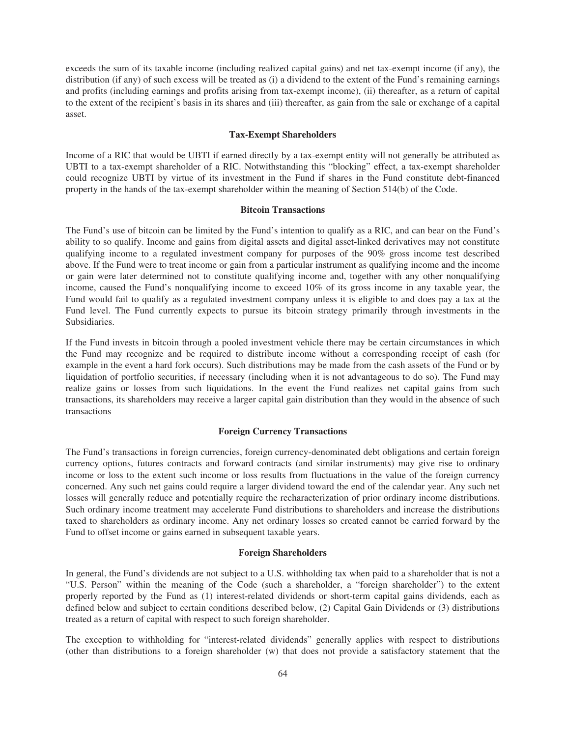exceeds the sum of its taxable income (including realized capital gains) and net tax-exempt income (if any), the distribution (if any) of such excess will be treated as (i) a dividend to the extent of the Fund's remaining earnings and profits (including earnings and profits arising from tax-exempt income), (ii) thereafter, as a return of capital to the extent of the recipient's basis in its shares and (iii) thereafter, as gain from the sale or exchange of a capital asset.

## Tax-Exempt Shareholders

Income of a RIC that would be UBTI if earned directly by a tax-exempt entity will not generally be attributed as UBTI to a tax-exempt shareholder of a RIC. Notwithstanding this "blocking" effect, a tax-exempt shareholder could recognize UBTI by virtue of its investment in the Fund if shares in the Fund constitute debt-financed property in the hands of the tax-exempt shareholder within the meaning of Section 514(b) of the Code.

## Bitcoin Transactions

The Fund's use of bitcoin can be limited by the Fund's intention to qualify as a RIC, and can bear on the Fund's ability to so qualify. Income and gains from digital assets and digital asset-linked derivatives may not constitute qualifying income to a regulated investment company for purposes of the 90% gross income test described above. If the Fund were to treat income or gain from a particular instrument as qualifying income and the income or gain were later determined not to constitute qualifying income and, together with any other nonqualifying income, caused the Fund's nonqualifying income to exceed 10% of its gross income in any taxable year, the Fund would fail to qualify as a regulated investment company unless it is eligible to and does pay a tax at the Fund level. The Fund currently expects to pursue its bitcoin strategy primarily through investments in the Subsidiaries.

If the Fund invests in bitcoin through a pooled investment vehicle there may be certain circumstances in which the Fund may recognize and be required to distribute income without a corresponding receipt of cash (for example in the event a hard fork occurs). Such distributions may be made from the cash assets of the Fund or by liquidation of portfolio securities, if necessary (including when it is not advantageous to do so). The Fund may realize gains or losses from such liquidations. In the event the Fund realizes net capital gains from such transactions, its shareholders may receive a larger capital gain distribution than they would in the absence of such transactions

## Foreign Currency Transactions

The Fund's transactions in foreign currencies, foreign currency-denominated debt obligations and certain foreign currency options, futures contracts and forward contracts (and similar instruments) may give rise to ordinary income or loss to the extent such income or loss results from fluctuations in the value of the foreign currency concerned. Any such net gains could require a larger dividend toward the end of the calendar year. Any such net losses will generally reduce and potentially require the recharacterization of prior ordinary income distributions. Such ordinary income treatment may accelerate Fund distributions to shareholders and increase the distributions taxed to shareholders as ordinary income. Any net ordinary losses so created cannot be carried forward by the Fund to offset income or gains earned in subsequent taxable years.

## Foreign Shareholders

In general, the Fund's dividends are not subject to a U.S. withholding tax when paid to a shareholder that is not a "U.S. Person" within the meaning of the Code (such a shareholder, a "foreign shareholder") to the extent properly reported by the Fund as (1) interest-related dividends or short-term capital gains dividends, each as defined below and subject to certain conditions described below, (2) Capital Gain Dividends or (3) distributions treated as a return of capital with respect to such foreign shareholder.

The exception to withholding for "interest-related dividends" generally applies with respect to distributions (other than distributions to a foreign shareholder (w) that does not provide a satisfactory statement that the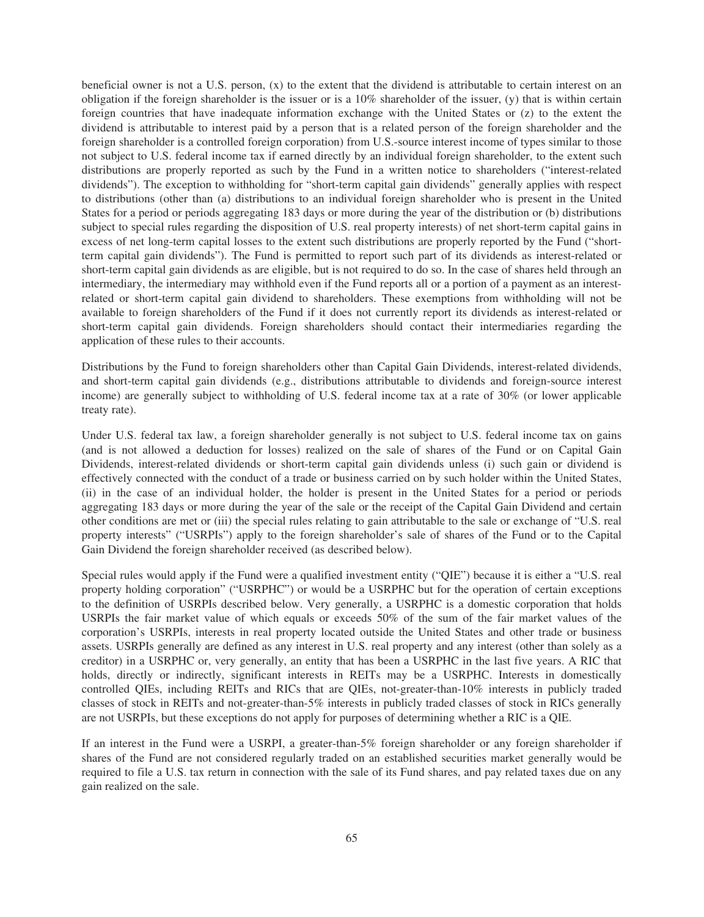beneficial owner is not a U.S. person, (x) to the extent that the dividend is attributable to certain interest on an obligation if the foreign shareholder is the issuer or is a 10% shareholder of the issuer, (y) that is within certain foreign countries that have inadequate information exchange with the United States or (z) to the extent the dividend is attributable to interest paid by a person that is a related person of the foreign shareholder and the foreign shareholder is a controlled foreign corporation) from U.S.-source interest income of types similar to those not subject to U.S. federal income tax if earned directly by an individual foreign shareholder, to the extent such distributions are properly reported as such by the Fund in a written notice to shareholders ("interest-related dividends"). The exception to withholding for "short-term capital gain dividends" generally applies with respect to distributions (other than (a) distributions to an individual foreign shareholder who is present in the United States for a period or periods aggregating 183 days or more during the year of the distribution or (b) distributions subject to special rules regarding the disposition of U.S. real property interests) of net short-term capital gains in excess of net long-term capital losses to the extent such distributions are properly reported by the Fund ("short-term capital gain dividends"). The Fund is permitted to report such part of its dividends as interest-related or short-term capital gain dividends as are eligible, but is not required to do so. In the case of shares held through an intermediary, the intermediary may withhold even if the Fund reports all or a portion of a payment as an interest-related or short-term capital gain dividend to shareholders. These exemptions from withholding will not be available to foreign shareholders of the Fund if it does not currently report its dividends as interest-related or short-term capital gain dividends. Foreign shareholders should contact their intermediaries regarding the application of these rules to their accounts.

Distributions by the Fund to foreign shareholders other than Capital Gain Dividends, interest-related dividends, and short-term capital gain dividends (e.g., distributions attributable to dividends and foreign-source interest income) are generally subject to withholding of U.S. federal income tax at a rate of 30% (or lower applicable treaty rate).

Under U.S. federal tax law, a foreign shareholder generally is not subject to U.S. federal income tax on gains (and is not allowed a deduction for losses) realized on the sale of shares of the Fund or on Capital Gain Dividends, interest-related dividends or short-term capital gain dividends unless (i) such gain or dividend is effectively connected with the conduct of a trade or business carried on by such holder within the United States, (ii) in the case of an individual holder, the holder is present in the United States for a period or periods aggregating 183 days or more during the year of the sale or the receipt of the Capital Gain Dividend and certain other conditions are met or (iii) the special rules relating to gain attributable to the sale or exchange of "U.S. real property interests" ("USRPIs") apply to the foreign shareholder's sale of shares of the Fund or to the Capital Gain Dividend the foreign shareholder received (as described below).

Special rules would apply if the Fund were a qualified investment entity ("QIE") because it is either a "U.S. real property holding corporation" ("USRPHC") or would be a USRPHC but for the operation of certain exceptions to the definition of USRPIs described below. Very generally, a USRPHC is a domestic corporation that holds USRPIs the fair market value of which equals or exceeds 50% of the sum of the fair market values of the corporation's USRPIs, interests in real property located outside the United States and other trade or business assets. USRPIs generally are defined as any interest in U.S. real property and any interest (other than solely as a creditor) in a USRPHC or, very generally, an entity that has been a USRPHC in the last five years. A RIC that holds, directly or indirectly, significant interests in REITs may be a USRPHC. Interests in domestically controlled QIEs, including REITs and RICs that are QIEs, not-greater-than-10% interests in publicly traded classes of stock in REITs and not-greater-than-5% interests in publicly traded classes of stock in RICs generally are not USRPIs, but these exceptions do not apply for purposes of determining whether a RIC is a QIE.

If an interest in the Fund were a USRPI, a greater-than-5% foreign shareholder or any foreign shareholder if shares of the Fund are not considered regularly traded on an established securities market generally would be required to file a U.S. tax return in connection with the sale of its Fund shares, and pay related taxes due on any gain realized on the sale.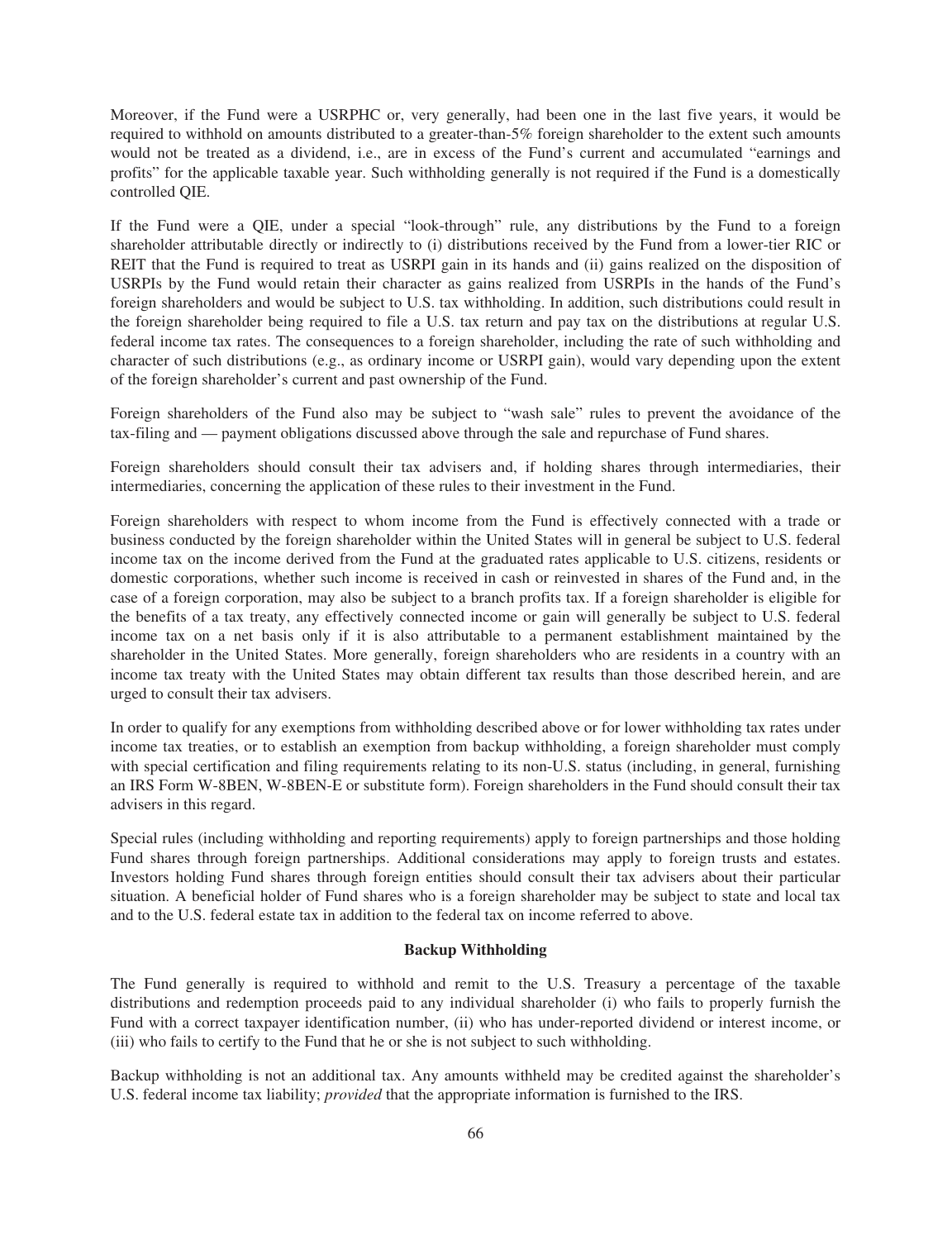Moreover, if the Fund were a USRPHC or, very generally, had been one in the last five years, it would be required to withhold on amounts distributed to a greater-than-5% foreign shareholder to the extent such amounts would not be treated as a dividend, i.e., are in excess of the Fund's current and accumulated "earnings and profits" for the applicable taxable year. Such withholding generally is not required if the Fund is a domestically controlled QIE.

If the Fund were a QIE, under a special "look-through" rule, any distributions by the Fund to a foreign shareholder attributable directly or indirectly to (i) distributions received by the Fund from a lower-tier RIC or REIT that the Fund is required to treat as USRPI gain in its hands and (ii) gains realized on the disposition of USRPIs by the Fund would retain their character as gains realized from USRPIs in the hands of the Fund's foreign shareholders and would be subject to U.S. tax withholding. In addition, such distributions could result in the foreign shareholder being required to file a U.S. tax return and pay tax on the distributions at regular U.S. federal income tax rates. The consequences to a foreign shareholder, including the rate of such withholding and character of such distributions (e.g., as ordinary income or USRPI gain), would vary depending upon the extent of the foreign shareholder's current and past ownership of the Fund.

Foreign shareholders of the Fund also may be subject to "wash sale" rules to prevent the avoidance of the tax-filing and — payment obligations discussed above through the sale and repurchase of Fund shares.

Foreign shareholders should consult their tax advisers and, if holding shares through intermediaries, their intermediaries, concerning the application of these rules to their investment in the Fund.

Foreign shareholders with respect to whom income from the Fund is effectively connected with a trade or business conducted by the foreign shareholder within the United States will in general be subject to U.S. federal income tax on the income derived from the Fund at the graduated rates applicable to U.S. citizens, residents or domestic corporations, whether such income is received in cash or reinvested in shares of the Fund and, in the case of a foreign corporation, may also be subject to a branch profits tax. If a foreign shareholder is eligible for the benefits of a tax treaty, any effectively connected income or gain will generally be subject to U.S. federal income tax on a net basis only if it is also attributable to a permanent establishment maintained by the shareholder in the United States. More generally, foreign shareholders who are residents in a country with an income tax treaty with the United States may obtain different tax results than those described herein, and are urged to consult their tax advisers.

In order to qualify for any exemptions from withholding described above or for lower withholding tax rates under income tax treaties, or to establish an exemption from backup withholding, a foreign shareholder must comply with special certification and filing requirements relating to its non-U.S. status (including, in general, furnishing an IRS Form W-8BEN, W-8BEN-E or substitute form). Foreign shareholders in the Fund should consult their tax advisers in this regard.

Special rules (including withholding and reporting requirements) apply to foreign partnerships and those holding Fund shares through foreign partnerships. Additional considerations may apply to foreign trusts and estates. Investors holding Fund shares through foreign entities should consult their tax advisers about their particular situation. A beneficial holder of Fund shares who is a foreign shareholder may be subject to state and local tax and to the U.S. federal estate tax in addition to the federal tax on income referred to above.

### Backup Withholding

The Fund generally is required to withhold and remit to the U.S. Treasury a percentage of the taxable distributions and redemption proceeds paid to any individual shareholder (i) who fails to properly furnish the Fund with a correct taxpayer identification number, (ii) who has under-reported dividend or interest income, or (iii) who fails to certify to the Fund that he or she is not subject to such withholding.

Backup withholding is not an additional tax. Any amounts withheld may be credited against the shareholder's U.S. federal income tax liability; *provided* that the appropriate information is furnished to the IRS.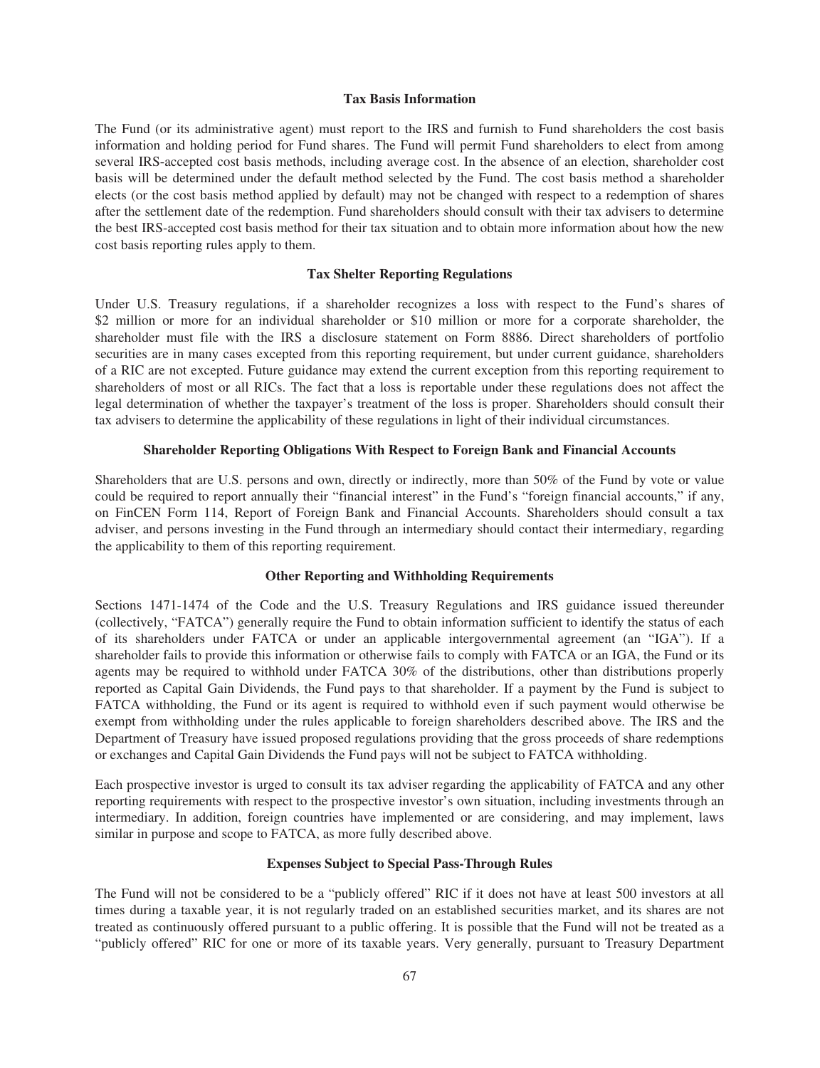### Tax Basis Information

The Fund (or its administrative agent) must report to the IRS and furnish to Fund shareholders the cost basis information and holding period for Fund shares. The Fund will permit Fund shareholders to elect from among several IRS-accepted cost basis methods, including average cost. In the absence of an election, shareholder cost basis will be determined under the default method selected by the Fund. The cost basis method a shareholder elects (or the cost basis method applied by default) may not be changed with respect to a redemption of shares after the settlement date of the redemption. Fund shareholders should consult with their tax advisers to determine the best IRS-accepted cost basis method for their tax situation and to obtain more information about how the new cost basis reporting rules apply to them.

### Tax Shelter Reporting Regulations

Under U.S. Treasury regulations, if a shareholder recognizes a loss with respect to the Fund's shares of $2 million or more for an individual shareholder or $10 million or more for a corporate shareholder, the shareholder must file with the IRS a disclosure statement on Form 8886. Direct shareholders of portfolio securities are in many cases excepted from this reporting requirement, but under current guidance, shareholders of a RIC are not excepted. Future guidance may extend the current exception from this reporting requirement to shareholders of most or all RICs. The fact that a loss is reportable under these regulations does not affect the legal determination of whether the taxpayer's treatment of the loss is proper. Shareholders should consult their tax advisers to determine the applicability of these regulations in light of their individual circumstances.

### Shareholder Reporting Obligations With Respect to Foreign Bank and Financial Accounts

Shareholders that are U.S. persons and own, directly or indirectly, more than 50% of the Fund by vote or value could be required to report annually their "financial interest" in the Fund's "foreign financial accounts," if any, on FinCEN Form 114, Report of Foreign Bank and Financial Accounts. Shareholders should consult a tax adviser, and persons investing in the Fund through an intermediary should contact their intermediary, regarding the applicability to them of this reporting requirement.

### Other Reporting and Withholding Requirements

Sections 1471-1474 of the Code and the U.S. Treasury Regulations and IRS guidance issued thereunder (collectively, "FATCA") generally require the Fund to obtain information sufficient to identify the status of each of its shareholders under FATCA or under an applicable intergovernmental agreement (an "IGA"). If a shareholder fails to provide this information or otherwise fails to comply with FATCA or an IGA, the Fund or its agents may be required to withhold under FATCA 30% of the distributions, other than distributions properly reported as Capital Gain Dividends, the Fund pays to that shareholder. If a payment by the Fund is subject to FATCA withholding, the Fund or its agent is required to withhold even if such payment would otherwise be exempt from withholding under the rules applicable to foreign shareholders described above. The IRS and the Department of Treasury have issued proposed regulations providing that the gross proceeds of share redemptions or exchanges and Capital Gain Dividends the Fund pays will not be subject to FATCA withholding.

Each prospective investor is urged to consult its tax adviser regarding the applicability of FATCA and any other reporting requirements with respect to the prospective investor's own situation, including investments through an intermediary. In addition, foreign countries have implemented or are considering, and may implement, laws similar in purpose and scope to FATCA, as more fully described above.

### Expenses Subject to Special Pass-Through Rules

The Fund will not be considered to be a "publicly offered" RIC if it does not have at least 500 investors at all times during a taxable year, it is not regularly traded on an established securities market, and its shares are not treated as continuously offered pursuant to a public offering. It is possible that the Fund will not be treated as a "publicly offered" RIC for one or more of its taxable years. Very generally, pursuant to Treasury Department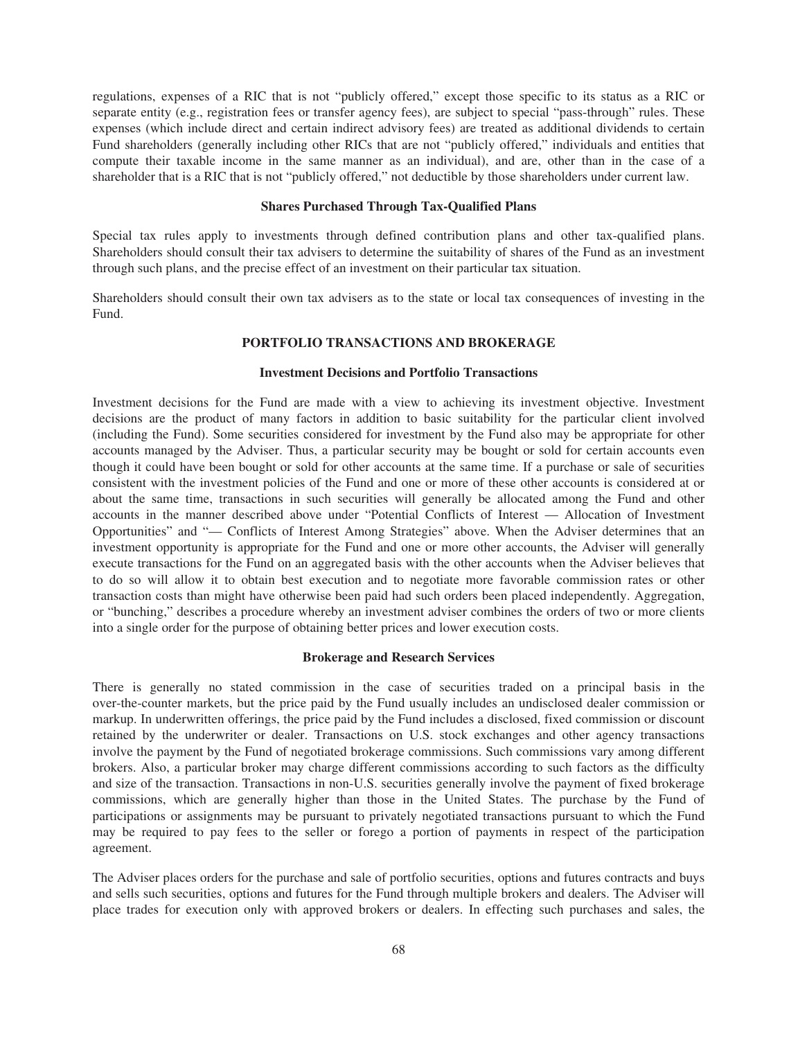regulations, expenses of a RIC that is not "publicly offered," except those specific to its status as a RIC or separate entity (e.g., registration fees or transfer agency fees), are subject to special "pass-through" rules. These expenses (which include direct and certain indirect advisory fees) are treated as additional dividends to certain Fund shareholders (generally including other RICs that are not "publicly offered," individuals and entities that compute their taxable income in the same manner as an individual), and are, other than in the case of a shareholder that is a RIC that is not "publicly offered," not deductible by those shareholders under current law.

### Shares Purchased Through Tax-Qualified Plans

Special tax rules apply to investments through defined contribution plans and other tax-qualified plans. Shareholders should consult their tax advisers to determine the suitability of shares of the Fund as an investment through such plans, and the precise effect of an investment on their particular tax situation.

Shareholders should consult their own tax advisers as to the state or local tax consequences of investing in the Fund.

## PORTFOLIO TRANSACTIONS AND BROKERAGE

### Investment Decisions and Portfolio Transactions

Investment decisions for the Fund are made with a view to achieving its investment objective. Investment decisions are the product of many factors in addition to basic suitability for the particular client involved (including the Fund). Some securities considered for investment by the Fund also may be appropriate for other accounts managed by the Adviser. Thus, a particular security may be bought or sold for certain accounts even though it could have been bought or sold for other accounts at the same time. If a purchase or sale of securities consistent with the investment policies of the Fund and one or more of these other accounts is considered at or about the same time, transactions in such securities will generally be allocated among the Fund and other accounts in the manner described above under "Potential Conflicts of Interest — Allocation of Investment Opportunities" and "— Conflicts of Interest Among Strategies" above. When the Adviser determines that an investment opportunity is appropriate for the Fund and one or more other accounts, the Adviser will generally execute transactions for the Fund on an aggregated basis with the other accounts when the Adviser believes that to do so will allow it to obtain best execution and to negotiate more favorable commission rates or other transaction costs than might have otherwise been paid had such orders been placed independently. Aggregation, or "bunching," describes a procedure whereby an investment adviser combines the orders of two or more clients into a single order for the purpose of obtaining better prices and lower execution costs.

### Brokerage and Research Services

There is generally no stated commission in the case of securities traded on a principal basis in the over-the-counter markets, but the price paid by the Fund usually includes an undisclosed dealer commission or markup. In underwritten offerings, the price paid by the Fund includes a disclosed, fixed commission or discount retained by the underwriter or dealer. Transactions on U.S. stock exchanges and other agency transactions involve the payment by the Fund of negotiated brokerage commissions. Such commissions vary among different brokers. Also, a particular broker may charge different commissions according to such factors as the difficulty and size of the transaction. Transactions in non-U.S. securities generally involve the payment of fixed brokerage commissions, which are generally higher than those in the United States. The purchase by the Fund of participations or assignments may be pursuant to privately negotiated transactions pursuant to which the Fund may be required to pay fees to the seller or forego a portion of payments in respect of the participation agreement.

The Adviser places orders for the purchase and sale of portfolio securities, options and futures contracts and buys and sells such securities, options and futures for the Fund through multiple brokers and dealers. The Adviser will place trades for execution only with approved brokers or dealers. In effecting such purchases and sales, the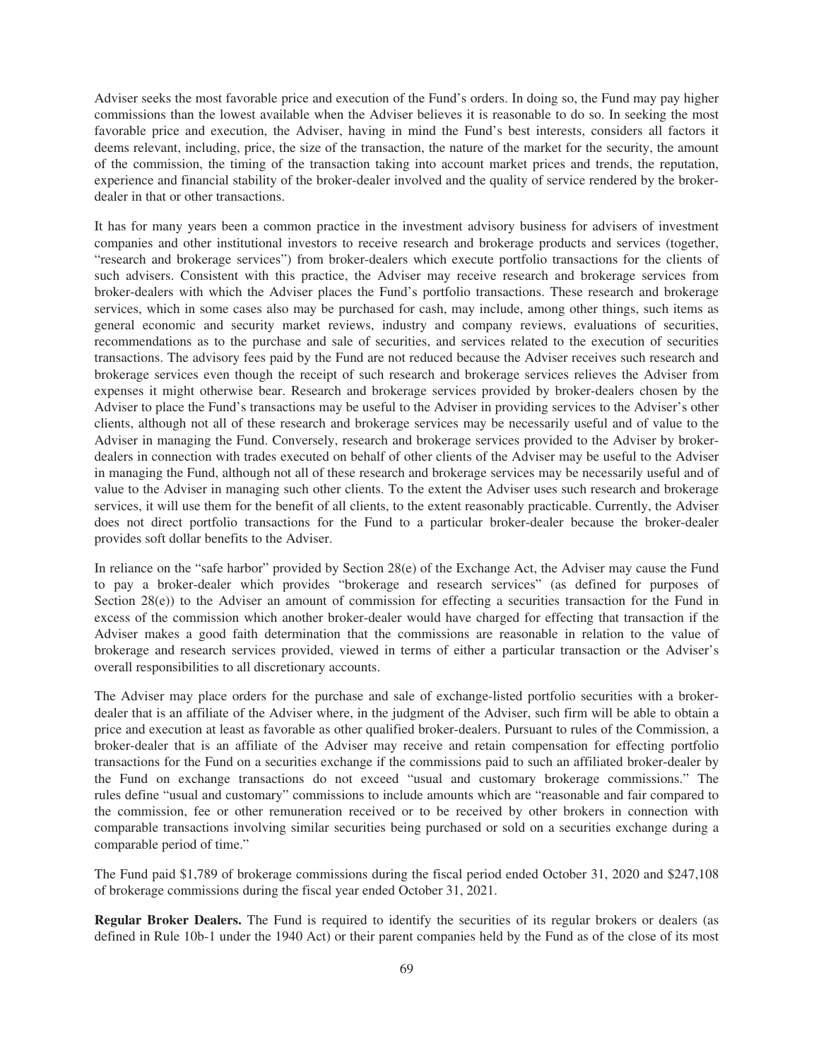Adviser seeks the most favorable price and execution of the Fund's orders. In doing so, the Fund may pay higher commissions than the lowest available when the Adviser believes it is reasonable to do so. In seeking the most favorable price and execution, the Adviser, having in mind the Fund's best interests, considers all factors it deems relevant, including, price, the size of the transaction, the nature of the market for the security, the amount of the commission, the timing of the transaction taking into account market prices and trends, the reputation, experience and financial stability of the broker-dealer involved and the quality of service rendered by the broker-dealer in that or other transactions.

It has for many years been a common practice in the investment advisory business for advisers of investment companies and other institutional investors to receive research and brokerage products and services (together, "research and brokerage services") from broker-dealers which execute portfolio transactions for the clients of such advisers. Consistent with this practice, the Adviser may receive research and brokerage services from broker-dealers with which the Adviser places the Fund's portfolio transactions. These research and brokerage services, which in some cases also may be purchased for cash, may include, among other things, such items as general economic and security market reviews, industry and company reviews, evaluations of securities, recommendations as to the purchase and sale of securities, and services related to the execution of securities transactions. The advisory fees paid by the Fund are not reduced because the Adviser receives such research and brokerage services even though the receipt of such research and brokerage services relieves the Adviser from expenses it might otherwise bear. Research and brokerage services provided by broker-dealers chosen by the Adviser to place the Fund's transactions may be useful to the Adviser in providing services to the Adviser's other clients, although not all of these research and brokerage services may be necessarily useful and of value to the Adviser in managing the Fund. Conversely, research and brokerage services provided to the Adviser by broker-dealers in connection with trades executed on behalf of other clients of the Adviser may be useful to the Adviser in managing the Fund, although not all of these research and brokerage services may be necessarily useful and of value to the Adviser in managing such other clients. To the extent the Adviser uses such research and brokerage services, it will use them for the benefit of all clients, to the extent reasonably practicable. Currently, the Adviser does not direct portfolio transactions for the Fund to a particular broker-dealer because the broker-dealer provides soft dollar benefits to the Adviser.

In reliance on the "safe harbor" provided by Section 28(e) of the Exchange Act, the Adviser may cause the Fund to pay a broker-dealer which provides "brokerage and research services" (as defined for purposes of Section 28(e)) to the Adviser an amount of commission for effecting a securities transaction for the Fund in excess of the commission which another broker-dealer would have charged for effecting that transaction if the Adviser makes a good faith determination that the commissions are reasonable in relation to the value of brokerage and research services provided, viewed in terms of either a particular transaction or the Adviser's overall responsibilities to all discretionary accounts.

The Adviser may place orders for the purchase and sale of exchange-listed portfolio securities with a broker-dealer that is an affiliate of the Adviser where, in the judgment of the Adviser, such firm will be able to obtain a price and execution at least as favorable as other qualified broker-dealers. Pursuant to rules of the Commission, a broker-dealer that is an affiliate of the Adviser may receive and retain compensation for effecting portfolio transactions for the Fund on a securities exchange if the commissions paid to such an affiliated broker-dealer by the Fund on exchange transactions do not exceed "usual and customary brokerage commissions." The rules define "usual and customary" commissions to include amounts which are "reasonable and fair compared to the commission, fee or other remuneration received or to be received by other brokers in connection with comparable transactions involving similar securities being purchased or sold on a securities exchange during a comparable period of time."

The Fund paid $1,789 of brokerage commissions during the fiscal period ended October 31, 2020 and $247,108 of brokerage commissions during the fiscal year ended October 31, 2021.

**Regular Broker Dealers.** The Fund is required to identify the securities of its regular brokers or dealers (as defined in Rule 10b-1 under the 1940 Act) or their parent companies held by the Fund as of the close of its most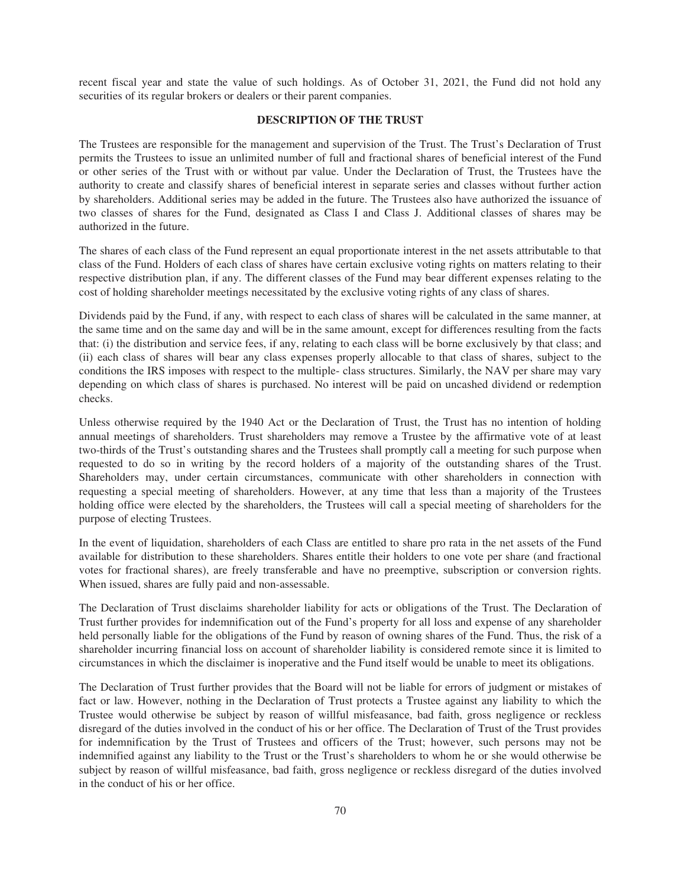recent fiscal year and state the value of such holdings. As of October 31, 2021, the Fund did not hold any securities of its regular brokers or dealers or their parent companies.

**DESCRIPTION OF THE TRUST**

The Trustees are responsible for the management and supervision of the Trust. The Trust's Declaration of Trust permits the Trustees to issue an unlimited number of full and fractional shares of beneficial interest of the Fund or other series of the Trust with or without par value. Under the Declaration of Trust, the Trustees have the authority to create and classify shares of beneficial interest in separate series and classes without further action by shareholders. Additional series may be added in the future. The Trustees also have authorized the issuance of two classes of shares for the Fund, designated as Class I and Class J. Additional classes of shares may be authorized in the future.

The shares of each class of the Fund represent an equal proportionate interest in the net assets attributable to that class of the Fund. Holders of each class of shares have certain exclusive voting rights on matters relating to their respective distribution plan, if any. The different classes of the Fund may bear different expenses relating to the cost of holding shareholder meetings necessitated by the exclusive voting rights of any class of shares.

Dividends paid by the Fund, if any, with respect to each class of shares will be calculated in the same manner, at the same time and on the same day and will be in the same amount, except for differences resulting from the facts that: (i) the distribution and service fees, if any, relating to each class will be borne exclusively by that class; and (ii) each class of shares will bear any class expenses properly allocable to that class of shares, subject to the conditions the IRS imposes with respect to the multiple- class structures. Similarly, the NAV per share may vary depending on which class of shares is purchased. No interest will be paid on uncashed dividend or redemption checks.

Unless otherwise required by the 1940 Act or the Declaration of Trust, the Trust has no intention of holding annual meetings of shareholders. Trust shareholders may remove a Trustee by the affirmative vote of at least two-thirds of the Trust's outstanding shares and the Trustees shall promptly call a meeting for such purpose when requested to do so in writing by the record holders of a majority of the outstanding shares of the Trust. Shareholders may, under certain circumstances, communicate with other shareholders in connection with requesting a special meeting of shareholders. However, at any time that less than a majority of the Trustees holding office were elected by the shareholders, the Trustees will call a special meeting of shareholders for the purpose of electing Trustees.

In the event of liquidation, shareholders of each Class are entitled to share pro rata in the net assets of the Fund available for distribution to these shareholders. Shares entitle their holders to one vote per share (and fractional votes for fractional shares), are freely transferable and have no preemptive, subscription or conversion rights. When issued, shares are fully paid and non-assessable.

The Declaration of Trust disclaims shareholder liability for acts or obligations of the Trust. The Declaration of Trust further provides for indemnification out of the Fund's property for all loss and expense of any shareholder held personally liable for the obligations of the Fund by reason of owning shares of the Fund. Thus, the risk of a shareholder incurring financial loss on account of shareholder liability is considered remote since it is limited to circumstances in which the disclaimer is inoperative and the Fund itself would be unable to meet its obligations.

The Declaration of Trust further provides that the Board will not be liable for errors of judgment or mistakes of fact or law. However, nothing in the Declaration of Trust protects a Trustee against any liability to which the Trustee would otherwise be subject by reason of willful misfeasance, bad faith, gross negligence or reckless disregard of the duties involved in the conduct of his or her office. The Declaration of Trust of the Trust provides for indemnification by the Trust of Trustees and officers of the Trust; however, such persons may not be indemnified against any liability to the Trust or the Trust's shareholders to whom he or she would otherwise be subject by reason of willful misfeasance, bad faith, gross negligence or reckless disregard of the duties involved in the conduct of his or her office.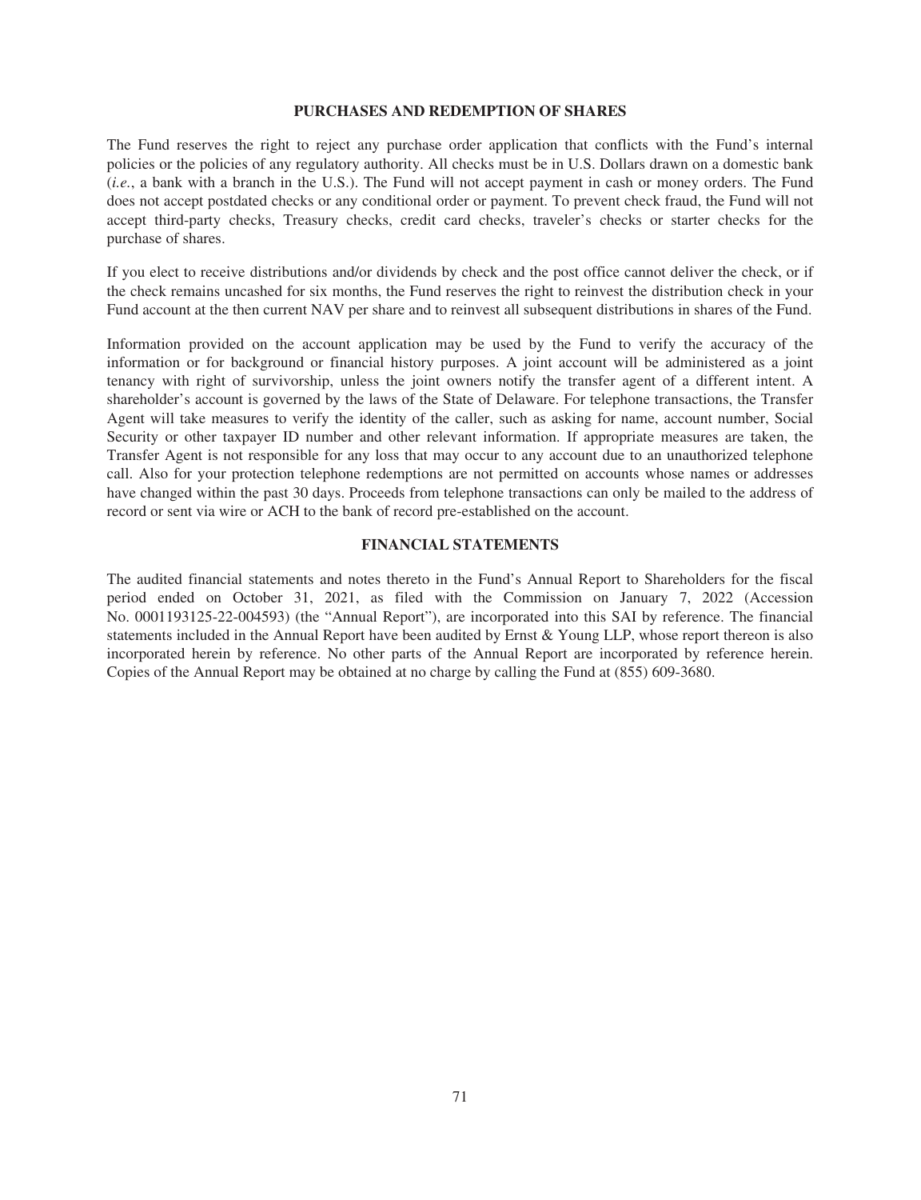## PURCHASES AND REDEMPTION OF SHARES

The Fund reserves the right to reject any purchase order application that conflicts with the Fund's internal policies or the policies of any regulatory authority. All checks must be in U.S. Dollars drawn on a domestic bank (*i.e.*, a bank with a branch in the U.S.). The Fund will not accept payment in cash or money orders. The Fund does not accept postdated checks or any conditional order or payment. To prevent check fraud, the Fund will not accept third-party checks, Treasury checks, credit card checks, traveler's checks or starter checks for the purchase of shares.

If you elect to receive distributions and/or dividends by check and the post office cannot deliver the check, or if the check remains uncashed for six months, the Fund reserves the right to reinvest the distribution check in your Fund account at the then current NAV per share and to reinvest all subsequent distributions in shares of the Fund.

Information provided on the account application may be used by the Fund to verify the accuracy of the information or for background or financial history purposes. A joint account will be administered as a joint tenancy with right of survivorship, unless the joint owners notify the transfer agent of a different intent. A shareholder's account is governed by the laws of the State of Delaware. For telephone transactions, the Transfer Agent will take measures to verify the identity of the caller, such as asking for name, account number, Social Security or other taxpayer ID number and other relevant information. If appropriate measures are taken, the Transfer Agent is not responsible for any loss that may occur to any account due to an unauthorized telephone call. Also for your protection telephone redemptions are not permitted on accounts whose names or addresses have changed within the past 30 days. Proceeds from telephone transactions can only be mailed to the address of record or sent via wire or ACH to the bank of record pre-established on the account.

## FINANCIAL STATEMENTS

The audited financial statements and notes thereto in the Fund's Annual Report to Shareholders for the fiscal period ended on October 31, 2021, as filed with the Commission on January 7, 2022 (Accession No. 0001193125-22-004593) (the "Annual Report"), are incorporated into this SAI by reference. The financial statements included in the Annual Report have been audited by Ernst & Young LLP, whose report thereon is also incorporated herein by reference. No other parts of the Annual Report are incorporated by reference herein. Copies of the Annual Report may be obtained at no charge by calling the Fund at (855) 609-3680.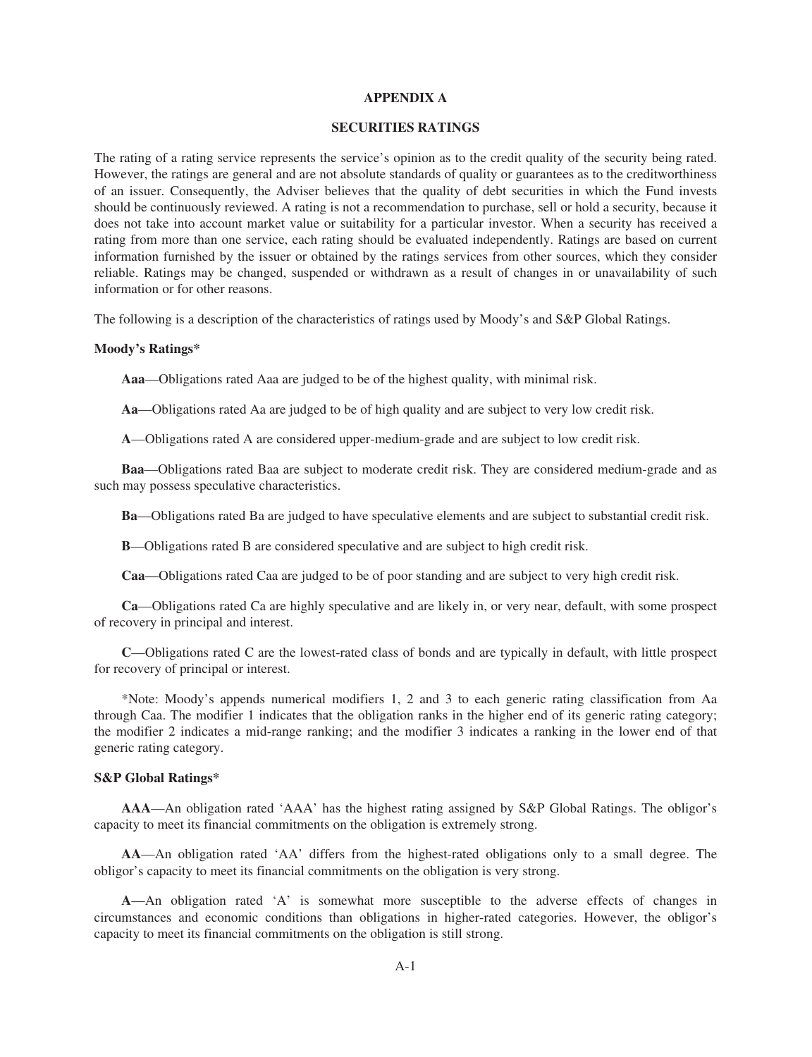# APPENDIX A

## SECURITIES RATINGS

The rating of a rating service represents the service's opinion as to the credit quality of the security being rated. However, the ratings are general and are not absolute standards of quality or guarantees as to the creditworthiness of an issuer. Consequently, the Adviser believes that the quality of debt securities in which the Fund invests should be continuously reviewed. A rating is not a recommendation to purchase, sell or hold a security, because it does not take into account market value or suitability for a particular investor. When a security has received a rating from more than one service, each rating should be evaluated independently. Ratings are based on current information furnished by the issuer or obtained by the ratings services from other sources, which they consider reliable. Ratings may be changed, suspended or withdrawn as a result of changes in or unavailability of such information or for other reasons.

The following is a description of the characteristics of ratings used by Moody's and S&P Global Ratings.

**Moody's Ratings***

**Aaa**—Obligations rated Aaa are judged to be of the highest quality, with minimal risk.

**Aa**—Obligations rated Aa are judged to be of high quality and are subject to very low credit risk.

**A**—Obligations rated A are considered upper-medium-grade and are subject to low credit risk.

**Baa**—Obligations rated Baa are subject to moderate credit risk. They are considered medium-grade and as such may possess speculative characteristics.

**Ba**—Obligations rated Ba are judged to have speculative elements and are subject to substantial credit risk.

**B**—Obligations rated B are considered speculative and are subject to high credit risk.

**Caa**—Obligations rated Caa are judged to be of poor standing and are subject to very high credit risk.

**Ca**—Obligations rated Ca are highly speculative and are likely in, or very near, default, with some prospect of recovery in principal and interest.

**C**—Obligations rated C are the lowest-rated class of bonds and are typically in default, with little prospect for recovery of principal or interest.

*Note: Moody's appends numerical modifiers 1, 2 and 3 to each generic rating classification from Aa through Caa. The modifier 1 indicates that the obligation ranks in the higher end of its generic rating category; the modifier 2 indicates a mid-range ranking; and the modifier 3 indicates a ranking in the lower end of that generic rating category.

**S&P Global Ratings***

**AAA**—An obligation rated 'AAA' has the highest rating assigned by S&P Global Ratings. The obligor's capacity to meet its financial commitments on the obligation is extremely strong.

**AA**—An obligation rated 'AA' differs from the highest-rated obligations only to a small degree. The obligor's capacity to meet its financial commitments on the obligation is very strong.

**A**—An obligation rated 'A' is somewhat more susceptible to the adverse effects of changes in circumstances and economic conditions than obligations in higher-rated categories. However, the obligor's capacity to meet its financial commitments on the obligation is still strong.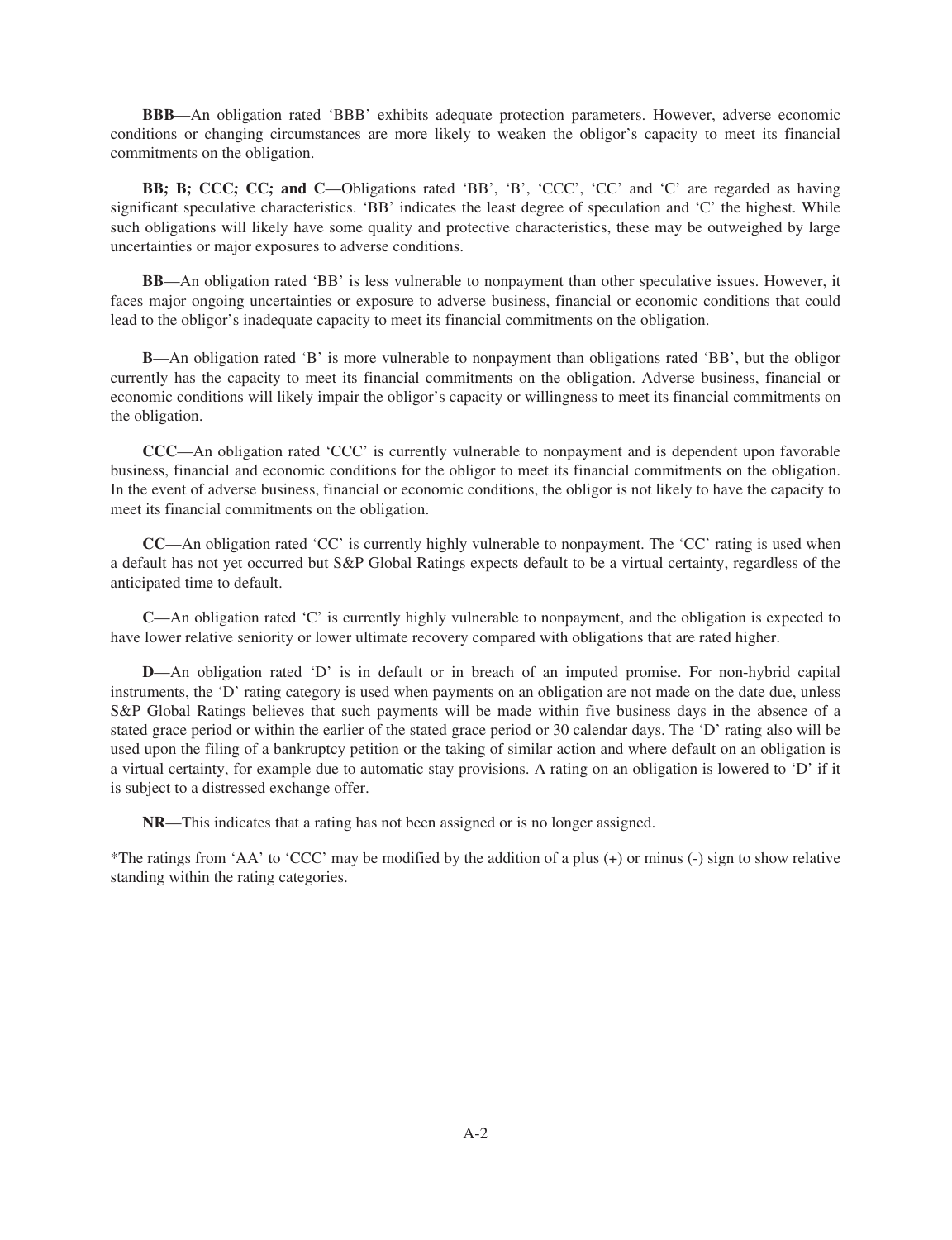**BBB**—An obligation rated ‘BBB’ exhibits adequate protection parameters. However, adverse economic conditions or changing circumstances are more likely to weaken the obligor’s capacity to meet its financial commitments on the obligation.

**BB; B; CCC; CC; and C**—Obligations rated ‘BB’, ‘B’, ‘CCC’, ‘CC’ and ‘C’ are regarded as having significant speculative characteristics. ‘BB’ indicates the least degree of speculation and ‘C’ the highest. While such obligations will likely have some quality and protective characteristics, these may be outweighed by large uncertainties or major exposures to adverse conditions.

**BB**—An obligation rated ‘BB’ is less vulnerable to nonpayment than other speculative issues. However, it faces major ongoing uncertainties or exposure to adverse business, financial or economic conditions that could lead to the obligor’s inadequate capacity to meet its financial commitments on the obligation.

**B**—An obligation rated ‘B’ is more vulnerable to nonpayment than obligations rated ‘BB’, but the obligor currently has the capacity to meet its financial commitments on the obligation. Adverse business, financial or economic conditions will likely impair the obligor’s capacity or willingness to meet its financial commitments on the obligation.

**CCC**—An obligation rated ‘CCC’ is currently vulnerable to nonpayment and is dependent upon favorable business, financial and economic conditions for the obligor to meet its financial commitments on the obligation. In the event of adverse business, financial or economic conditions, the obligor is not likely to have the capacity to meet its financial commitments on the obligation.

**CC**—An obligation rated ‘CC’ is currently highly vulnerable to nonpayment. The ‘CC’ rating is used when a default has not yet occurred but S&P Global Ratings expects default to be a virtual certainty, regardless of the anticipated time to default.

**C**—An obligation rated ‘C’ is currently highly vulnerable to nonpayment, and the obligation is expected to have lower relative seniority or lower ultimate recovery compared with obligations that are rated higher.

**D**—An obligation rated ‘D’ is in default or in breach of an imputed promise. For non-hybrid capital instruments, the ‘D’ rating category is used when payments on an obligation are not made on the date due, unless S&P Global Ratings believes that such payments will be made within five business days in the absence of a stated grace period or within the earlier of the stated grace period or 30 calendar days. The ‘D’ rating also will be used upon the filing of a bankruptcy petition or the taking of similar action and where default on an obligation is a virtual certainty, for example due to automatic stay provisions. A rating on an obligation is lowered to ‘D’ if it is subject to a distressed exchange offer.

**NR**—This indicates that a rating has not been assigned or is no longer assigned.

*The ratings from ‘AA’ to ‘CCC’ may be modified by the addition of a plus (+) or minus (-) sign to show relative standing within the rating categories.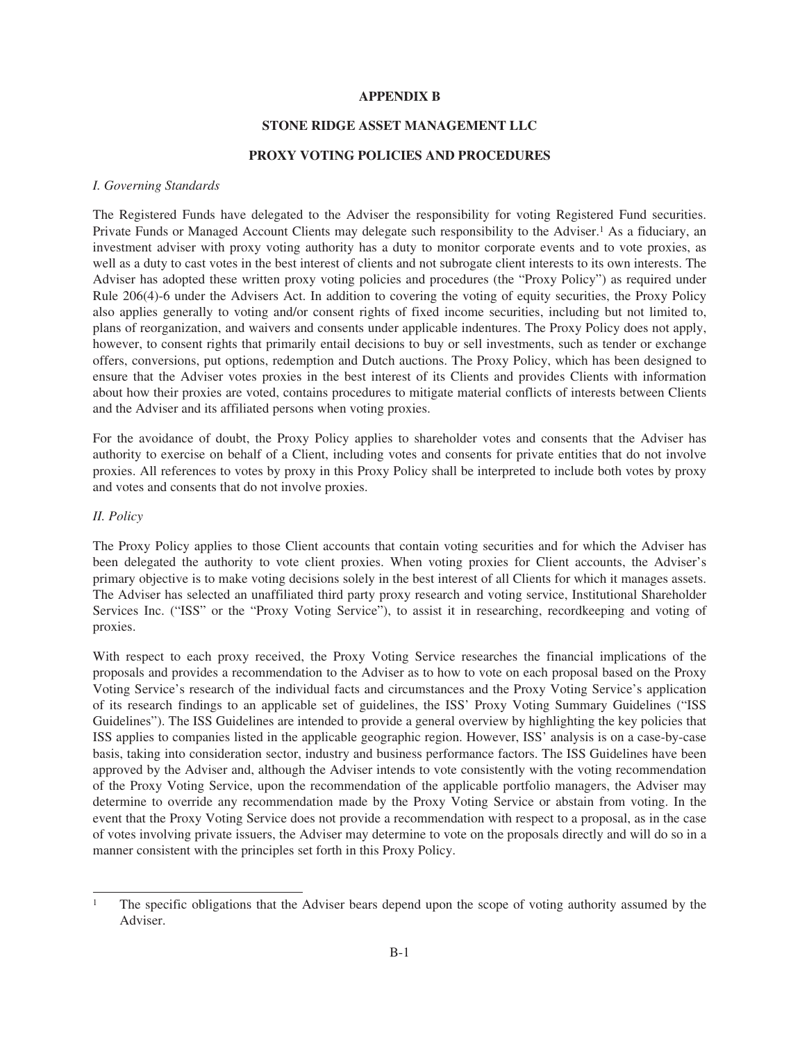**APPENDIX B**

**STONE RIDGE ASSET MANAGEMENT LLC**

**PROXY VOTING POLICIES AND PROCEDURES**

*I. Governing Standards*

The Registered Funds have delegated to the Adviser the responsibility for voting Registered Fund securities. Private Funds or Managed Account Clients may delegate such responsibility to the Adviser.[1] As a fiduciary, an investment adviser with proxy voting authority has a duty to monitor corporate events and to vote proxies, as well as a duty to cast votes in the best interest of clients and not subrogate client interests to its own interests. The Adviser has adopted these written proxy voting policies and procedures (the "Proxy Policy") as required under Rule 206(4)-6 under the Advisers Act. In addition to covering the voting of equity securities, the Proxy Policy also applies generally to voting and/or consent rights of fixed income securities, including but not limited to, plans of reorganization, and waivers and consents under applicable indentures. The Proxy Policy does not apply, however, to consent rights that primarily entail decisions to buy or sell investments, such as tender or exchange offers, conversions, put options, redemption and Dutch auctions. The Proxy Policy, which has been designed to ensure that the Adviser votes proxies in the best interest of its Clients and provides Clients with information about how their proxies are voted, contains procedures to mitigate material conflicts of interests between Clients and the Adviser and its affiliated persons when voting proxies.

For the avoidance of doubt, the Proxy Policy applies to shareholder votes and consents that the Adviser has authority to exercise on behalf of a Client, including votes and consents for private entities that do not involve proxies. All references to votes by proxy in this Proxy Policy shall be interpreted to include both votes by proxy and votes and consents that do not involve proxies.

*II. Policy*

The Proxy Policy applies to those Client accounts that contain voting securities and for which the Adviser has been delegated the authority to vote client proxies. When voting proxies for Client accounts, the Adviser's primary objective is to make voting decisions solely in the best interest of all Clients for which it manages assets. The Adviser has selected an unaffiliated third party proxy research and voting service, Institutional Shareholder Services Inc. ("ISS" or the "Proxy Voting Service"), to assist it in researching, recordkeeping and voting of proxies.

With respect to each proxy received, the Proxy Voting Service researches the financial implications of the proposals and provides a recommendation to the Adviser as to how to vote on each proposal based on the Proxy Voting Service's research of the individual facts and circumstances and the Proxy Voting Service's application of its research findings to an applicable set of guidelines, the ISS' Proxy Voting Summary Guidelines ("ISS Guidelines"). The ISS Guidelines are intended to provide a general overview by highlighting the key policies that ISS applies to companies listed in the applicable geographic region. However, ISS' analysis is on a case-by-case basis, taking into consideration sector, industry and business performance factors. The ISS Guidelines have been approved by the Adviser and, although the Adviser intends to vote consistently with the voting recommendation of the Proxy Voting Service, upon the recommendation of the applicable portfolio managers, the Adviser may determine to override any recommendation made by the Proxy Voting Service or abstain from voting. In the event that the Proxy Voting Service does not provide a recommendation with respect to a proposal, as in the case of votes involving private issuers, the Adviser may determine to vote on the proposals directly and will do so in a manner consistent with the principles set forth in this Proxy Policy.

---

[1] The specific obligations that the Adviser bears depend upon the scope of voting authority assumed by the Adviser.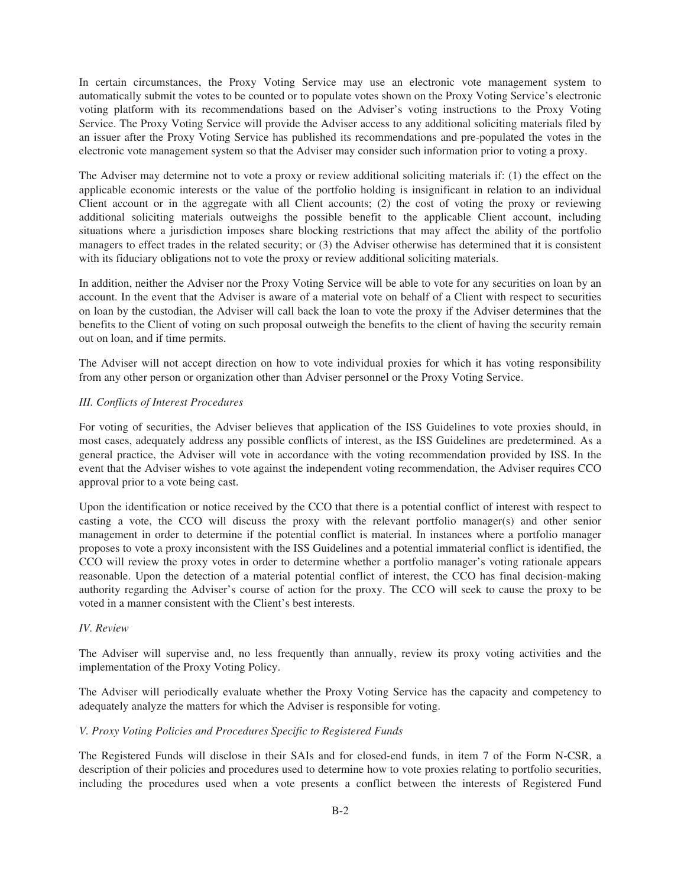In certain circumstances, the Proxy Voting Service may use an electronic vote management system to automatically submit the votes to be counted or to populate votes shown on the Proxy Voting Service's electronic voting platform with its recommendations based on the Adviser's voting instructions to the Proxy Voting Service. The Proxy Voting Service will provide the Adviser access to any additional soliciting materials filed by an issuer after the Proxy Voting Service has published its recommendations and pre-populated the votes in the electronic vote management system so that the Adviser may consider such information prior to voting a proxy.

The Adviser may determine not to vote a proxy or review additional soliciting materials if: (1) the effect on the applicable economic interests or the value of the portfolio holding is insignificant in relation to an individual Client account or in the aggregate with all Client accounts; (2) the cost of voting the proxy or reviewing additional soliciting materials outweighs the possible benefit to the applicable Client account, including situations where a jurisdiction imposes share blocking restrictions that may affect the ability of the portfolio managers to effect trades in the related security; or (3) the Adviser otherwise has determined that it is consistent with its fiduciary obligations not to vote the proxy or review additional soliciting materials.

In addition, neither the Adviser nor the Proxy Voting Service will be able to vote for any securities on loan by an account. In the event that the Adviser is aware of a material vote on behalf of a Client with respect to securities on loan by the custodian, the Adviser will call back the loan to vote the proxy if the Adviser determines that the benefits to the Client of voting on such proposal outweigh the benefits to the client of having the security remain out on loan, and if time permits.

The Adviser will not accept direction on how to vote individual proxies for which it has voting responsibility from any other person or organization other than Adviser personnel or the Proxy Voting Service.

*III. Conflicts of Interest Procedures*

For voting of securities, the Adviser believes that application of the ISS Guidelines to vote proxies should, in most cases, adequately address any possible conflicts of interest, as the ISS Guidelines are predetermined. As a general practice, the Adviser will vote in accordance with the voting recommendation provided by ISS. In the event that the Adviser wishes to vote against the independent voting recommendation, the Adviser requires CCO approval prior to a vote being cast.

Upon the identification or notice received by the CCO that there is a potential conflict of interest with respect to casting a vote, the CCO will discuss the proxy with the relevant portfolio manager(s) and other senior management in order to determine if the potential conflict is material. In instances where a portfolio manager proposes to vote a proxy inconsistent with the ISS Guidelines and a potential immaterial conflict is identified, the CCO will review the proxy votes in order to determine whether a portfolio manager's voting rationale appears reasonable. Upon the detection of a material potential conflict of interest, the CCO has final decision-making authority regarding the Adviser's course of action for the proxy. The CCO will seek to cause the proxy to be voted in a manner consistent with the Client's best interests.

*IV. Review*

The Adviser will supervise and, no less frequently than annually, review its proxy voting activities and the implementation of the Proxy Voting Policy.

The Adviser will periodically evaluate whether the Proxy Voting Service has the capacity and competency to adequately analyze the matters for which the Adviser is responsible for voting.

*V. Proxy Voting Policies and Procedures Specific to Registered Funds*

The Registered Funds will disclose in their SAIs and for closed-end funds, in item 7 of the Form N-CSR, a description of their policies and procedures used to determine how to vote proxies relating to portfolio securities, including the procedures used when a vote presents a conflict between the interests of Registered Fund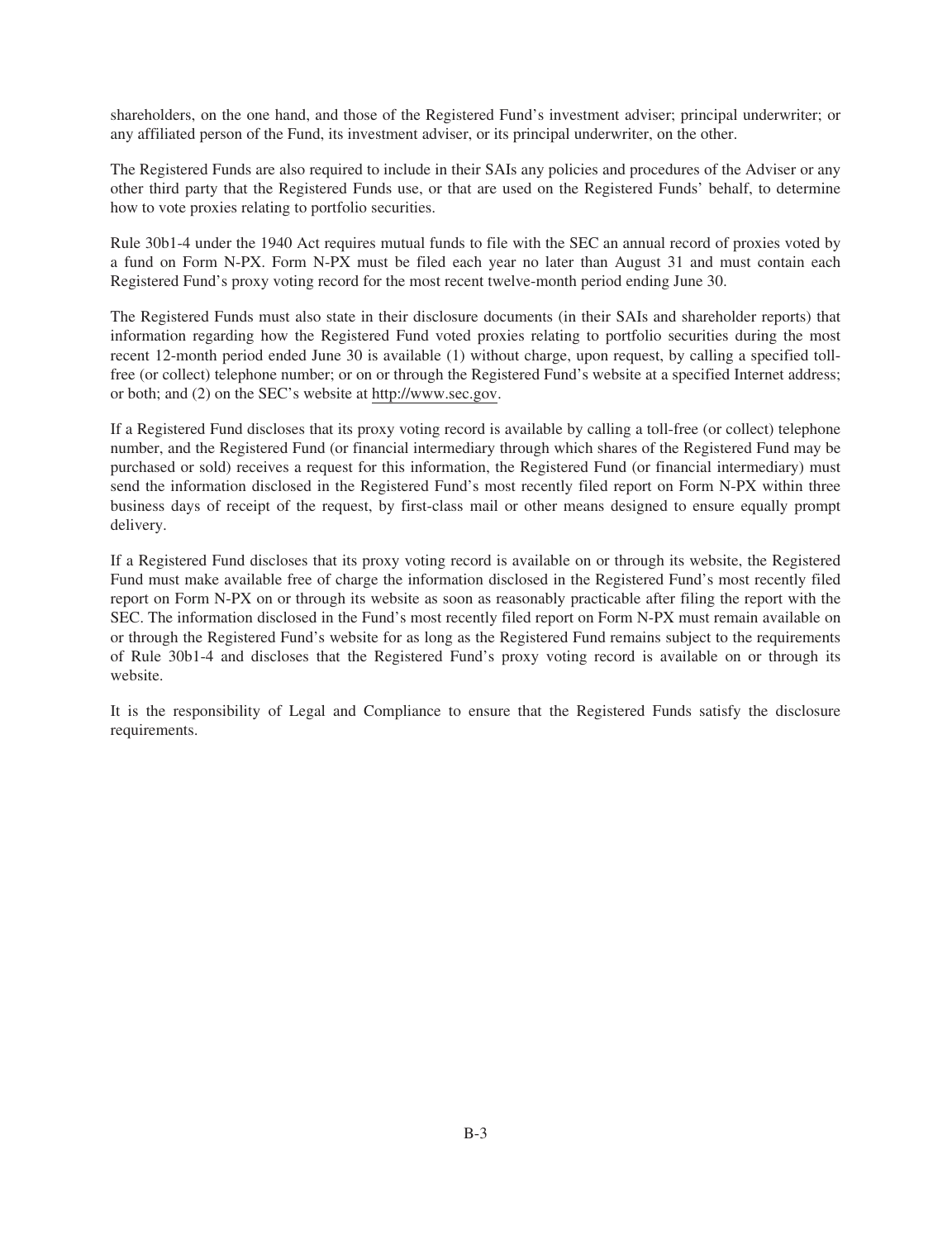shareholders, on the one hand, and those of the Registered Fund's investment adviser; principal underwriter; or any affiliated person of the Fund, its investment adviser, or its principal underwriter, on the other.

The Registered Funds are also required to include in their SAIs any policies and procedures of the Adviser or any other third party that the Registered Funds use, or that are used on the Registered Funds' behalf, to determine how to vote proxies relating to portfolio securities.

Rule 30b1-4 under the 1940 Act requires mutual funds to file with the SEC an annual record of proxies voted by a fund on Form N-PX. Form N-PX must be filed each year no later than August 31 and must contain each Registered Fund's proxy voting record for the most recent twelve-month period ending June 30.

The Registered Funds must also state in their disclosure documents (in their SAIs and shareholder reports) that information regarding how the Registered Fund voted proxies relating to portfolio securities during the most recent 12-month period ended June 30 is available (1) without charge, upon request, by calling a specified toll-free (or collect) telephone number; or on or through the Registered Fund's website at a specified Internet address; or both; and (2) on the SEC's website at http://www.sec.gov.

If a Registered Fund discloses that its proxy voting record is available by calling a toll-free (or collect) telephone number, and the Registered Fund (or financial intermediary through which shares of the Registered Fund may be purchased or sold) receives a request for this information, the Registered Fund (or financial intermediary) must send the information disclosed in the Registered Fund's most recently filed report on Form N-PX within three business days of receipt of the request, by first-class mail or other means designed to ensure equally prompt delivery.

If a Registered Fund discloses that its proxy voting record is available on or through its website, the Registered Fund must make available free of charge the information disclosed in the Registered Fund's most recently filed report on Form N-PX on or through its website as soon as reasonably practicable after filing the report with the SEC. The information disclosed in the Fund's most recently filed report on Form N-PX must remain available on or through the Registered Fund's website for as long as the Registered Fund remains subject to the requirements of Rule 30b1-4 and discloses that the Registered Fund's proxy voting record is available on or through its website.

It is the responsibility of Legal and Compliance to ensure that the Registered Funds satisfy the disclosure requirements.